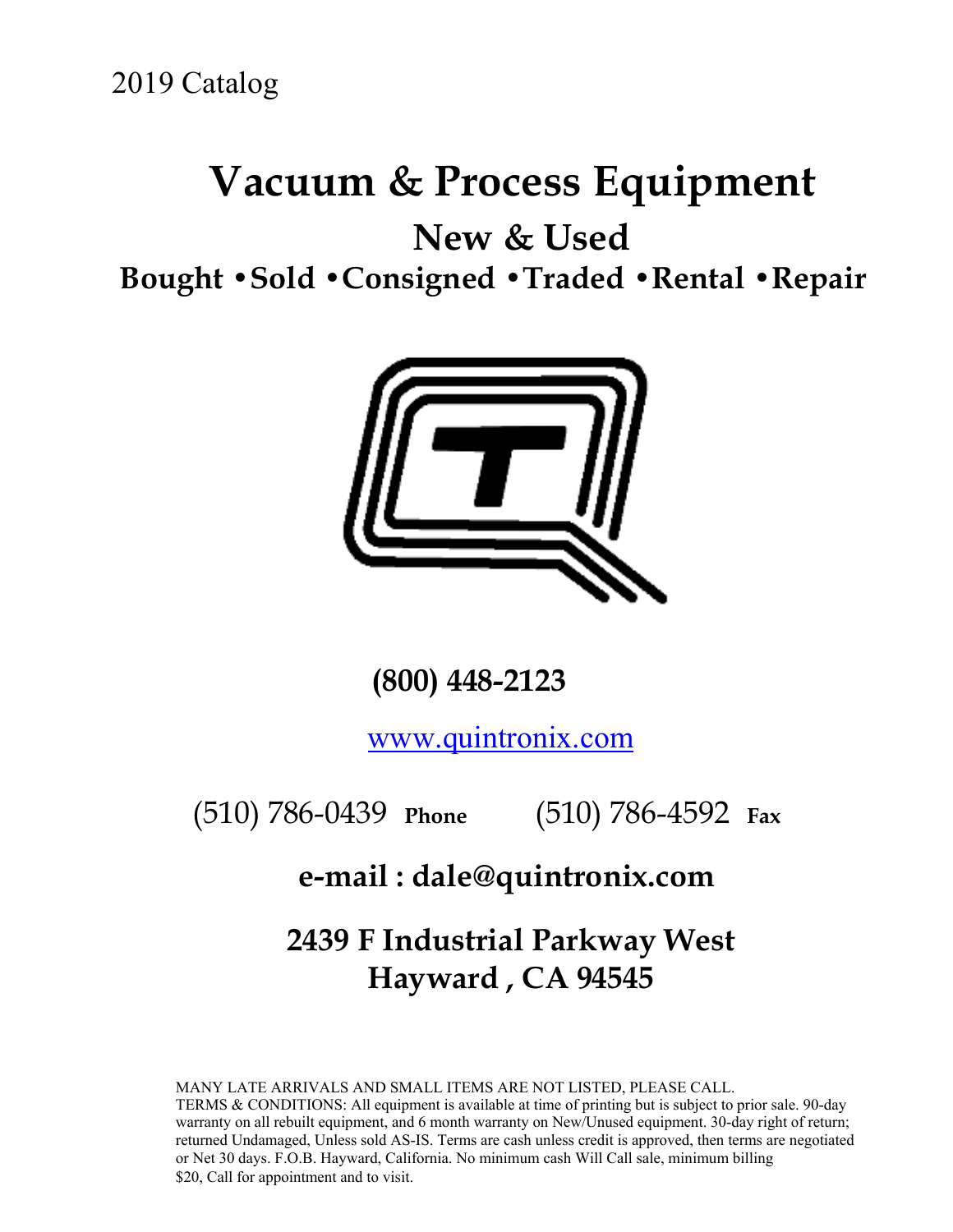2019 Catalog

# Vacuum & Process Equipment

## New & Used

## Bought • Sold • Consigned • Traded • Rental • Repair

**(800) 448-2123**

www.quintronix.com

(510) 786-0439 **Phone** (510) 786-4592 **Fax**

**e-mail : dale@quintronix.com**

**2439 F Industrial Parkway West**
**Hayward , CA 94545**

MANY LATE ARRIVALS AND SMALL ITEMS ARE NOT LISTED, PLEASE CALL.
TERMS & CONDITIONS: All equipment is available at time of printing but is subject to prior sale. 90-day warranty on all rebuilt equipment, and 6 month warranty on New/Unused equipment. 30-day right of return; returned Undamaged, Unless sold AS-IS. Terms are cash unless credit is approved, then terms are negotiated or Net 30 days. F.O.B. Hayward, California. No minimum cash Will Call sale, minimum billing $20, Call for appointment and to visit.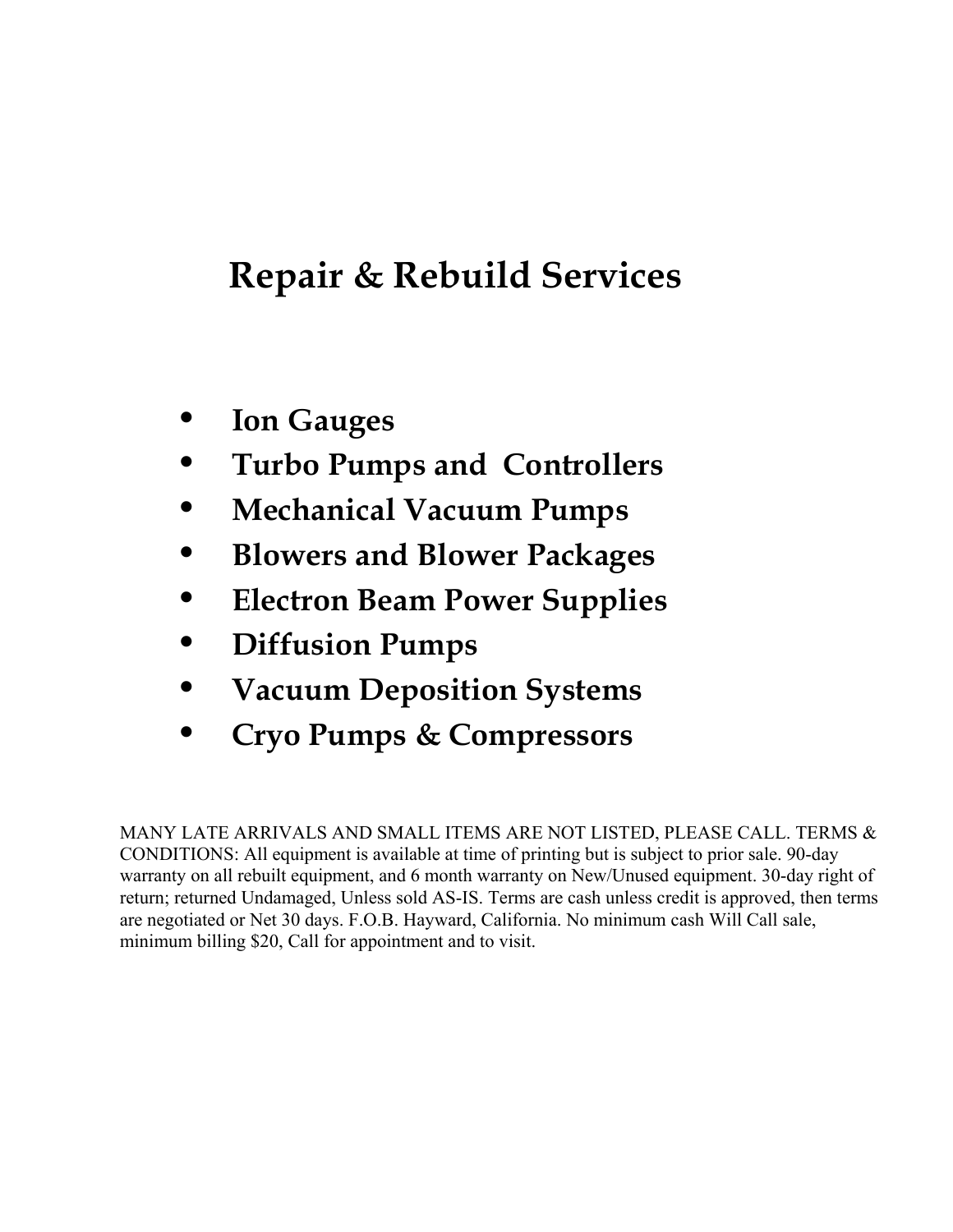# Repair & Rebuild Services

- **Ion Gauges**
- **Turbo Pumps and Controllers**
- **Mechanical Vacuum Pumps**
- **Blowers and Blower Packages**
- **Electron Beam Power Supplies**
- **Diffusion Pumps**
- **Vacuum Deposition Systems**
- **Cryo Pumps & Compressors**

MANY LATE ARRIVALS AND SMALL ITEMS ARE NOT LISTED, PLEASE CALL. TERMS & CONDITIONS: All equipment is available at time of printing but is subject to prior sale. 90-day warranty on all rebuilt equipment, and 6 month warranty on New/Unused equipment. 30-day right of return; returned Undamaged, Unless sold AS-IS. Terms are cash unless credit is approved, then terms are negotiated or Net 30 days. F.O.B. Hayward, California. No minimum cash Will Call sale, minimum billing $20, Call for appointment and to visit.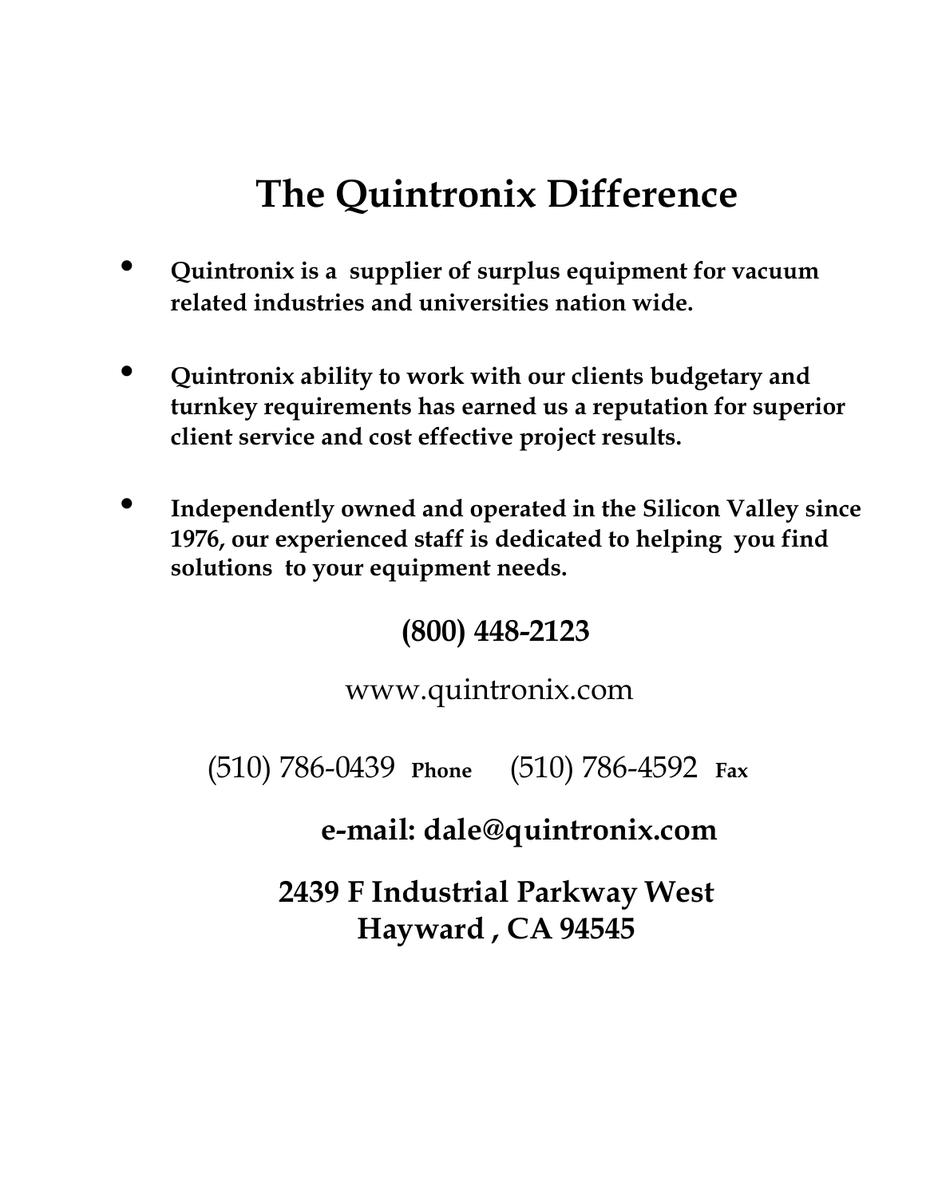# The Quintronix Difference

- **Quintronix is a supplier of surplus equipment for vacuum related industries and universities nation wide.**

- **Quintronix ability to work with our clients budgetary and turnkey requirements has earned us a reputation for superior client service and cost effective project results.**

- **Independently owned and operated in the Silicon Valley since 1976, our experienced staff is dedicated to helping you find solutions to your equipment needs.**

**(800) 448-2123**

www.quintronix.com

(510) 786-0439 **Phone** (510) 786-4592 **Fax**

**e-mail: dale@quintronix.com**

**2439 F Industrial Parkway West**
**Hayward , CA 94545**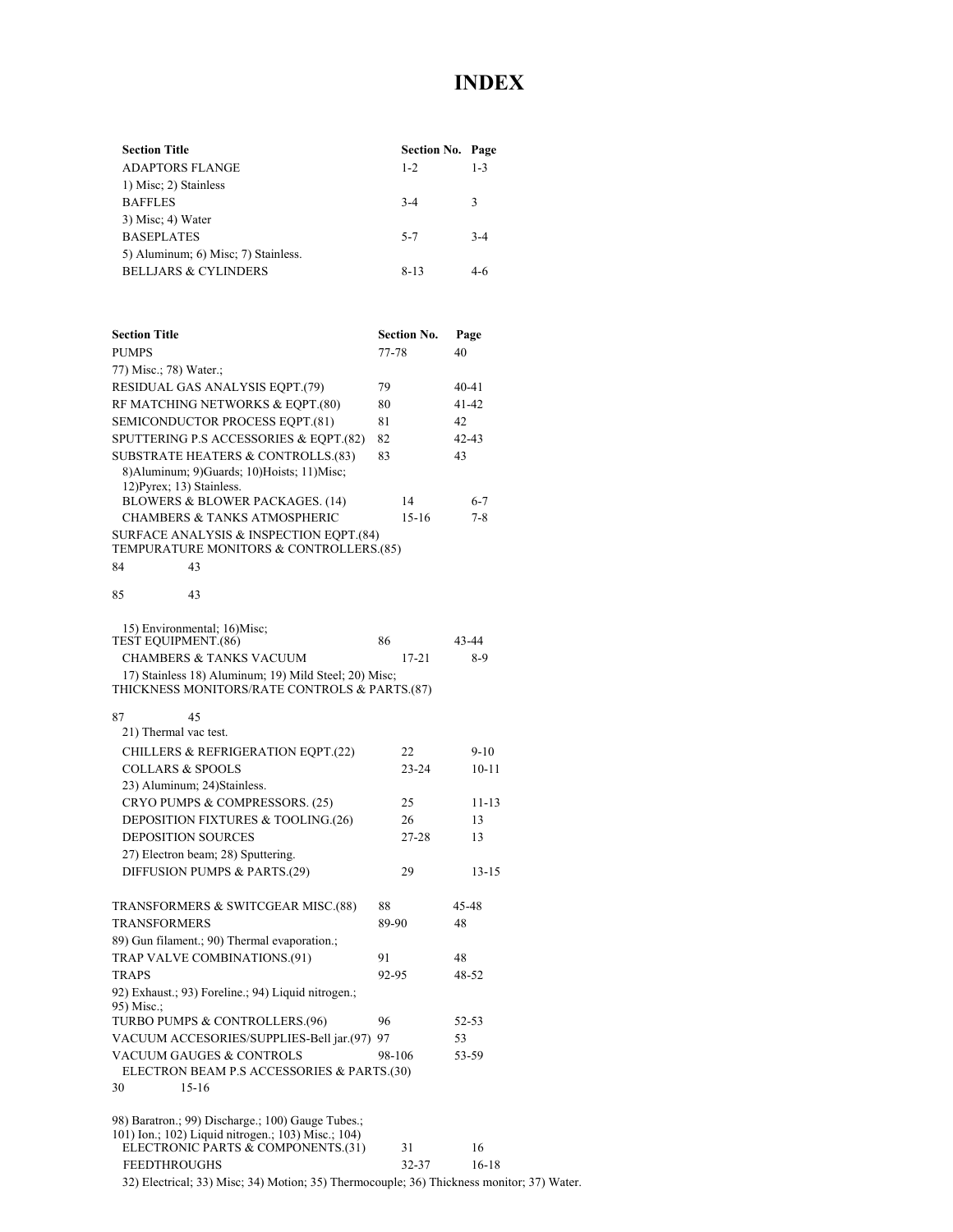# INDEX

| Section Title | Section No. | Page |
|---|---|---|
| ADAPTORS FLANGE | 1-2 | 1-3 |
| 1) Misc; 2) Stainless | | |
| BAFFLES | 3-4 | 3 |
| 3) Misc; 4) Water | | |
| BASEPLATES | 5-7 | 3-4 |
| 5) Aluminum; 6) Misc; 7) Stainless. | | |
| BELLJARS & CYLINDERS | 8-13 | 4-6 |
| 8)Aluminum; 9)Guards; 10)Hoists; 11)Misc; 12)Pyrex; 13) Stainless. | | |
| BLOWERS & BLOWER PACKAGES. (14) | 14 | 6-7 |
| CHAMBERS & TANKS ATMOSPHERIC | 15-16 | 7-8 |
| 15) Environmental; 16)Misc; | | |
| CHAMBERS & TANKS VACUUM | 17-21 | 8-9 |
| 17) Stainless 18) Aluminum; 19) Mild Steel; 20) Misc; 21) Thermal vac test. | | |
| CHILLERS & REFRIGERATION EQPT.(22) | 22 | 9-10 |
| COLLARS & SPOOLS | 23-24 | 10-11 |
| 23) Aluminum; 24)Stainless. | | |
| CRYO PUMPS & COMPRESSORS. (25) | 25 | 11-13 |
| DEPOSITION FIXTURES & TOOLING.(26) | 26 | 13 |
| DEPOSITION SOURCES | 27-28 | 13 |
| 27) Electron beam; 28) Sputtering. | | |
| DIFFUSION PUMPS & PARTS.(29) | 29 | 13-15 |
| ELECTRON BEAM P.S ACCESSORIES & PARTS.(30) | 30 | 15-16 |
| ELECTRONIC PARTS & COMPONENTS.(31) | 31 | 16 |
| FEEDTHROUGHS | 32-37 | 16-18 |
| 32) Electrical; 33) Misc; 34) Motion; 35) Thermocouple; 36) Thickness monitor; 37) Water. | | |

| Section Title | Section No. | Page |
|---|---|---|
| PUMPS | 77-78 | 40 |
| 77) Misc.; 78) Water.; | | |
| RESIDUAL GAS ANALYSIS EQPT.(79) | 79 | 40-41 |
| RF MATCHING NETWORKS & EQPT.(80) | 80 | 41-42 |
| SEMICONDUCTOR PROCESS EQPT.(81) | 81 | 42 |
| SPUTTERING P.S ACCESSORIES & EQPT.(82) | 82 | 42-43 |
| SUBSTRATE HEATERS & CONTROLLS.(83) | 83 | 43 |
| SURFACE ANALYSIS & INSPECTION EQPT.(84) | 84 | 43 |
| TEMPURATURE MONITORS & CONTROLLERS.(85) | 85 | 43 |
| TEST EQUIPMENT.(86) | 86 | 43-44 |
| THICKNESS MONITORS/RATE CONTROLS & PARTS.(87) | 87 | 45 |
| TRANSFORMERS & SWITCGEAR MISC.(88) | 88 | 45-48 |
| TRANSFORMERS | 89-90 | 48 |
| 89) Gun filament.; 90) Thermal evaporation.; | | |
| TRAP VALVE COMBINATIONS.(91) | 91 | 48 |
| TRAPS | 92-95 | 48-52 |
| 92) Exhaust.; 93) Foreline.; 94) Liquid nitrogen.; 95) Misc.; | | |
| TURBO PUMPS & CONTROLLERS.(96) | 96 | 52-53 |
| VACUUM ACCESORIES/SUPPLIES-Bell jar.(97) | 97 | 53 |
| VACUUM GAUGES & CONTROLS | 98-106 | 53-59 |
| 98) Baratron.; 99) Discharge.; 100) Gauge Tubes.; 101) Ion.; 102) Liquid nitrogen.; 103) Misc.; 104) | | |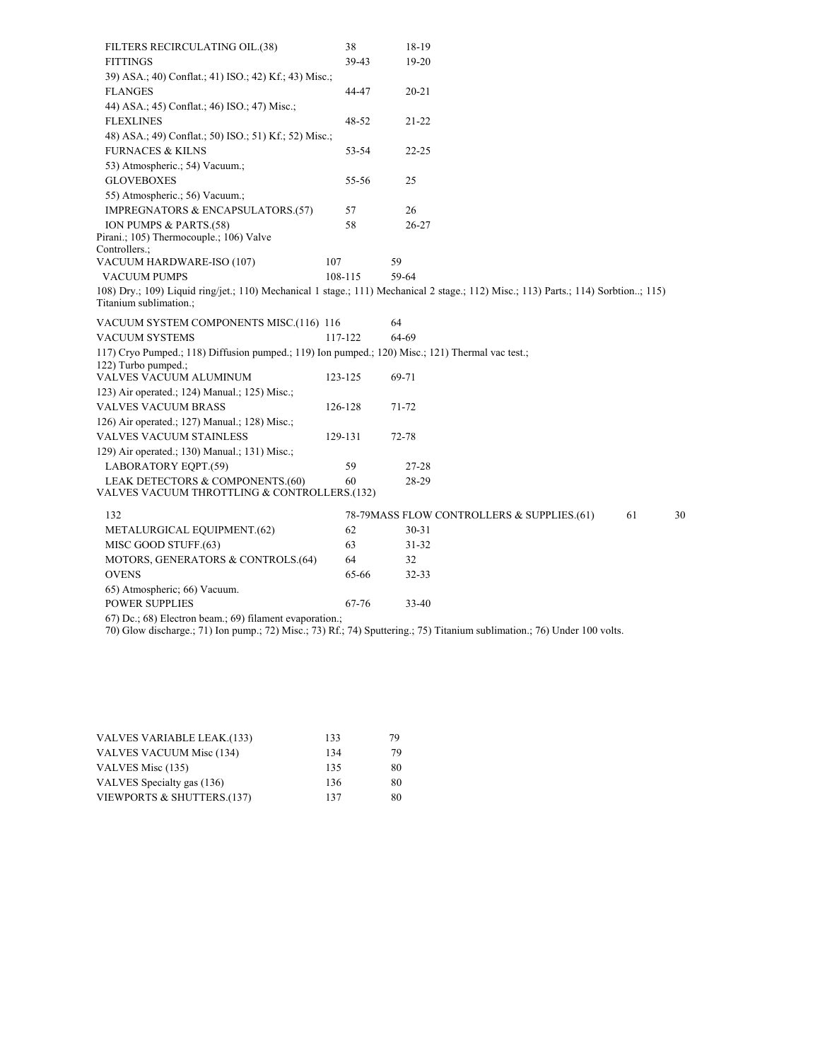| | | |
|---|---|---|
| FILTERS RECIRCULATING OIL.(38) | 38 | 18-19 |
| FITTINGS | 39-43 | 19-20 |
| 39) ASA.; 40) Conflat.; 41) ISO.; 42) Kf.; 43) Misc.; | | |
| FLANGES | 44-47 | 20-21 |
| 44) ASA.; 45) Conflat.; 46) ISO.; 47) Misc.; | | |
| FLEXLINES | 48-52 | 21-22 |
| 48) ASA.; 49) Conflat.; 50) ISO.; 51) Kf.; 52) Misc.; | | |
| FURNACES & KILNS | 53-54 | 22-25 |
| 53) Atmospheric.; 54) Vacuum.; | | |
| GLOVEBOXES | 55-56 | 25 |
| 55) Atmospheric.; 56) Vacuum.; | | |
| IMPREGNATORS & ENCAPSULATORS.(57) | 57 | 26 |
| ION PUMPS & PARTS.(58) | 58 | 26-27 |
| Pirani.; 105) Thermocouple.; 106) Valve Controllers.; | | |
| VACUUM HARDWARE-ISO (107) | 107 | 59 |
| VACUUM PUMPS | 108-115 | 59-64 |
| 108) Dry.; 109) Liquid ring/jet.; 110) Mechanical 1 stage.; 111) Mechanical 2 stage.; 112) Misc.; 113) Parts.; 114) Sorbtion..; 115) Titanium sublimation.; | | |
| VACUUM SYSTEM COMPONENTS MISC.(116) | 116 | 64 |
| VACUUM SYSTEMS | 117-122 | 64-69 |
| 117) Cryo Pumped.; 118) Diffusion pumped.; 119) Ion pumped.; 120) Misc.; 121) Thermal vac test.; 122) Turbo pumped.; | | |
| VALVES VACUUM ALUMINUM | 123-125 | 69-71 |
| 123) Air operated.; 124) Manual.; 125) Misc.; | | |
| VALVES VACUUM BRASS | 126-128 | 71-72 |
| 126) Air operated.; 127) Manual.; 128) Misc.; | | |
| VALVES VACUUM STAINLESS | 129-131 | 72-78 |
| 129) Air operated.; 130) Manual.; 131) Misc.; | | |
| LABORATORY EQPT.(59) | 59 | 27-28 |
| LEAK DETECTORS & COMPONENTS.(60) | 60 | 28-29 |
| VALVES VACUUM THROTTLING & CONTROLLERS.(132) | 132 | 78-79 |
| MASS FLOW CONTROLLERS & SUPPLIES.(61) | 61 | 30 |
| METALURGICAL EQUIPMENT.(62) | 62 | 30-31 |
| MISC GOOD STUFF.(63) | 63 | 31-32 |
| MOTORS, GENERATORS & CONTROLS.(64) | 64 | 32 |
| OVENS | 65-66 | 32-33 |
| 65) Atmospheric; 66) Vacuum. | | |
| POWER SUPPLIES | 67-76 | 33-40 |
| 67) Dc.; 68) Electron beam.; 69) filament evaporation.; 70) Glow discharge.; 71) Ion pump.; 72) Misc.; 73) Rf.; 74) Sputtering.; 75) Titanium sublimation.; 76) Under 100 volts. | | |
| VALVES VARIABLE LEAK.(133) | 133 | 79 |
| VALVES VACUUM Misc (134) | 134 | 79 |
| VALVES Misc (135) | 135 | 80 |
| VALVES Specialty gas (136) | 136 | 80 |
| VIEWPORTS & SHUTTERS.(137) | 137 | 80 |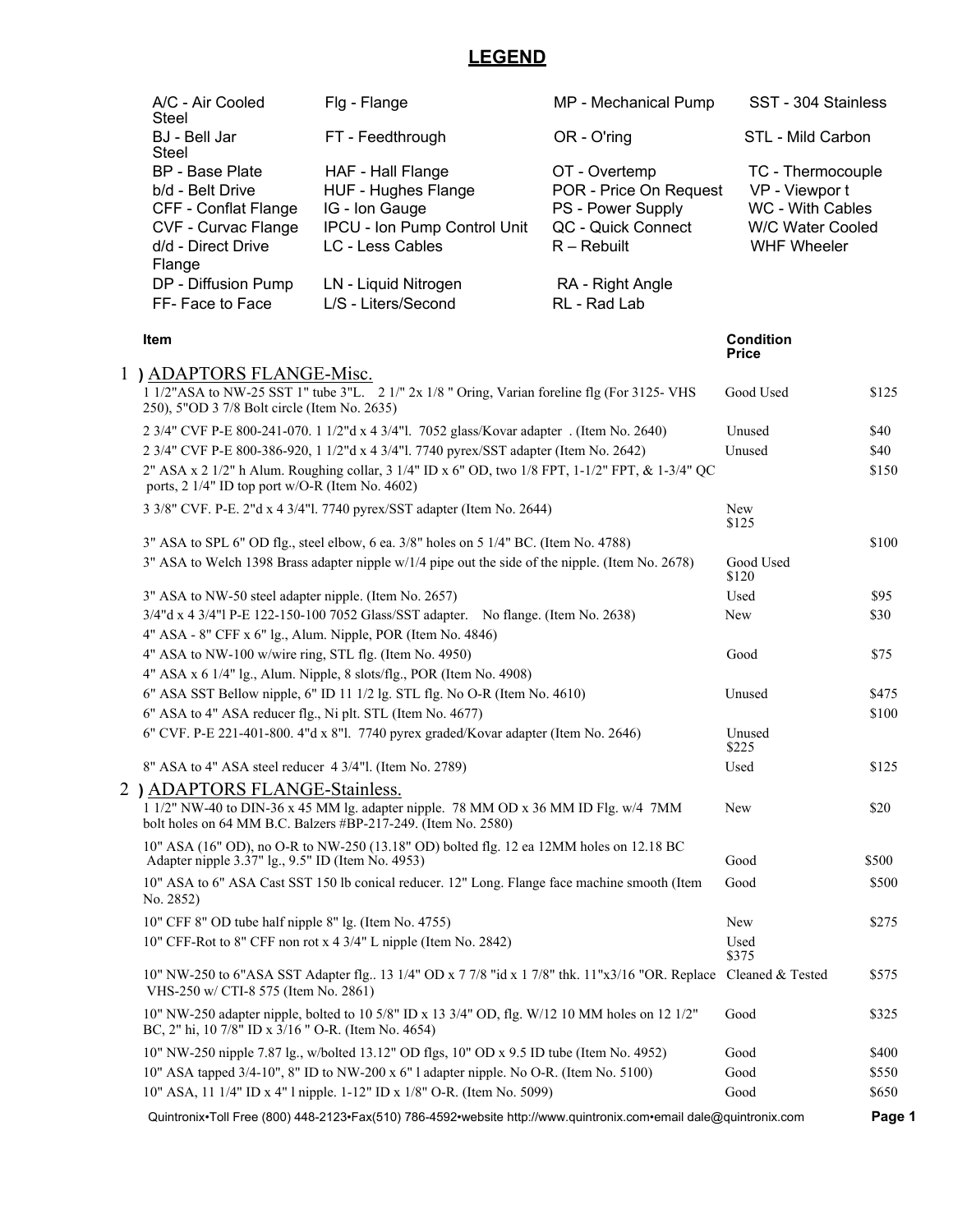# LEGEND

| | | | |
|---|---|---|---|
| A/C - Air Cooled | Flg - Flange | MP - Mechanical Pump | SST - 304 Stainless Steel |
| BJ - Bell Jar | FT - Feedthrough | OR - O'ring | STL - Mild Carbon Steel |
| BP - Base Plate | HAF - Hall Flange | OT - Overtemp | TC - Thermocouple |
| b/d - Belt Drive | HUF - Hughes Flange | POR - Price On Request | VP - Viewpor t |
| CFF - Conflat Flange | IG - Ion Gauge | PS - Power Supply | WC - With Cables |
| CVF - Curvac Flange | IPCU - Ion Pump Control Unit | QC - Quick Connect | W/C Water Cooled |
| d/d - Direct Drive | LC - Less Cables | R – Rebuilt | WHF Wheeler Flange |
| DP - Diffusion Pump | LN - Liquid Nitrogen | RA - Right Angle | |
| FF- Face to Face | L/S - Liters/Second | RL - Rad Lab | |

| Item | Condition | Price |
|---|---|---|
| **1 ) ADAPTORS FLANGE-Misc.** | | |
| 1 1/2"ASA to NW-25 SST 1" tube 3"L. 2 1/" 2x 1/8 " Oring, Varian foreline flg (For 3125- VHS 250), 5"OD 3 7/8 Bolt circle (Item No. 2635) | Good Used | $125 |
| 2 3/4" CVF P-E 800-241-070. 1 1/2"d x 4 3/4"l. 7052 glass/Kovar adapter . (Item No. 2640) | Unused | $40 |
| 2 3/4" CVF P-E 800-386-920, 1 1/2"d x 4 3/4"l. 7740 pyrex/SST adapter (Item No. 2642) | Unused | $40 |
| 2" ASA x 2 1/2" h Alum. Roughing collar, 3 1/4" ID x 6" OD, two 1/8 FPT, 1-1/2" FPT, & 1-3/4" QC ports, 2 1/4" ID top port w/O-R (Item No. 4602) | | $150 |
| 3 3/8" CVF. P-E. 2"d x 4 3/4"l. 7740 pyrex/SST adapter (Item No. 2644) | New | $125 |
| 3" ASA to SPL 6" OD flg., steel elbow, 6 ea. 3/8" holes on 5 1/4" BC. (Item No. 4788) | | $100 |
| 3" ASA to Welch 1398 Brass adapter nipple w/1/4 pipe out the side of the nipple. (Item No. 2678) | Good Used | $120 |
| 3" ASA to NW-50 steel adapter nipple. (Item No. 2657) | Used | $95 |
| 3/4"d x 4 3/4"l P-E 122-150-100 7052 Glass/SST adapter. No flange. (Item No. 2638) | New | $30 |
| 4" ASA - 8" CFF x 6" lg., Alum. Nipple, POR (Item No. 4846) | | |
| 4" ASA to NW-100 w/wire ring, STL flg. (Item No. 4950) | Good | $75 |
| 4" ASA x 6 1/4" lg., Alum. Nipple, 8 slots/flg., POR (Item No. 4908) | | |
| 6" ASA SST Bellow nipple, 6" ID 11 1/2 lg. STL flg. No O-R (Item No. 4610) | Unused | $475 |
| 6" ASA to 4" ASA reducer flg., Ni plt. STL (Item No. 4677) | | $100 |
| 6" CVF. P-E 221-401-800. 4"d x 8"l. 7740 pyrex graded/Kovar adapter (Item No. 2646) | Unused | $225 |
| 8" ASA to 4" ASA steel reducer 4 3/4"l. (Item No. 2789) | Used | $125 |
| **2 ) ADAPTORS FLANGE-Stainless.** | | |
| 1 1/2" NW-40 to DIN-36 x 45 MM lg. adapter nipple. 78 MM OD x 36 MM ID Flg. w/4 7MM bolt holes on 64 MM B.C. Balzers #BP-217-249. (Item No. 2580) | New | $20 |
| 10" ASA (16" OD), no O-R to NW-250 (13.18" OD) bolted flg. 12 ea 12MM holes on 12.18 BC Adapter nipple 3.37" lg., 9.5" ID (Item No. 4953) | Good | $500 |
| 10" ASA to 6" ASA Cast SST 150 lb conical reducer. 12" Long. Flange face machine smooth (Item No. 2852) | Good | $500 |
| 10" CFF 8" OD tube half nipple 8" lg. (Item No. 4755) | New | $275 |
| 10" CFF-Rot to 8" CFF non rot x 4 3/4" L nipple (Item No. 2842) | Used | $375 |
| 10" NW-250 to 6"ASA SST Adapter flg.. 13 1/4" OD x 7 7/8 "id x 1 7/8" thk. 11"x3/16 "OR. Replace VHS-250 w/ CTI-8 575 (Item No. 2861) | Cleaned & Tested | $575 |
| 10" NW-250 adapter nipple, bolted to 10 5/8" ID x 13 3/4" OD, flg. W/12 10 MM holes on 12 1/2" BC, 2" hi, 10 7/8" ID x 3/16 " O-R. (Item No. 4654) | Good | $325 |
| 10" NW-250 nipple 7.87 lg., w/bolted 13.12" OD flgs, 10" OD x 9.5 ID tube (Item No. 4952) | Good | $400 |
| 10" ASA tapped 3/4-10", 8" ID to NW-200 x 6" l adapter nipple. No O-R. (Item No. 5100) | Good | $550 |
| 10" ASA, 11 1/4" ID x 4" l nipple. 1-12" ID x 1/8" O-R. (Item No. 5099) | Good | $650 |

Quintronix•Toll Free (800) 448-2123•Fax(510) 786-4592•website http://www.quintronix.com•email dale@quintronix.com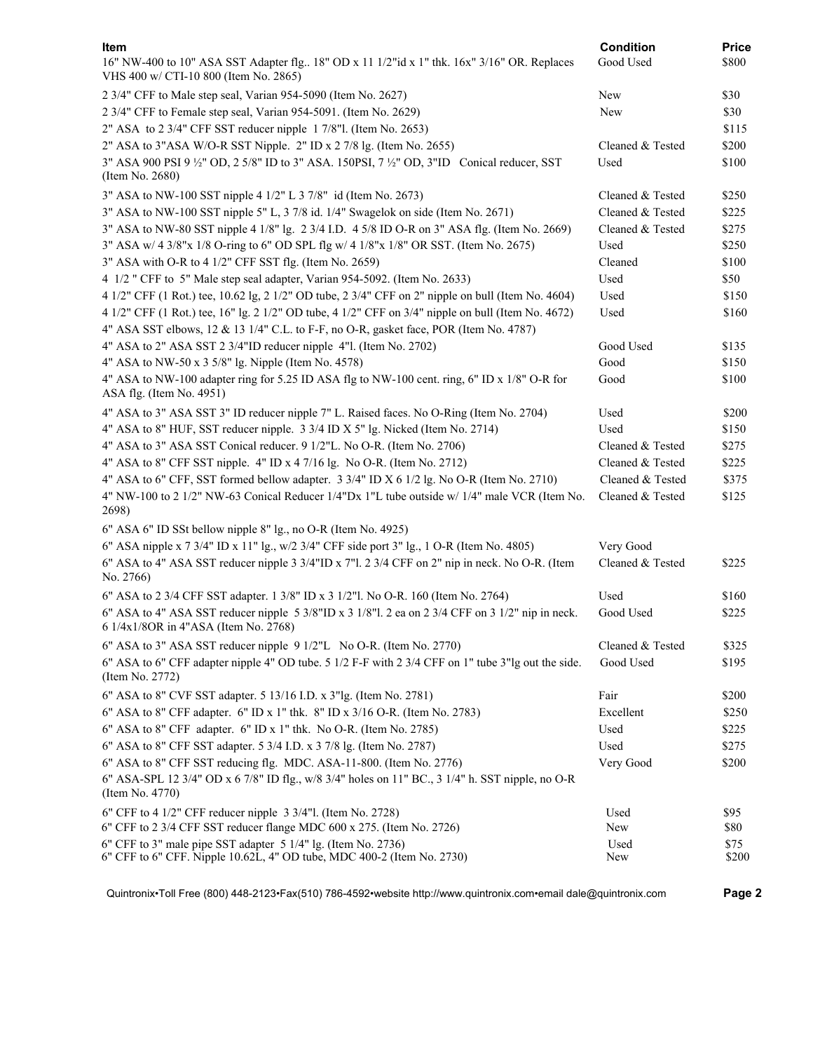| Item | Condition | Price |
|---|---|---|
| 16" NW-400 to 10" ASA SST Adapter flg.. 18" OD x 11 1/2"id x 1" thk. 16x" 3/16" OR. Replaces VHS 400 w/ CTI-10 800 (Item No. 2865) | Good Used | $800 |
| 2 3/4" CFF to Male step seal, Varian 954-5090 (Item No. 2627) | New | $30 |
| 2 3/4" CFF to Female step seal, Varian 954-5091. (Item No. 2629) | New | $30 |
| 2" ASA to 2 3/4" CFF SST reducer nipple 1 7/8"l. (Item No. 2653) | | $115 |
| 2" ASA to 3"ASA W/O-R SST Nipple. 2" ID x 2 7/8 lg. (Item No. 2655) | Cleaned & Tested | $200 |
| 3" ASA 900 PSI 9 ½" OD, 2 5/8" ID to 3" ASA. 150PSI, 7 ½" OD, 3"ID Conical reducer, SST (Item No. 2680) | Used | $100 |
| 3" ASA to NW-100 SST nipple 4 1/2" L 3 7/8" id (Item No. 2673) | Cleaned & Tested | $250 |
| 3" ASA to NW-100 SST nipple 5" L, 3 7/8 id. 1/4" Swagelok on side (Item No. 2671) | Cleaned & Tested | $225 |
| 3" ASA to NW-80 SST nipple 4 1/8" lg. 2 3/4 I.D. 4 5/8 ID O-R on 3" ASA flg. (Item No. 2669) | Cleaned & Tested | $275 |
| 3" ASA w/ 4 3/8"x 1/8 O-ring to 6" OD SPL flg w/ 4 1/8"x 1/8" OR SST. (Item No. 2675) | Used | $250 |
| 3" ASA with O-R to 4 1/2" CFF SST flg. (Item No. 2659) | Cleaned | $100 |
| 4 1/2 " CFF to 5" Male step seal adapter, Varian 954-5092. (Item No. 2633) | Used | $50 |
| 4 1/2" CFF (1 Rot.) tee, 10.62 lg, 2 1/2" OD tube, 2 3/4" CFF on 2" nipple on bull (Item No. 4604) | Used | $150 |
| 4 1/2" CFF (1 Rot.) tee, 16" lg. 2 1/2" OD tube, 4 1/2" CFF on 3/4" nipple on bull (Item No. 4672) | Used | $160 |
| 4" ASA SST elbows, 12 & 13 1/4" C.L. to F-F, no O-R, gasket face, POR (Item No. 4787) | | |
| 4" ASA to 2" ASA SST 2 3/4"ID reducer nipple 4"l. (Item No. 2702) | Good Used | $135 |
| 4" ASA to NW-50 x 3 5/8" lg. Nipple (Item No. 4578) | Good | $150 |
| 4" ASA to NW-100 adapter ring for 5.25 ID ASA flg to NW-100 cent. ring, 6" ID x 1/8" O-R for ASA flg. (Item No. 4951) | Good | $100 |
| 4" ASA to 3" ASA SST 3" ID reducer nipple 7" L. Raised faces. No O-Ring (Item No. 2704) | Used | $200 |
| 4" ASA to 8" HUF, SST reducer nipple. 3 3/4 ID X 5" lg. Nicked (Item No. 2714) | Used | $150 |
| 4" ASA to 3" ASA SST Conical reducer. 9 1/2"L. No O-R. (Item No. 2706) | Cleaned & Tested | $275 |
| 4" ASA to 8" CFF SST nipple. 4" ID x 4 7/16 lg. No O-R. (Item No. 2712) | Cleaned & Tested | $225 |
| 4" ASA to 6" CFF, SST formed bellow adapter. 3 3/4" ID X 6 1/2 lg. No O-R (Item No. 2710) | Cleaned & Tested | $375 |
| 4" NW-100 to 2 1/2" NW-63 Conical Reducer 1/4"Dx 1"L tube outside w/ 1/4" male VCR (Item No. 2698) | Cleaned & Tested | $125 |
| 6" ASA 6" ID SSt bellow nipple 8" lg., no O-R (Item No. 4925) | | |
| 6" ASA nipple x 7 3/4" ID x 11" lg., w/2 3/4" CFF side port 3" lg., 1 O-R (Item No. 4805) | Very Good | |
| 6" ASA to 4" ASA SST reducer nipple 3 3/4"ID x 7"l. 2 3/4 CFF on 2" nip in neck. No O-R. (Item No. 2766) | Cleaned & Tested | $225 |
| 6" ASA to 2 3/4 CFF SST adapter. 1 3/8" ID x 3 1/2"l. No O-R. 160 (Item No. 2764) | Used | $160 |
| 6" ASA to 4" ASA SST reducer nipple 5 3/8"ID x 3 1/8"l. 2 ea on 2 3/4 CFF on 3 1/2" nip in neck. 6 1/4x1/8OR in 4"ASA (Item No. 2768) | Good Used | $225 |
| 6" ASA to 3" ASA SST reducer nipple 9 1/2"L No O-R. (Item No. 2770) | Cleaned & Tested | $325 |
| 6" ASA to 6" CFF adapter nipple 4" OD tube. 5 1/2 F-F with 2 3/4 CFF on 1" tube 3"lg out the side. (Item No. 2772) | Good Used | $195 |
| 6" ASA to 8" CVF SST adapter. 5 13/16 I.D. x 3"lg. (Item No. 2781) | Fair | $200 |
| 6" ASA to 8" CFF adapter. 6" ID x 1" thk. 8" ID x 3/16 O-R. (Item No. 2783) | Excellent | $250 |
| 6" ASA to 8" CFF adapter. 6" ID x 1" thk. No O-R. (Item No. 2785) | Used | $225 |
| 6" ASA to 8" CFF SST adapter. 5 3/4 I.D. x 3 7/8 lg. (Item No. 2787) | Used | $275 |
| 6" ASA to 8" CFF SST reducing flg. MDC. ASA-11-800. (Item No. 2776) | Very Good | $200 |
| 6" ASA-SPL 12 3/4" OD x 6 7/8" ID flg., w/8 3/4" holes on 11" BC., 3 1/4" h. SST nipple, no O-R (Item No. 4770) | | |
| 6" CFF to 4 1/2" CFF reducer nipple 3 3/4"l. (Item No. 2728) | Used | $95 |
| 6" CFF to 2 3/4 CFF SST reducer flange MDC 600 x 275. (Item No. 2726) | New | $80 |
| 6" CFF to 3" male pipe SST adapter 5 1/4" lg. (Item No. 2736) | Used | $75 |
| 6" CFF to 6" CFF. Nipple 10.62L, 4" OD tube, MDC 400-2 (Item No. 2730) | New | $200 |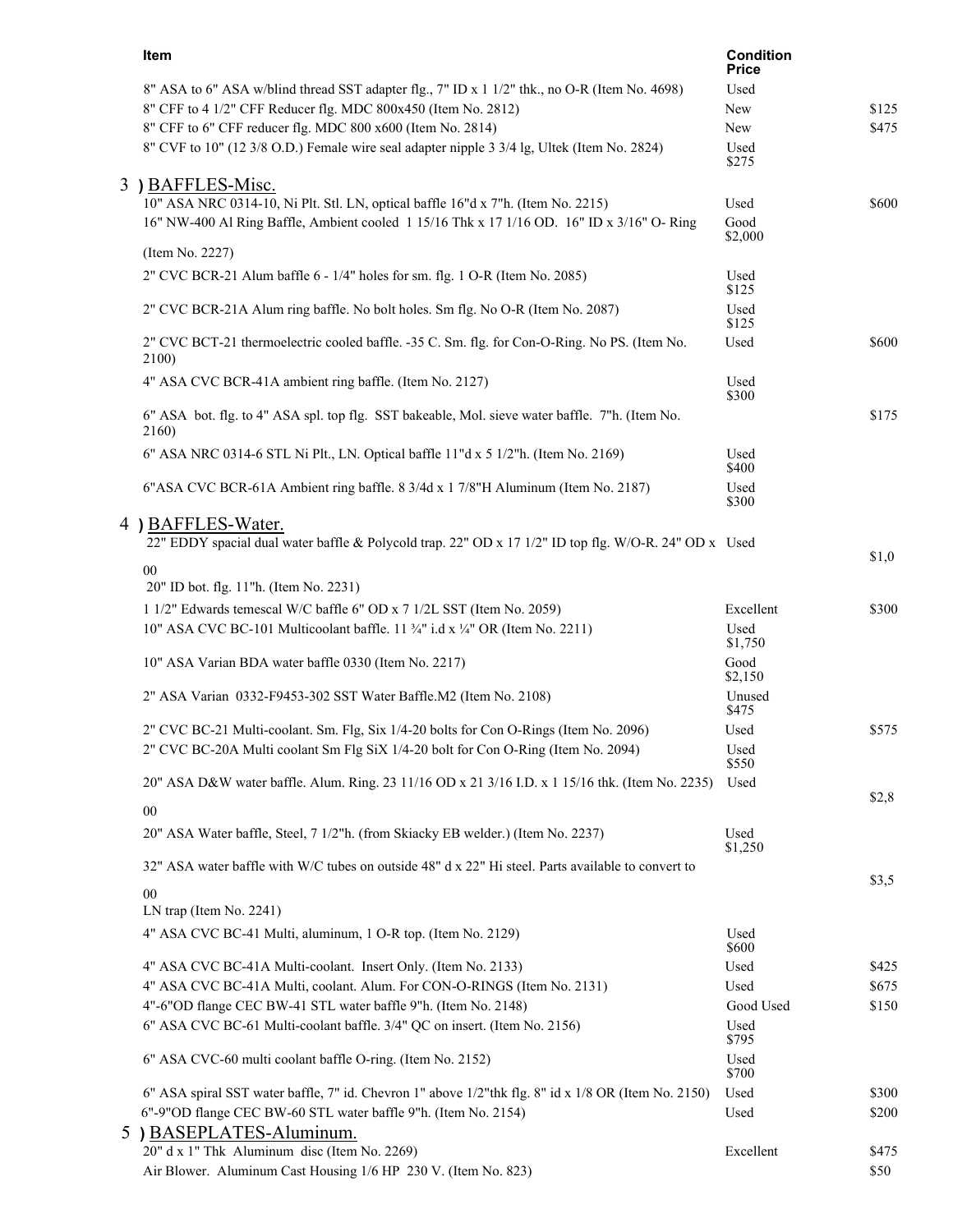| Item | Condition | Price |
|---|---|---|
| 8" ASA to 6" ASA w/blind thread SST adapter flg., 7" ID x 1 1/2" thk., no O-R (Item No. 4698) | Used | |
| 8" CFF to 4 1/2" CFF Reducer flg. MDC 800x450 (Item No. 2812) | New | $125 |
| 8" CFF to 6" CFF reducer flg. MDC 800 x600 (Item No. 2814) | New | $475 |
| 8" CVF to 10" (12 3/8 O.D.) Female wire seal adapter nipple 3 3/4 lg, Ultek (Item No. 2824) | Used | $275 |

## 3 ) BAFFLES-Misc.

| Item | Condition | Price |
|---|---|---|
| 10" ASA NRC 0314-10, Ni Plt. Stl. LN, optical baffle 16"d x 7"h. (Item No. 2215) | Used | $600 |
| 16" NW-400 Al Ring Baffle, Ambient cooled 1 15/16 Thk x 17 1/16 OD. 16" ID x 3/16" O- Ring (Item No. 2227) | Good | $2,000 |
| 2" CVC BCR-21 Alum baffle 6 - 1/4" holes for sm. flg. 1 O-R (Item No. 2085) | Used | $125 |
| 2" CVC BCR-21A Alum ring baffle. No bolt holes. Sm flg. No O-R (Item No. 2087) | Used | $125 |
| 2" CVC BCT-21 thermoelectric cooled baffle. -35 C. Sm. flg. for Con-O-Ring. No PS. (Item No. 2100) | Used | $600 |
| 4" ASA CVC BCR-41A ambient ring baffle. (Item No. 2127) | Used | $300 |
| 6" ASA bot. flg. to 4" ASA spl. top flg. SST bakeable, Mol. sieve water baffle. 7"h. (Item No. 2160) | | $175 |
| 6" ASA NRC 0314-6 STL Ni Plt., LN. Optical baffle 11"d x 5 1/2"h. (Item No. 2169) | Used | $400 |
| 6"ASA CVC BCR-61A Ambient ring baffle. 8 3/4d x 1 7/8"H Aluminum (Item No. 2187) | Used | $300 |

## 4 ) BAFFLES-Water.

| Item | Condition | Price |
|---|---|---|
| 22" EDDY spacial dual water baffle & Polycold trap. 22" OD x 17 1/2" ID top flg. W/O-R. 24" OD x 20" ID bot. flg. 11"h. (Item No. 2231) | Used | $1,000 |
| 1 1/2" Edwards temescal W/C baffle 6" OD x 7 1/2L SST (Item No. 2059) | Excellent | $300 |
| 10" ASA CVC BC-101 Multicoolant baffle. 11 ¾" i.d x ¼" OR (Item No. 2211) | Used | $1,750 |
| 10" ASA Varian BDA water baffle 0330 (Item No. 2217) | Good | $2,150 |
| 2" ASA Varian 0332-F9453-302 SST Water Baffle.M2 (Item No. 2108) | Unused | $475 |
| 2" CVC BC-21 Multi-coolant. Sm. Flg, Six 1/4-20 bolts for Con O-Rings (Item No. 2096) | Used | $575 |
| 2" CVC BC-20A Multi coolant Sm Flg SiX 1/4-20 bolt for Con O-Ring (Item No. 2094) | Used | $550 |
| 20" ASA D&W water baffle. Alum. Ring. 23 11/16 OD x 21 3/16 I.D. x 1 15/16 thk. (Item No. 2235) | Used | $2,800 |
| 20" ASA Water baffle, Steel, 7 1/2"h. (from Skiacky EB welder.) (Item No. 2237) | Used | $1,250 |
| 32" ASA water baffle with W/C tubes on outside 48" d x 22" Hi steel. Parts available to convert to LN trap (Item No. 2241) | | $3,500 |
| 4" ASA CVC BC-41 Multi, aluminum, 1 O-R top. (Item No. 2129) | Used | $600 |
| 4" ASA CVC BC-41A Multi-coolant. Insert Only. (Item No. 2133) | Used | $425 |
| 4" ASA CVC BC-41A Multi, coolant. Alum. For CON-O-RINGS (Item No. 2131) | Used | $675 |
| 4"-6"OD flange CEC BW-41 STL water baffle 9"h. (Item No. 2148) | Good Used | $150 |
| 6" ASA CVC BC-61 Multi-coolant baffle. 3/4" QC on insert. (Item No. 2156) | Used | $795 |
| 6" ASA CVC-60 multi coolant baffle O-ring. (Item No. 2152) | Used | $700 |
| 6" ASA spiral SST water baffle, 7" id. Chevron 1" above 1/2"thk flg. 8" id x 1/8 OR (Item No. 2150) | Used | $300 |
| 6"-9"OD flange CEC BW-60 STL water baffle 9"h. (Item No. 2154) | Used | $200 |

## 5 ) BASEPLATES-Aluminum.

| Item | Condition | Price |
|---|---|---|
| 20" d x 1" Thk Aluminum disc (Item No. 2269) | Excellent | $475 |
| Air Blower. Aluminum Cast Housing 1/6 HP 230 V. (Item No. 823) | | $50 |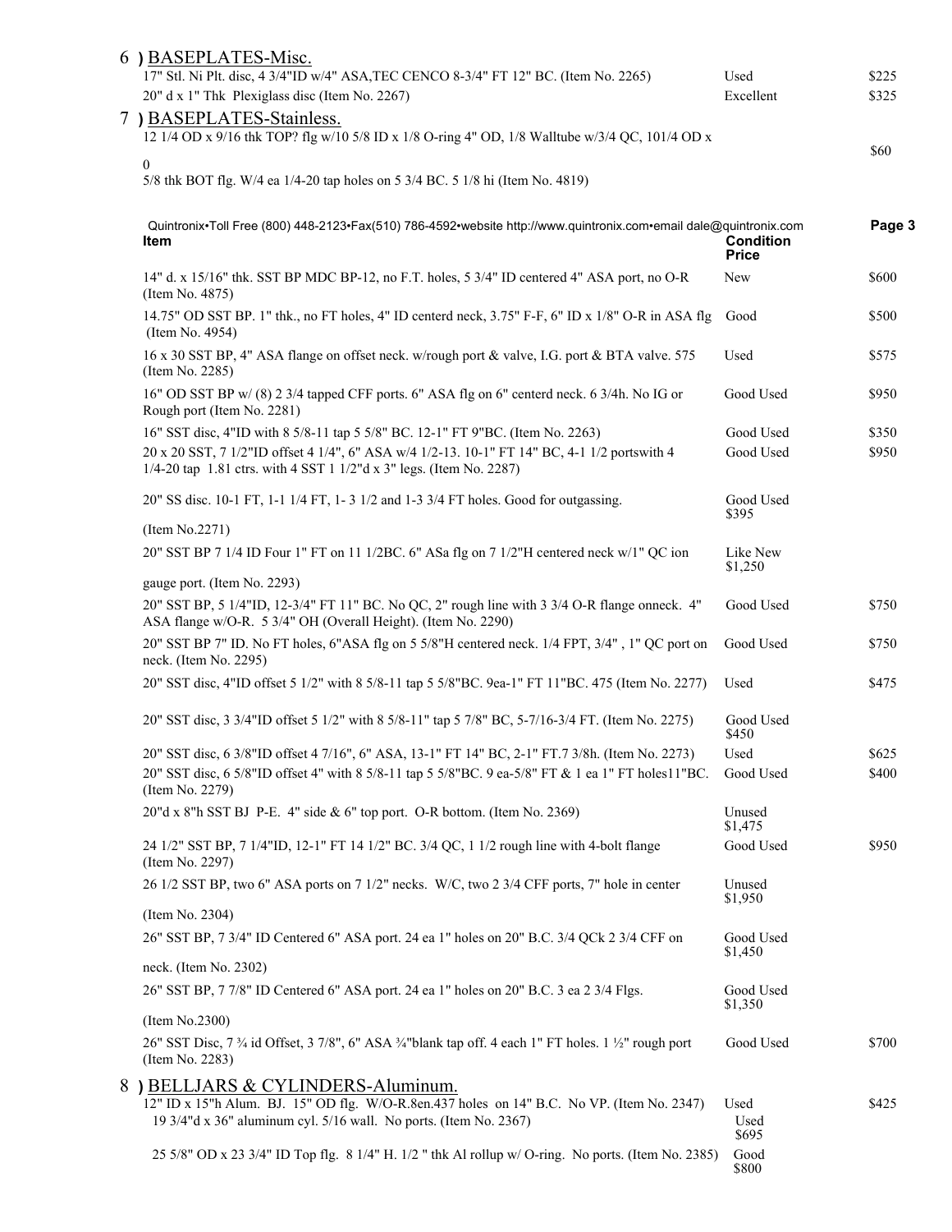## 6 ) BASEPLATES-Misc.

| Item | Condition | Price |
|---|---|---|
| 17" Stl. Ni Plt. disc, 4 3/4"ID w/4" ASA,TEC CENCO 8-3/4" FT 12" BC. (Item No. 2265) | Used | $225 |
| 20" d x 1" Thk Plexiglass disc (Item No. 2267) | Excellent | $325 |

## 7 ) BASEPLATES-Stainless.

| Item | Condition | Price |
|---|---|---|
| 12 1/4 OD x 9/16 thk TOP? flg w/10 5/8 ID x 1/8 O-ring 4" OD, 1/8 Walltube w/3/4 QC, 101/4 OD x 0 5/8 thk BOT flg. W/4 ea 1/4-20 tap holes on 5 3/4 BC. 5 1/8 hi (Item No. 4819) | | $60 |
| 14" d. x 15/16" thk. SST BP MDC BP-12, no F.T. holes, 5 3/4" ID centered 4" ASA port, no O-R (Item No. 4875) | New | $600 |
| 14.75" OD SST BP. 1" thk., no FT holes, 4" ID centerd neck, 3.75" F-F, 6" ID x 1/8" O-R in ASA flg (Item No. 4954) | Good | $500 |
| 16 x 30 SST BP, 4" ASA flange on offset neck. w/rough port & valve, I.G. port & BTA valve. 575 (Item No. 2285) | Used | $575 |
| 16" OD SST BP w/ (8) 2 3/4 tapped CFF ports. 6" ASA flg on 6" centerd neck. 6 3/4h. No IG or Rough port (Item No. 2281) | Good Used | $950 |
| 16" SST disc, 4"ID with 8 5/8-11 tap 5 5/8" BC. 12-1" FT 9"BC. (Item No. 2263) | Good Used | $350 |
| 20 x 20 SST, 7 1/2"ID offset 4 1/4", 6" ASA w/4 1/2-13. 10-1" FT 14" BC, 4-1 1/2 portswith 4 1/4-20 tap 1.81 ctrs. with 4 SST 1 1/2"d x 3" legs. (Item No. 2287) | Good Used | $950 |
| 20" SS disc. 10-1 FT, 1-1 1/4 FT, 1- 3 1/2 and 1-3 3/4 FT holes. Good for outgassing. (Item No.2271) | Good Used | $395 |
| 20" SST BP 7 1/4 ID Four 1" FT on 11 1/2BC. 6" ASa flg on 7 1/2"H centered neck w/1" QC ion gauge port. (Item No. 2293) | Like New | $1,250 |
| 20" SST BP, 5 1/4"ID, 12-3/4" FT 11" BC. No QC, 2" rough line with 3 3/4 O-R flange onneck. 4" ASA flange w/O-R. 5 3/4" OH (Overall Height). (Item No. 2290) | Good Used | $750 |
| 20" SST BP 7" ID. No FT holes, 6"ASA flg on 5 5/8"H centered neck. 1/4 FPT, 3/4" , 1" QC port on neck. (Item No. 2295) | Good Used | $750 |
| 20" SST disc, 4"ID offset 5 1/2" with 8 5/8-11 tap 5 5/8"BC. 9ea-1" FT 11"BC. 475 (Item No. 2277) | Used | $475 |
| 20" SST disc, 3 3/4"ID offset 5 1/2" with 8 5/8-11" tap 5 7/8" BC, 5-7/16-3/4 FT. (Item No. 2275) | Good Used | $450 |
| 20" SST disc, 6 3/8"ID offset 4 7/16", 6" ASA, 13-1" FT 14" BC, 2-1" FT.7 3/8h. (Item No. 2273) | Used | $625 |
| 20" SST disc, 6 5/8"ID offset 4" with 8 5/8-11 tap 5 5/8"BC. 9 ea-5/8" FT & 1 ea 1" FT holes11"BC. (Item No. 2279) | Good Used | $400 |
| 20"d x 8"h SST BJ P-E. 4" side & 6" top port. O-R bottom. (Item No. 2369) | Unused | $1,475 |
| 24 1/2" SST BP, 7 1/4"ID, 12-1" FT 14 1/2" BC. 3/4 QC, 1 1/2 rough line with 4-bolt flange (Item No. 2297) | Good Used | $950 |
| 26 1/2 SST BP, two 6" ASA ports on 7 1/2" necks. W/C, two 2 3/4 CFF ports, 7" hole in center (Item No. 2304) | Unused | $1,950 |
| 26" SST BP, 7 3/4" ID Centered 6" ASA port. 24 ea 1" holes on 20" B.C. 3/4 QCk 2 3/4 CFF on neck. (Item No. 2302) | Good Used | $1,450 |
| 26" SST BP, 7 7/8" ID Centered 6" ASA port. 24 ea 1" holes on 20" B.C. 3 ea 2 3/4 Flgs. (Item No.2300) | Good Used | $1,350 |
| 26" SST Disc, 7 ¾ id Offset, 3 7/8", 6" ASA ¾"blank tap off. 4 each 1" FT holes. 1 ½" rough port (Item No. 2283) | Good Used | $700 |

## 8 ) BELLJARS & CYLINDERS-Aluminum.

| Item | Condition | Price |
|---|---|---|
| 12" ID x 15"h Alum. BJ. 15" OD flg. W/O-R.8en.437 holes on 14" B.C. No VP. (Item No. 2347) | Used | $425 |
| 19 3/4"d x 36" aluminum cyl. 5/16 wall. No ports. (Item No. 2367) | Used | $695 |
| 25 5/8" OD x 23 3/4" ID Top flg. 8 1/4" H. 1/2 " thk Al rollup w/ O-ring. No ports. (Item No. 2385) | Good | $800 |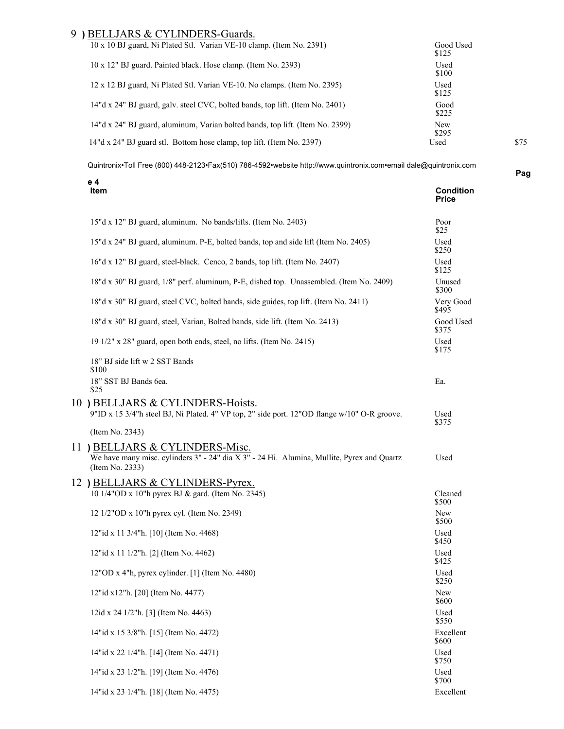## 9 ) BELLJARS & CYLINDERS-Guards.

| Item | Condition Price |
|---|---|
| 10 x 10 BJ guard, Ni Plated Stl. Varian VE-10 clamp. (Item No. 2391) | Good Used $125 |
| 10 x 12" BJ guard. Painted black. Hose clamp. (Item No. 2393) | Used $100 |
| 12 x 12 BJ guard, Ni Plated Stl. Varian VE-10. No clamps. (Item No. 2395) | Used $125 |
| 14"d x 24" BJ guard, galv. steel CVC, bolted bands, top lift. (Item No. 2401) | Good $225 |
| 14"d x 24" BJ guard, aluminum, Varian bolted bands, top lift. (Item No. 2399) | New $295 |
| 14"d x 24" BJ guard stl. Bottom hose clamp, top lift. (Item No. 2397) | Used $75 |

Quintronix•Toll Free (800) 448-2123•Fax(510) 786-4592•website http://www.quintronix.com•email dale@quintronix.com

| Item | Condition Price |
|---|---|
| 15"d x 12" BJ guard, aluminum. No bands/lifts. (Item No. 2403) | Poor $25 |
| 15"d x 24" BJ guard, aluminum. P-E, bolted bands, top and side lift (Item No. 2405) | Used $250 |
| 16"d x 12" BJ guard, steel-black. Cenco, 2 bands, top lift. (Item No. 2407) | Used $125 |
| 18"d x 30" BJ guard, 1/8" perf. aluminum, P-E, dished top. Unassembled. (Item No. 2409) | Unused $300 |
| 18"d x 30" BJ guard, steel CVC, bolted bands, side guides, top lift. (Item No. 2411) | Very Good $495 |
| 18"d x 30" BJ guard, steel, Varian, Bolted bands, side lift. (Item No. 2413) | Good Used $375 |
| 19 1/2" x 28" guard, open both ends, steel, no lifts. (Item No. 2415) | Used $175 |
| 18" BJ side lift w 2 SST Bands $100 | |
| 18" SST BJ Bands 6ea. $25 | Ea. |

## 10 ) BELLJARS & CYLINDERS-Hoists.

| Item | Condition Price |
|---|---|
| 9"ID x 15 3/4"h steel BJ, Ni Plated. 4" VP top, 2" side port. 12"OD flange w/10" O-R groove. (Item No. 2343) | Used $375 |

## 11 ) BELLJARS & CYLINDERS-Misc.

| Item | Condition Price |
|---|---|
| We have many misc. cylinders 3" - 24" dia X 3" - 24 Hi. Alumina, Mullite, Pyrex and Quartz (Item No. 2333) | Used |

## 12 ) BELLJARS & CYLINDERS-Pyrex.

| Item | Condition Price |
|---|---|
| 10 1/4"OD x 10"h pyrex BJ & gard. (Item No. 2345) | Cleaned $500 |
| 12 1/2"OD x 10"h pyrex cyl. (Item No. 2349) | New $500 |
| 12"id x 11 3/4"h. [10] (Item No. 4468) | Used $450 |
| 12"id x 11 1/2"h. [2] (Item No. 4462) | Used $425 |
| 12"OD x 4"h, pyrex cylinder. [1] (Item No. 4480) | Used $250 |
| 12"id x12"h. [20] (Item No. 4477) | New $600 |
| 12id x 24 1/2"h. [3] (Item No. 4463) | Used $550 |
| 14"id x 15 3/8"h. [15] (Item No. 4472) | Excellent $600 |
| 14"id x 22 1/4"h. [14] (Item No. 4471) | Used $750 |
| 14"id x 23 1/2"h. [19] (Item No. 4476) | Used $700 |
| 14"id x 23 1/4"h. [18] (Item No. 4475) | Excellent |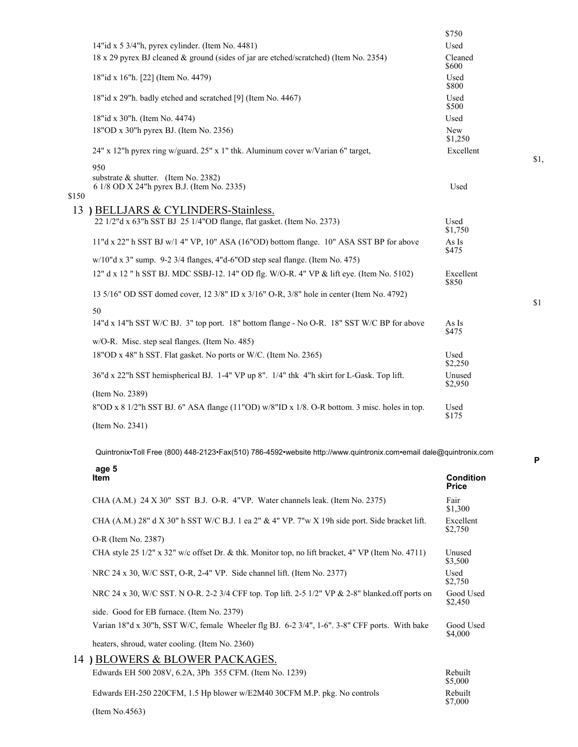| Item | Condition / Price |
| --- | --- |
| | $750 |
| 14"id x 5 3/4"h, pyrex cylinder. (Item No. 4481) | Used |
| 18 x 29 pyrex BJ cleaned & ground (sides of jar are etched/scratched) (Item No. 2354) | Cleaned $600 |
| 18"id x 16"h. [22] (Item No. 4479) | Used $800 |
| 18"id x 29"h. badly etched and scratched [9] (Item No. 4467) | Used $500 |
| 18"id x 30"h. (Item No. 4474) | Used |
| 18"OD x 30"h pyrex BJ. (Item No. 2356) | New $1,250 |
| 24" x 12"h pyrex ring w/guard. 25" x 1" thk. Aluminum cover w/Varian 6" target, substrate & shutter. (Item No. 2382) | Excellent $1,950 |
| 6 1/8 OD X 24"h pyrex B.J. (Item No. 2335) | Used $150 |

## 13 ) BELLJARS & CYLINDERS-Stainless.

| Item | Condition / Price |
| --- | --- |
| 22 1/2"d x 63"h SST BJ 25 1/4"OD flange, flat gasket. (Item No. 2373) | Used $1,750 |
| 11"d x 22" h SST BJ w/1 4" VP, 10" ASA (16"OD) bottom flange. 10" ASA SST BP for above w/10"d x 3" sump. 9-2 3/4 flanges, 4"d-6"OD step seal flange. (Item No. 475) | As Is $475 |
| 12" d x 12 " h SST BJ. MDC SSBJ-12. 14" OD flg. W/O-R. 4" VP & lift eye. (Item No. 5102) | Excellent $850 |
| 13 5/16" OD SST domed cover, 12 3/8" ID x 3/16" O-R, 3/8" hole in center (Item No. 4792) | $150 |
| 14"d x 14"h SST W/C BJ. 3" top port. 18" bottom flange - No O-R. 18" SST W/C BP for above w/O-R. Misc. step seal flanges. (Item No. 485) | As Is $475 |
| 18"OD x 48" h SST. Flat gasket. No ports or W/C. (Item No. 2365) | Used $2,250 |
| 36"d x 22"h SST hemispherical BJ. 1-4" VP up 8". 1/4" thk 4"h skirt for L-Gask. Top lift. (Item No. 2389) | Unused $2,950 |
| 8"OD x 8 1/2"h SST BJ. 6" ASA flange (11"OD) w/8"ID x 1/8. O-R bottom. 3 misc. holes in top. (Item No. 2341) | Used $175 |

| Item | Condition / Price |
| --- | --- |
| CHA (A.M.) 24 X 30" SST B.J. O-R. 4"VP. Water channels leak. (Item No. 2375) | Fair $1,300 |
| CHA (A.M.) 28" d X 30" h SST W/C B.J. 1 ea 2" & 4" VP. 7"w X 19h side port. Side bracket lift. O-R (Item No. 2387) | Excellent $2,750 |
| CHA style 25 1/2" x 32" w/c offset Dr. & thk. Monitor top, no lift bracket, 4" VP (Item No. 4711) | Unused $3,500 |
| NRC 24 x 30, W/C SST, O-R, 2-4" VP. Side channel lift. (Item No. 2377) | Used $2,750 |
| NRC 24 x 30, W/C SST. N O-R. 2-2 3/4 CFF top. Top lift. 2-5 1/2" VP & 2-8" blanked.off ports on side. Good for EB furnace. (Item No. 2379) | Good Used $2,450 |
| Varian 18"d x 30"h, SST W/C, female Wheeler flg BJ. 6-2 3/4", 1-6". 3-8" CFF ports. With bake heaters, shroud, water cooling. (Item No. 2360) | Good Used $4,000 |

## 14 ) BLOWERS & BLOWER PACKAGES.

| Item | Condition / Price |
| --- | --- |
| Edwards EH 500 208V, 6.2A, 3Ph 355 CFM. (Item No. 1239) | Rebuilt $5,000 |
| Edwards EH-250 220CFM, 1.5 Hp blower w/E2M40 30CFM M.P. pkg. No controls (Item No.4563) | Rebuilt $7,000 |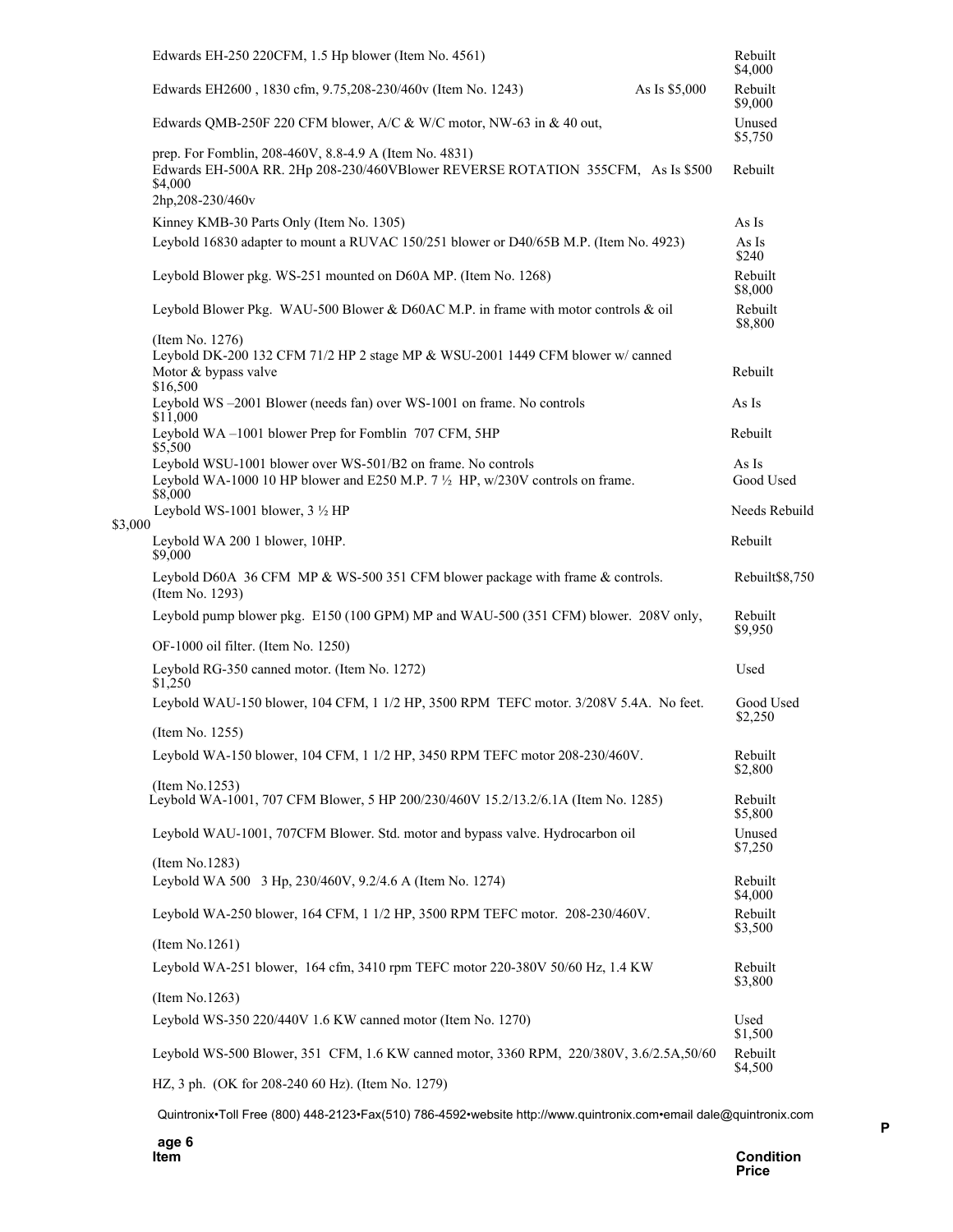| Item | Condition | Price |
|---|---|---|
| Edwards EH-250 220CFM, 1.5 Hp blower (Item No. 4561) | Rebuilt | $4,000 |
| Edwards EH2600 , 1830 cfm, 9.75,208-230/460v (Item No. 1243) As Is $5,000 | Rebuilt | $9,000 |
| Edwards QMB-250F 220 CFM blower, A/C & W/C motor, NW-63 in & 40 out, prep. For Fomblin, 208-460V, 8.8-4.9 A (Item No. 4831) | Unused | $5,750 |
| Edwards EH-500A RR. 2Hp 208-230/460VBlower REVERSE ROTATION 355CFM, As Is $500 2hp,208-230/460v | Rebuilt | $4,000 |
| Kinney KMB-30 Parts Only (Item No. 1305) | As Is | |
| Leybold 16830 adapter to mount a RUVAC 150/251 blower or D40/65B M.P. (Item No. 4923) | As Is | $240 |
| Leybold Blower pkg. WS-251 mounted on D60A MP. (Item No. 1268) | Rebuilt | $8,000 |
| Leybold Blower Pkg. WAU-500 Blower & D60AC M.P. in frame with motor controls & oil (Item No. 1276) | Rebuilt | $8,800 |
| Leybold DK-200 132 CFM 71/2 HP 2 stage MP & WSU-2001 1449 CFM blower w/ canned Motor & bypass valve | Rebuilt | $16,500 |
| Leybold WS –2001 Blower (needs fan) over WS-1001 on frame. No controls | As Is | $11,000 |
| Leybold WA –1001 blower Prep for Fomblin 707 CFM, 5HP | Rebuilt | $5,500 |
| Leybold WSU-1001 blower over WS-501/B2 on frame. No controls | As Is | |
| Leybold WA-1000 10 HP blower and E250 M.P. 7 ½ HP, w/230V controls on frame. | Good Used | $8,000 |
| Leybold WS-1001 blower, 3 ½ HP | Needs Rebuild | $3,000 |
| Leybold WA 200 1 blower, 10HP. | Rebuilt | $9,000 |
| Leybold D60A 36 CFM MP & WS-500 351 CFM blower package with frame & controls. (Item No. 1293) | Rebuilt | $8,750 |
| Leybold pump blower pkg. E150 (100 GPM) MP and WAU-500 (351 CFM) blower. 208V only, OF-1000 oil filter. (Item No. 1250) | Rebuilt | $9,950 |
| Leybold RG-350 canned motor. (Item No. 1272) | Used | $1,250 |
| Leybold WAU-150 blower, 104 CFM, 1 1/2 HP, 3500 RPM TEFC motor. 3/208V 5.4A. No feet. (Item No. 1255) | Good Used | $2,250 |
| Leybold WA-150 blower, 104 CFM, 1 1/2 HP, 3450 RPM TEFC motor 208-230/460V. (Item No.1253) | Rebuilt | $2,800 |
| Leybold WA-1001, 707 CFM Blower, 5 HP 200/230/460V 15.2/13.2/6.1A (Item No. 1285) | Rebuilt | $5,800 |
| Leybold WAU-1001, 707CFM Blower. Std. motor and bypass valve. Hydrocarbon oil (Item No.1283) | Unused | $7,250 |
| Leybold WA 500 3 Hp, 230/460V, 9.2/4.6 A (Item No. 1274) | Rebuilt | $4,000 |
| Leybold WA-250 blower, 164 CFM, 1 1/2 HP, 3500 RPM TEFC motor. 208-230/460V. (Item No.1261) | Rebuilt | $3,500 |
| Leybold WA-251 blower, 164 cfm, 3410 rpm TEFC motor 220-380V 50/60 Hz, 1.4 KW (Item No.1263) | Rebuilt | $3,800 |
| Leybold WS-350 220/440V 1.6 KW canned motor (Item No. 1270) | Used | $1,500 |
| Leybold WS-500 Blower, 351 CFM, 1.6 KW canned motor, 3360 RPM, 220/380V, 3.6/2.5A,50/60 HZ, 3 ph. (OK for 208-240 60 Hz). (Item No. 1279) | Rebuilt | $4,500 |

Quintronix•Toll Free (800) 448-2123•Fax(510) 786-4592•website http://www.quintronix.com•email dale@quintronix.com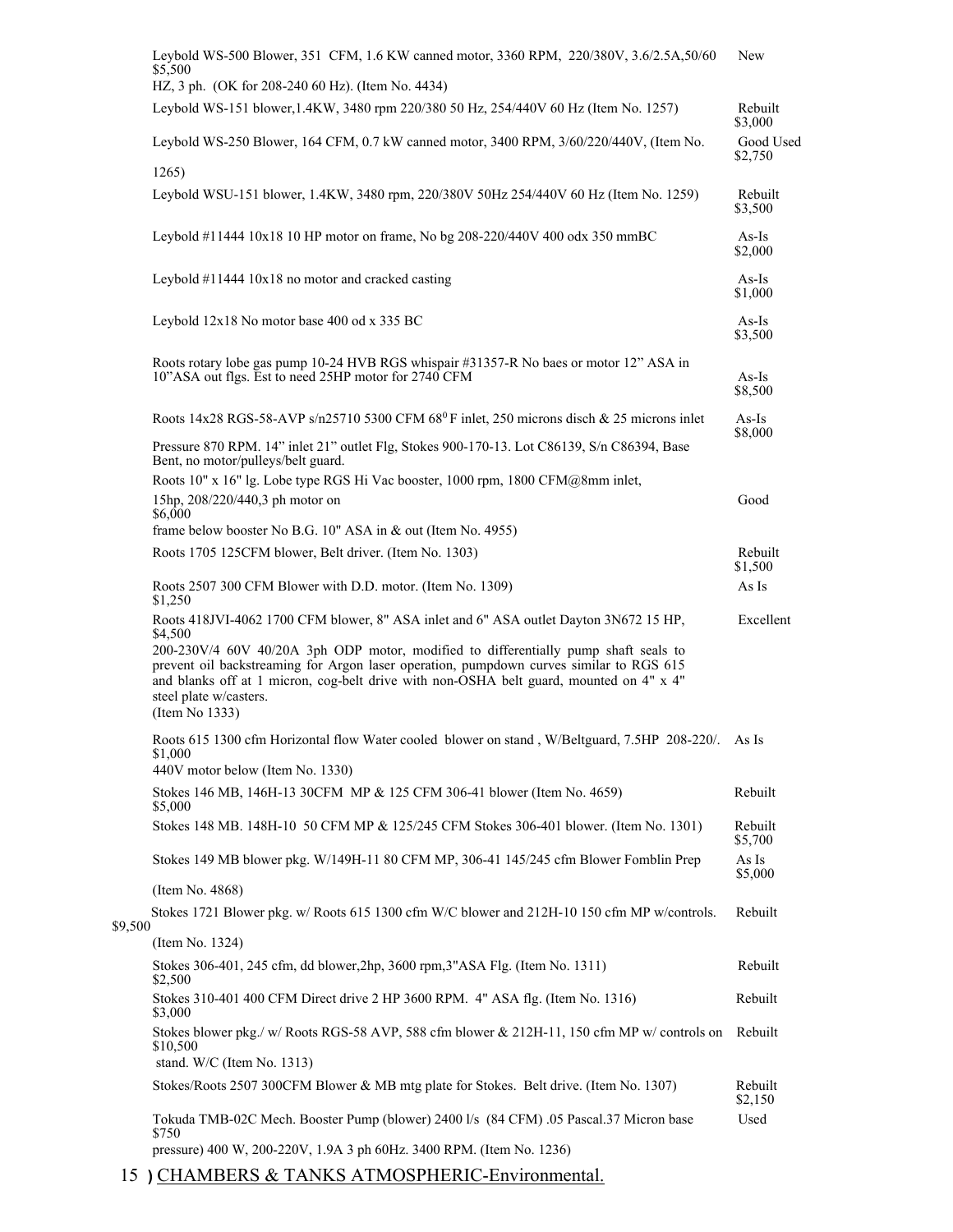| Description | Condition | Price |
|---|---|---|
| Leybold WS-500 Blower, 351 CFM, 1.6 KW canned motor, 3360 RPM, 220/380V, 3.6/2.5A,50/60 HZ, 3 ph. (OK for 208-240 60 Hz). (Item No. 4434) | New | $5,500 |
| Leybold WS-151 blower,1.4KW, 3480 rpm 220/380 50 Hz, 254/440V 60 Hz (Item No. 1257) | Rebuilt | $3,000 |
| Leybold WS-250 Blower, 164 CFM, 0.7 kW canned motor, 3400 RPM, 3/60/220/440V, (Item No. 1265) | Good Used | $2,750 |
| Leybold WSU-151 blower, 1.4KW, 3480 rpm, 220/380V 50Hz 254/440V 60 Hz (Item No. 1259) | Rebuilt | $3,500 |
| Leybold #11444 10x18 10 HP motor on frame, No bg 208-220/440V 400 odx 350 mmBC | As-Is | $2,000 |
| Leybold #11444 10x18 no motor and cracked casting | As-Is | $1,000 |
| Leybold 12x18 No motor base 400 od x 335 BC | As-Is | $3,500 |
| Roots rotary lobe gas pump 10-24 HVB RGS whispair #31357-R No baes or motor 12" ASA in 10"ASA out flgs. Est to need 25HP motor for 2740 CFM | As-Is | $8,500 |
| Roots 14x28 RGS-58-AVP s/n25710 5300 CFM 68°F inlet, 250 microns disch & 25 microns inlet Pressure 870 RPM. 14" inlet 21" outlet Flg, Stokes 900-170-13. Lot C86139, S/n C86394, Base Bent, no motor/pulleys/belt guard. | As-Is | $8,000 |
| Roots 10" x 16" lg. Lobe type RGS Hi Vac booster, 1000 rpm, 1800 CFM@8mm inlet, 15hp, 208/220/440,3 ph motor on frame below booster No B.G. 10" ASA in & out (Item No. 4955) | Good | $6,000 |
| Roots 1705 125CFM blower, Belt driver. (Item No. 1303) | Rebuilt | $1,500 |
| Roots 2507 300 CFM Blower with D.D. motor. (Item No. 1309) | As Is | $1,250 |
| Roots 418JVI-4062 1700 CFM blower, 8" ASA inlet and 6" ASA outlet Dayton 3N672 15 HP, 200-230V/4 60V 40/20A 3ph ODP motor, modified to differentially pump shaft seals to prevent oil backstreaming for Argon laser operation, pumpdown curves similar to RGS 615 and blanks off at 1 micron, cog-belt drive with non-OSHA belt guard, mounted on 4" x 4" steel plate w/casters. (Item No 1333) | Excellent | $4,500 |
| Roots 615 1300 cfm Horizontal flow Water cooled blower on stand , W/Beltguard, 7.5HP 208-220/. 440V motor below (Item No. 1330) | As Is | $1,000 |
| Stokes 146 MB, 146H-13 30CFM MP & 125 CFM 306-41 blower (Item No. 4659) | Rebuilt | $5,000 |
| Stokes 148 MB. 148H-10 50 CFM MP & 125/245 CFM Stokes 306-401 blower. (Item No. 1301) | Rebuilt | $5,700 |
| Stokes 149 MB blower pkg. W/149H-11 80 CFM MP, 306-41 145/245 cfm Blower Fomblin Prep (Item No. 4868) | As Is | $5,000 |
| Stokes 1721 Blower pkg. w/ Roots 615 1300 cfm W/C blower and 212H-10 150 cfm MP w/controls. (Item No. 1324) | Rebuilt | $9,500 |
| Stokes 306-401, 245 cfm, dd blower,2hp, 3600 rpm,3"ASA Flg. (Item No. 1311) | Rebuilt | $2,500 |
| Stokes 310-401 400 CFM Direct drive 2 HP 3600 RPM. 4" ASA flg. (Item No. 1316) | Rebuilt | $3,000 |
| Stokes blower pkg./ w/ Roots RGS-58 AVP, 588 cfm blower & 212H-11, 150 cfm MP w/ controls on stand. W/C (Item No. 1313) | Rebuilt | $10,500 |
| Stokes/Roots 2507 300CFM Blower & MB mtg plate for Stokes. Belt drive. (Item No. 1307) | Rebuilt | $2,150 |
| Tokuda TMB-02C Mech. Booster Pump (blower) 2400 l/s (84 CFM) .05 Pascal.37 Micron base pressure) 400 W, 200-220V, 1.9A 3 ph 60Hz. 3400 RPM. (Item No. 1236) | Used | $750 |

## 15 ) CHAMBERS & TANKS ATMOSPHERIC-Environmental.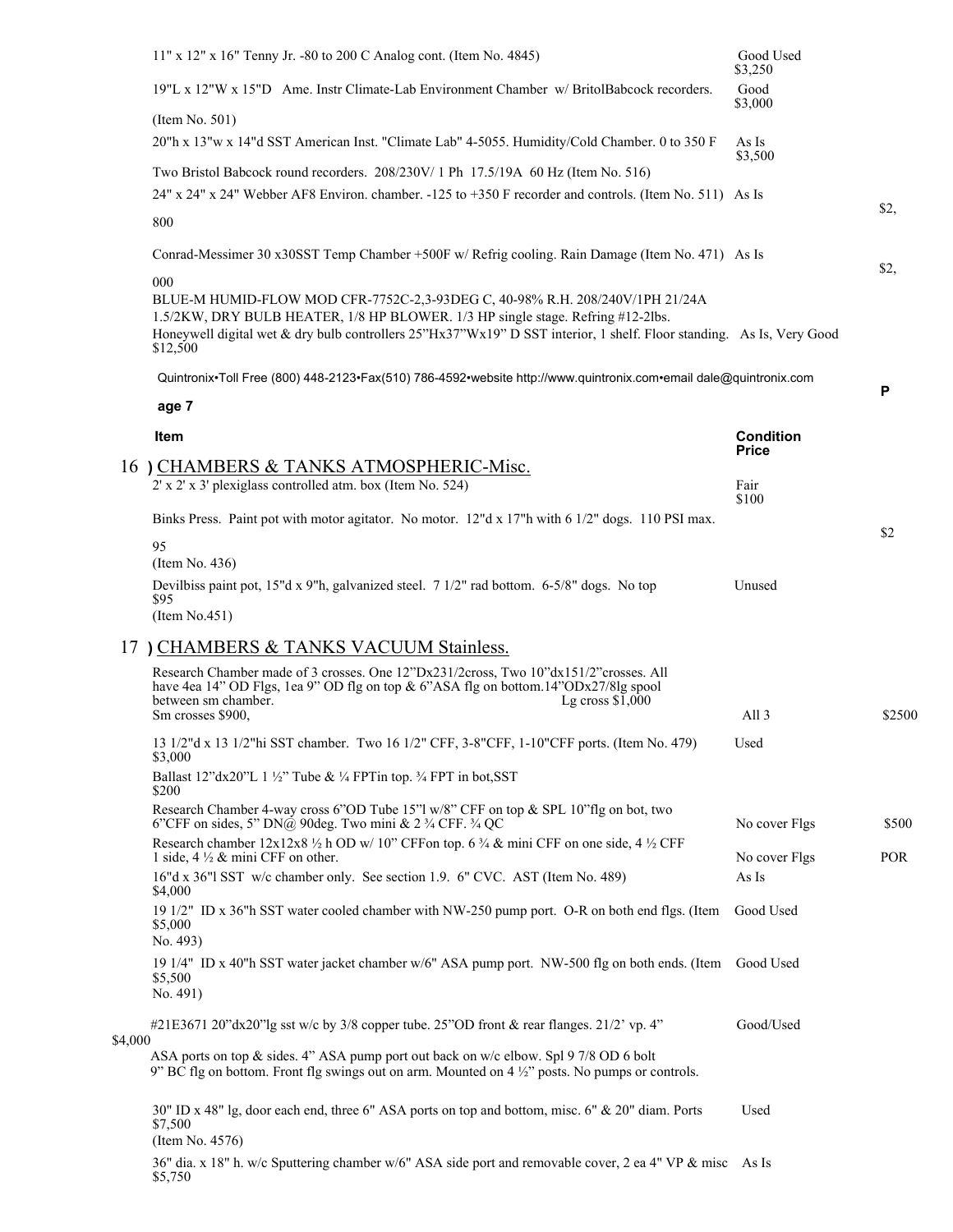| Item | Condition | Price |
|---|---|---|
| 11" x 12" x 16" Tenny Jr. -80 to 200 C Analog cont. (Item No. 4845) | Good Used | $3,250 |
| 19"L x 12"W x 15"D Ame. Instr Climate-Lab Environment Chamber w/ BritolBabcock recorders. (Item No. 501) | Good | $3,000 |
| 20"h x 13"w x 14"d SST American Inst. "Climate Lab" 4-5055. Humidity/Cold Chamber. 0 to 350 F Two Bristol Babcock round recorders. 208/230V/ 1 Ph 17.5/19A 60 Hz (Item No. 516) | As Is | $3,500 |
| 24" x 24" x 24" Webber AF8 Environ. chamber. -125 to +350 F recorder and controls. (Item No. 511) | As Is | $2,800 |
| Conrad-Messimer 30 x30SST Temp Chamber +500F w/ Refrig cooling. Rain Damage (Item No. 471) | As Is | $2,000 |
| BLUE-M HUMID-FLOW MOD CFR-7752C-2,3-93DEG C, 40-98% R.H. 208/240V/1PH 21/24A 1.5/2KW, DRY BULB HEATER, 1/8 HP BLOWER. 1/3 HP single stage. Refring #12-2lbs. Honeywell digital wet & dry bulb controllers 25"Hx37"Wx19" D SST interior, 1 shelf. Floor standing. | As Is, Very Good | $12,500 |

Quintronix•Toll Free (800) 448-2123•Fax(510) 786-4592•website http://www.quintronix.com•email dale@quintronix.com

| Item | Condition | Price |
|---|---|---|

## 16 ) CHAMBERS & TANKS ATMOSPHERIC-Misc.

| Item | Condition | Price |
|---|---|---|
| 2' x 2' x 3' plexiglass controlled atm. box (Item No. 524) | Fair | $100 |
| Binks Press. Paint pot with motor agitator. No motor. 12"d x 17"h with 6 1/2" dogs. 110 PSI max. (Item No. 436) | | $295 |
| Devilbiss paint pot, 15"d x 9"h, galvanized steel. 7 1/2" rad bottom. 6-5/8" dogs. No top (Item No.451) | Unused | $95 |

## 17 ) CHAMBERS & TANKS VACUUM Stainless.

| Item | Condition | Price |
|---|---|---|
| Research Chamber made of 3 crosses. One 12"Dx231/2cross, Two 10"dx151/2"crosses. All have 4ea 14" OD Flgs, 1ea 9" OD flg on top & 6"ASA flg on bottom.14"ODx27/8lg spool between sm chamber. Lg cross $1,000 Sm crosses $900, | All 3 | $2500 |
| 13 1/2"d x 13 1/2"hi SST chamber. Two 16 1/2" CFF, 3-8"CFF, 1-10"CFF ports. (Item No. 479) | Used | $3,000 |
| Ballast 12"dx20"L 1 ½" Tube & ¼ FPTin top. ¾ FPT in bot,SST | | $200 |
| Research Chamber 4-way cross 6"OD Tube 15"l w/8" CFF on top & SPL 10"flg on bot, two 6"CFF on sides, 5" DN@ 90deg. Two mini & 2 ¾ CFF. ¾ QC | No cover Flgs | $500 |
| Research chamber 12x12x8 ½ h OD w/ 10" CFFon top. 6 ¾ & mini CFF on one side, 4 ½ CFF 1 side, 4 ½ & mini CFF on other. | No cover Flgs | POR |
| 16"d x 36"l SST w/c chamber only. See section 1.9. 6" CVC. AST (Item No. 489) | As Is | $4,000 |
| 19 1/2" ID x 36"h SST water cooled chamber with NW-250 pump port. O-R on both end flgs. (Item No. 493) | Good Used | $5,000 |
| 19 1/4" ID x 40"h SST water jacket chamber w/6" ASA pump port. NW-500 flg on both ends. (Item No. 491) | Good Used | $5,500 |
| #21E3671 20"dx20"lg sst w/c by 3/8 copper tube. 25"OD front & rear flanges. 21/2' vp. 4" ASA ports on top & sides. 4" ASA pump port out back on w/c elbow. Spl 9 7/8 OD 6 bolt 9" BC flg on bottom. Front flg swings out on arm. Mounted on 4 ½" posts. No pumps or controls. | Good/Used | $4,000 |
| 30" ID x 48" lg, door each end, three 6" ASA ports on top and bottom, misc. 6" & 20" diam. Ports (Item No. 4576) | Used | $7,500 |
| 36" dia. x 18" h. w/c Sputtering chamber w/6" ASA side port and removable cover, 2 ea 4" VP & misc | As Is | $5,750 |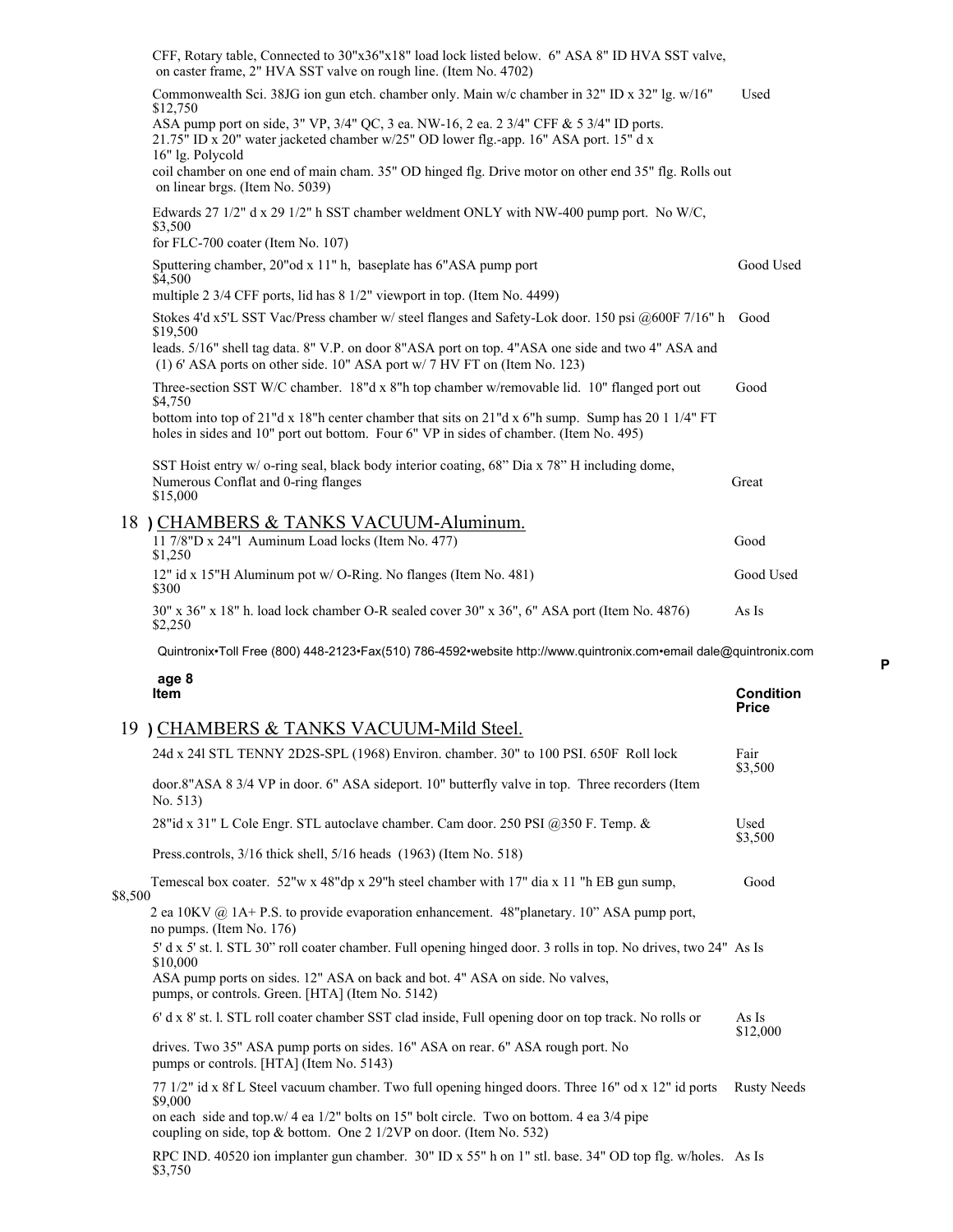CFF, Rotary table, Connected to 30"x36"x18" load lock listed below. 6" ASA 8" ID HVA SST valve, on caster frame, 2" HVA SST valve on rough line. (Item No. 4702)

| Item | Condition | Price |
|---|---|---|
| Commonwealth Sci. 38JG ion gun etch. chamber only. Main w/c chamber in 32" ID x 32" lg. w/16" ASA pump port on side, 3" VP, 3/4" QC, 3 ea. NW-16, 2 ea. 2 3/4" CFF & 5 3/4" ID ports. 21.75" ID x 20" water jacketed chamber w/25" OD lower flg.-app. 16" ASA port. 15" d x 16" lg. Polycold coil chamber on one end of main cham. 35" OD hinged flg. Drive motor on other end 35" flg. Rolls out on linear brgs. (Item No. 5039) | Used | $12,750 |
| Edwards 27 1/2" d x 29 1/2" h SST chamber weldment ONLY with NW-400 pump port. No W/C, for FLC-700 coater (Item No. 107) | | $3,500 |
| Sputtering chamber, 20"od x 11" h, baseplate has 6"ASA pump port multiple 2 3/4 CFF ports, lid has 8 1/2" viewport in top. (Item No. 4499) | Good Used | $4,500 |
| Stokes 4'd x5'L SST Vac/Press chamber w/ steel flanges and Safety-Lok door. 150 psi @600F 7/16" h leads. 5/16" shell tag data. 8" V.P. on door 8"ASA port on top. 4"ASA one side and two 4" ASA and (1) 6' ASA ports on other side. 10" ASA port w/ 7 HV FT on (Item No. 123) | Good | $19,500 |
| Three-section SST W/C chamber. 18"d x 8"h top chamber w/removable lid. 10" flanged port out bottom into top of 21"d x 18"h center chamber that sits on 21"d x 6"h sump. Sump has 20 1 1/4" FT holes in sides and 10" port out bottom. Four 6" VP in sides of chamber. (Item No. 495) | Good | $4,750 |
| SST Hoist entry w/ o-ring seal, black body interior coating, 68" Dia x 78" H including dome, Numerous Conflat and 0-ring flanges | Great | $15,000 |

## 18 ) CHAMBERS & TANKS VACUUM-Aluminum.

| Item | Condition | Price |
|---|---|---|
| 11 7/8"D x 24"l Auminum Load locks (Item No. 477) | Good | $1,250 |
| 12" id x 15"H Aluminum pot w/ O-Ring. No flanges (Item No. 481) | Good Used | $300 |
| 30" x 36" x 18" h. load lock chamber O-R sealed cover 30" x 36", 6" ASA port (Item No. 4876) | As Is | $2,250 |

Quintronix•Toll Free (800) 448-2123•Fax(510) 786-4592•website http://www.quintronix.com•email dale@quintronix.com

## 19 ) CHAMBERS & TANKS VACUUM-Mild Steel.

| Item | Condition | Price |
|---|---|---|
| 24d x 24l STL TENNY 2D2S-SPL (1968) Environ. chamber. 30" to 100 PSI. 650F Roll lock door.8"ASA 8 3/4 VP in door. 6" ASA sideport. 10" butterfly valve in top. Three recorders (Item No. 513) | Fair | $3,500 |
| 28"id x 31" L Cole Engr. STL autoclave chamber. Cam door. 250 PSI @350 F. Temp. & Press.controls, 3/16 thick shell, 5/16 heads (1963) (Item No. 518) | Used | $3,500 |
| Temescal box coater. 52"w x 48"dp x 29"h steel chamber with 17" dia x 11 "h EB gun sump, 2 ea 10KV @ 1A+ P.S. to provide evaporation enhancement. 48"planetary. 10" ASA pump port, no pumps. (Item No. 176) | Good | $8,500 |
| 5' d x 5' st. l. STL 30" roll coater chamber. Full opening hinged door. 3 rolls in top. No drives, two 24" ASA pump ports on sides. 12" ASA on back and bot. 4" ASA on side. No valves, pumps, or controls. Green. [HTA] (Item No. 5142) | As Is | $10,000 |
| 6' d x 8' st. l. STL roll coater chamber SST clad inside, Full opening door on top track. No rolls or drives. Two 35" ASA pump ports on sides. 16" ASA on rear. 6" ASA rough port. No pumps or controls. [HTA] (Item No. 5143) | As Is | $12,000 |
| 77 1/2" id x 8f L Steel vacuum chamber. Two full opening hinged doors. Three 16" od x 12" id ports on each side and top.w/ 4 ea 1/2" bolts on 15" bolt circle. Two on bottom. 4 ea 3/4 pipe coupling on side, top & bottom. One 2 1/2VP on door. (Item No. 532) | Rusty Needs | $9,000 |
| RPC IND. 40520 ion implanter gun chamber. 30" ID x 55" h on 1" stl. base. 34" OD top flg. w/holes. | As Is | $3,750 |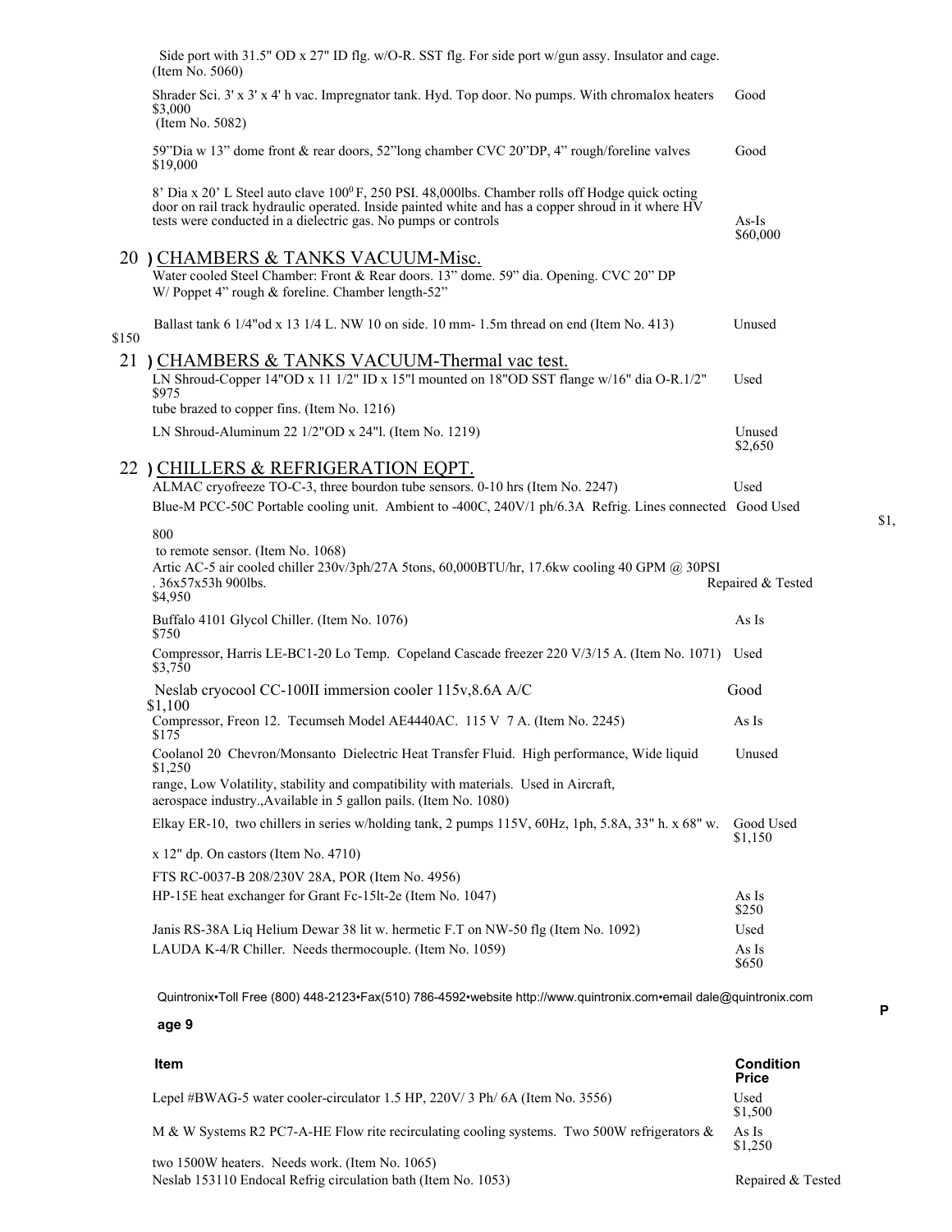Side port with 31.5" OD x 27" ID flg. w/O-R. SST flg. For side port w/gun assy. Insulator and cage. (Item No. 5060)

| Item | Condition / Price |
|---|---|
| Shrader Sci. 3' x 3' x 4' h vac. Impregnator tank. Hyd. Top door. No pumps. With chromalox heaters (Item No. 5082) | Good $3,000 |
| 59"Dia w 13" dome front & rear doors, 52"long chamber CVC 20"DP, 4" rough/foreline valves | Good $19,000 |
| 8' Dia x 20' L Steel auto clave 100$^0$F, 250 PSI. 48,000lbs. Chamber rolls off Hodge quick octing door on rail track hydraulic operated. Inside painted white and has a copper shroud in it where HV tests were conducted in a dielectric gas. No pumps or controls | As-Is $60,000 |

## 20 ) CHAMBERS & TANKS VACUUM-Misc.

| Item | Condition / Price |
|---|---|
| Water cooled Steel Chamber: Front & Rear doors. 13" dome. 59" dia. Opening. CVC 20" DP W/ Poppet 4" rough & foreline. Chamber length-52" | |
| Ballast tank 6 1/4"od x 13 1/4 L. NW 10 on side. 10 mm- 1.5m thread on end (Item No. 413) | Unused $150 |

## 21 ) CHAMBERS & TANKS VACUUM-Thermal vac test.

| Item | Condition / Price |
|---|---|
| LN Shroud-Copper 14"OD x 11 1/2" ID x 15"l mounted on 18"OD SST flange w/16" dia O-R.1/2" tube brazed to copper fins. (Item No. 1216) | Used $975 |
| LN Shroud-Aluminum 22 1/2"OD x 24"l. (Item No. 1219) | Unused $2,650 |

## 22 ) CHILLERS & REFRIGERATION EQPT.

| Item | Condition / Price |
|---|---|
| ALMAC cryofreeze TO-C-3, three bourdon tube sensors. 0-10 hrs (Item No. 2247) | Used |
| Blue-M PCC-50C Portable cooling unit. Ambient to -400C, 240V/1 ph/6.3A Refrig. Lines connected to remote sensor. (Item No. 1068) | Good Used $1,800 |
| Artic AC-5 air cooled chiller 230v/3ph/27A 5tons, 60,000BTU/hr, 17.6kw cooling 40 GPM @ 30PSI . 36x57x53h 900lbs. | Repaired & Tested $4,950 |
| Buffalo 4101 Glycol Chiller. (Item No. 1076) | As Is $750 |
| Compressor, Harris LE-BC1-20 Lo Temp. Copeland Cascade freezer 220 V/3/15 A. (Item No. 1071) | Used $3,750 |
| Neslab cryocool CC-100II immersion cooler 115v,8.6A A/C | Good $1,100 |
| Compressor, Freon 12. Tecumseh Model AE4440AC. 115 V 7 A. (Item No. 2245) | As Is $175 |
| Coolanol 20 Chevron/Monsanto Dielectric Heat Transfer Fluid. High performance, Wide liquid range, Low Volatility, stability and compatibility with materials. Used in Aircraft, aerospace industry.,Available in 5 gallon pails. (Item No. 1080) | Unused $1,250 |
| Elkay ER-10, two chillers in series w/holding tank, 2 pumps 115V, 60Hz, 1ph, 5.8A, 33" h. x 68" w. x 12" dp. On castors (Item No. 4710) | Good Used $1,150 |
| FTS RC-0037-B 208/230V 28A, POR (Item No. 4956) | |
| HP-15E heat exchanger for Grant Fc-15lt-2e (Item No. 1047) | As Is $250 |
| Janis RS-38A Liq Helium Dewar 38 lit w. hermetic F.T on NW-50 flg (Item No. 1092) | Used |
| LAUDA K-4/R Chiller. Needs thermocouple. (Item No. 1059) | As Is $650 |
| Lepel #BWAG-5 water cooler-circulator 1.5 HP, 220V/ 3 Ph/ 6A (Item No. 3556) | Used $1,500 |
| M & W Systems R2 PC7-A-HE Flow rite recirculating cooling systems. Two 500W refrigerators & two 1500W heaters. Needs work. (Item No. 1065) | As Is $1,250 |
| Neslab 153110 Endocal Refrig circulation bath (Item No. 1053) | Repaired & Tested |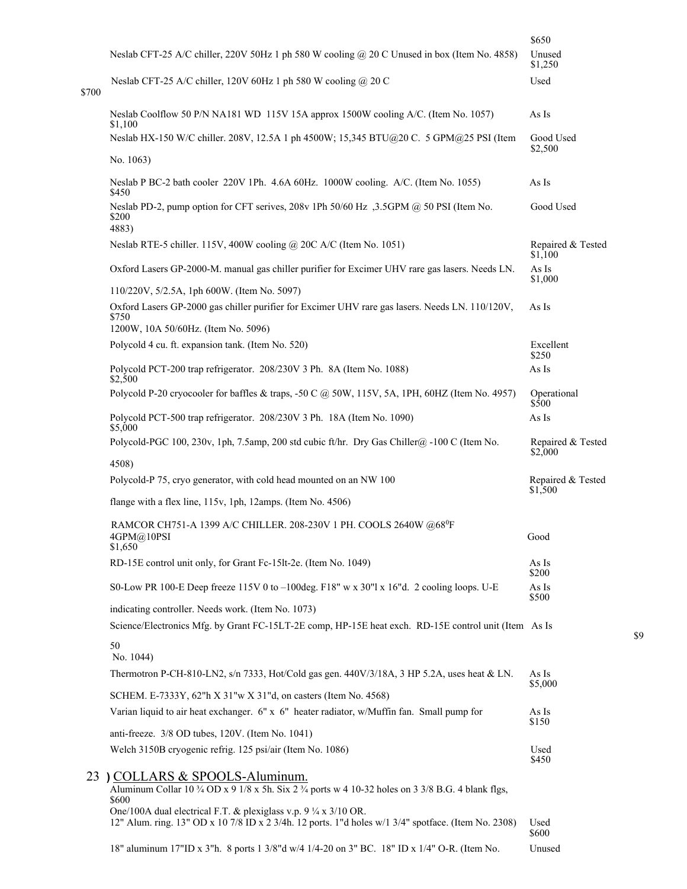| Description | Condition | Price |
|---|---|---|
| | | $650 |
| Neslab CFT-25 A/C chiller, 220V 50Hz 1 ph 580 W cooling @ 20 C Unused in box (Item No. 4858) | Unused | $1,250 |
| Neslab CFT-25 A/C chiller, 120V 60Hz 1 ph 580 W cooling @ 20 C | Used | $700 |
| Neslab Coolflow 50 P/N NA181 WD 115V 15A approx 1500W cooling A/C. (Item No. 1057) | As Is | $1,100 |
| Neslab HX-150 W/C chiller. 208V, 12.5A 1 ph 4500W; 15,345 BTU@20 C. 5 GPM@25 PSI (Item No. 1063) | Good Used | $2,500 |
| Neslab P BC-2 bath cooler 220V 1Ph. 4.6A 60Hz. 1000W cooling. A/C. (Item No. 1055) | As Is | $450 |
| Neslab PD-2, pump option for CFT serives, 208v 1Ph 50/60 Hz ,3.5GPM @ 50 PSI (Item No. 4883) | Good Used | $200 |
| Neslab RTE-5 chiller. 115V, 400W cooling @ 20C A/C (Item No. 1051) | Repaired & Tested | $1,100 |
| Oxford Lasers GP-2000-M. manual gas chiller purifier for Excimer UHV rare gas lasers. Needs LN. 110/220V, 5/2.5A, 1ph 600W. (Item No. 5097) | As Is | $1,000 |
| Oxford Lasers GP-2000 gas chiller purifier for Excimer UHV rare gas lasers. Needs LN. 110/120V, 1200W, 10A 50/60Hz. (Item No. 5096) | As Is | $750 |
| Polycold 4 cu. ft. expansion tank. (Item No. 520) | Excellent | $250 |
| Polycold PCT-200 trap refrigerator. 208/230V 3 Ph. 8A (Item No. 1088) | As Is | $2,500 |
| Polycold P-20 cryocooler for baffles & traps, -50 C @ 50W, 115V, 5A, 1PH, 60HZ (Item No. 4957) | Operational | $500 |
| Polycold PCT-500 trap refrigerator. 208/230V 3 Ph. 18A (Item No. 1090) | As Is | $5,000 |
| Polycold-PGC 100, 230v, 1ph, 7.5amp, 200 std cubic ft/hr. Dry Gas Chiller@ -100 C (Item No. 4508) | Repaired & Tested | $2,000 |
| Polycold-P 75, cryo generator, with cold head mounted on an NW 100 flange with a flex line, 115v, 1ph, 12amps. (Item No. 4506) | Repaired & Tested | $1,500 |
| RAMCOR CH751-A 1399 A/C CHILLER. 208-230V 1 PH. COOLS 2640W @68°F 4GPM@10PSI | Good | $1,650 |
| RD-15E control unit only, for Grant Fc-15lt-2e. (Item No. 1049) | As Is | $200 |
| S0-Low PR 100-E Deep freeze 115V 0 to –100deg. F18" w x 30"l x 16"d. 2 cooling loops. U-E indicating controller. Needs work. (Item No. 1073) | As Is | $500 |
| Science/Electronics Mfg. by Grant FC-15LT-2E comp, HP-15E heat exch. RD-15E control unit (Item No. 1044) | As Is | $950 |
| Thermotron P-CH-810-LN2, s/n 7333, Hot/Cold gas gen. 440V/3/18A, 3 HP 5.2A, uses heat & LN. SCHEM. E-7333Y, 62"h X 31"w X 31"d, on casters (Item No. 4568) | As Is | $5,000 |
| Varian liquid to air heat exchanger. 6" x 6" heater radiator, w/Muffin fan. Small pump for anti-freeze. 3/8 OD tubes, 120V. (Item No. 1041) | As Is | $150 |
| Welch 3150B cryogenic refrig. 125 psi/air (Item No. 1086) | Used | $450 |

## 23 ) COLLARS & SPOOLS-Aluminum.

| Description | Condition | Price |
|---|---|---|
| Aluminum Collar 10 ¾ OD x 9 1/8 x 5h. Six 2 ¾ ports w 4 10-32 holes on 3 3/8 B.G. 4 blank flgs, One/100A dual electrical F.T. & plexiglass v.p. 9 ¼ x 3/10 OR. | | $600 |
| 12" Alum. ring. 13" OD x 10 7/8 ID x 2 3/4h. 12 ports. 1"d holes w/1 3/4" spotface. (Item No. 2308) | Used | $600 |
| 18" aluminum 17"ID x 3"h. 8 ports 1 3/8"d w/4 1/4-20 on 3" BC. 18" ID x 1/4" O-R. (Item No. | Unused | |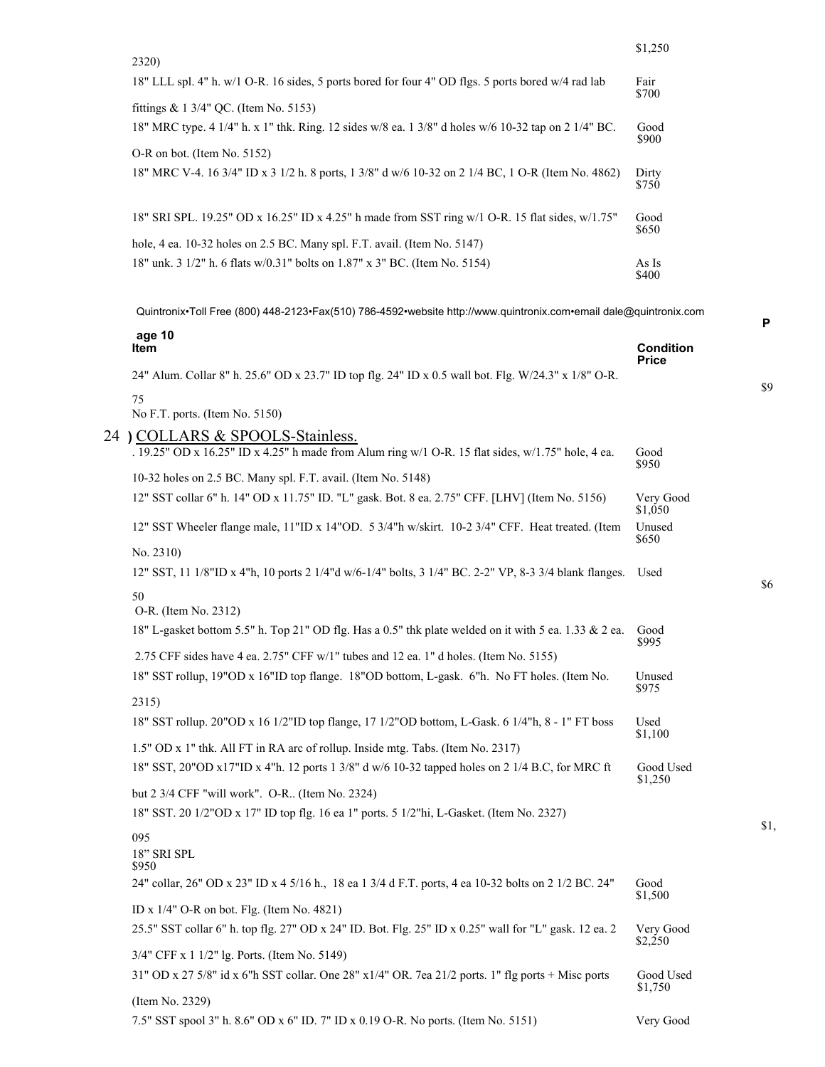| Item | Condition Price |
|---|---|
| 2320) | $1,250 |
| 18" LLL spl. 4" h. w/1 O-R. 16 sides, 5 ports bored for four 4" OD flgs. 5 ports bored w/4 rad lab fittings & 1 3/4" QC. (Item No. 5153) | Fair $700 |
| 18" MRC type. 4 1/4" h. x 1" thk. Ring. 12 sides w/8 ea. 1 3/8" d holes w/6 10-32 tap on 2 1/4" BC. O-R on bot. (Item No. 5152) | Good $900 |
| 18" MRC V-4. 16 3/4" ID x 3 1/2 h. 8 ports, 1 3/8" d w/6 10-32 on 2 1/4 BC, 1 O-R (Item No. 4862) | Dirty $750 |
| 18" SRI SPL. 19.25" OD x 16.25" ID x 4.25" h made from SST ring w/1 O-R. 15 flat sides, w/1.75" hole, 4 ea. 10-32 holes on 2.5 BC. Many spl. F.T. avail. (Item No. 5147) | Good $650 |
| 18" unk. 3 1/2" h. 6 flats w/0.31" bolts on 1.87" x 3" BC. (Item No. 5154) | As Is $400 |

Quintronix•Toll Free (800) 448-2123•Fax(510) 786-4592•website http://www.quintronix.com•email dale@quintronix.com

| Item | Condition Price |
|---|---|
| 24" Alum. Collar 8" h. 25.6" OD x 23.7" ID top flg. 24" ID x 0.5 wall bot. Flg. W/24.3" x 1/8" O-R. No F.T. ports. (Item No. 5150) | $975 |

## 24 ) COLLARS & SPOOLS-Stainless.

| Item | Condition Price |
|---|---|
| . 19.25" OD x 16.25" ID x 4.25" h made from Alum ring w/1 O-R. 15 flat sides, w/1.75" hole, 4 ea. 10-32 holes on 2.5 BC. Many spl. F.T. avail. (Item No. 5148) | Good $950 |
| 12" SST collar 6" h. 14" OD x 11.75" ID. "L" gask. Bot. 8 ea. 2.75" CFF. [LHV] (Item No. 5156) | Very Good $1,050 |
| 12" SST Wheeler flange male, 11"ID x 14"OD. 5 3/4"h w/skirt. 10-2 3/4" CFF. Heat treated. (Item No. 2310) | Unused $650 |
| 12" SST, 11 1/8"ID x 4"h, 10 ports 2 1/4"d w/6-1/4" bolts, 3 1/4" BC. 2-2" VP, 8-3 3/4 blank flanges. O-R. (Item No. 2312) | Used $650 |
| 18" L-gasket bottom 5.5" h. Top 21" OD flg. Has a 0.5" thk plate welded on it with 5 ea. 1.33 & 2 ea. 2.75 CFF sides have 4 ea. 2.75" CFF w/1" tubes and 12 ea. 1" d holes. (Item No. 5155) | Good $995 |
| 18" SST rollup, 19"OD x 16"ID top flange. 18"OD bottom, L-gask. 6"h. No FT holes. (Item No. 2315) | Unused $975 |
| 18" SST rollup. 20"OD x 16 1/2"ID top flange, 17 1/2"OD bottom, L-Gask. 6 1/4"h, 8 - 1" FT boss 1.5" OD x 1" thk. All FT in RA arc of rollup. Inside mtg. Tabs. (Item No. 2317) | Used $1,100 |
| 18" SST, 20"OD x17"ID x 4"h. 12 ports 1 3/8" d w/6 10-32 tapped holes on 2 1/4 B.C, for MRC ft but 2 3/4 CFF "will work". O-R.. (Item No. 2324) | Good Used $1,250 |
| 18" SST. 20 1/2"OD x 17" ID top flg. 16 ea 1" ports. 5 1/2"hi, L-Gasket. (Item No. 2327) | $1,095 |
| 18" SRI SPL | $950 |
| 24" collar, 26" OD x 23" ID x 4 5/16 h., 18 ea 1 3/4 d F.T. ports, 4 ea 10-32 bolts on 2 1/2 BC. 24" ID x 1/4" O-R on bot. Flg. (Item No. 4821) | Good $1,500 |
| 25.5" SST collar 6" h. top flg. 27" OD x 24" ID. Bot. Flg. 25" ID x 0.25" wall for "L" gask. 12 ea. 2 3/4" CFF x 1 1/2" lg. Ports. (Item No. 5149) | Very Good $2,250 |
| 31" OD x 27 5/8" id x 6"h SST collar. One 28" x1/4" OR. 7ea 21/2 ports. 1" flg ports + Misc ports (Item No. 2329) | Good Used $1,750 |
| 7.5" SST spool 3" h. 8.6" OD x 6" ID. 7" ID x 0.19 O-R. No ports. (Item No. 5151) | Very Good |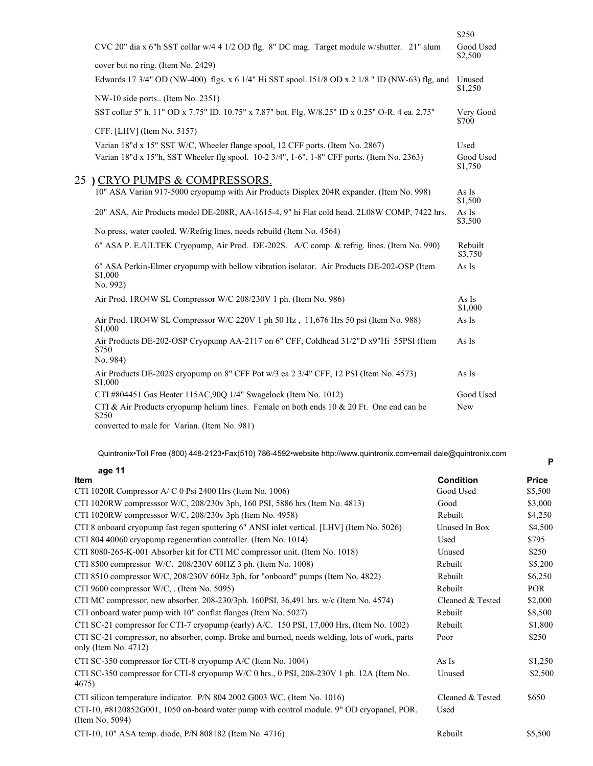| | | |
|---|---|---|
| | | $250 |
| CVC 20" dia x 6"h SST collar w/4 4 1/2 OD flg. 8" DC mag. Target module w/shutter. 21" alum cover but no ring. (Item No. 2429) | Good Used | $2,500 |
| Edwards 17 3/4" OD (NW-400) flgs. x 6 1/4" Hi SST spool. I51/8 OD x 2 1/8 " ID (NW-63) flg, and NW-10 side ports.. (Item No. 2351) | Unused | $1,250 |
| SST collar 5" h. 11" OD x 7.75" ID. 10.75" x 7.87" bot. Flg. W/8.25" ID x 0.25" O-R. 4 ea. 2.75" CFF. [LHV] (Item No. 5157) | Very Good | $700 |
| Varian 18"d x 15" SST W/C, Wheeler flange spool, 12 CFF ports. (Item No. 2867) | Used | |
| Varian 18"d x 15"h, SST Wheeler flg spool. 10-2 3/4", 1-6", 1-8" CFF ports. (Item No. 2363) | Good Used | $1,750 |

## 25 ) CRYO PUMPS & COMPRESSORS.

| | | |
|---|---|---|
| 10" ASA Varian 917-5000 cryopump with Air Products Displex 204R expander. (Item No. 998) | As Is | $1,500 |
| 20" ASA, Air Products model DE-208R, AA-1615-4, 9" hi Flat cold head. 2L08W COMP, 7422 hrs. No press, water cooled. W/Refrig lines, needs rebuild (Item No. 4564) | As Is | $3,500 |
| 6" ASA P. E./ULTEK Cryopump, Air Prod. DE-202S. A/C comp. & refrig. lines. (Item No. 990) | Rebuilt | $3,750 |
| 6" ASA Perkin-Elmer cryopump with bellow vibration isolator. Air Products DE-202-OSP (Item No. 992) | As Is | $1,000 |
| Air Prod. 1RO4W SL Compressor W/C 208/230V 1 ph. (Item No. 986) | As Is | $1,000 |
| Air Prod. 1RO4W SL Compressor W/C 220V 1 ph 50 Hz , 11,676 Hrs 50 psi (Item No. 988) | As Is | $1,000 |
| Air Products DE-202-OSP Cryopump AA-2117 on 6" CFF, Coldhead 31/2"D x9"Hi 55PSI (Item No. 984) | As Is | $750 |
| Air Products DE-202S cryopump on 8" CFF Pot w/3 ea 2 3/4" CFF, 12 PSI (Item No. 4573) | As Is | $1,000 |
| CTI #804451 Gas Heater 115AC,90Q 1/4" Swagelock (Item No. 1012) | Good Used | |
| CTI & Air Products cryopump helium lines. Female on both ends 10 & 20 Ft. One end can be converted to male for Varian. (Item No. 981) | New | $250 |

| Item | Condition | Price |
|---|---|---|
| CTI 1020R Compressor A/ C 0 Psi 2400 Hrs (Item No. 1006) | Good Used | $5,500 |
| CTI 1020RW compresssor W/C, 208/230v 3ph, 160 PSI, 5886 hrs (Item No. 4813) | Good | $3,000 |
| CTI 1020RW compresssor W/C, 208/230v 3ph (Item No. 4958) | Rebuilt | $4,250 |
| CTI 8 onboard cryopump fast regen sputtering 6" ANSI inlet vertical. [LHV] (Item No. 5026) | Unused In Box | $4,500 |
| CTI 804 40060 cryopump regeneration controller. (Item No. 1014) | Used | $795 |
| CTI 8080-265-K-001 Absorber kit for CTI MC compressor unit. (Item No. 1018) | Unused | $250 |
| CTI 8500 compressor W/C. 208/230V 60HZ 3 ph. (Item No. 1008) | Rebuilt | $5,200 |
| CTI 8510 compressor W/C, 208/230V 60Hz 3ph, for "onboard" pumps (Item No. 4822) | Rebuilt | $6,250 |
| CTI 9600 compressor W/C, . (Item No. 5095) | Rebuilt | POR |
| CTI MC compressor, new absorber. 208-230/3ph. 160PSI, 36,491 hrs. w/c (Item No. 4574) | Cleaned & Tested | $2,000 |
| CTI onboard water pump with 10" conflat flanges (Item No. 5027) | Rebuilt | $8,500 |
| CTI SC-21 compressor for CTI-7 cryopump (early) A/C. 150 PSI, 17,000 Hrs, (Item No. 1002) | Rebuilt | $1,800 |
| CTI SC-21 compressor, no absorber, comp. Broke and burned, needs welding, lots of work, parts only (Item No. 4712) | Poor | $250 |
| CTI SC-350 compressor for CTI-8 cryopump A/C (Item No. 1004) | As Is | $1,250 |
| CTI SC-350 compressor for CTI-8 cryopump W/C 0 hrs., 0 PSI, 208-230V 1 ph. 12A (Item No. 4675) | Unused | $2,500 |
| CTI silicon temperature indicator. P/N 804 2002 G003 WC. (Item No. 1016) | Cleaned & Tested | $650 |
| CTI-10, #8120852G001, 1050 on-board water pump with control module. 9" OD cryopanel, POR. (Item No. 5094) | Used | |
| CTI-10, 10" ASA temp. diode, P/N 808182 (Item No. 4716) | Rebuilt | $5,500 |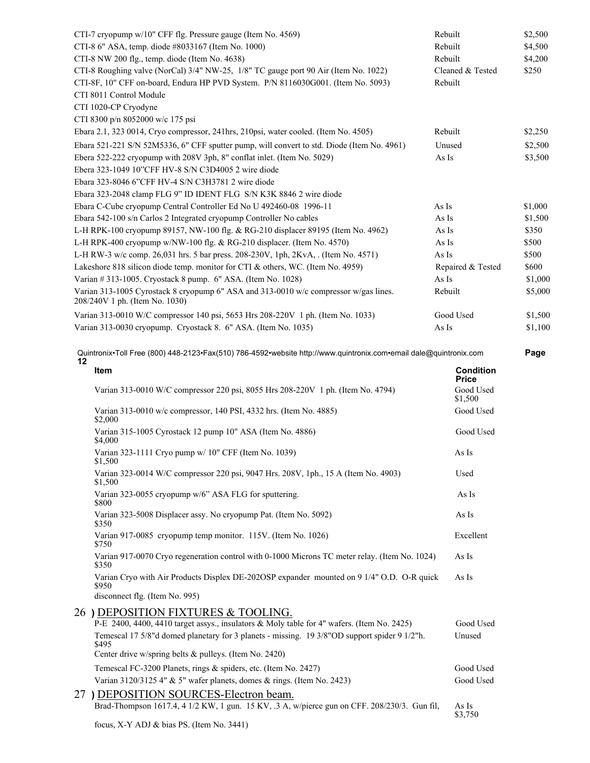| Item | Condition | Price |
|---|---|---|
| CTI-7 cryopump w/10" CFF flg. Pressure gauge (Item No. 4569) | Rebuilt | $2,500 |
| CTI-8 6" ASA, temp. diode #8033167 (Item No. 1000) | Rebuilt | $4,500 |
| CTI-8 NW 200 flg., temp. diode (Item No. 4638) | Rebuilt | $4,200 |
| CTI-8 Roughing valve (NorCal) 3/4" NW-25, 1/8" TC gauge port 90 Air (Item No. 1022) | Cleaned & Tested | $250 |
| CTI-8F, 10" CFF on-board, Endura HP PVD System. P/N 8116030G001. (Item No. 5093) | Rebuilt | |
| CTI 8011 Control Module | | |
| CTI 1020-CP Cryodyne | | |
| CTI 8300 p/n 8052000 w/c 175 psi | | |
| Ebara 2.1, 323 0014, Cryo compressor, 241hrs, 210psi, water cooled. (Item No. 4505) | Rebuilt | $2,250 |
| Ebara 521-221 S/N 52M5336, 6" CFF sputter pump, will convert to std. Diode (Item No. 4961) | Unused | $2,500 |
| Ebera 522-222 cryopump with 208V 3ph, 8" conflat inlet. (Item No. 5029) | As Is | $3,500 |
| Ebera 323-1049 10"CFF HV-8 S/N C3D4005 2 wire diode | | |
| Ebara 323-8046 6"CFF HV-4 S/N C3H3781 2 wire diode | | |
| Ebara 323-2048 clamp FLG 9" ID IDENT FLG S/N K3K 8846 2 wire diode | | |
| Ebara C-Cube cryopump Central Controller Ed No U 492460-08 1996-11 | As Is | $1,000 |
| Ebara 542-100 s/n Carlos 2 Integrated cryopump Controller No cables | As Is | $1,500 |
| L-H RPK-100 cryopump 89157, NW-100 flg. & RG-210 displacer 89195 (Item No. 4962) | As Is | $350 |
| L-H RPK-400 cryopump w/NW-100 flg. & RG-210 displacer. (Item No. 4570) | As Is | $500 |
| L-H RW-3 w/c comp. 26,031 hrs. 5 bar press. 208-230V, 1ph, 2KvA, . (Item No. 4571) | As Is | $500 |
| Lakeshore 818 silicon diode temp. monitor for CTI & others, WC. (Item No. 4959) | Repaired & Tested | $600 |
| Varian # 313-1005. Cryostack 8 pump. 6" ASA. (Item No. 1028) | As Is | $1,000 |
| Varian 313-1005 Cyrostack 8 cryopump 6" ASA and 313-0010 w/c compressor w/gas lines. 208/240V 1 ph. (Item No. 1030) | Rebuilt | $5,000 |
| Varian 313-0010 W/C compressor 140 psi, 5653 Hrs 208-220V 1 ph. (Item No. 1033) | Good Used | $1,500 |
| Varian 313-0030 cryopump. Cryostack 8. 6" ASA. (Item No. 1035) | As Is | $1,100 |

Quintronix•Toll Free (800) 448-2123•Fax(510) 786-4592•website http://www.quintronix.com•email dale@quintronix.com

| Item | Condition | Price |
|---|---|---|
| Varian 313-0010 W/C compressor 220 psi, 8055 Hrs 208-220V 1 ph. (Item No. 4794) | Good Used | $1,500 |
| Varian 313-0010 w/c compressor, 140 PSI, 4332 hrs. (Item No. 4885) | Good Used | $2,000 |
| Varian 315-1005 Cyrostack 12 pump 10" ASA (Item No. 4886) | Good Used | $4,000 |
| Varian 323-1111 Cryo pump w/ 10" CFF (Item No. 1039) | As Is | $1,500 |
| Varian 323-0014 W/C compressor 220 psi, 9047 Hrs. 208V, 1ph., 15 A (Item No. 4903) | Used | $1,500 |
| Varian 323-0055 cryopump w/6" ASA FLG for sputtering. | As Is | $800 |
| Varian 323-5008 Displacer assy. No cryopump Pat. (Item No. 5092) | As Is | $350 |
| Varian 917-0085 cryopump temp monitor. 115V. (Item No. 1026) | Excellent | $750 |
| Varian 917-0070 Cryo regeneration control with 0-1000 Microns TC meter relay. (Item No. 1024) | As Is | $350 |
| Varian Cryo with Air Products Displex DE-202OSP expander mounted on 9 1/4" O.D. O-R quick disconnect flg. (Item No. 995) | As Is | $950 |

## 26 ) DEPOSITION FIXTURES & TOOLING.

| Item | Condition | Price |
|---|---|---|
| P-E 2400, 4400, 4410 target assys., insulators & Moly table for 4" wafers. (Item No. 2425) | Good Used | |
| Temescal 17 5/8"d domed planetary for 3 planets - missing. 19 3/8"OD support spider 9 1/2"h. Center drive w/spring belts & pulleys. (Item No. 2420) | Unused | $495 |
| Temescal FC-3200 Planets, rings & spiders, etc. (Item No. 2427) | Good Used | |
| Varian 3120/3125 4" & 5" wafer planets, domes & rings. (Item No. 2423) | Good Used | |

## 27 ) DEPOSITION SOURCES-Electron beam.

| Item | Condition | Price |
|---|---|---|
| Brad-Thompson 1617.4, 4 1/2 KW, 1 gun. 15 KV, .3 A, w/pierce gun on CFF. 208/230/3. Gun fil, focus, X-Y ADJ & bias PS. (Item No. 3441) | As Is | $3,750 |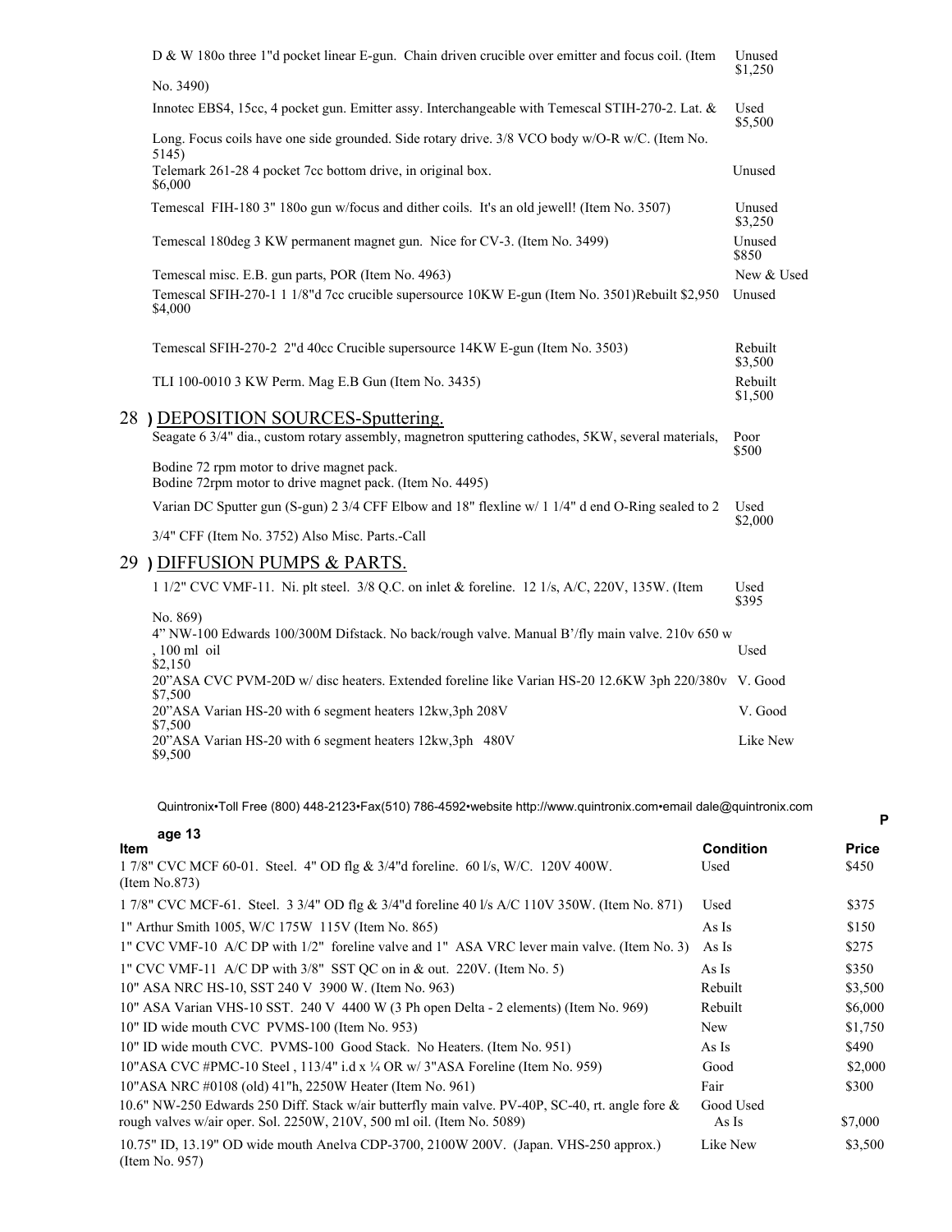| Item | Condition / Price |
|---|---|
| D & W 180o three 1"d pocket linear E-gun. Chain driven crucible over emitter and focus coil. (Item No. 3490) | Unused $1,250 |
| Innotec EBS4, 15cc, 4 pocket gun. Emitter assy. Interchangeable with Temescal STIH-270-2. Lat. & Long. Focus coils have one side grounded. Side rotary drive. 3/8 VCO body w/O-R w/C. (Item No. 5145) | Used $5,500 |
| Telemark 261-28 4 pocket 7cc bottom drive, in original box. $6,000 | Unused |
| Temescal FIH-180 3" 180o gun w/focus and dither coils. It's an old jewell! (Item No. 3507) | Unused $3,250 |
| Temescal 180deg 3 KW permanent magnet gun. Nice for CV-3. (Item No. 3499) | Unused $850 |
| Temescal misc. E.B. gun parts, POR (Item No. 4963) | New & Used |
| Temescal SFIH-270-1 1 1/8"d 7cc crucible supersource 10KW E-gun (Item No. 3501)Rebuilt $2,950 $4,000 | Unused |
| Temescal SFIH-270-2 2"d 40cc Crucible supersource 14KW E-gun (Item No. 3503) | Rebuilt $3,500 |
| TLI 100-0010 3 KW Perm. Mag E.B Gun (Item No. 3435) | Rebuilt $1,500 |

## 28 ) DEPOSITION SOURCES-Sputtering.

| Item | Condition / Price |
|---|---|
| Seagate 6 3/4" dia., custom rotary assembly, magnetron sputtering cathodes, 5KW, several materials, Bodine 72 rpm motor to drive magnet pack. Bodine 72rpm motor to drive magnet pack. (Item No. 4495) | Poor $500 |
| Varian DC Sputter gun (S-gun) 2 3/4 CFF Elbow and 18" flexline w/ 1 1/4" d end O-Ring sealed to 2 3/4" CFF (Item No. 3752) Also Misc. Parts.-Call | Used $2,000 |

## 29 ) DIFFUSION PUMPS & PARTS.

| Item | Condition / Price |
|---|---|
| 1 1/2" CVC VMF-11. Ni. plt steel. 3/8 Q.C. on inlet & foreline. 12 1/s, A/C, 220V, 135W. (Item No. 869) | Used $395 |
| 4" NW-100 Edwards 100/300M Difstack. No back/rough valve. Manual B'/fly main valve. 210v 650 w , 100 ml oil $2,150 | Used |
| 20"ASA CVC PVM-20D w/ disc heaters. Extended foreline like Varian HS-20 12.6KW 3ph 220/380v $7,500 | V. Good |
| 20"ASA Varian HS-20 with 6 segment heaters 12kw,3ph 208V $7,500 | V. Good |
| 20"ASA Varian HS-20 with 6 segment heaters 12kw,3ph 480V $9,500 | Like New |

Quintronix•Toll Free (800) 448-2123•Fax(510) 786-4592•website http://www.quintronix.com•email dale@quintronix.com

| Item | Condition | Price |
|---|---|---|
| 1 7/8" CVC MCF 60-01. Steel. 4" OD flg & 3/4"d foreline. 60 l/s, W/C. 120V 400W. (Item No.873) | Used | $450 |
| 1 7/8" CVC MCF-61. Steel. 3 3/4" OD flg & 3/4"d foreline 40 l/s A/C 110V 350W. (Item No. 871) | Used | $375 |
| 1" Arthur Smith 1005, W/C 175W 115V (Item No. 865) | As Is | $150 |
| 1" CVC VMF-10 A/C DP with 1/2" foreline valve and 1" ASA VRC lever main valve. (Item No. 3) | As Is | $275 |
| 1" CVC VMF-11 A/C DP with 3/8" SST QC on in & out. 220V. (Item No. 5) | As Is | $350 |
| 10" ASA NRC HS-10, SST 240 V 3900 W. (Item No. 963) | Rebuilt | $3,500 |
| 10" ASA Varian VHS-10 SST. 240 V 4400 W (3 Ph open Delta - 2 elements) (Item No. 969) | Rebuilt | $6,000 |
| 10" ID wide mouth CVC PVMS-100 (Item No. 953) | New | $1,750 |
| 10" ID wide mouth CVC. PVMS-100 Good Stack. No Heaters. (Item No. 951) | As Is | $490 |
| 10"ASA CVC #PMC-10 Steel , 113/4" i.d x ¼ OR w/ 3"ASA Foreline (Item No. 959) | Good | $2,000 |
| 10"ASA NRC #0108 (old) 41"h, 2250W Heater (Item No. 961) | Fair | $300 |
| 10.6" NW-250 Edwards 250 Diff. Stack w/air butterfly main valve. PV-40P, SC-40, rt. angle fore & rough valves w/air oper. Sol. 2250W, 210V, 500 ml oil. (Item No. 5089) | Good Used As Is | $7,000 |
| 10.75" ID, 13.19" OD wide mouth Anelva CDP-3700, 2100W 200V. (Japan. VHS-250 approx.) (Item No. 957) | Like New | $3,500 |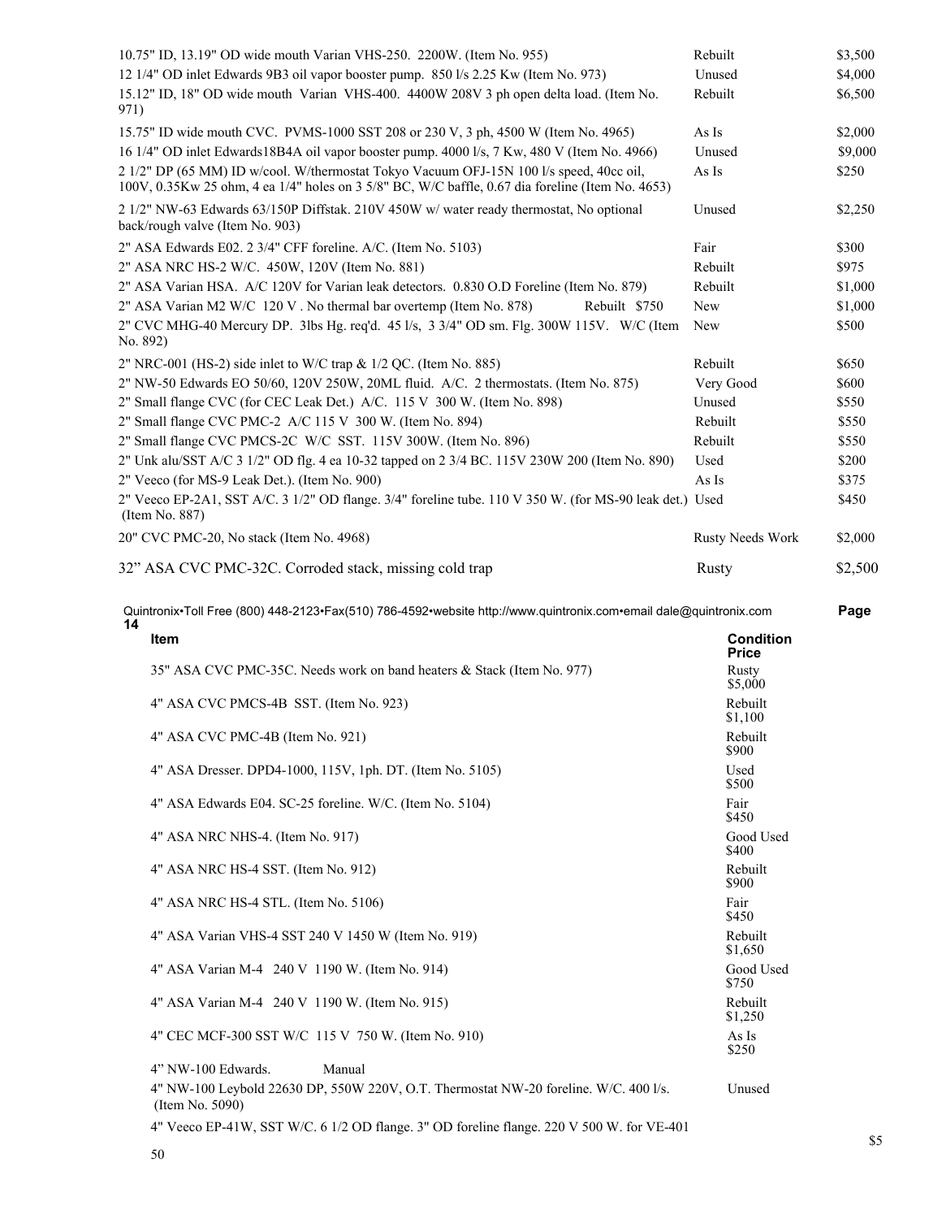| | | |
|---|---|---|
| 10.75" ID, 13.19" OD wide mouth Varian VHS-250. 2200W. (Item No. 955) | Rebuilt | $3,500 |
| 12 1/4" OD inlet Edwards 9B3 oil vapor booster pump. 850 l/s 2.25 Kw (Item No. 973) | Unused | $4,000 |
| 15.12" ID, 18" OD wide mouth Varian VHS-400. 4400W 208V 3 ph open delta load. (Item No. 971) | Rebuilt | $6,500 |
| 15.75" ID wide mouth CVC. PVMS-1000 SST 208 or 230 V, 3 ph, 4500 W (Item No. 4965) | As Is | $2,000 |
| 16 1/4" OD inlet Edwards18B4A oil vapor booster pump. 4000 l/s, 7 Kw, 480 V (Item No. 4966) | Unused | $9,000 |
| 2 1/2" DP (65 MM) ID w/cool. W/thermostat Tokyo Vacuum OFJ-15N 100 l/s speed, 40cc oil, 100V, 0.35Kw 25 ohm, 4 ea 1/4" holes on 3 5/8" BC, W/C baffle, 0.67 dia foreline (Item No. 4653) | As Is | $250 |
| 2 1/2" NW-63 Edwards 63/150P Diffstak. 210V 450W w/ water ready thermostat, No optional back/rough valve (Item No. 903) | Unused | $2,250 |
| 2" ASA Edwards E02. 2 3/4" CFF foreline. A/C. (Item No. 5103) | Fair | $300 |
| 2" ASA NRC HS-2 W/C. 450W, 120V (Item No. 881) | Rebuilt | $975 |
| 2" ASA Varian HSA. A/C 120V for Varian leak detectors. 0.830 O.D Foreline (Item No. 879) | Rebuilt | $1,000 |
| 2" ASA Varian M2 W/C 120 V . No thermal bar overtemp (Item No. 878) Rebuilt $750 | New | $1,000 |
| 2" CVC MHG-40 Mercury DP. 3lbs Hg. req'd. 45 l/s, 3 3/4" OD sm. Flg. 300W 115V. W/C (Item No. 892) | New | $500 |
| 2" NRC-001 (HS-2) side inlet to W/C trap & 1/2 QC. (Item No. 885) | Rebuilt | $650 |
| 2" NW-50 Edwards EO 50/60, 120V 250W, 20ML fluid. A/C. 2 thermostats. (Item No. 875) | Very Good | $600 |
| 2" Small flange CVC (for CEC Leak Det.) A/C. 115 V 300 W. (Item No. 898) | Unused | $550 |
| 2" Small flange CVC PMC-2 A/C 115 V 300 W. (Item No. 894) | Rebuilt | $550 |
| 2" Small flange CVC PMCS-2C W/C SST. 115V 300W. (Item No. 896) | Rebuilt | $550 |
| 2" Unk alu/SST A/C 3 1/2" OD flg. 4 ea 10-32 tapped on 2 3/4 BC. 115V 230W 200 (Item No. 890) | Used | $200 |
| 2" Veeco (for MS-9 Leak Det.). (Item No. 900) | As Is | $375 |
| 2" Veeco EP-2A1, SST A/C. 3 1/2" OD flange. 3/4" foreline tube. 110 V 350 W. (for MS-90 leak det.) (Item No. 887) | Used | $450 |
| 20" CVC PMC-20, No stack (Item No. 4968) | Rusty Needs Work | $2,000 |
| 32" ASA CVC PMC-32C. Corroded stack, missing cold trap | Rusty | $2,500 |

| Item | Condition | Price |
|---|---|---|
| 35" ASA CVC PMC-35C. Needs work on band heaters & Stack (Item No. 977) | Rusty | $5,000 |
| 4" ASA CVC PMCS-4B SST. (Item No. 923) | Rebuilt | $1,100 |
| 4" ASA CVC PMC-4B (Item No. 921) | Rebuilt | $900 |
| 4" ASA Dresser. DPD4-1000, 115V, 1ph. DT. (Item No. 5105) | Used | $500 |
| 4" ASA Edwards E04. SC-25 foreline. W/C. (Item No. 5104) | Fair | $450 |
| 4" ASA NRC NHS-4. (Item No. 917) | Good Used | $400 |
| 4" ASA NRC HS-4 SST. (Item No. 912) | Rebuilt | $900 |
| 4" ASA NRC HS-4 STL. (Item No. 5106) | Fair | $450 |
| 4" ASA Varian VHS-4 SST 240 V 1450 W (Item No. 919) | Rebuilt | $1,650 |
| 4" ASA Varian M-4 240 V 1190 W. (Item No. 914) | Good Used | $750 |
| 4" ASA Varian M-4 240 V 1190 W. (Item No. 915) | Rebuilt | $1,250 |
| 4" CEC MCF-300 SST W/C 115 V 750 W. (Item No. 910) | As Is | $250 |
| 4" NW-100 Edwards. Manual | | |
| 4" NW-100 Leybold 22630 DP, 550W 220V, O.T. Thermostat NW-20 foreline. W/C. 400 l/s. (Item No. 5090) | Unused | |
| 4" Veeco EP-41W, SST W/C. 6 1/2 OD flange. 3" OD foreline flange. 220 V 500 W. for VE-401 | | $5 |

50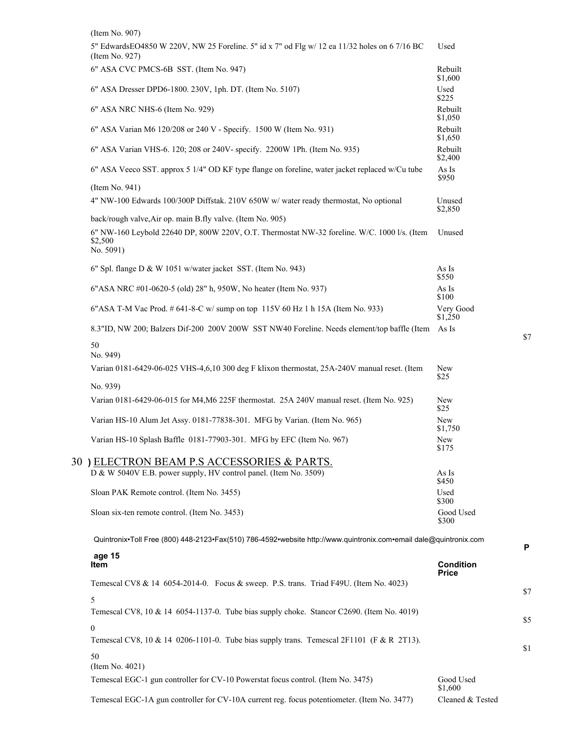(Item No. 907)

| Item | Condition Price |
|---|---|
| 5" EdwardsEO4850 W 220V, NW 25 Foreline. 5" id x 7" od Flg w/ 12 ea 11/32 holes on 6 7/16 BC (Item No. 927) | Used |
| 6" ASA CVC PMCS-6B SST. (Item No. 947) | Rebuilt $1,600 |
| 6" ASA Dresser DPD6-1800. 230V, 1ph. DT. (Item No. 5107) | Used $225 |
| 6" ASA NRC NHS-6 (Item No. 929) | Rebuilt $1,050 |
| 6" ASA Varian M6 120/208 or 240 V - Specify. 1500 W (Item No. 931) | Rebuilt $1,650 |
| 6" ASA Varian VHS-6. 120; 208 or 240V- specify. 2200W 1Ph. (Item No. 935) | Rebuilt $2,400 |
| 6" ASA Veeco SST. approx 5 1/4" OD KF type flange on foreline, water jacket replaced w/Cu tube (Item No. 941) | As Is $950 |
| 4" NW-100 Edwards 100/300P Diffstak. 210V 650W w/ water ready thermostat, No optional back/rough valve,Air op. main B.fly valve. (Item No. 905) | Unused $2,850 |
| 6" NW-160 Leybold 22640 DP, 800W 220V, O.T. Thermostat NW-32 foreline. W/C. 1000 l/s. (Item No. 5091) | Unused $2,500 |
| 6" Spl. flange D & W 1051 w/water jacket SST. (Item No. 943) | As Is $550 |
| 6"ASA NRC #01-0620-5 (old) 28" h, 950W, No heater (Item No. 937) | As Is $100 |
| 6"ASA T-M Vac Prod. # 641-8-C w/ sump on top 115V 60 Hz 1 h 15A (Item No. 933) | Very Good $1,250 |
| 8.3"ID, NW 200; Balzers Dif-200 200V 200W SST NW40 Foreline. Needs element/top baffle (Item No. 949) | As Is $750 |
| Varian 0181-6429-06-025 VHS-4,6,10 300 deg F klixon thermostat, 25A-240V manual reset. (Item No. 939) | New $25 |
| Varian 0181-6429-06-015 for M4,M6 225F thermostat. 25A 240V manual reset. (Item No. 925) | New $25 |
| Varian HS-10 Alum Jet Assy. 0181-77838-301. MFG by Varian. (Item No. 965) | New $1,750 |
| Varian HS-10 Splash Baffle 0181-77903-301. MFG by EFC (Item No. 967) | New $175 |

## 30 ) ELECTRON BEAM P.S ACCESSORIES & PARTS.

| Item | Condition Price |
|---|---|
| D & W 5040V E.B. power supply, HV control panel. (Item No. 3509) | As Is $450 |
| Sloan PAK Remote control. (Item No. 3455) | Used $300 |
| Sloan six-ten remote control. (Item No. 3453) | Good Used $300 |
| Temescal CV8 & 14 6054-2014-0. Focus & sweep. P.S. trans. Triad F49U. (Item No. 4023) | $75 |
| Temescal CV8, 10 & 14 6054-1137-0. Tube bias supply choke. Stancor C2690. (Item No. 4019) | $50 |
| Temescal CV8, 10 & 14 0206-1101-0. Tube bias supply trans. Temescal 2F1101 (F & R 2T13). (Item No. 4021) | $150 |
| Temescal EGC-1 gun controller for CV-10 Powerstat focus control. (Item No. 3475) | Good Used $1,600 |
| Temescal EGC-1A gun controller for CV-10A current reg. focus potentiometer. (Item No. 3477) | Cleaned & Tested |

Quintronix•Toll Free (800) 448-2123•Fax(510) 786-4592•website http://www.quintronix.com•email dale@quintronix.com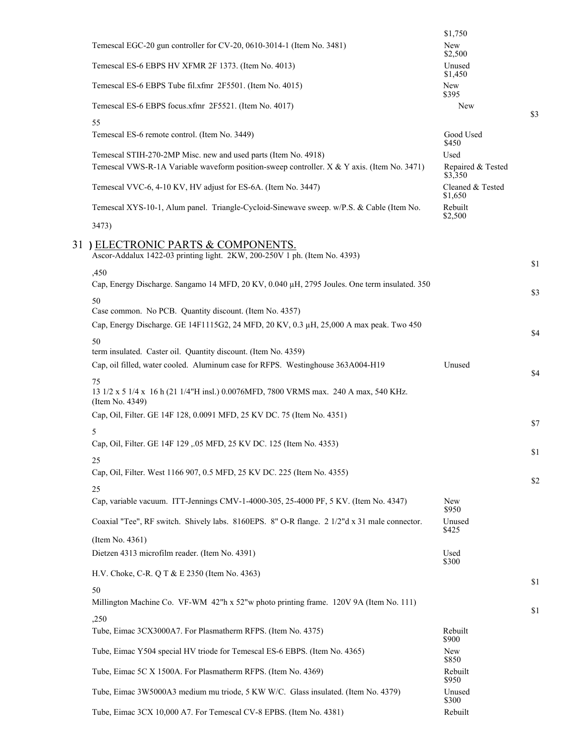$1,750

Temescal EGC-20 gun controller for CV-20, 0610-3014-1 (Item No. 3481) — New $2,500

Temescal ES-6 EBPS HV XFMR 2F 1373. (Item No. 4013) — Unused $1,450

Temescal ES-6 EBPS Tube fil.xfmr 2F5501. (Item No. 4015) — New $395

Temescal ES-6 EBPS focus.xfmr 2F5521. (Item No. 4017) — New $3

55

Temescal ES-6 remote control. (Item No. 3449) — Good Used $450

Temescal STIH-270-2MP Misc. new and used parts (Item No. 4918) — Used

Temescal VWS-R-1A Variable waveform position-sweep controller. X & Y axis. (Item No. 3471) — Repaired & Tested $3,350

Temescal VVC-6, 4-10 KV, HV adjust for ES-6A. (Item No. 3447) — Cleaned & Tested $1,650

Temescal XYS-10-1, Alum panel. Triangle-Cycloid-Sinewave sweep. w/P.S. & Cable (Item No. 3473) — Rebuilt $2,500

## 31 ) ELECTRONIC PARTS & COMPONENTS.

Ascor-Addalux 1422-03 printing light. 2KW, 200-250V 1 ph. (Item No. 4393) — $1

,450

Cap, Energy Discharge. Sangamo 14 MFD, 20 KV, 0.040 µH, 2795 Joules. One term insulated. 350 — $3

50

Case common. No PCB. Quantity discount. (Item No. 4357)

Cap, Energy Discharge. GE 14F1115G2, 24 MFD, 20 KV, 0.3 µH, 25,000 A max peak. Two 450 — $4

50

term insulated. Caster oil. Quantity discount. (Item No. 4359)

Cap, oil filled, water cooled. Aluminum case for RFPS. Westinghouse 363A004-H19 — Unused $4

75

13 1/2 x 5 1/4 x 16 h (21 1/4"H insl.) 0.0076MFD, 7800 VRMS max. 240 A max, 540 KHz. (Item No. 4349)

Cap, Oil, Filter. GE 14F 128, 0.0091 MFD, 25 KV DC. 75 (Item No. 4351) — $7

5

Cap, Oil, Filter. GE 14F 129 ,.05 MFD, 25 KV DC. 125 (Item No. 4353) — $1

25

Cap, Oil, Filter. West 1166 907, 0.5 MFD, 25 KV DC. 225 (Item No. 4355) — $2

25

Cap, variable vacuum. ITT-Jennings CMV-1-4000-305, 25-4000 PF, 5 KV. (Item No. 4347) — New $950

Coaxial "Tee", RF switch. Shively labs. 8160EPS. 8" O-R flange. 2 1/2"d x 31 male connector. (Item No. 4361) — Unused $425

Dietzen 4313 microfilm reader. (Item No. 4391) — Used $300

H.V. Choke, C-R. Q T & E 2350 (Item No. 4363) — $1

50

Millington Machine Co. VF-WM 42"h x 52"w photo printing frame. 120V 9A (Item No. 111) — $1

,250

Tube, Eimac 3CX3000A7. For Plasmatherm RFPS. (Item No. 4375) — Rebuilt $900

Tube, Eimac Y504 special HV triode for Temescal ES-6 EBPS. (Item No. 4365) — New $850

Tube, Eimac 5C X 1500A. For Plasmatherm RFPS. (Item No. 4369) — Rebuilt $950

Tube, Eimac 3W5000A3 medium mu triode, 5 KW W/C. Glass insulated. (Item No. 4379) — Unused $300

Tube, Eimac 3CX 10,000 A7. For Temescal CV-8 EPBS. (Item No. 4381) — Rebuilt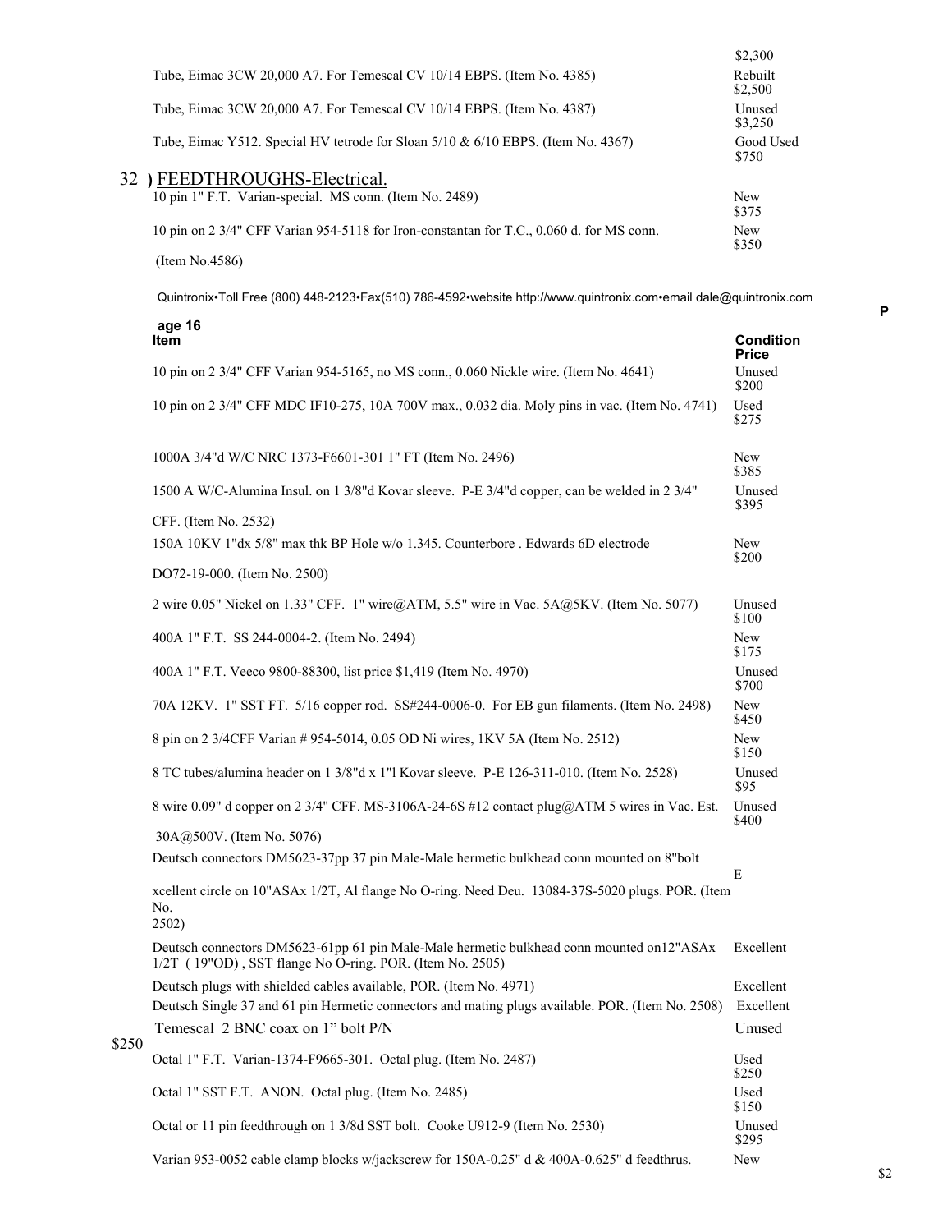| Item | Condition Price |
|---|---|
| | $2,300 |
| Tube, Eimac 3CW 20,000 A7. For Temescal CV 10/14 EBPS. (Item No. 4385) | Rebuilt $2,500 |
| Tube, Eimac 3CW 20,000 A7. For Temescal CV 10/14 EBPS. (Item No. 4387) | Unused $3,250 |
| Tube, Eimac Y512. Special HV tetrode for Sloan 5/10 & 6/10 EBPS. (Item No. 4367) | Good Used $750 |

## 32 ) FEEDTHROUGHS-Electrical.

| Item | Condition Price |
|---|---|
| 10 pin 1" F.T. Varian-special. MS conn. (Item No. 2489) | New $375 |
| 10 pin on 2 3/4" CFF Varian 954-5118 for Iron-constantan for T.C., 0.060 d. for MS conn. (Item No.4586) | New $350 |
| 10 pin on 2 3/4" CFF Varian 954-5165, no MS conn., 0.060 Nickle wire. (Item No. 4641) | Unused $200 |
| 10 pin on 2 3/4" CFF MDC IF10-275, 10A 700V max., 0.032 dia. Moly pins in vac. (Item No. 4741) | Used $275 |
| 1000A 3/4"d W/C NRC 1373-F6601-301 1" FT (Item No. 2496) | New $385 |
| 1500 A W/C-Alumina Insul. on 1 3/8"d Kovar sleeve. P-E 3/4"d copper, can be welded in 2 3/4" CFF. (Item No. 2532) | Unused $395 |
| 150A 10KV 1"dx 5/8" max thk BP Hole w/o 1.345. Counterbore . Edwards 6D electrode DO72-19-000. (Item No. 2500) | New $200 |
| 2 wire 0.05" Nickel on 1.33" CFF. 1" wire@ATM, 5.5" wire in Vac. 5A@5KV. (Item No. 5077) | Unused $100 |
| 400A 1" F.T. SS 244-0004-2. (Item No. 2494) | New $175 |
| 400A 1" F.T. Veeco 9800-88300, list price $1,419 (Item No. 4970) | Unused $700 |
| 70A 12KV. 1" SST FT. 5/16 copper rod. SS#244-0006-0. For EB gun filaments. (Item No. 2498) | New $450 |
| 8 pin on 2 3/4CFF Varian # 954-5014, 0.05 OD Ni wires, 1KV 5A (Item No. 2512) | New $150 |
| 8 TC tubes/alumina header on 1 3/8"d x 1"l Kovar sleeve. P-E 126-311-010. (Item No. 2528) | Unused $95 |
| 8 wire 0.09" d copper on 2 3/4" CFF. MS-3106A-24-6S #12 contact plug@ATM 5 wires in Vac. Est. 30A@500V. (Item No. 5076) | Unused $400 |
| Deutsch connectors DM5623-37pp 37 pin Male-Male hermetic bulkhead conn mounted on 8"bolt circle on 10"ASAx 1/2T, Al flange No O-ring. Need Deu. 13084-37S-5020 plugs. POR. (Item No. 2502) | Excellent |
| Deutsch connectors DM5623-61pp 61 pin Male-Male hermetic bulkhead conn mounted on12"ASAx 1/2T ( 19"OD) , SST flange No O-ring. POR. (Item No. 2505) | Excellent |
| Deutsch plugs with shielded cables available, POR. (Item No. 4971) | Excellent |
| Deutsch Single 37 and 61 pin Hermetic connectors and mating plugs available. POR. (Item No. 2508) | Excellent |
| Temescal 2 BNC coax on 1" bolt P/N | Unused $250 |
| Octal 1" F.T. Varian-1374-F9665-301. Octal plug. (Item No. 2487) | Used $250 |
| Octal 1" SST F.T. ANON. Octal plug. (Item No. 2485) | Used $150 |
| Octal or 11 pin feedthrough on 1 3/8d SST bolt. Cooke U912-9 (Item No. 2530) | Unused $295 |
| Varian 953-0052 cable clamp blocks w/jackscrew for 150A-0.25" d & 400A-0.625" d feedthrus. | New $2 |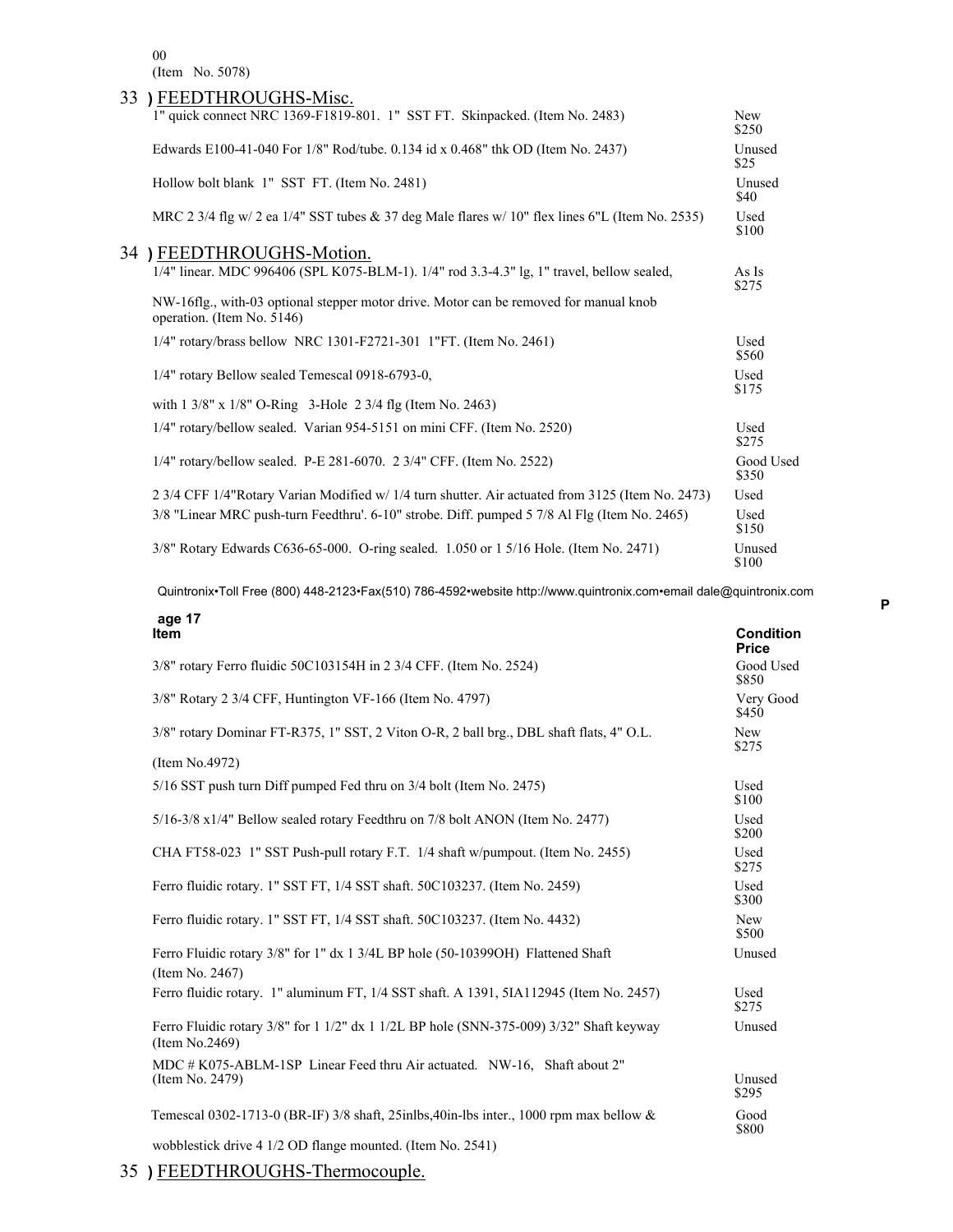00
(Item No. 5078)

## 33 ) FEEDTHROUGHS-Misc.

| Item | Condition Price |
|---|---|
| 1" quick connect NRC 1369-F1819-801. 1" SST FT. Skinpacked. (Item No. 2483) | New $250 |
| Edwards E100-41-040 For 1/8" Rod/tube. 0.134 id x 0.468" thk OD (Item No. 2437) | Unused $25 |
| Hollow bolt blank 1" SST FT. (Item No. 2481) | Unused $40 |
| MRC 2 3/4 flg w/ 2 ea 1/4" SST tubes & 37 deg Male flares w/ 10" flex lines 6"L (Item No. 2535) | Used $100 |

## 34 ) FEEDTHROUGHS-Motion.

| Item | Condition Price |
|---|---|
| 1/4" linear. MDC 996406 (SPL K075-BLM-1). 1/4" rod 3.3-4.3" lg, 1" travel, bellow sealed, NW-16flg., with-03 optional stepper motor drive. Motor can be removed for manual knob operation. (Item No. 5146) | As Is $275 |
| 1/4" rotary/brass bellow NRC 1301-F2721-301 1"FT. (Item No. 2461) | Used $560 |
| 1/4" rotary Bellow sealed Temescal 0918-6793-0, with 1 3/8" x 1/8" O-Ring 3-Hole 2 3/4 flg (Item No. 2463) | Used $175 |
| 1/4" rotary/bellow sealed. Varian 954-5151 on mini CFF. (Item No. 2520) | Used $275 |
| 1/4" rotary/bellow sealed. P-E 281-6070. 2 3/4" CFF. (Item No. 2522) | Good Used $350 |
| 2 3/4 CFF 1/4"Rotary Varian Modified w/ 1/4 turn shutter. Air actuated from 3125 (Item No. 2473) | Used |
| 3/8 "Linear MRC push-turn Feedthru'. 6-10" strobe. Diff. pumped 5 7/8 Al Flg (Item No. 2465) | Used $150 |
| 3/8" Rotary Edwards C636-65-000. O-ring sealed. 1.050 or 1 5/16 Hole. (Item No. 2471) | Unused $100 |
| 3/8" rotary Ferro fluidic 50C103154H in 2 3/4 CFF. (Item No. 2524) | Good Used $850 |
| 3/8" Rotary 2 3/4 CFF, Huntington VF-166 (Item No. 4797) | Very Good $450 |
| 3/8" rotary Dominar FT-R375, 1" SST, 2 Viton O-R, 2 ball brg., DBL shaft flats, 4" O.L. (Item No.4972) | New $275 |
| 5/16 SST push turn Diff pumped Fed thru on 3/4 bolt (Item No. 2475) | Used $100 |
| 5/16-3/8 x1/4" Bellow sealed rotary Feedthru on 7/8 bolt ANON (Item No. 2477) | Used $200 |
| CHA FT58-023 1" SST Push-pull rotary F.T. 1/4 shaft w/pumpout. (Item No. 2455) | Used $275 |
| Ferro fluidic rotary. 1" SST FT, 1/4 SST shaft. 50C103237. (Item No. 2459) | Used $300 |
| Ferro fluidic rotary. 1" SST FT, 1/4 SST shaft. 50C103237. (Item No. 4432) | New $500 |
| Ferro Fluidic rotary 3/8" for 1" dx 1 3/4L BP hole (50-10399OH) Flattened Shaft (Item No. 2467) | Unused |
| Ferro fluidic rotary. 1" aluminum FT, 1/4 SST shaft. A 1391, 5IA112945 (Item No. 2457) | Used $275 |
| Ferro Fluidic rotary 3/8" for 1 1/2" dx 1 1/2L BP hole (SNN-375-009) 3/32" Shaft keyway (Item No.2469) | Unused |
| MDC # K075-ABLM-1SP Linear Feed thru Air actuated. NW-16, Shaft about 2" (Item No. 2479) | Unused $295 |
| Temescal 0302-1713-0 (BR-IF) 3/8 shaft, 25inlbs,40in-lbs inter., 1000 rpm max bellow & wobblestick drive 4 1/2 OD flange mounted. (Item No. 2541) | Good $800 |

## 35 ) FEEDTHROUGHS-Thermocouple.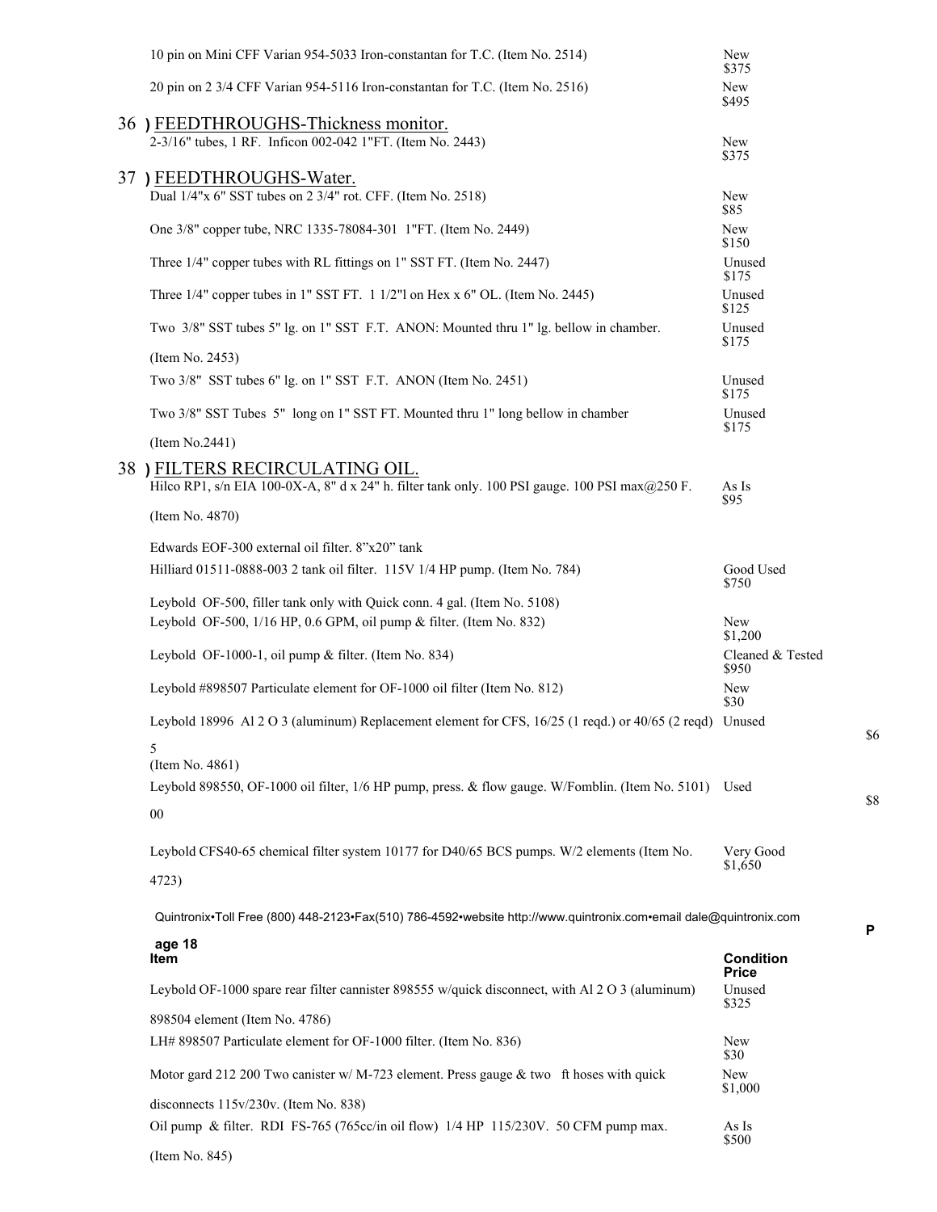| Item | Condition / Price |
|---|---|
| 10 pin on Mini CFF Varian 954-5033 Iron-constantan for T.C. (Item No. 2514) | New $375 |
| 20 pin on 2 3/4 CFF Varian 954-5116 Iron-constantan for T.C. (Item No. 2516) | New $495 |

## 36 ) FEEDTHROUGHS-Thickness monitor.

| Item | Condition / Price |
|---|---|
| 2-3/16" tubes, 1 RF. Inficon 002-042 1"FT. (Item No. 2443) | New $375 |

## 37 ) FEEDTHROUGHS-Water.

| Item | Condition / Price |
|---|---|
| Dual 1/4"x 6" SST tubes on 2 3/4" rot. CFF. (Item No. 2518) | New $85 |
| One 3/8" copper tube, NRC 1335-78084-301 1"FT. (Item No. 2449) | New $150 |
| Three 1/4" copper tubes with RL fittings on 1" SST FT. (Item No. 2447) | Unused $175 |
| Three 1/4" copper tubes in 1" SST FT. 1 1/2"l on Hex x 6" OL. (Item No. 2445) | Unused $125 |
| Two 3/8" SST tubes 5" lg. on 1" SST F.T. ANON: Mounted thru 1" lg. bellow in chamber. (Item No. 2453) | Unused $175 |
| Two 3/8" SST tubes 6" lg. on 1" SST F.T. ANON (Item No. 2451) | Unused $175 |
| Two 3/8" SST Tubes 5" long on 1" SST FT. Mounted thru 1" long bellow in chamber (Item No.2441) | Unused $175 |

## 38 ) FILTERS RECIRCULATING OIL.

| Item | Condition / Price |
|---|---|
| Hilco RP1, s/n EIA 100-0X-A, 8" d x 24" h. filter tank only. 100 PSI gauge. 100 PSI max@250 F. (Item No. 4870) | As Is $95 |
| Edwards EOF-300 external oil filter. 8"x20" tank | |
| Hilliard 01511-0888-003 2 tank oil filter. 115V 1/4 HP pump. (Item No. 784) | Good Used $750 |
| Leybold OF-500, filler tank only with Quick conn. 4 gal. (Item No. 5108) | |
| Leybold OF-500, 1/16 HP, 0.6 GPM, oil pump & filter. (Item No. 832) | New $1,200 |
| Leybold OF-1000-1, oil pump & filter. (Item No. 834) | Cleaned & Tested $950 |
| Leybold #898507 Particulate element for OF-1000 oil filter (Item No. 812) | New $30 |
| Leybold 18996 Al 2 O 3 (aluminum) Replacement element for CFS, 16/25 (1 reqd.) or 40/65 (2 reqd) (Item No. 4861) | Unused $65 |
| Leybold 898550, OF-1000 oil filter, 1/6 HP pump, press. & flow gauge. W/Fomblin. (Item No. 5101) | Used $800 |
| Leybold CFS40-65 chemical filter system 10177 for D40/65 BCS pumps. W/2 elements (Item No. 4723) | Very Good $1,650 |
| Leybold OF-1000 spare rear filter cannister 898555 w/quick disconnect, with Al 2 O 3 (aluminum) 898504 element (Item No. 4786) | Unused $325 |
| LH# 898507 Particulate element for OF-1000 filter. (Item No. 836) | New $30 |
| Motor gard 212 200 Two canister w/ M-723 element. Press gauge & two ft hoses with quick disconnects 115v/230v. (Item No. 838) | New $1,000 |
| Oil pump & filter. RDI FS-765 (765cc/in oil flow) 1/4 HP 115/230V. 50 CFM pump max. (Item No. 845) | As Is $500 |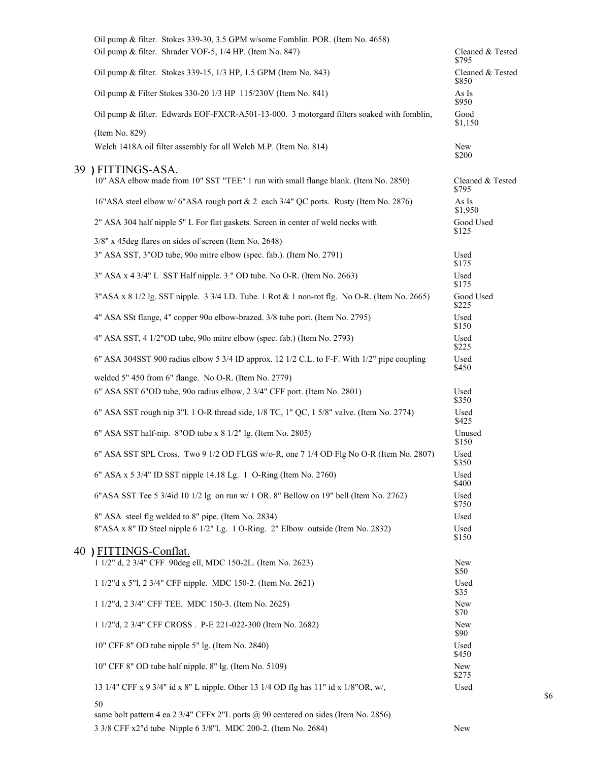Oil pump & filter. Stokes 339-30, 3.5 GPM w/some Fomblin. POR. (Item No. 4658)

| Item | Condition / Price |
|---|---|
| Oil pump & filter. Shrader VOF-5, 1/4 HP. (Item No. 847) | Cleaned & Tested $795 |
| Oil pump & filter. Stokes 339-15, 1/3 HP, 1.5 GPM (Item No. 843) | Cleaned & Tested $850 |
| Oil pump & Filter Stokes 330-20 1/3 HP 115/230V (Item No. 841) | As Is $950 |
| Oil pump & filter. Edwards EOF-FXCR-A501-13-000. 3 motorgard filters soaked with fomblin, (Item No. 829) | Good $1,150 |
| Welch 1418A oil filter assembly for all Welch M.P. (Item No. 814) | New $200 |

## 39 ) FITTINGS-ASA.

| Item | Condition / Price |
|---|---|
| 10" ASA elbow made from 10" SST "TEE" 1 run with small flange blank. (Item No. 2850) | Cleaned & Tested $795 |
| 16"ASA steel elbow w/ 6"ASA rough port & 2 each 3/4" QC ports. Rusty (Item No. 2876) | As Is $1,950 |
| 2" ASA 304 half nipple 5" L For flat gaskets. Screen in center of weld necks with 3/8" x 45deg flares on sides of screen (Item No. 2648) | Good Used $125 |
| 3" ASA SST, 3"OD tube, 90o mitre elbow (spec. fab.). (Item No. 2791) | Used $175 |
| 3" ASA x 4 3/4" L SST Half nipple. 3 " OD tube. No O-R. (Item No. 2663) | Used $175 |
| 3"ASA x 8 1/2 lg. SST nipple. 3 3/4 I.D. Tube. 1 Rot & 1 non-rot flg. No O-R. (Item No. 2665) | Good Used $225 |
| 4" ASA SSt flange, 4" copper 90o elbow-brazed. 3/8 tube port. (Item No. 2795) | Used $150 |
| 4" ASA SST, 4 1/2"OD tube, 90o mitre elbow (spec. fab.) (Item No. 2793) | Used $225 |
| 6" ASA 304SST 900 radius elbow 5 3/4 ID approx. 12 1/2 C.L. to F-F. With 1/2" pipe coupling welded 5" 450 from 6" flange. No O-R. (Item No. 2779) | Used $450 |
| 6" ASA SST 6"OD tube, 90o radius elbow, 2 3/4" CFF port. (Item No. 2801) | Used $350 |
| 6" ASA SST rough nip 3"l. 1 O-R thread side, 1/8 TC, 1" QC, 1 5/8" valve. (Item No. 2774) | Used $425 |
| 6" ASA SST half-nip. 8"OD tube x 8 1/2" lg. (Item No. 2805) | Unused $150 |
| 6" ASA SST SPL Cross. Two 9 1/2 OD FLGS w/o-R, one 7 1/4 OD Flg No O-R (Item No. 2807) | Used $350 |
| 6" ASA x 5 3/4" ID SST nipple 14.18 Lg. 1 O-Ring (Item No. 2760) | Used $400 |
| 6"ASA SST Tee 5 3/4id 10 1/2 lg on run w/ 1 OR. 8" Bellow on 19" bell (Item No. 2762) | Used $750 |
| 8" ASA steel flg welded to 8" pipe. (Item No. 2834) | Used |
| 8"ASA x 8" ID Steel nipple 6 1/2" Lg. 1 O-Ring. 2" Elbow outside (Item No. 2832) | Used $150 |

## 40 ) FITTINGS-Conflat.

| Item | Condition / Price |
|---|---|
| 1 1/2" d, 2 3/4" CFF 90deg ell, MDC 150-2L. (Item No. 2623) | New $50 |
| 1 1/2"d x 5"l, 2 3/4" CFF nipple. MDC 150-2. (Item No. 2621) | Used $35 |
| 1 1/2"d, 2 3/4" CFF TEE. MDC 150-3. (Item No. 2625) | New $70 |
| 1 1/2"d, 2 3/4" CFF CROSS . P-E 221-022-300 (Item No. 2682) | New $90 |
| 10" CFF 8" OD tube nipple 5" lg. (Item No. 2840) | Used $450 |
| 10" CFF 8" OD tube half nipple. 8" lg. (Item No. 5109) | New $275 |
| 13 1/4" CFF x 9 3/4" id x 8" L nipple. Other 13 1/4 OD flg has 11" id x 1/8"OR, w/, 50 same bolt pattern 4 ea 2 3/4" CFFx 2"L ports @ 90 centered on sides (Item No. 2856) | Used $650 |
| 3 3/8 CFF x2"d tube Nipple 6 3/8"l. MDC 200-2. (Item No. 2684) | New |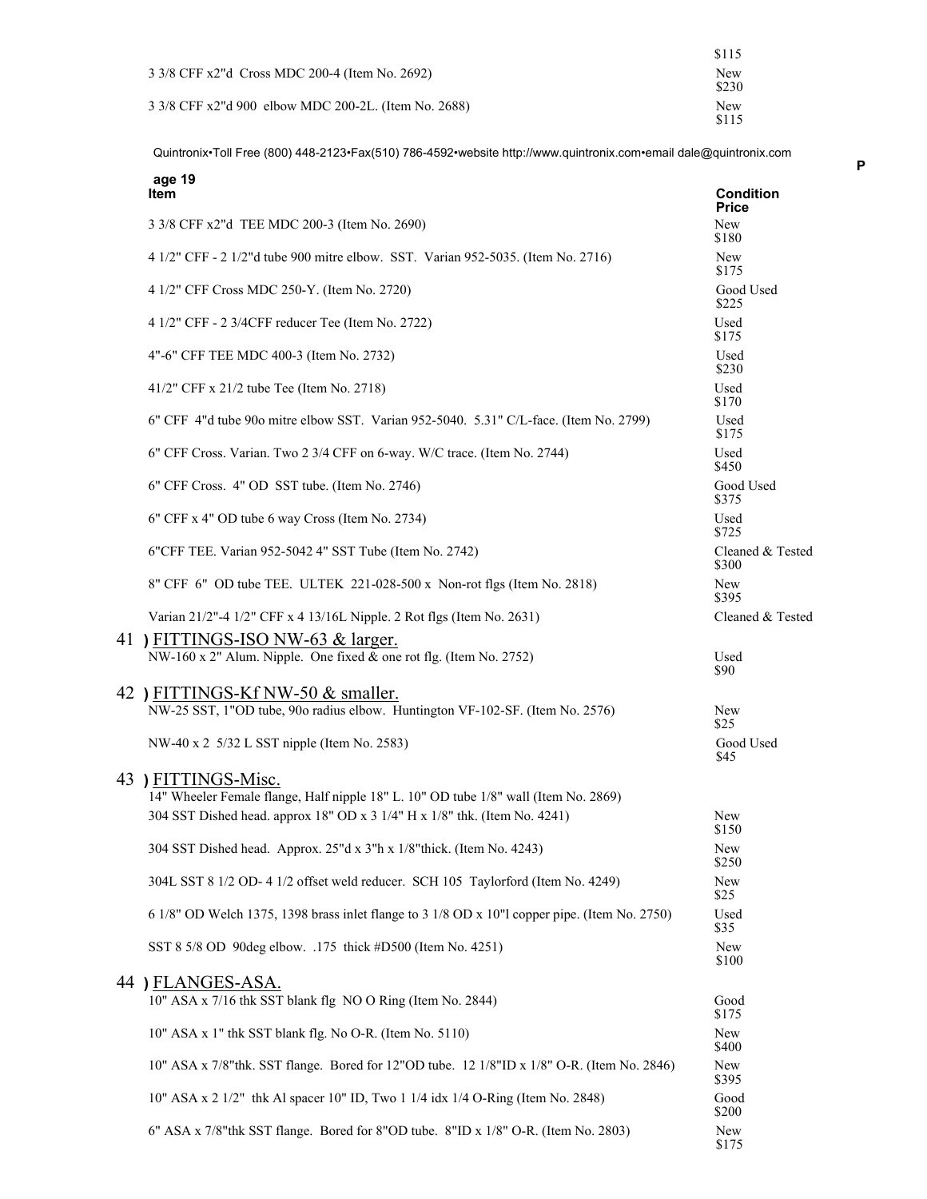| | |
|---|---|
| | $115 |
| 3 3/8 CFF x2"d Cross MDC 200-4 (Item No. 2692) | New $230 |
| 3 3/8 CFF x2"d 900 elbow MDC 200-2L. (Item No. 2688) | New $115 |

Quintronix•Toll Free (800) 448-2123•Fax(510) 786-4592•website http://www.quintronix.com•email dale@quintronix.com

| Item | Condition Price |
|---|---|
| 3 3/8 CFF x2"d TEE MDC 200-3 (Item No. 2690) | New $180 |
| 4 1/2" CFF - 2 1/2"d tube 900 mitre elbow. SST. Varian 952-5035. (Item No. 2716) | New $175 |
| 4 1/2" CFF Cross MDC 250-Y. (Item No. 2720) | Good Used $225 |
| 4 1/2" CFF - 2 3/4CFF reducer Tee (Item No. 2722) | Used $175 |
| 4"-6" CFF TEE MDC 400-3 (Item No. 2732) | Used $230 |
| 41/2" CFF x 21/2 tube Tee (Item No. 2718) | Used $170 |
| 6" CFF 4"d tube 90o mitre elbow SST. Varian 952-5040. 5.31" C/L-face. (Item No. 2799) | Used $175 |
| 6" CFF Cross. Varian. Two 2 3/4 CFF on 6-way. W/C trace. (Item No. 2744) | Used $450 |
| 6" CFF Cross. 4" OD SST tube. (Item No. 2746) | Good Used $375 |
| 6" CFF x 4" OD tube 6 way Cross (Item No. 2734) | Used $725 |
| 6"CFF TEE. Varian 952-5042 4" SST Tube (Item No. 2742) | Cleaned & Tested $300 |
| 8" CFF 6" OD tube TEE. ULTEK 221-028-500 x Non-rot flgs (Item No. 2818) | New $395 |
| Varian 21/2"-4 1/2" CFF x 4 13/16L Nipple. 2 Rot flgs (Item No. 2631) | Cleaned & Tested |

## 41 ) FITTINGS-ISO NW-63 & larger.

| | |
|---|---|
| NW-160 x 2" Alum. Nipple. One fixed & one rot flg. (Item No. 2752) | Used $90 |

## 42 ) FITTINGS-Kf NW-50 & smaller.

| | |
|---|---|
| NW-25 SST, 1"OD tube, 90o radius elbow. Huntington VF-102-SF. (Item No. 2576) | New $25 |
| NW-40 x 2 5/32 L SST nipple (Item No. 2583) | Good Used $45 |

## 43 ) FITTINGS-Misc.

| | |
|---|---|
| 14" Wheeler Female flange, Half nipple 18" L. 10" OD tube 1/8" wall (Item No. 2869) | |
| 304 SST Dished head. approx 18" OD x 3 1/4" H x 1/8" thk. (Item No. 4241) | New $150 |
| 304 SST Dished head. Approx. 25"d x 3"h x 1/8"thick. (Item No. 4243) | New $250 |
| 304L SST 8 1/2 OD- 4 1/2 offset weld reducer. SCH 105 Taylorford (Item No. 4249) | New $25 |
| 6 1/8" OD Welch 1375, 1398 brass inlet flange to 3 1/8 OD x 10"l copper pipe. (Item No. 2750) | Used $35 |
| SST 8 5/8 OD 90deg elbow. .175 thick #D500 (Item No. 4251) | New $100 |

## 44 ) FLANGES-ASA.

| | |
|---|---|
| 10" ASA x 7/16 thk SST blank flg NO O Ring (Item No. 2844) | Good $175 |
| 10" ASA x 1" thk SST blank flg. No O-R. (Item No. 5110) | New $400 |
| 10" ASA x 7/8"thk. SST flange. Bored for 12"OD tube. 12 1/8"ID x 1/8" O-R. (Item No. 2846) | New $395 |
| 10" ASA x 2 1/2" thk Al spacer 10" ID, Two 1 1/4 idx 1/4 O-Ring (Item No. 2848) | Good $200 |
| 6" ASA x 7/8"thk SST flange. Bored for 8"OD tube. 8"ID x 1/8" O-R. (Item No. 2803) | New $175 |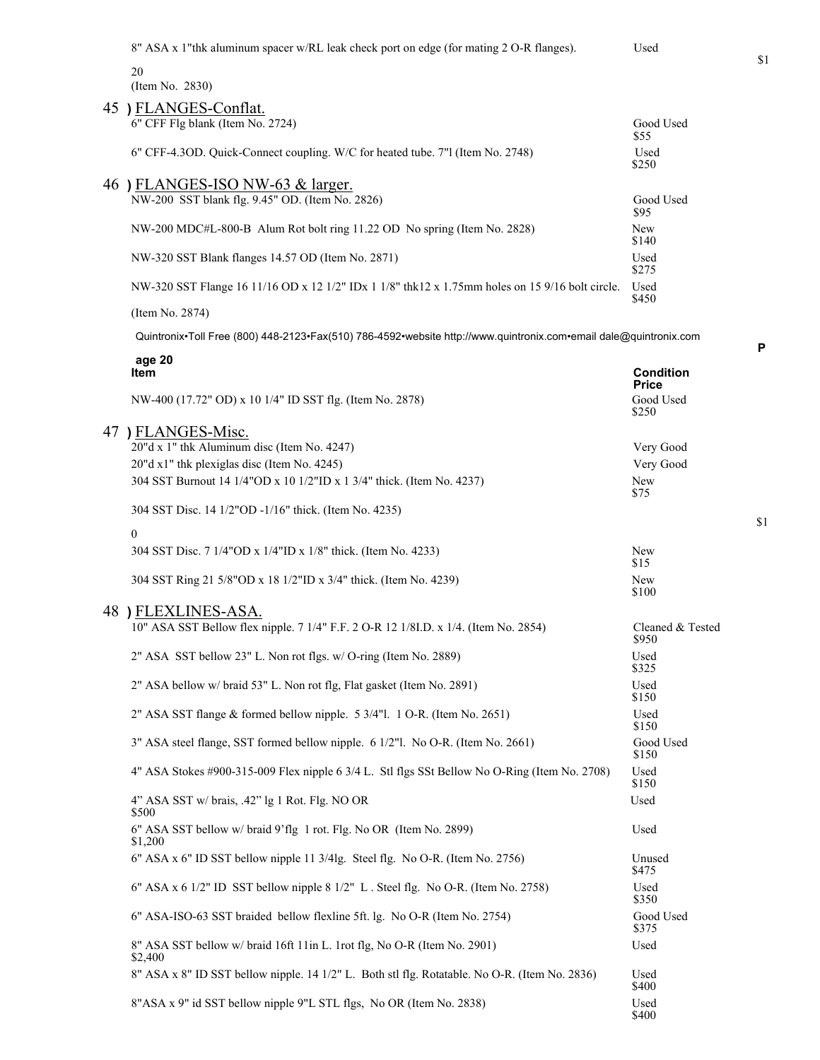| Item | Condition | Price |
|---|---|---|
| 8" ASA x 1"thk aluminum spacer w/RL leak check port on edge (for mating 2 O-R flanges). (Item No. 2830) | Used | $120 |

## 45 ) FLANGES-Conflat.

| Item | Condition | Price |
|---|---|---|
| 6" CFF Flg blank (Item No. 2724) | Good Used | $55 |
| 6" CFF-4.3OD. Quick-Connect coupling. W/C for heated tube. 7"l (Item No. 2748) | Used | $250 |

## 46 ) FLANGES-ISO NW-63 & larger.

| Item | Condition | Price |
|---|---|---|
| NW-200 SST blank flg. 9.45" OD. (Item No. 2826) | Good Used | $95 |
| NW-200 MDC#L-800-B Alum Rot bolt ring 11.22 OD No spring (Item No. 2828) | New | $140 |
| NW-320 SST Blank flanges 14.57 OD (Item No. 2871) | Used | $275 |
| NW-320 SST Flange 16 11/16 OD x 12 1/2" IDx 1 1/8" thk12 x 1.75mm holes on 15 9/16 bolt circle. (Item No. 2874) | Used | $450 |

Quintronix•Toll Free (800) 448-2123•Fax(510) 786-4592•website http://www.quintronix.com•email dale@quintronix.com

| Item | Condition | Price |
|---|---|---|
| NW-400 (17.72" OD) x 10 1/4" ID SST flg. (Item No. 2878) | Good Used | $250 |

## 47 ) FLANGES-Misc.

| Item | Condition | Price |
|---|---|---|
| 20"d x 1" thk Aluminum disc (Item No. 4247) | Very Good | |
| 20"d x1" thk plexiglas disc (Item No. 4245) | Very Good | |
| 304 SST Burnout 14 1/4"OD x 10 1/2"ID x 1 3/4" thick. (Item No. 4237) | New | $75 |
| 304 SST Disc. 14 1/2"OD -1/16" thick. (Item No. 4235) | | $10 |
| 304 SST Disc. 7 1/4"OD x 1/4"ID x 1/8" thick. (Item No. 4233) | New | $15 |
| 304 SST Ring 21 5/8"OD x 18 1/2"ID x 3/4" thick. (Item No. 4239) | New | $100 |

## 48 ) FLEXLINES-ASA.

| Item | Condition | Price |
|---|---|---|
| 10" ASA SST Bellow flex nipple. 7 1/4" F.F. 2 O-R 12 1/8I.D. x 1/4. (Item No. 2854) | Cleaned & Tested | $950 |
| 2" ASA SST bellow 23" L. Non rot flgs. w/ O-ring (Item No. 2889) | Used | $325 |
| 2" ASA bellow w/ braid 53" L. Non rot flg, Flat gasket (Item No. 2891) | Used | $150 |
| 2" ASA SST flange & formed bellow nipple. 5 3/4"l. 1 O-R. (Item No. 2651) | Used | $150 |
| 3" ASA steel flange, SST formed bellow nipple. 6 1/2"l. No O-R. (Item No. 2661) | Good Used | $150 |
| 4" ASA Stokes #900-315-009 Flex nipple 6 3/4 L. Stl flgs SSt Bellow No O-Ring (Item No. 2708) | Used | $150 |
| 4" ASA SST w/ brais, .42" lg 1 Rot. Flg. NO OR | Used | $500 |
| 6" ASA SST bellow w/ braid 9'flg 1 rot. Flg. No OR (Item No. 2899) | Used | $1,200 |
| 6" ASA x 6" ID SST bellow nipple 11 3/4lg. Steel flg. No O-R. (Item No. 2756) | Unused | $475 |
| 6" ASA x 6 1/2" ID SST bellow nipple 8 1/2" L . Steel flg. No O-R. (Item No. 2758) | Used | $350 |
| 6" ASA-ISO-63 SST braided bellow flexline 5ft. lg. No O-R (Item No. 2754) | Good Used | $375 |
| 8" ASA SST bellow w/ braid 16ft 11in L. 1rot flg, No O-R (Item No. 2901) | Used | $2,400 |
| 8" ASA x 8" ID SST bellow nipple. 14 1/2" L. Both stl flg. Rotatable. No O-R. (Item No. 2836) | Used | $400 |
| 8"ASA x 9" id SST bellow nipple 9"L STL flgs, No OR (Item No. 2838) | Used | $400 |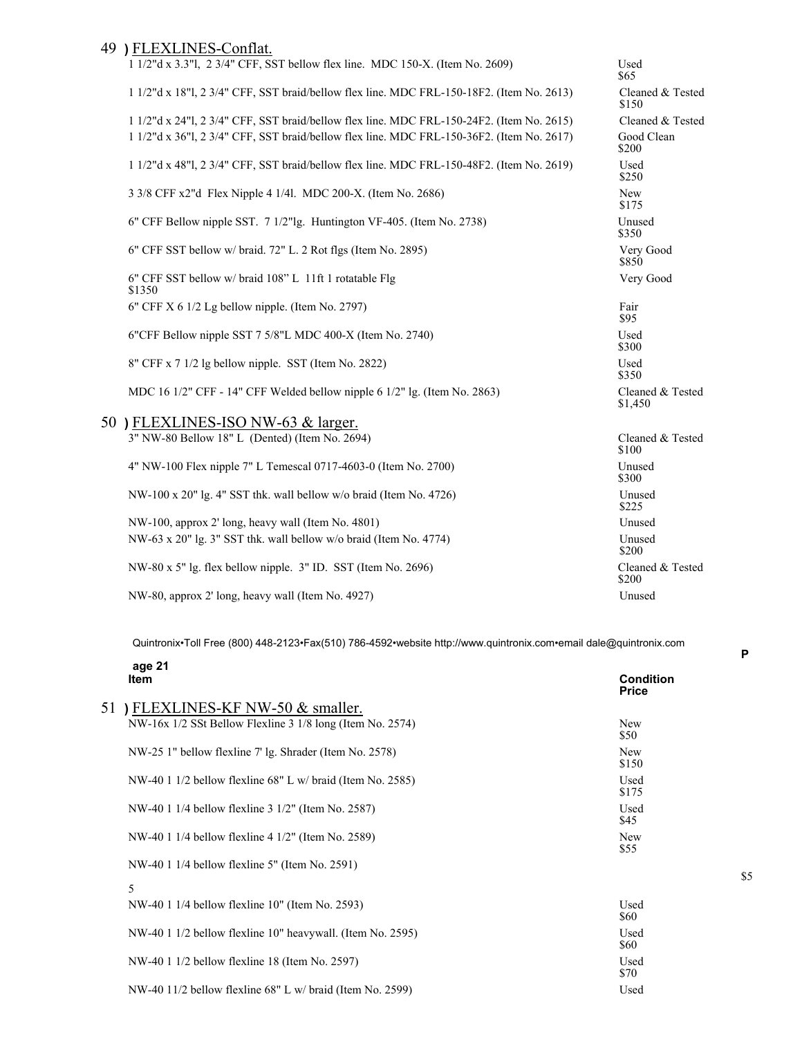## 49 ) FLEXLINES-Conflat.

| Item | Condition / Price |
|---|---|
| 1 1/2"d x 3.3"l, 2 3/4" CFF, SST bellow flex line. MDC 150-X. (Item No. 2609) | Used $65 |
| 1 1/2"d x 18"l, 2 3/4" CFF, SST braid/bellow flex line. MDC FRL-150-18F2. (Item No. 2613) | Cleaned & Tested $150 |
| 1 1/2"d x 24"l, 2 3/4" CFF, SST braid/bellow flex line. MDC FRL-150-24F2. (Item No. 2615) | Cleaned & Tested |
| 1 1/2"d x 36"l, 2 3/4" CFF, SST braid/bellow flex line. MDC FRL-150-36F2. (Item No. 2617) | Good Clean $200 |
| 1 1/2"d x 48"l, 2 3/4" CFF, SST braid/bellow flex line. MDC FRL-150-48F2. (Item No. 2619) | Used $250 |
| 3 3/8 CFF x2"d Flex Nipple 4 1/4l. MDC 200-X. (Item No. 2686) | New $175 |
| 6" CFF Bellow nipple SST. 7 1/2"lg. Huntington VF-405. (Item No. 2738) | Unused $350 |
| 6" CFF SST bellow w/ braid. 72" L. 2 Rot flgs (Item No. 2895) | Very Good $850 |
| 6" CFF SST bellow w/ braid 108" L 11ft 1 rotatable Flg $1350 | Very Good |
| 6" CFF X 6 1/2 Lg bellow nipple. (Item No. 2797) | Fair $95 |
| 6"CFF Bellow nipple SST 7 5/8"L MDC 400-X (Item No. 2740) | Used $300 |
| 8" CFF x 7 1/2 lg bellow nipple. SST (Item No. 2822) | Used $350 |
| MDC 16 1/2" CFF - 14" CFF Welded bellow nipple 6 1/2" lg. (Item No. 2863) | Cleaned & Tested $1,450 |

## 50 ) FLEXLINES-ISO NW-63 & larger.

| Item | Condition / Price |
|---|---|
| 3" NW-80 Bellow 18" L (Dented) (Item No. 2694) | Cleaned & Tested $100 |
| 4" NW-100 Flex nipple 7" L Temescal 0717-4603-0 (Item No. 2700) | Unused $300 |
| NW-100 x 20" lg. 4" SST thk. wall bellow w/o braid (Item No. 4726) | Unused $225 |
| NW-100, approx 2' long, heavy wall (Item No. 4801) | Unused |
| NW-63 x 20" lg. 3" SST thk. wall bellow w/o braid (Item No. 4774) | Unused $200 |
| NW-80 x 5" lg. flex bellow nipple. 3" ID. SST (Item No. 2696) | Cleaned & Tested $200 |
| NW-80, approx 2' long, heavy wall (Item No. 4927) | Unused |

## 51 ) FLEXLINES-KF NW-50 & smaller.

| Item | Condition Price |
|---|---|
| NW-16x 1/2 SSt Bellow Flexline 3 1/8 long (Item No. 2574) | New $50 |
| NW-25 1" bellow flexline 7' lg. Shrader (Item No. 2578) | New $150 |
| NW-40 1 1/2 bellow flexline 68" L w/ braid (Item No. 2585) | Used $175 |
| NW-40 1 1/4 bellow flexline 3 1/2" (Item No. 2587) | Used $45 |
| NW-40 1 1/4 bellow flexline 4 1/2" (Item No. 2589) | New $55 |
| NW-40 1 1/4 bellow flexline 5" (Item No. 2591) | $55 |
| NW-40 1 1/4 bellow flexline 10" (Item No. 2593) | Used $60 |
| NW-40 1 1/2 bellow flexline 10" heavywall. (Item No. 2595) | Used $60 |
| NW-40 1 1/2 bellow flexline 18 (Item No. 2597) | Used $70 |
| NW-40 11/2 bellow flexline 68" L w/ braid (Item No. 2599) | Used |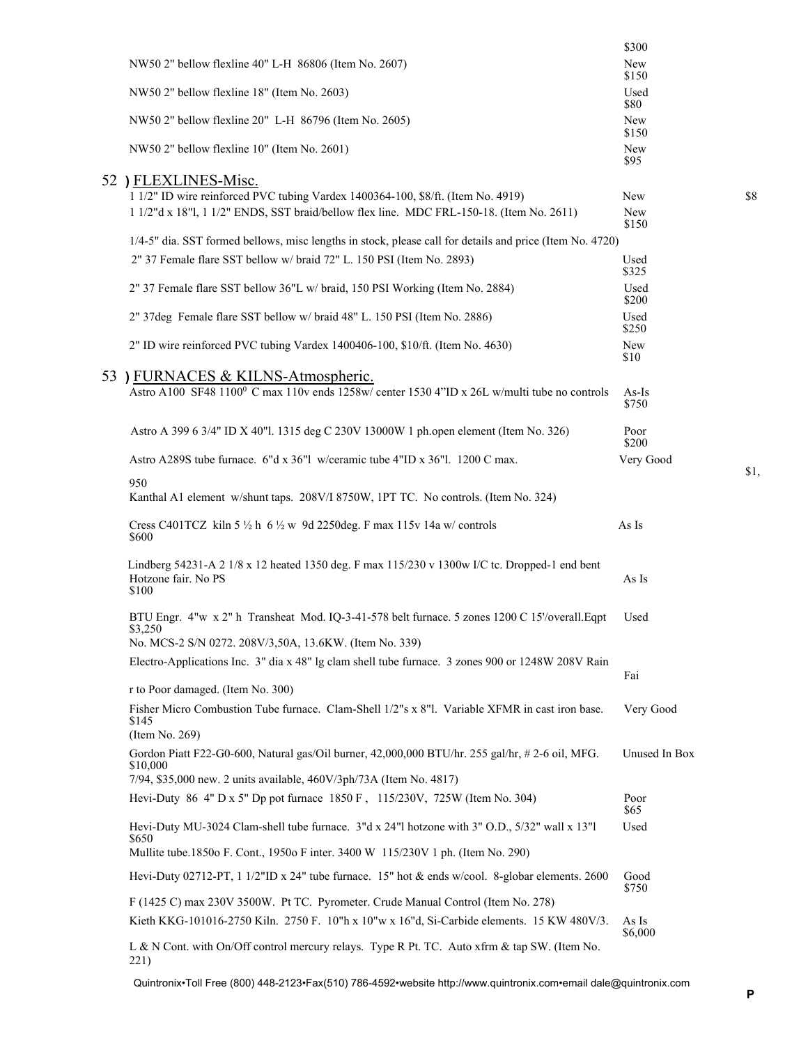$300

NW50 2" bellow flexline 40" L-H 86806 (Item No. 2607) New $150

NW50 2" bellow flexline 18" (Item No. 2603) Used $80

NW50 2" bellow flexline 20" L-H 86796 (Item No. 2605) New $150

NW50 2" bellow flexline 10" (Item No. 2601) New $95

## 52 ) FLEXLINES-Misc.

1 1/2" ID wire reinforced PVC tubing Vardex 1400364-100, $8/ft. (Item No. 4919) New $8

1 1/2"d x 18"l, 1 1/2" ENDS, SST braid/bellow flex line. MDC FRL-150-18. (Item No. 2611) New $150

1/4-5" dia. SST formed bellows, misc lengths in stock, please call for details and price (Item No. 4720)

2" 37 Female flare SST bellow w/ braid 72" L. 150 PSI (Item No. 2893) Used $325

2" 37 Female flare SST bellow 36"L w/ braid, 150 PSI Working (Item No. 2884) Used $200

2" 37deg Female flare SST bellow w/ braid 48" L. 150 PSI (Item No. 2886) Used $250

2" ID wire reinforced PVC tubing Vardex 1400406-100, $10/ft. (Item No. 4630) New $10

## 53 ) FURNACES & KILNS-Atmospheric.

Astro A100 SF48 1100° C max 110v ends 1258w/ center 1530 4"ID x 26L w/multi tube no controls As-Is $750

Astro A 399 6 3/4" ID X 40"l. 1315 deg C 230V 13000W 1 ph.open element (Item No. 326) Poor $200

Astro A289S tube furnace. 6"d x 36"l w/ceramic tube 4"ID x 36"l. 1200 C max. Very Good $1,950
Kanthal A1 element w/shunt taps. 208V/I 8750W, 1PT TC. No controls. (Item No. 324)

Cress C401TCZ kiln 5 ½ h 6 ½ w 9d 2250deg. F max 115v 14a w/ controls As Is $600

Lindberg 54231-A 2 1/8 x 12 heated 1350 deg. F max 115/230 v 1300w I/C tc. Dropped-1 end bent Hotzone fair. No PS As Is $100

BTU Engr. 4"w x 2" h Transheat Mod. IQ-3-41-578 belt furnace. 5 zones 1200 C 15'/overall.Eqpt Used $3,250
No. MCS-2 S/N 0272. 208V/3,50A, 13.6KW. (Item No. 339)

Electro-Applications Inc. 3" dia x 48" lg clam shell tube furnace. 3 zones 900 or 1248W 208V Rain Fair to Poor damaged. (Item No. 300)

Fisher Micro Combustion Tube furnace. Clam-Shell 1/2"s x 8"l. Variable XFMR in cast iron base. Very Good $145
(Item No. 269)

Gordon Piatt F22-G0-600, Natural gas/Oil burner, 42,000,000 BTU/hr. 255 gal/hr, # 2-6 oil, MFG. Unused In Box $10,000
7/94, $35,000 new. 2 units available, 460V/3ph/73A (Item No. 4817)

Hevi-Duty 86 4" D x 5" Dp pot furnace 1850 F , 115/230V, 725W (Item No. 304) Poor $65

Hevi-Duty MU-3024 Clam-shell tube furnace. 3"d x 24"l hotzone with 3" O.D., 5/32" wall x 13"l Used $650
Mullite tube.1850o F. Cont., 1950o F inter. 3400 W 115/230V 1 ph. (Item No. 290)

Hevi-Duty 02712-PT, 1 1/2"ID x 24" tube furnace. 15" hot & ends w/cool. 8-globar elements. 2600 Good $750
F (1425 C) max 230V 3500W. Pt TC. Pyrometer. Crude Manual Control (Item No. 278)

Kieth KKG-101016-2750 Kiln. 2750 F. 10"h x 10"w x 16"d, Si-Carbide elements. 15 KW 480V/3. As Is $6,000
L & N Cont. with On/Off control mercury relays. Type R Pt. TC. Auto xfrm & tap SW. (Item No. 221)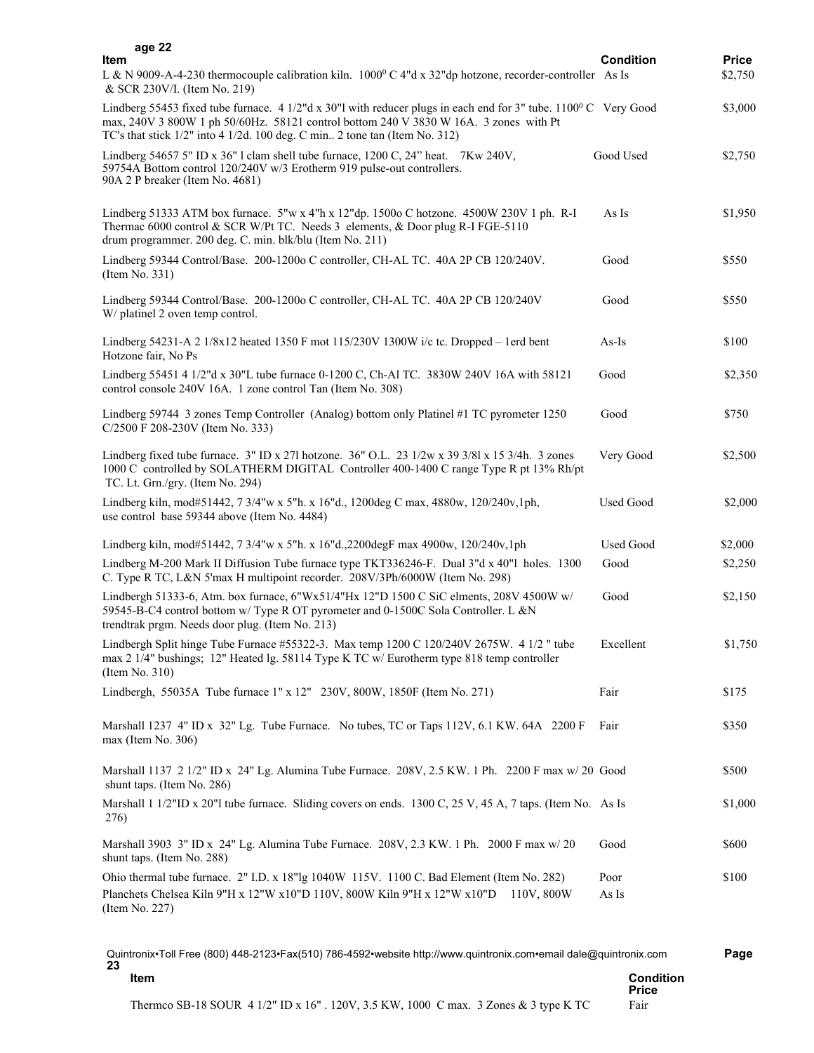| Item | Condition | Price |
|---|---|---|
| L & N 9009-A-4-230 thermocouple calibration kiln. 1000$^0$ C 4"d x 32"dp hotzone, recorder-controller & SCR 230V/I. (Item No. 219) | As Is | $2,750 |
| Lindberg 55453 fixed tube furnace. 4 1/2"d x 30"l with reducer plugs in each end for 3" tube. 1100$^0$ C max, 240V 3 800W 1 ph 50/60Hz. 58121 control bottom 240 V 3830 W 16A. 3 zones with Pt TC's that stick 1/2" into 4 1/2d. 100 deg. C min.. 2 tone tan (Item No. 312) | Very Good | $3,000 |
| Lindberg 54657 5" ID x 36" l clam shell tube furnace, 1200 C, 24" heat. 7Kw 240V, 59754A Bottom control 120/240V w/3 Erotherm 919 pulse-out controllers. 90A 2 P breaker (Item No. 4681) | Good Used | $2,750 |
| Lindberg 51333 ATM box furnace. 5"w x 4"h x 12"dp. 1500o C hotzone. 4500W 230V 1 ph. R-I Thermac 6000 control & SCR W/Pt TC. Needs 3 elements, & Door plug R-I FGE-5110 drum programmer. 200 deg. C. min. blk/blu (Item No. 211) | As Is | $1,950 |
| Lindberg 59344 Control/Base. 200-1200o C controller, CH-AL TC. 40A 2P CB 120/240V. (Item No. 331) | Good | $550 |
| Lindberg 59344 Control/Base. 200-1200o C controller, CH-AL TC. 40A 2P CB 120/240V W/ platinel 2 oven temp control. | Good | $550 |
| Lindberg 54231-A 2 1/8x12 heated 1350 F mot 115/230V 1300W i/c tc. Dropped – 1erd bent Hotzone fair, No Ps | As-Is | $100 |
| Lindberg 55451 4 1/2"d x 30"L tube furnace 0-1200 C, Ch-Al TC. 3830W 240V 16A with 58121 control console 240V 16A. 1 zone control Tan (Item No. 308) | Good | $2,350 |
| Lindberg 59744 3 zones Temp Controller (Analog) bottom only Platinel #1 TC pyrometer 1250 C/2500 F 208-230V (Item No. 333) | Good | $750 |
| Lindberg fixed tube furnace. 3" ID x 27l hotzone. 36" O.L. 23 1/2w x 39 3/8l x 15 3/4h. 3 zones 1000 C controlled by SOLATHERM DIGITAL Controller 400-1400 C range Type R pt 13% Rh/pt TC. Lt. Grn./gry. (Item No. 294) | Very Good | $2,500 |
| Lindberg kiln, mod#51442, 7 3/4"w x 5"h. x 16"d., 1200deg C max, 4880w, 120/240v,1ph, use control base 59344 above (Item No. 4484) | Used Good | $2,000 |
| Lindberg kiln, mod#51442, 7 3/4"w x 5"h. x 16"d.,2200degF max 4900w, 120/240v,1ph | Used Good | $2,000 |
| Lindberg M-200 Mark II Diffusion Tube furnace type TKT336246-F. Dual 3"d x 40"l holes. 1300 C. Type R TC, L&N 5'max H multipoint recorder. 208V/3Ph/6000W (Item No. 298) | Good | $2,250 |
| Lindbergh 51333-6, Atm. box furnace, 6"Wx51/4"Hx 12"D 1500 C SiC elments, 208V 4500W w/ 59545-B-C4 control bottom w/ Type R OT pyrometer and 0-1500C Sola Controller. L &N trendtrak prgm. Needs door plug. (Item No. 213) | Good | $2,150 |
| Lindbergh Split hinge Tube Furnace #55322-3. Max temp 1200 C 120/240V 2675W. 4 1/2 " tube max 2 1/4" bushings; 12" Heated lg. 58114 Type K TC w/ Eurotherm type 818 temp controller (Item No. 310) | Excellent | $1,750 |
| Lindbergh, 55035A Tube furnace 1" x 12" 230V, 800W, 1850F (Item No. 271) | Fair | $175 |
| Marshall 1237 4" ID x 32" Lg. Tube Furnace. No tubes, TC or Taps 112V, 6.1 KW. 64A 2200 F max (Item No. 306) | Fair | $350 |
| Marshall 1137 2 1/2" ID x 24" Lg. Alumina Tube Furnace. 208V, 2.5 KW. 1 Ph. 2200 F max w/ 20 shunt taps. (Item No. 286) | Good | $500 |
| Marshall 1 1/2"ID x 20"l tube furnace. Sliding covers on ends. 1300 C, 25 V, 45 A, 7 taps. (Item No. 276) | As Is | $1,000 |
| Marshall 3903 3" ID x 24" Lg. Alumina Tube Furnace. 208V, 2.3 KW. 1 Ph. 2000 F max w/ 20 shunt taps. (Item No. 288) | Good | $600 |
| Ohio thermal tube furnace. 2" I.D. x 18"lg 1040W 115V. 1100 C. Bad Element (Item No. 282) | Poor | $100 |
| Planchets Chelsea Kiln 9"H x 12"W x10"D 110V, 800W Kiln 9"H x 12"W x10"D 110V, 800W (Item No. 227) | As Is | |

| Item | Condition | Price |
|---|---|---|
| Thermco SB-18 SOUR 4 1/2" ID x 16" . 120V, 3.5 KW, 1000 C max. 3 Zones & 3 type K TC | Fair | |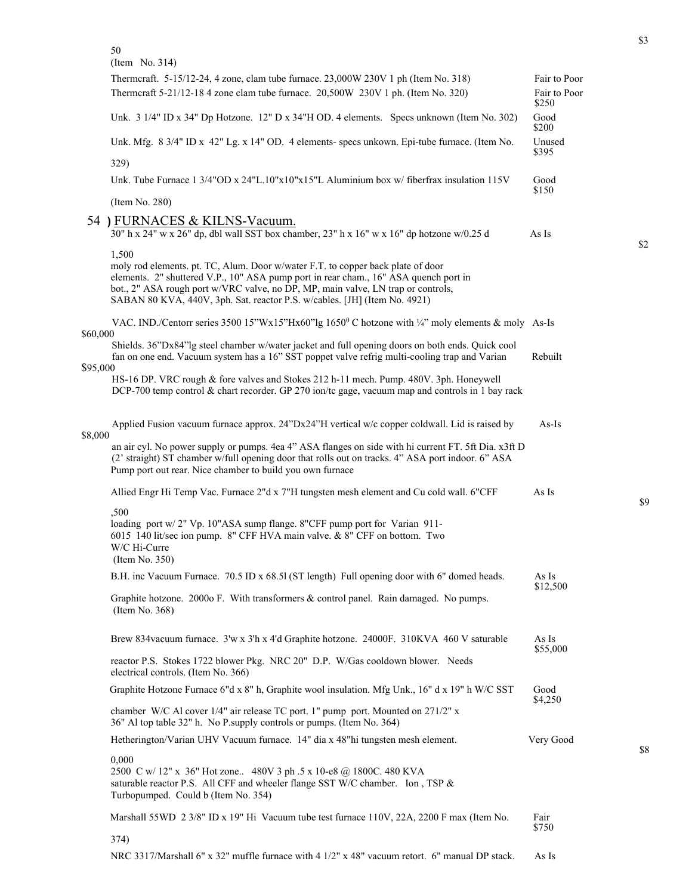50
(Item No. 314)

| Description | Condition | Price |
|---|---|---|
| Thermcraft. 5-15/12-24, 4 zone, clam tube furnace. 23,000W 230V 1 ph (Item No. 318) | Fair to Poor | $350 |
| Thermcraft 5-21/12-18 4 zone clam tube furnace. 20,500W 230V 1 ph. (Item No. 320) | Fair to Poor | $250 |
| Unk. 3 1/4" ID x 34" Dp Hotzone. 12" D x 34"H OD. 4 elements. Specs unknown (Item No. 302) | Good | $200 |
| Unk. Mfg. 8 3/4" ID x 42" Lg. x 14" OD. 4 elements- specs unkown. Epi-tube furnace. (Item No. 329) | Unused | $395 |
| Unk. Tube Furnace 1 3/4"OD x 24"L.10"x10"x15"L Aluminium box w/ fiberfrax insulation 115V (Item No. 280) | Good | $150 |

## 54 ) FURNACES & KILNS-Vacuum.

| Description | Condition | Price |
|---|---|---|
| 30" h x 24" w x 26" dp, dbl wall SST box chamber, 23" h x 16" w x 16" dp hotzone w/0.25 d moly rod elements. pt. TC, Alum. Door w/water F.T. to copper back plate of door elements. 2" shuttered V.P., 10" ASA pump port in rear cham., 16" ASA quench port in bot., 2" ASA rough port w/VRC valve, no DP, MP, main valve, LN trap or controls, SABAN 80 KVA, 440V, 3ph. Sat. reactor P.S. w/cables. [JH] (Item No. 4921) | As Is | $21,500 |
| VAC. IND./Centorr series 3500 15"Wx15"Hx60"lg 1650° C hotzone with ¼" moly elements & moly Shields. 36"Dx84"lg steel chamber w/water jacket and full opening doors on both ends. Quick cool fan on one end. Vacuum system has a 16" SST poppet valve refrig multi-cooling trap and Varian HS-16 DP. VRC rough & fore valves and Stokes 212 h-11 mech. Pump. 480V. 3ph. Honeywell DCP-700 temp control & chart recorder. GP 270 ion/tc gage, vacuum map and controls in 1 bay rack | As-Is / Rebuilt | $60,000 / $95,000 |
| Applied Fusion vacuum furnace approx. 24"Dx24"H vertical w/c copper coldwall. Lid is raised by an air cyl. No power supply or pumps. 4ea 4" ASA flanges on side with hi current FT. 5ft Dia. x3ft D (2' straight) ST chamber w/full opening door that rolls out on tracks. 4" ASA port indoor. 6" ASA Pump port out rear. Nice chamber to build you own furnace | As-Is | $8,000 |
| Allied Engr Hi Temp Vac. Furnace 2"d x 7"H tungsten mesh element and Cu cold wall. 6"CFF loading port w/ 2" Vp. 10"ASA sump flange. 8"CFF pump port for Varian 911-6015 140 lit/sec ion pump. 8" CFF HVA main valve. & 8" CFF on bottom. Two W/C Hi-Curre (Item No. 350) | As Is | $9,500 |
| B.H. inc Vacuum Furnace. 70.5 ID x 68.5l (ST length) Full opening door with 6" domed heads. Graphite hotzone. 2000o F. With transformers & control panel. Rain damaged. No pumps. (Item No. 368) | As Is | $12,500 |
| Brew 834vacuum furnace. 3'w x 3'h x 4'd Graphite hotzone. 24000F. 310KVA 460 V saturable reactor P.S. Stokes 1722 blower Pkg. NRC 20" D.P. W/Gas cooldown blower. Needs electrical controls. (Item No. 366) | As Is | $55,000 |
| Graphite Hotzone Furnace 6"d x 8" h, Graphite wool insulation. Mfg Unk., 16" d x 19" h W/C SST chamber W/C Al cover 1/4" air release TC port. 1" pump port. Mounted on 271/2" x 36" Al top table 32" h. No P.supply controls or pumps. (Item No. 364) | Good | $4,250 |
| Hetherington/Varian UHV Vacuum furnace. 14" dia x 48"hi tungsten mesh element. 2500 C w/ 12" x 36" Hot zone.. 480V 3 ph .5 x 10-e8 @ 1800C. 480 KVA saturable reactor P.S. All CFF and wheeler flange SST W/C chamber. Ion , TSP & Turbopumped. Could b (Item No. 354) | Very Good | $80,000 |
| Marshall 55WD 2 3/8" ID x 19" Hi Vacuum tube test furnace 110V, 22A, 2200 F max (Item No. 374) | Fair | $750 |
| NRC 3317/Marshall 6" x 32" muffle furnace with 4 1/2" x 48" vacuum retort. 6" manual DP stack. | As Is | |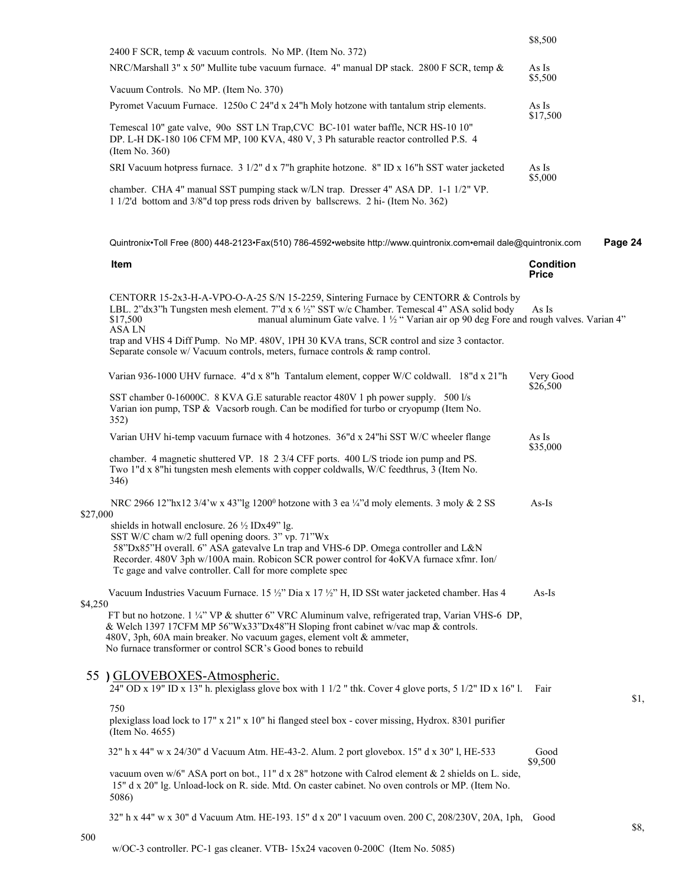| Item | Condition Price |
|---|---|
| 2400 F SCR, temp & vacuum controls. No MP. (Item No. 372) | $8,500 |
| NRC/Marshall 3" x 50" Mullite tube vacuum furnace. 4" manual DP stack. 2800 F SCR, temp & Vacuum Controls. No MP. (Item No. 370) | As Is $5,500 |
| Pyromet Vacuum Furnace. 1250o C 24"d x 24"h Moly hotzone with tantalum strip elements. Temescal 10" gate valve, 90o SST LN Trap,CVC BC-101 water baffle, NCR HS-10 10" DP. L-H DK-180 106 CFM MP, 100 KVA, 480 V, 3 Ph saturable reactor controlled P.S. 4 (Item No. 360) | As Is $17,500 |
| SRI Vacuum hotpress furnace. 3 1/2" d x 7"h graphite hotzone. 8" ID x 16"h SST water jacketed chamber. CHA 4" manual SST pumping stack w/LN trap. Dresser 4" ASA DP. 1-1 1/2" VP. 1 1/2'd bottom and 3/8"d top press rods driven by ballscrews. 2 hi- (Item No. 362) | As Is $5,000 |

| Item | Condition Price |
|---|---|
| CENTORR 15-2x3-H-A-VPO-O-A-25 S/N 15-2259, Sintering Furnace by CENTORR & Controls by LBL. 2"dx3"h Tungsten mesh element. 7"d x 6 ½" SST w/c Chamber. Temescal 4" ASA solid body manual aluminum Gate valve. 1 ½ " Varian air op 90 deg Fore and rough valves. Varian 4" ASA LN trap and VHS 4 Diff Pump. No MP. 480V, 1PH 30 KVA trans, SCR control and size 3 contactor. Separate console w/ Vacuum controls, meters, furnace controls & ramp control. | As Is $17,500 |
| Varian 936-1000 UHV furnace. 4"d x 8"h Tantalum element, copper W/C coldwall. 18"d x 21"h SST chamber 0-16000C. 8 KVA G.E saturable reactor 480V 1 ph power supply. 500 l/s Varian ion pump, TSP & Vacsorb rough. Can be modified for turbo or cryopump (Item No. 352) | Very Good $26,500 |
| Varian UHV hi-temp vacuum furnace with 4 hotzones. 36"d x 24"hi SST W/C wheeler flange chamber. 4 magnetic shuttered VP. 18 2 3/4 CFF ports. 400 L/S triode ion pump and PS. Two 1"d x 8"hi tungsten mesh elements with copper coldwalls, W/C feedthrus, 3 (Item No. 346) | As Is $35,000 |
| NRC 2966 12"hx12 3/4'w x 43"lg 1200⁰ hotzone with 3 ea ¼"d moly elements. 3 moly & 2 SS shields in hotwall enclosure. 26 ½ IDx49" lg. SST W/C cham w/2 full opening doors. 3" vp. 71"Wx 58"Dx85"H overall. 6" ASA gatevalve Ln trap and VHS-6 DP. Omega controller and L&N Recorder. 480V 3ph w/100A main. Robicon SCR power control for 4oKVA furnace xfmr. Ion/ Tc gage and valve controller. Call for more complete spec | As-Is $27,000 |
| Vacuum Industries Vacuum Furnace. 15 ½" Dia x 17 ½" H, ID SSt water jacketed chamber. Has 4 FT but no hotzone. 1 ¼" VP & shutter 6" VRC Aluminum valve, refrigerated trap, Varian VHS-6 DP, & Welch 1397 17CFM MP 56"Wx33"Dx48"H Sloping front cabinet w/vac map & controls. 480V, 3ph, 60A main breaker. No vacuum gages, element volt & ammeter, No furnace transformer or control SCR's Good bones to rebuild | As-Is $4,250 |

## 55 ) GLOVEBOXES-Atmospheric.

| Item | Condition Price |
|---|---|
| 24" OD x 19" ID x 13" h. plexiglass glove box with 1 1/2 " thk. Cover 4 glove ports, 5 1/2" ID x 16" l. plexiglass load lock to 17" x 21" x 10" hi flanged steel box - cover missing, Hydrox. 8301 purifier (Item No. 4655) | Fair $1,750 |
| 32" h x 44" w x 24/30" d Vacuum Atm. HE-43-2. Alum. 2 port glovebox. 15" d x 30" l, HE-533 vacuum oven w/6" ASA port on bot., 11" d x 28" hotzone with Calrod element & 2 shields on L. side, 15" d x 20" lg. Unload-lock on R. side. Mtd. On caster cabinet. No oven controls or MP. (Item No. 5086) | Good $9,500 |
| 32" h x 44" w x 30" d Vacuum Atm. HE-193. 15" d x 20" l vacuum oven. 200 C, 208/230V, 20A, 1ph, w/OC-3 controller. PC-1 gas cleaner. VTB- 15x24 vacoven 0-200C (Item No. 5085) | Good $8,500 |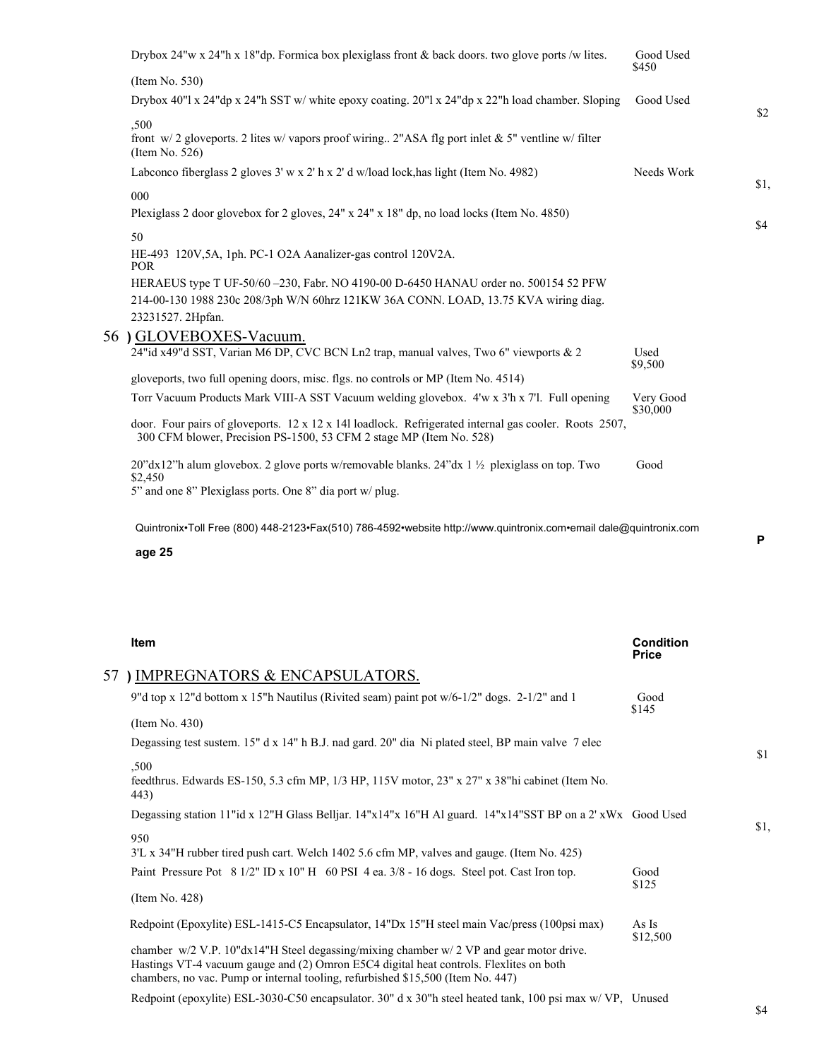| Item | Condition | Price |
|---|---|---|
| Drybox 24"w x 24"h x 18"dp. Formica box plexiglass front & back doors. two glove ports /w lites. (Item No. 530) | Good Used | $450 |
| Drybox 40"l x 24"dp x 24"h SST w/ white epoxy coating. 20"l x 24"dp x 22"h load chamber. Sloping front w/ 2 gloveports. 2 lites w/ vapors proof wiring.. 2"ASA flg port inlet & 5" ventline w/ filter (Item No. 526) | Good Used | $2,500 |
| Labconco fiberglass 2 gloves 3' w x 2' h x 2' d w/load lock,has light (Item No. 4982) | Needs Work | $1,000 |
| Plexiglass 2 door glovebox for 2 gloves, 24" x 24" x 18" dp, no load locks (Item No. 4850) | | $450 |
| HE-493 120V,5A, 1ph. PC-1 O2A Aanalizer-gas control 120V2A. HERAEUS type T UF-50/60 –230, Fabr. NO 4190-00 D-6450 HANAU order no. 500154 52 PFW 214-00-130 1988 230c 208/3ph W/N 60hrz 121KW 36A CONN. LOAD, 13.75 KVA wiring diag. 23231527. 2Hpfan. | | POR |

## 56 ) GLOVEBOXES-Vacuum.

| Item | Condition | Price |
|---|---|---|
| 24"id x49"d SST, Varian M6 DP, CVC BCN Ln2 trap, manual valves, Two 6" viewports & 2 gloveports, two full opening doors, misc. flgs. no controls or MP (Item No. 4514) | Used | $9,500 |
| Torr Vacuum Products Mark VIII-A SST Vacuum welding glovebox. 4'w x 3'h x 7'l. Full opening door. Four pairs of gloveports. 12 x 12 x 14l loadlock. Refrigerated internal gas cooler. Roots 2507, 300 CFM blower, Precision PS-1500, 53 CFM 2 stage MP (Item No. 528) | Very Good | $30,000 |
| 20"dx12"h alum glovebox. 2 glove ports w/removable blanks. 24"dx 1 ½ plexiglass on top. Two 5" and one 8" Plexiglass ports. One 8" dia port w/ plug. | Good | $2,450 |

## 57 ) IMPREGNATORS & ENCAPSULATORS.

| Item | Condition | Price |
|---|---|---|
| 9"d top x 12"d bottom x 15"h Nautilus (Rivited seam) paint pot w/6-1/2" dogs. 2-1/2" and 1 (Item No. 430) | Good | $145 |
| Degassing test sustem. 15" d x 14" h B.J. nad gard. 20" dia Ni plated steel, BP main valve 7 elec feedthrus. Edwards ES-150, 5.3 cfm MP, 1/3 HP, 115V motor, 23" x 27" x 38"hi cabinet (Item No. 443) | | $1,500 |
| Degassing station 11"id x 12"H Glass Belljar. 14"x14"x 16"H Al guard. 14"x14"SST BP on a 2' xWx 3'L x 34"H rubber tired push cart. Welch 1402 5.6 cfm MP, valves and gauge. (Item No. 425) | Good Used | $1,950 |
| Paint Pressure Pot 8 1/2" ID x 10" H 60 PSI 4 ea. 3/8 - 16 dogs. Steel pot. Cast Iron top. (Item No. 428) | Good | $125 |
| Redpoint (Epoxylite) ESL-1415-C5 Encapsulator, 14"Dx 15"H steel main Vac/press (100psi max) chamber w/2 V.P. 10"dx14"H Steel degassing/mixing chamber w/ 2 VP and gear motor drive. Hastings VT-4 vacuum gauge and (2) Omron E5C4 digital heat controls. Flexlites on both chambers, no vac. Pump or internal tooling, refurbished $15,500 (Item No. 447) | As Is | $12,500 |
| Redpoint (epoxylite) ESL-3030-C50 encapsulator. 30" d x 30"h steel heated tank, 100 psi max w/ VP, | Unused | $4 |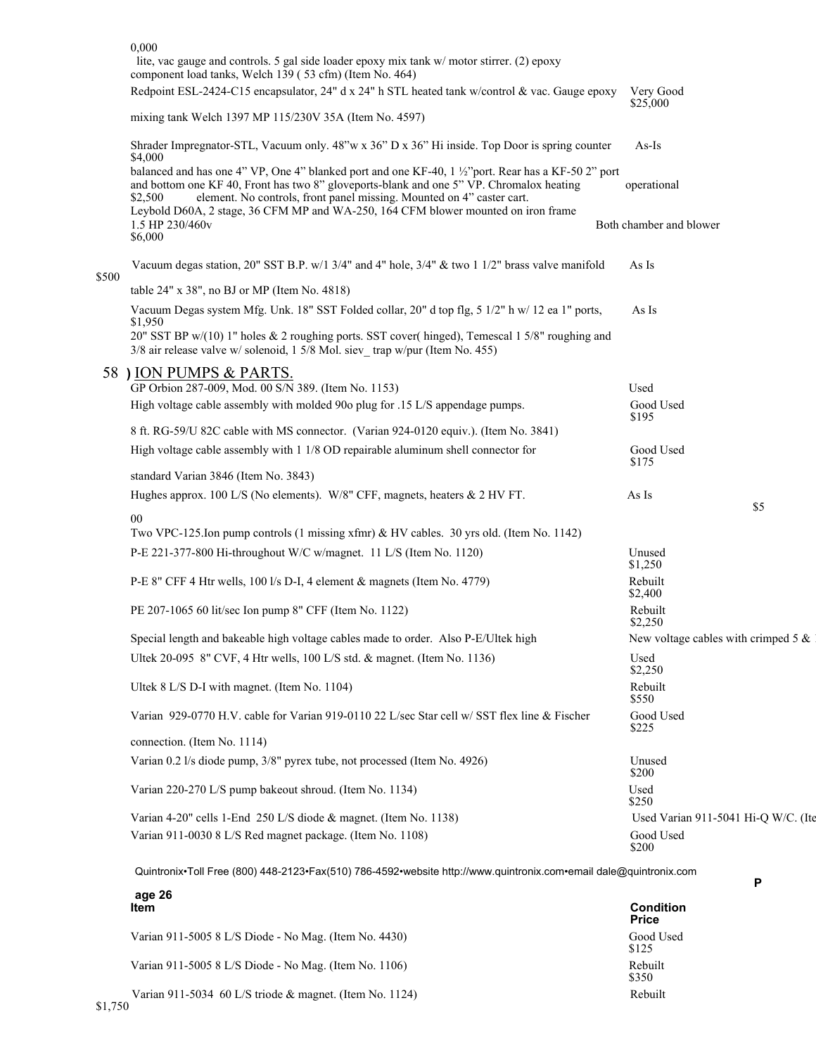0,000
lite, vac gauge and controls. 5 gal side loader epoxy mix tank w/ motor stirrer. (2) epoxy component load tanks, Welch 139 ( 53 cfm) (Item No. 464)

| Item | Condition | Price |
|---|---|---|
| Redpoint ESL-2424-C15 encapsulator, 24" d x 24" h STL heated tank w/control & vac. Gauge epoxy mixing tank Welch 1397 MP 115/230V 35A (Item No. 4597) | Very Good | $25,000 |
| Shrader Impregnator-STL, Vacuum only. 48"w x 36" D x 36" Hi inside. Top Door is spring counter balanced and has one 4" VP, One 4" blanked port and one KF-40, 1 ½"port. Rear has a KF-50 2" port and bottom one KF 40, Front has two 8" gloveports-blank and one 5" VP. Chromalox heating element. No controls, front panel missing. Mounted on 4" caster cart. | As-Is operational | $4,000 / $2,500 |
| Leybold D60A, 2 stage, 36 CFM MP and WA-250, 164 CFM blower mounted on iron frame 1.5 HP 230/460v | Both chamber and blower | $6,000 |
| Vacuum degas station, 20" SST B.P. w/1 3/4" and 4" hole, 3/4" & two 1 1/2" brass valve manifold table 24" x 38", no BJ or MP (Item No. 4818) | As Is | $500 |
| Vacuum Degas system Mfg. Unk. 18" SST Folded collar, 20" d top flg, 5 1/2" h w/ 12 ea 1" ports, 20" SST BP w/(10) 1" holes & 2 roughing ports. SST cover( hinged), Temescal 1 5/8" roughing and 3/8 air release valve w/ solenoid, 1 5/8 Mol. siev_ trap w/pur (Item No. 455) | As Is | $1,950 |

## 58 ) ION PUMPS & PARTS.

| Item | Condition | Price |
|---|---|---|
| GP Orbion 287-009, Mod. 00 S/N 389. (Item No. 1153) | Used | |
| High voltage cable assembly with molded 90o plug for .15 L/S appendage pumps. 8 ft. RG-59/U 82C cable with MS connector. (Varian 924-0120 equiv.). (Item No. 3841) | Good Used | $195 |
| High voltage cable assembly with 1 1/8 OD repairable aluminum shell connector for standard Varian 3846 (Item No. 3843) | Good Used | $175 |
| Hughes approx. 100 L/S (No elements). W/8" CFF, magnets, heaters & 2 HV FT. | As Is | $500 |
| Two VPC-125.Ion pump controls (1 missing xfmr) & HV cables. 30 yrs old. (Item No. 1142) | | |
| P-E 221-377-800 Hi-throughout W/C w/magnet. 11 L/S (Item No. 1120) | Unused | $1,250 |
| P-E 8" CFF 4 Htr wells, 100 l/s D-I, 4 element & magnets (Item No. 4779) | Rebuilt | $2,400 |
| PE 207-1065 60 lit/sec Ion pump 8" CFF (Item No. 1122) | Rebuilt | $2,250 |
| Special length and bakeable high voltage cables made to order. Also P-E/Ultek high | New voltage cables with crimped 5 & | |
| Ultek 20-095 8" CVF, 4 Htr wells, 100 L/S std. & magnet. (Item No. 1136) | Used | $2,250 |
| Ultek 8 L/S D-I with magnet. (Item No. 1104) | Rebuilt | $550 |
| Varian 929-0770 H.V. cable for Varian 919-0110 22 L/sec Star cell w/ SST flex line & Fischer connection. (Item No. 1114) | Good Used | $225 |
| Varian 0.2 l/s diode pump, 3/8" pyrex tube, not processed (Item No. 4926) | Unused | $200 |
| Varian 220-270 L/S pump bakeout shroud. (Item No. 1134) | Used | $250 |
| Varian 4-20" cells 1-End 250 L/S diode & magnet. (Item No. 1138) | Used Varian 911-5041 Hi-Q W/C. (Ite | |
| Varian 911-0030 8 L/S Red magnet package. (Item No. 1108) | Good Used | $200 |
| Varian 911-5005 8 L/S Diode - No Mag. (Item No. 4430) | Good Used | $125 |
| Varian 911-5005 8 L/S Diode - No Mag. (Item No. 1106) | Rebuilt | $350 |
| Varian 911-5034 60 L/S triode & magnet. (Item No. 1124) | Rebuilt | $1,750 |

Quintronix•Toll Free (800) 448-2123•Fax(510) 786-4592•website http://www.quintronix.com•email dale@quintronix.com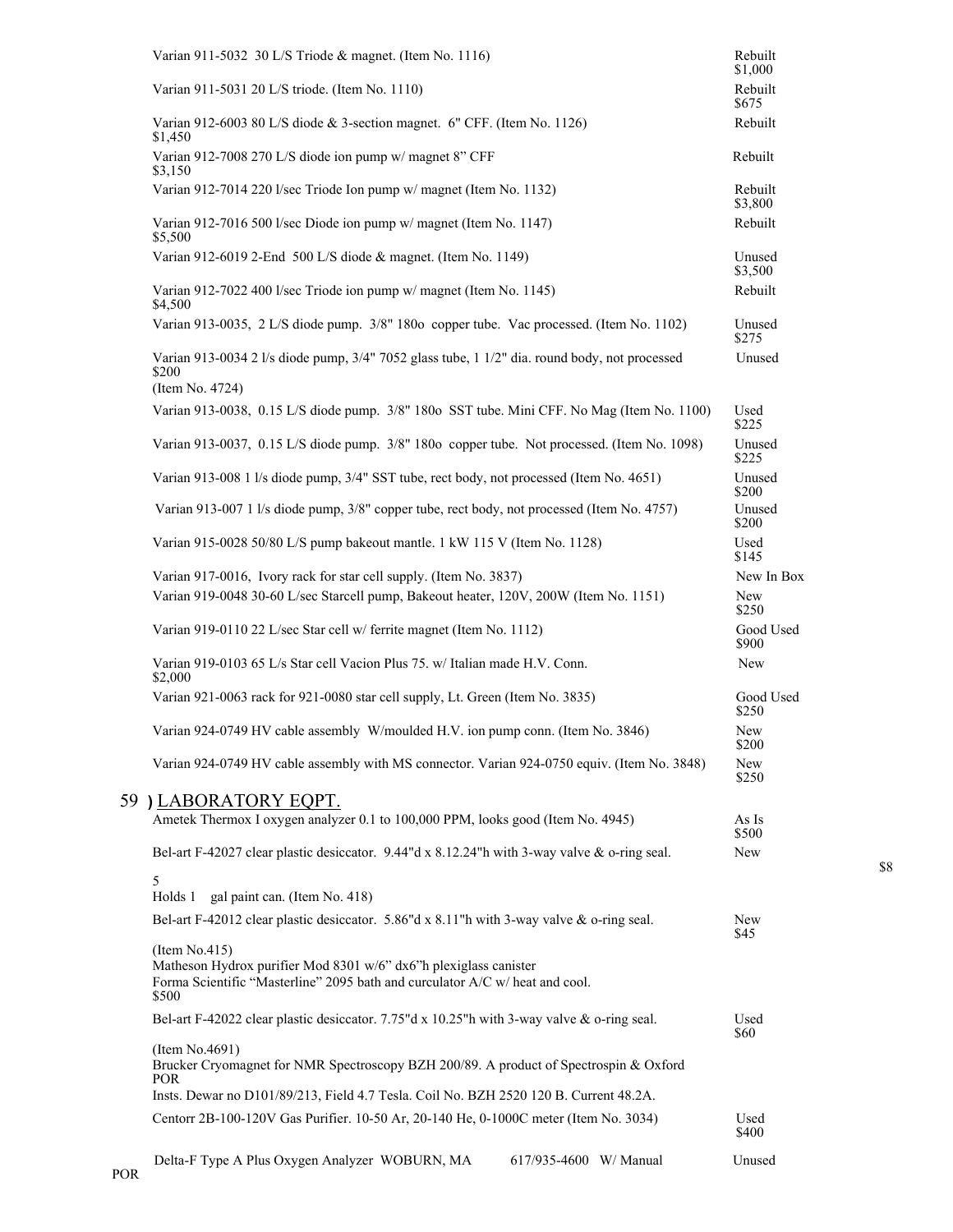| | | |
|---|---|---|
| Varian 911-5032 30 L/S Triode & magnet. (Item No. 1116) | Rebuilt | $1,000 |
| Varian 911-5031 20 L/S triode. (Item No. 1110) | Rebuilt | $675 |
| Varian 912-6003 80 L/S diode & 3-section magnet. 6" CFF. (Item No. 1126) | Rebuilt | $1,450 |
| Varian 912-7008 270 L/S diode ion pump w/ magnet 8" CFF | Rebuilt | $3,150 |
| Varian 912-7014 220 l/sec Triode Ion pump w/ magnet (Item No. 1132) | Rebuilt | $3,800 |
| Varian 912-7016 500 l/sec Diode ion pump w/ magnet (Item No. 1147) | Rebuilt | $5,500 |
| Varian 912-6019 2-End 500 L/S diode & magnet. (Item No. 1149) | Unused | $3,500 |
| Varian 912-7022 400 l/sec Triode ion pump w/ magnet (Item No. 1145) | Rebuilt | $4,500 |
| Varian 913-0035, 2 L/S diode pump. 3/8" 180o copper tube. Vac processed. (Item No. 1102) | Unused | $275 |
| Varian 913-0034 2 l/s diode pump, 3/4" 7052 glass tube, 1 1/2" dia. round body, not processed (Item No. 4724) | Unused | $200 |
| Varian 913-0038, 0.15 L/S diode pump. 3/8" 180o SST tube. Mini CFF. No Mag (Item No. 1100) | Used | $225 |
| Varian 913-0037, 0.15 L/S diode pump. 3/8" 180o copper tube. Not processed. (Item No. 1098) | Unused | $225 |
| Varian 913-008 1 l/s diode pump, 3/4" SST tube, rect body, not processed (Item No. 4651) | Unused | $200 |
| Varian 913-007 1 l/s diode pump, 3/8" copper tube, rect body, not processed (Item No. 4757) | Unused | $200 |
| Varian 915-0028 50/80 L/S pump bakeout mantle. 1 kW 115 V (Item No. 1128) | Used | $145 |
| Varian 917-0016, Ivory rack for star cell supply. (Item No. 3837) | New In Box | |
| Varian 919-0048 30-60 L/sec Starcell pump, Bakeout heater, 120V, 200W (Item No. 1151) | New | $250 |
| Varian 919-0110 22 L/sec Star cell w/ ferrite magnet (Item No. 1112) | Good Used | $900 |
| Varian 919-0103 65 L/s Star cell Vacion Plus 75. w/ Italian made H.V. Conn. | New | $2,000 |
| Varian 921-0063 rack for 921-0080 star cell supply, Lt. Green (Item No. 3835) | Good Used | $250 |
| Varian 924-0749 HV cable assembly W/moulded H.V. ion pump conn. (Item No. 3846) | New | $200 |
| Varian 924-0749 HV cable assembly with MS connector. Varian 924-0750 equiv. (Item No. 3848) | New | $250 |

## 59 ) LABORATORY EQPT.

| | | |
|---|---|---|
| Ametek Thermox I oxygen analyzer 0.1 to 100,000 PPM, looks good (Item No. 4945) | As Is | $500 |
| Bel-art F-42027 clear plastic desiccator. 9.44"d x 8.12.24"h with 3-way valve & o-ring seal. Holds 1 5 gal paint can. (Item No. 418) | New | $85 |
| Bel-art F-42012 clear plastic desiccator. 5.86"d x 8.11"h with 3-way valve & o-ring seal. (Item No.415) | New | $45 |
| Matheson Hydrox purifier Mod 8301 w/6" dx6"h plexiglass canister | | |
| Forma Scientific "Masterline" 2095 bath and curculator A/C w/ heat and cool. | | $500 |
| Bel-art F-42022 clear plastic desiccator. 7.75"d x 10.25"h with 3-way valve & o-ring seal. (Item No.4691) | Used | $60 |
| Brucker Cryomagnet for NMR Spectroscopy BZH 200/89. A product of Spectrospin & Oxford Insts. Dewar no D101/89/213, Field 4.7 Tesla. Coil No. BZH 2520 120 B. Current 48.2A. | | POR |
| Centorr 2B-100-120V Gas Purifier. 10-50 Ar, 20-140 He, 0-1000C meter (Item No. 3034) | Used | $400 |
| Delta-F Type A Plus Oxygen Analyzer WOBURN, MA 617/935-4600 W/ Manual | Unused | POR |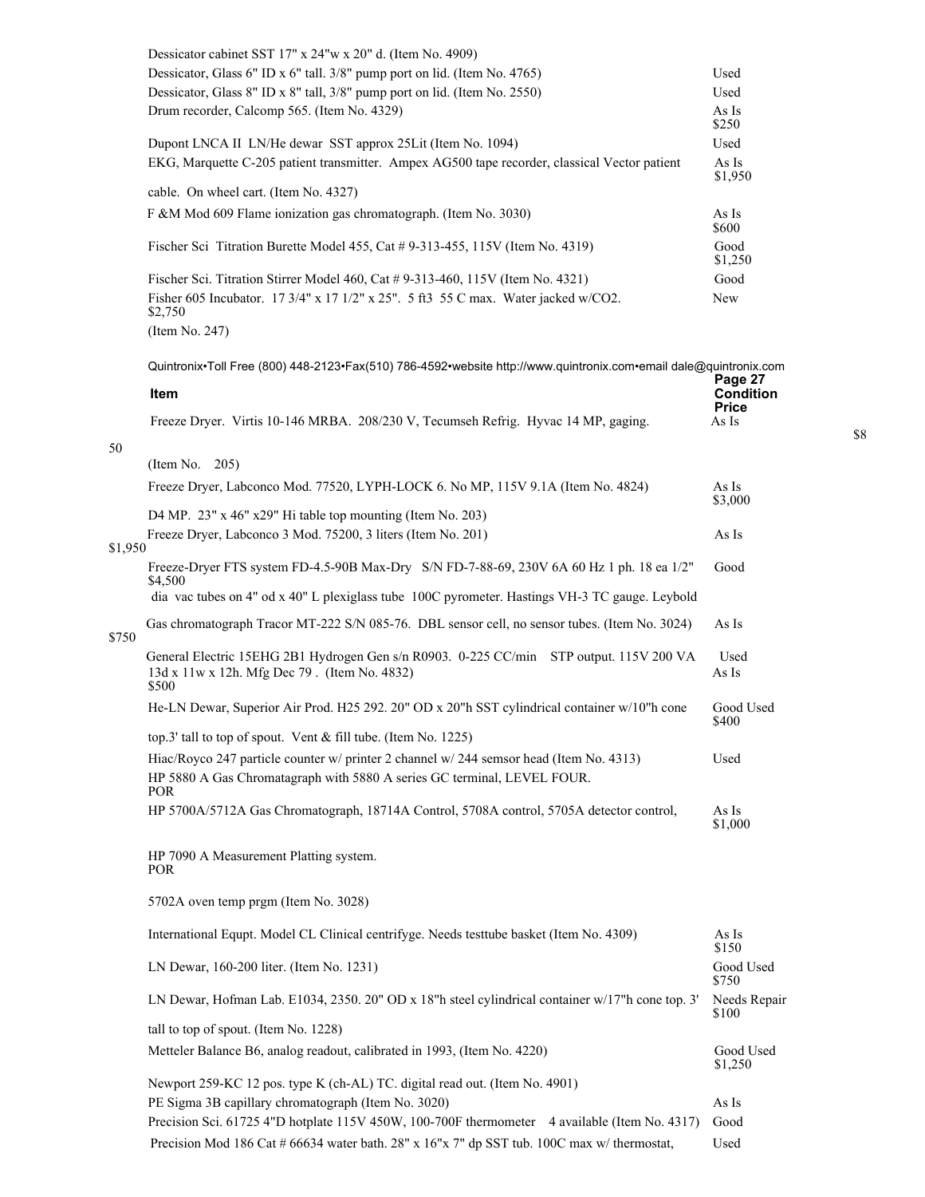| Item | Condition | Price |
|---|---|---|
| Dessicator cabinet SST 17" x 24"w x 20" d. (Item No. 4909) | | |
| Dessicator, Glass 6" ID x 6" tall. 3/8" pump port on lid. (Item No. 4765) | Used | |
| Dessicator, Glass 8" ID x 8" tall, 3/8" pump port on lid. (Item No. 2550) | Used | |
| Drum recorder, Calcomp 565. (Item No. 4329) | As Is | $250 |
| Dupont LNCA II LN/He dewar SST approx 25Lit (Item No. 1094) | Used | |
| EKG, Marquette C-205 patient transmitter. Ampex AG500 tape recorder, classical Vector patient cable. On wheel cart. (Item No. 4327) | As Is | $1,950 |
| F &M Mod 609 Flame ionization gas chromatograph. (Item No. 3030) | As Is | $600 |
| Fischer Sci Titration Burette Model 455, Cat # 9-313-455, 115V (Item No. 4319) | Good | $1,250 |
| Fischer Sci. Titration Stirrer Model 460, Cat # 9-313-460, 115V (Item No. 4321) | Good | |
| Fisher 605 Incubator. 17 3/4" x 17 1/2" x 25". 5 ft3 55 C max. Water jacked w/CO2. (Item No. 247) | New | $2,750 |

Quintronix•Toll Free (800) 448-2123•Fax(510) 786-4592•website http://www.quintronix.com•email dale@quintronix.com

| Item | Condition | Price |
|---|---|---|
| Freeze Dryer. Virtis 10-146 MRBA. 208/230 V, Tecumseh Refrig. Hyvac 14 MP, gaging. (Item No. 205) | As Is | $850 |
| Freeze Dryer, Labconco Mod. 77520, LYPH-LOCK 6. No MP, 115V 9.1A (Item No. 4824) | As Is | $3,000 |
| D4 MP. 23" x 46" x29" Hi table top mounting (Item No. 203) | | |
| Freeze Dryer, Labconco 3 Mod. 75200, 3 liters (Item No. 201) | As Is | $1,950 |
| Freeze-Dryer FTS system FD-4.5-90B Max-Dry S/N FD-7-88-69, 230V 6A 60 Hz 1 ph. 18 ea 1/2" dia vac tubes on 4" od x 40" L plexiglass tube 100C pyrometer. Hastings VH-3 TC gauge. Leybold | Good | $4,500 |
| Gas chromatograph Tracor MT-222 S/N 085-76. DBL sensor cell, no sensor tubes. (Item No. 3024) | As Is | $750 |
| General Electric 15EHG 2B1 Hydrogen Gen s/n R0903. 0-225 CC/min STP output. 115V 200 VA 13d x 11w x 12h. Mfg Dec 79 . (Item No. 4832) | Used As Is | $500 |
| He-LN Dewar, Superior Air Prod. H25 292. 20" OD x 20"h SST cylindrical container w/10"h cone top.3' tall to top of spout. Vent & fill tube. (Item No. 1225) | Good Used | $400 |
| Hiac/Royco 247 particle counter w/ printer 2 channel w/ 244 semsor head (Item No. 4313) | Used | |
| HP 5880 A Gas Chromatagraph with 5880 A series GC terminal, LEVEL FOUR. | | POR |
| HP 5700A/5712A Gas Chromatograph, 18714A Control, 5708A control, 5705A detector control, | As Is | $1,000 |
| HP 7090 A Measurement Platting system. | | POR |
| 5702A oven temp prgm (Item No. 3028) | | |
| International Equpt. Model CL Clinical centrifyge. Needs testtube basket (Item No. 4309) | As Is | $150 |
| LN Dewar, 160-200 liter. (Item No. 1231) | Good Used | $750 |
| LN Dewar, Hofman Lab. E1034, 2350. 20" OD x 18"h steel cylindrical container w/17"h cone top. 3' tall to top of spout. (Item No. 1228) | Needs Repair | $100 |
| Metteler Balance B6, analog readout, calibrated in 1993, (Item No. 4220) | Good Used | $1,250 |
| Newport 259-KC 12 pos. type K (ch-AL) TC. digital read out. (Item No. 4901) | | |
| PE Sigma 3B capillary chromatograph (Item No. 3020) | As Is | |
| Precision Sci. 61725 4"D hotplate 115V 450W, 100-700F thermometer 4 available (Item No. 4317) | Good | |
| Precision Mod 186 Cat # 66634 water bath. 28" x 16"x 7" dp SST tub. 100C max w/ thermostat, | Used | |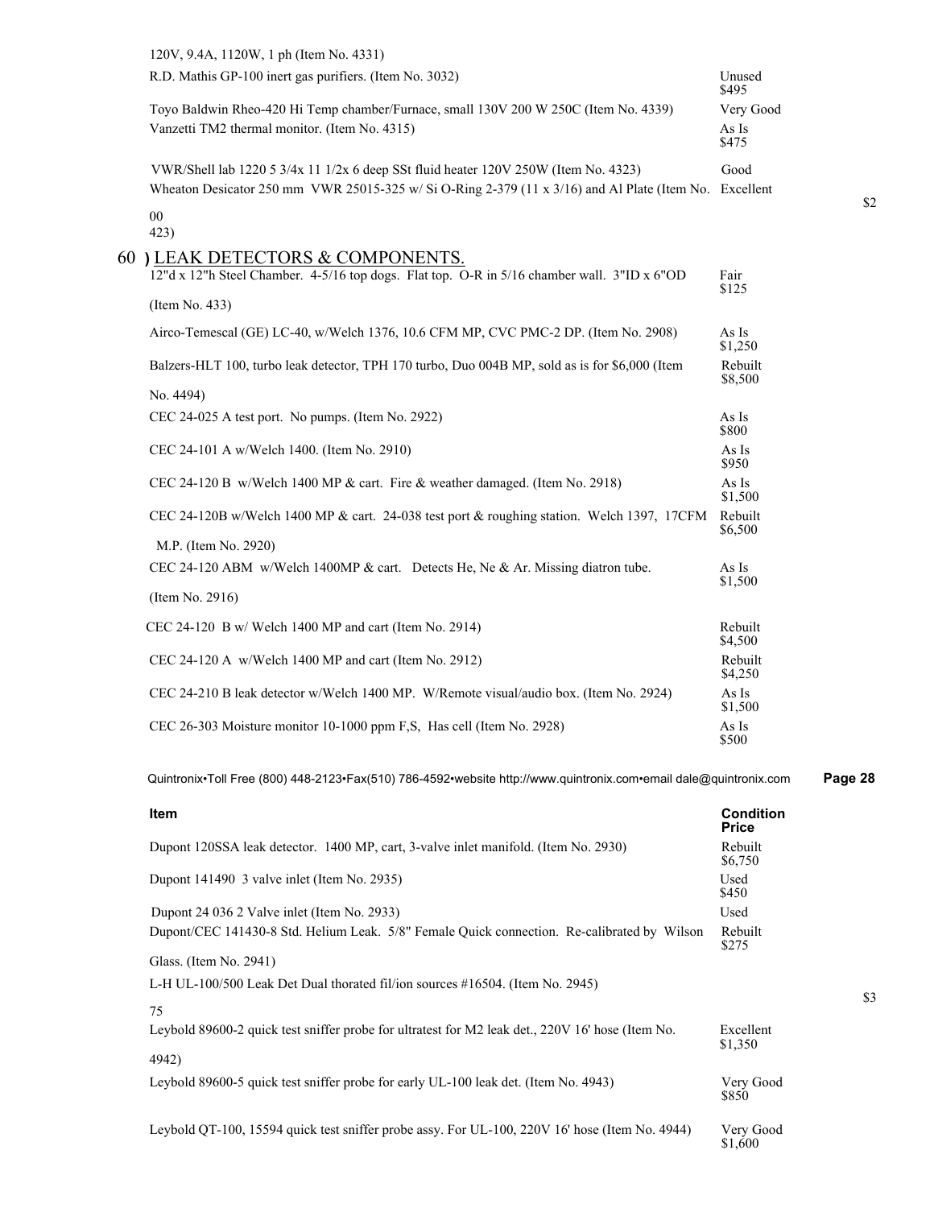| Item | Condition Price |
|---|---|
| 120V, 9.4A, 1120W, 1 ph (Item No. 4331) | |
| R.D. Mathis GP-100 inert gas purifiers. (Item No. 3032) | Unused $495 |
| Toyo Baldwin Rheo-420 Hi Temp chamber/Furnace, small 130V 200 W 250C (Item No. 4339) | Very Good |
| Vanzetti TM2 thermal monitor. (Item No. 4315) | As Is $475 |
| VWR/Shell lab 1220 5 3/4x 11 1/2x 6 deep SSt fluid heater 120V 250W (Item No. 4323) | Good |
| Wheaton Desicator 250 mm VWR 25015-325 w/ Si O-Ring 2-379 (11 x 3/16) and Al Plate (Item No. 423) | Excellent $200 |

## 60 ) LEAK DETECTORS & COMPONENTS.

| Item | Condition Price |
|---|---|
| 12"d x 12"h Steel Chamber. 4-5/16 top dogs. Flat top. O-R in 5/16 chamber wall. 3"ID x 6"OD (Item No. 433) | Fair $125 |
| Airco-Temescal (GE) LC-40, w/Welch 1376, 10.6 CFM MP, CVC PMC-2 DP. (Item No. 2908) | As Is $1,250 |
| Balzers-HLT 100, turbo leak detector, TPH 170 turbo, Duo 004B MP, sold as is for $6,000 (Item No. 4494) | Rebuilt $8,500 |
| CEC 24-025 A test port. No pumps. (Item No. 2922) | As Is $800 |
| CEC 24-101 A w/Welch 1400. (Item No. 2910) | As Is $950 |
| CEC 24-120 B w/Welch 1400 MP & cart. Fire & weather damaged. (Item No. 2918) | As Is $1,500 |
| CEC 24-120B w/Welch 1400 MP & cart. 24-038 test port & roughing station. Welch 1397, 17CFM M.P. (Item No. 2920) | Rebuilt $6,500 |
| CEC 24-120 ABM w/Welch 1400MP & cart. Detects He, Ne & Ar. Missing diatron tube. (Item No. 2916) | As Is $1,500 |
| CEC 24-120 B w/ Welch 1400 MP and cart (Item No. 2914) | Rebuilt $4,500 |
| CEC 24-120 A w/Welch 1400 MP and cart (Item No. 2912) | Rebuilt $4,250 |
| CEC 24-210 B leak detector w/Welch 1400 MP. W/Remote visual/audio box. (Item No. 2924) | As Is $1,500 |
| CEC 26-303 Moisture monitor 10-1000 ppm F,S, Has cell (Item No. 2928) | As Is $500 |

| Item | Condition Price |
|---|---|
| Dupont 120SSA leak detector. 1400 MP, cart, 3-valve inlet manifold. (Item No. 2930) | Rebuilt $6,750 |
| Dupont 141490 3 valve inlet (Item No. 2935) | Used $450 |
| Dupont 24 036 2 Valve inlet (Item No. 2933) | Used |
| Dupont/CEC 141430-8 Std. Helium Leak. 5/8" Female Quick connection. Re-calibrated by Wilson Glass. (Item No. 2941) | Rebuilt $275 |
| L-H UL-100/500 Leak Det Dual thorated fil/ion sources #16504. (Item No. 2945) | $375 |
| Leybold 89600-2 quick test sniffer probe for ultratest for M2 leak det., 220V 16' hose (Item No. 4942) | Excellent $1,350 |
| Leybold 89600-5 quick test sniffer probe for early UL-100 leak det. (Item No. 4943) | Very Good $850 |
| Leybold QT-100, 15594 quick test sniffer probe assy. For UL-100, 220V 16' hose (Item No. 4944) | Very Good $1,600 |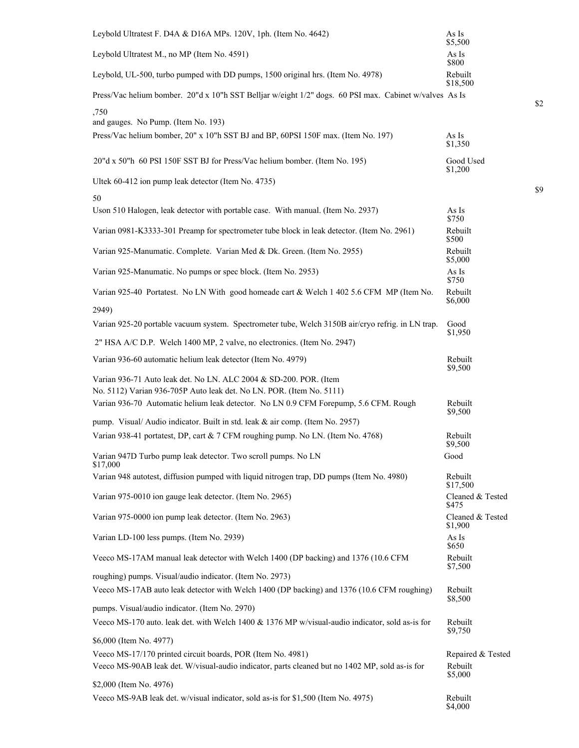| Description | Condition / Price |
|---|---|
| Leybold Ultratest F. D4A & D16A MPs. 120V, 1ph. (Item No. 4642) | As Is $5,500 |
| Leybold Ultratest M., no MP (Item No. 4591) | As Is $800 |
| Leybold, UL-500, turbo pumped with DD pumps, 1500 original hrs. (Item No. 4978) | Rebuilt $18,500 |
| Press/Vac helium bomber. 20"d x 10"h SST Belljar w/eight 1/2" dogs. 60 PSI max. Cabinet w/valves and gauges. No Pump. (Item No. 193) | As Is $2,750 |
| Press/Vac helium bomber, 20" x 10"h SST BJ and BP, 60PSI 150F max. (Item No. 197) | As Is $1,350 |
| 20"d x 50"h 60 PSI 150F SST BJ for Press/Vac helium bomber. (Item No. 195) | Good Used $1,200 |
| Ultek 60-412 ion pump leak detector (Item No. 4735) | $950 |
| Uson 510 Halogen, leak detector with portable case. With manual. (Item No. 2937) | As Is $750 |
| Varian 0981-K3333-301 Preamp for spectrometer tube block in leak detector. (Item No. 2961) | Rebuilt $500 |
| Varian 925-Manumatic. Complete. Varian Med & Dk. Green. (Item No. 2955) | Rebuilt $5,000 |
| Varian 925-Manumatic. No pumps or spec block. (Item No. 2953) | As Is $750 |
| Varian 925-40 Portatest. No LN With good homeade cart & Welch 1 402 5.6 CFM MP (Item No. 2949) | Rebuilt $6,000 |
| Varian 925-20 portable vacuum system. Spectrometer tube, Welch 3150B air/cryo refrig. in LN trap. 2" HSA A/C D.P. Welch 1400 MP, 2 valve, no electronics. (Item No. 2947) | Good $1,950 |
| Varian 936-60 automatic helium leak detector (Item No. 4979) | Rebuilt $9,500 |
| Varian 936-71 Auto leak det. No LN. ALC 2004 & SD-200. POR. (Item No. 5112) | |
| Varian 936-705P Auto leak det. No LN. POR. (Item No. 5111) | |
| Varian 936-70 Automatic helium leak detector. No LN 0.9 CFM Forepump, 5.6 CFM. Rough pump. Visual/ Audio indicator. Built in std. leak & air comp. (Item No. 2957) | Rebuilt $9,500 |
| Varian 938-41 portatest, DP, cart & 7 CFM roughing pump. No LN. (Item No. 4768) | Rebuilt $9,500 |
| Varian 947D Turbo pump leak detector. Two scroll pumps. No LN | Good $17,000 |
| Varian 948 autotest, diffusion pumped with liquid nitrogen trap, DD pumps (Item No. 4980) | Rebuilt $17,500 |
| Varian 975-0010 ion gauge leak detector. (Item No. 2965) | Cleaned & Tested $475 |
| Varian 975-0000 ion pump leak detector. (Item No. 2963) | Cleaned & Tested $1,900 |
| Varian LD-100 less pumps. (Item No. 2939) | As Is $650 |
| Veeco MS-17AM manual leak detector with Welch 1400 (DP backing) and 1376 (10.6 CFM roughing) pumps. Visual/audio indicator. (Item No. 2973) | Rebuilt $7,500 |
| Veeco MS-17AB auto leak detector with Welch 1400 (DP backing) and 1376 (10.6 CFM roughing) pumps. Visual/audio indicator. (Item No. 2970) | Rebuilt $8,500 |
| Veeco MS-170 auto. leak det. with Welch 1400 & 1376 MP w/visual-audio indicator, sold as-is for $6,000 (Item No. 4977) | Rebuilt $9,750 |
| Veeco MS-17/170 printed circuit boards, POR (Item No. 4981) | Repaired & Tested |
| Veeco MS-90AB leak det. W/visual-audio indicator, parts cleaned but no 1402 MP, sold as-is for $2,000 (Item No. 4976) | Rebuilt $5,000 |
| Veeco MS-9AB leak det. w/visual indicator, sold as-is for $1,500 (Item No. 4975) | Rebuilt $4,000 |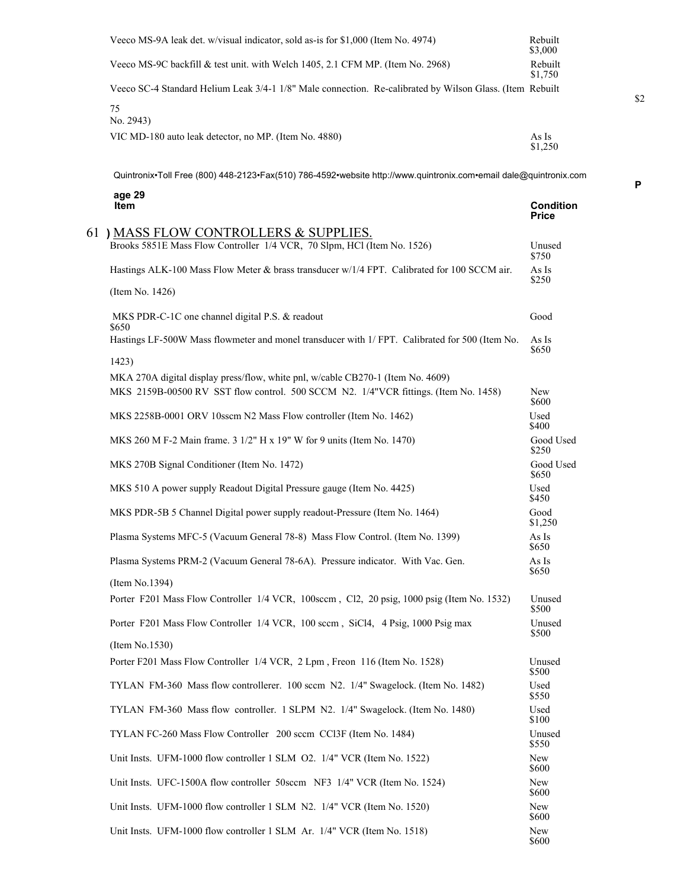| Item | Condition | Price |
|---|---|---|
| Veeco MS-9A leak det. w/visual indicator, sold as-is for $1,000 (Item No. 4974) | Rebuilt | $3,000 |
| Veeco MS-9C backfill & test unit. with Welch 1405, 2.1 CFM MP. (Item No. 2968) | Rebuilt | $1,750 |
| Veeco SC-4 Standard Helium Leak 3/4-1 1/8" Male connection. Re-calibrated by Wilson Glass. (Item No. 2943) | Rebuilt | $275 |
| VIC MD-180 auto leak detector, no MP. (Item No. 4880) | As Is | $1,250 |

Quintronix•Toll Free (800) 448-2123•Fax(510) 786-4592•website http://www.quintronix.com•email dale@quintronix.com

## 61 ) MASS FLOW CONTROLLERS & SUPPLIES.

| Item | Condition | Price |
|---|---|---|
| Brooks 5851E Mass Flow Controller 1/4 VCR, 70 Slpm, HCl (Item No. 1526) | Unused | $750 |
| Hastings ALK-100 Mass Flow Meter & brass transducer w/1/4 FPT. Calibrated for 100 SCCM air. (Item No. 1426) | As Is | $250 |
| MKS PDR-C-1C one channel digital P.S. & readout | Good | $650 |
| Hastings LF-500W Mass flowmeter and monel transducer with 1/ FPT. Calibrated for 500 (Item No. 1423) | As Is | $650 |
| MKA 270A digital display press/flow, white pnl, w/cable CB270-1 (Item No. 4609) | | |
| MKS 2159B-00500 RV SST flow control. 500 SCCM N2. 1/4"VCR fittings. (Item No. 1458) | New | $600 |
| MKS 2258B-0001 ORV 10sscm N2 Mass Flow controller (Item No. 1462) | Used | $400 |
| MKS 260 M F-2 Main frame. 3 1/2" H x 19" W for 9 units (Item No. 1470) | Good Used | $250 |
| MKS 270B Signal Conditioner (Item No. 1472) | Good Used | $650 |
| MKS 510 A power supply Readout Digital Pressure gauge (Item No. 4425) | Used | $450 |
| MKS PDR-5B 5 Channel Digital power supply readout-Pressure (Item No. 1464) | Good | $1,250 |
| Plasma Systems MFC-5 (Vacuum General 78-8) Mass Flow Control. (Item No. 1399) | As Is | $650 |
| Plasma Systems PRM-2 (Vacuum General 78-6A). Pressure indicator. With Vac. Gen. (Item No.1394) | As Is | $650 |
| Porter F201 Mass Flow Controller 1/4 VCR, 100sccm , Cl2, 20 psig, 1000 psig (Item No. 1532) | Unused | $500 |
| Porter F201 Mass Flow Controller 1/4 VCR, 100 sccm , SiCl4, 4 Psig, 1000 Psig max (Item No.1530) | Unused | $500 |
| Porter F201 Mass Flow Controller 1/4 VCR, 2 Lpm , Freon 116 (Item No. 1528) | Unused | $500 |
| TYLAN FM-360 Mass flow controllerer. 100 sccm N2. 1/4" Swagelock. (Item No. 1482) | Used | $550 |
| TYLAN FM-360 Mass flow controller. 1 SLPM N2. 1/4" Swagelock. (Item No. 1480) | Used | $100 |
| TYLAN FC-260 Mass Flow Controller 200 sccm CCl3F (Item No. 1484) | Unused | $550 |
| Unit Insts. UFM-1000 flow controller 1 SLM O2. 1/4" VCR (Item No. 1522) | New | $600 |
| Unit Insts. UFC-1500A flow controller 50sccm NF3 1/4" VCR (Item No. 1524) | New | $600 |
| Unit Insts. UFM-1000 flow controller 1 SLM N2. 1/4" VCR (Item No. 1520) | New | $600 |
| Unit Insts. UFM-1000 flow controller 1 SLM Ar. 1/4" VCR (Item No. 1518) | New | $600 |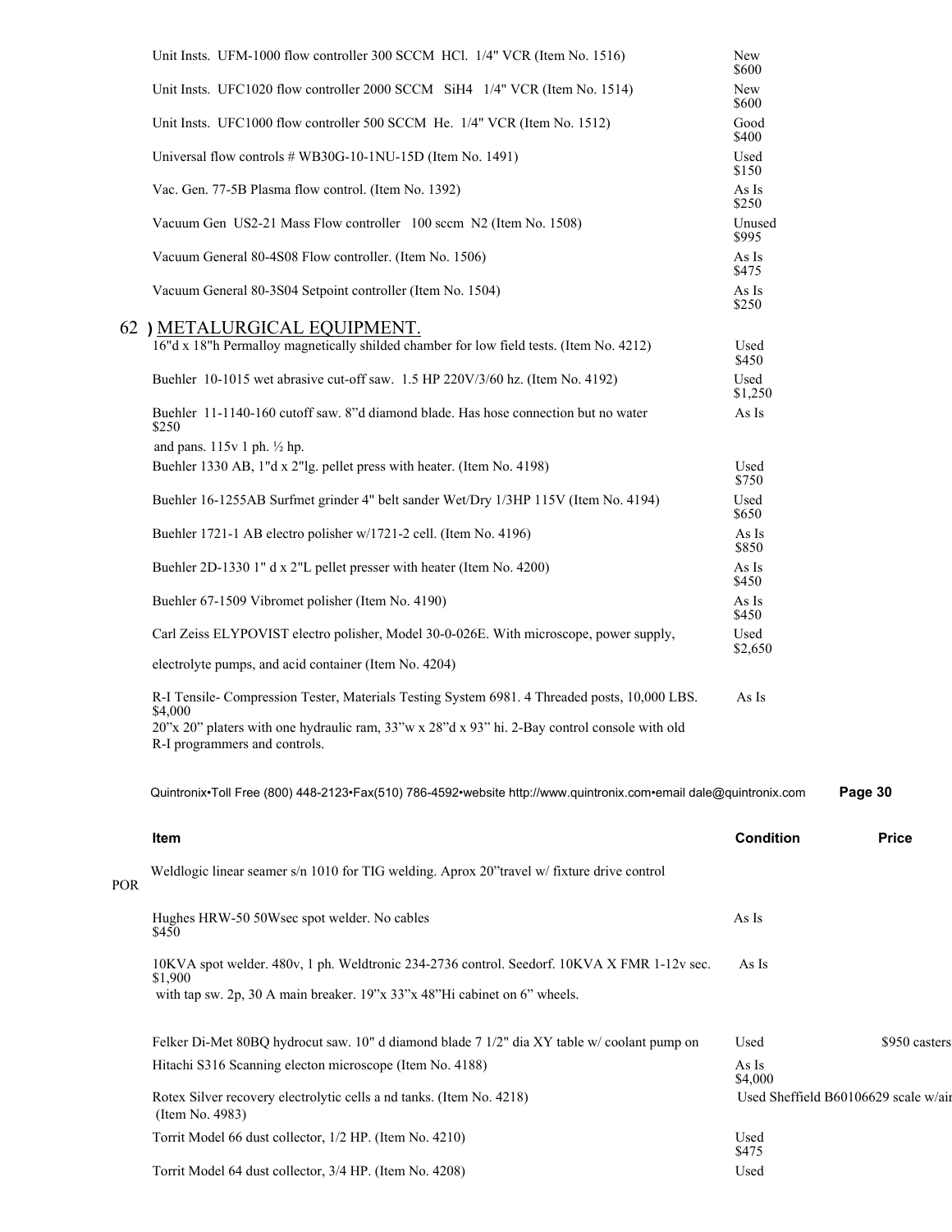| Item | Condition | Price |
|---|---|---|
| Unit Insts. UFM-1000 flow controller 300 SCCM HCl. 1/4" VCR (Item No. 1516) | New | $600 |
| Unit Insts. UFC1020 flow controller 2000 SCCM SiH4 1/4" VCR (Item No. 1514) | New | $600 |
| Unit Insts. UFC1000 flow controller 500 SCCM He. 1/4" VCR (Item No. 1512) | Good | $400 |
| Universal flow controls # WB30G-10-1NU-15D (Item No. 1491) | Used | $150 |
| Vac. Gen. 77-5B Plasma flow control. (Item No. 1392) | As Is | $250 |
| Vacuum Gen US2-21 Mass Flow controller 100 sccm N2 (Item No. 1508) | Unused | $995 |
| Vacuum General 80-4S08 Flow controller. (Item No. 1506) | As Is | $475 |
| Vacuum General 80-3S04 Setpoint controller (Item No. 1504) | As Is | $250 |

## 62 ) METALURGICAL EQUIPMENT.

| Item | Condition | Price |
|---|---|---|
| 16"d x 18"h Permalloy magnetically shilded chamber for low field tests. (Item No. 4212) | Used | $450 |
| Buehler 10-1015 wet abrasive cut-off saw. 1.5 HP 220V/3/60 hz. (Item No. 4192) | Used | $1,250 |
| Buehler 11-1140-160 cutoff saw. 8"d diamond blade. Has hose connection but no water and pans. 115v 1 ph. ½ hp. | As Is | $250 |
| Buehler 1330 AB, 1"d x 2"lg. pellet press with heater. (Item No. 4198) | Used | $750 |
| Buehler 16-1255AB Surfmet grinder 4" belt sander Wet/Dry 1/3HP 115V (Item No. 4194) | Used | $650 |
| Buehler 1721-1 AB electro polisher w/1721-2 cell. (Item No. 4196) | As Is | $850 |
| Buehler 2D-1330 1" d x 2"L pellet presser with heater (Item No. 4200) | As Is | $450 |
| Buehler 67-1509 Vibromet polisher (Item No. 4190) | As Is | $450 |
| Carl Zeiss ELYPOVIST electro polisher, Model 30-0-026E. With microscope, power supply, electrolyte pumps, and acid container (Item No. 4204) | Used | $2,650 |
| R-I Tensile- Compression Tester, Materials Testing System 6981. 4 Threaded posts, 10,000 LBS. 20"x 20" platers with one hydraulic ram, 33"w x 28"d x 93" hi. 2-Bay control console with old R-I programmers and controls. | As Is | $4,000 |
| Weldlogic linear seamer s/n 1010 for TIG welding. Aprox 20"travel w/ fixture drive control | | POR |
| Hughes HRW-50 50Wsec spot welder. No cables | As Is | $450 |
| 10KVA spot welder. 480v, 1 ph. Weldtronic 234-2736 control. Seedorf. 10KVA X FMR 1-12v sec. with tap sw. 2p, 30 A main breaker. 19"x 33"x 48"Hi cabinet on 6" wheels. | As Is | $1,900 |
| Felker Di-Met 80BQ hydrocut saw. 10" d diamond blade 7 1/2" dia XY table w/ coolant pump on casters | Used | $950 |
| Hitachi S316 Scanning electon microscope (Item No. 4188) | As Is | $4,000 |
| Rotex Silver recovery electrolytic cells a nd tanks. (Item No. 4218) | Used | |
| Sheffield B60106629 scale w/air (Item No. 4983) | | |
| Torrit Model 66 dust collector, 1/2 HP. (Item No. 4210) | Used | $475 |
| Torrit Model 64 dust collector, 3/4 HP. (Item No. 4208) | Used | |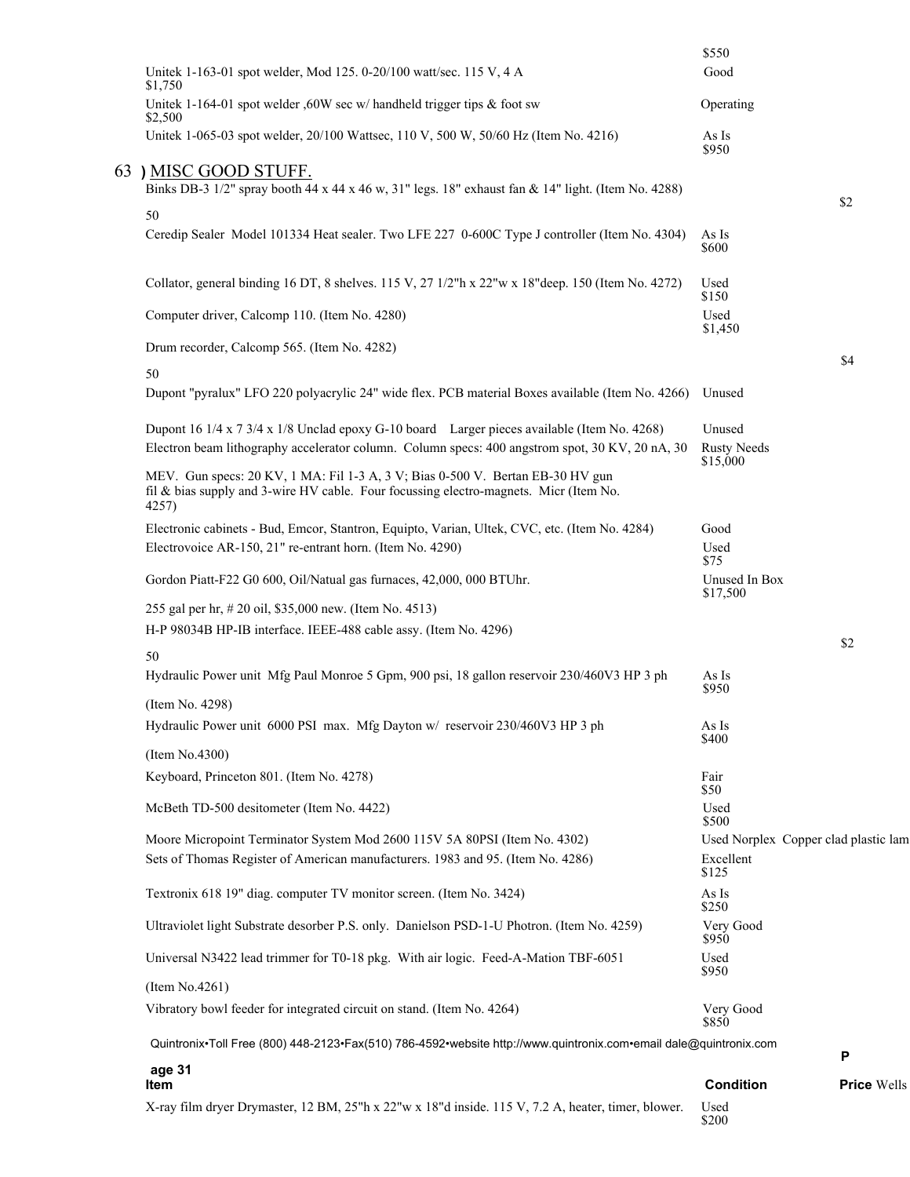| Item | Condition | Price |
|---|---|---|
| | | $550 |
| Unitek 1-163-01 spot welder, Mod 125. 0-20/100 watt/sec. 115 V, 4 A | Good | $1,750 |
| Unitek 1-164-01 spot welder ,60W sec w/ handheld trigger tips & foot sw | Operating | $2,500 |
| Unitek 1-065-03 spot welder, 20/100 Wattsec, 110 V, 500 W, 50/60 Hz (Item No. 4216) | As Is | $950 |

## 63 ) MISC GOOD STUFF.

| Item | Condition | Price |
|---|---|---|
| Binks DB-3 1/2" spray booth 44 x 44 x 46 w, 31" legs. 18" exhaust fan & 14" light. (Item No. 4288) | | $250 |
| Ceredip Sealer Model 101334 Heat sealer. Two LFE 227 0-600C Type J controller (Item No. 4304) | As Is | $600 |
| Collator, general binding 16 DT, 8 shelves. 115 V, 27 1/2"h x 22"w x 18"deep. 150 (Item No. 4272) | Used | $150 |
| Computer driver, Calcomp 110. (Item No. 4280) | Used | $1,450 |
| Drum recorder, Calcomp 565. (Item No. 4282) | | $450 |
| Dupont "pyralux" LFO 220 polyacrylic 24" wide flex. PCB material Boxes available (Item No. 4266) | Unused | |
| Dupont 16 1/4 x 7 3/4 x 1/8 Unclad epoxy G-10 board Larger pieces available (Item No. 4268) | Unused | |
| Electron beam lithography accelerator column. Column specs: 400 angstrom spot, 30 KV, 20 nA, 30 MEV. Gun specs: 20 KV, 1 MA: Fil 1-3 A, 3 V; Bias 0-500 V. Bertan EB-30 HV gun fil & bias supply and 3-wire HV cable. Four focussing electro-magnets. Micr (Item No. 4257) | Rusty Needs | $15,000 |
| Electronic cabinets - Bud, Emcor, Stantron, Equipto, Varian, Ultek, CVC, etc. (Item No. 4284) | Good | |
| Electrovoice AR-150, 21" re-entrant horn. (Item No. 4290) | Used | $75 |
| Gordon Piatt-F22 G0 600, Oil/Natual gas furnaces, 42,000, 000 BTUhr. 255 gal per hr, # 20 oil, $35,000 new. (Item No. 4513) | Unused In Box | $17,500 |
| H-P 98034B HP-IB interface. IEEE-488 cable assy. (Item No. 4296) | | $250 |
| Hydraulic Power unit Mfg Paul Monroe 5 Gpm, 900 psi, 18 gallon reservoir 230/460V3 HP 3 ph (Item No. 4298) | As Is | $950 |
| Hydraulic Power unit 6000 PSI max. Mfg Dayton w/ reservoir 230/460V3 HP 3 ph (Item No.4300) | As Is | $400 |
| Keyboard, Princeton 801. (Item No. 4278) | Fair | $50 |
| McBeth TD-500 desitometer (Item No. 4422) | Used | $500 |
| Moore Micropoint Terminator System Mod 2600 115V 5A 80PSI (Item No. 4302) | Used Norplex Copper clad plastic lam | |
| Sets of Thomas Register of American manufacturers. 1983 and 95. (Item No. 4286) | Excellent | $125 |
| Textronix 618 19" diag. computer TV monitor screen. (Item No. 3424) | As Is | $250 |
| Ultraviolet light Substrate desorber P.S. only. Danielson PSD-1-U Photron. (Item No. 4259) | Very Good | $950 |
| Universal N3422 lead trimmer for T0-18 pkg. With air logic. Feed-A-Mation TBF-6051 (Item No.4261) | Used | $950 |
| Vibratory bowl feeder for integrated circuit on stand. (Item No. 4264) | Very Good | $850 |

| Item | Condition | Price Wells |
|---|---|---|
| X-ray film dryer Drymaster, 12 BM, 25"h x 22"w x 18"d inside. 115 V, 7.2 A, heater, timer, blower. | Used | $200 |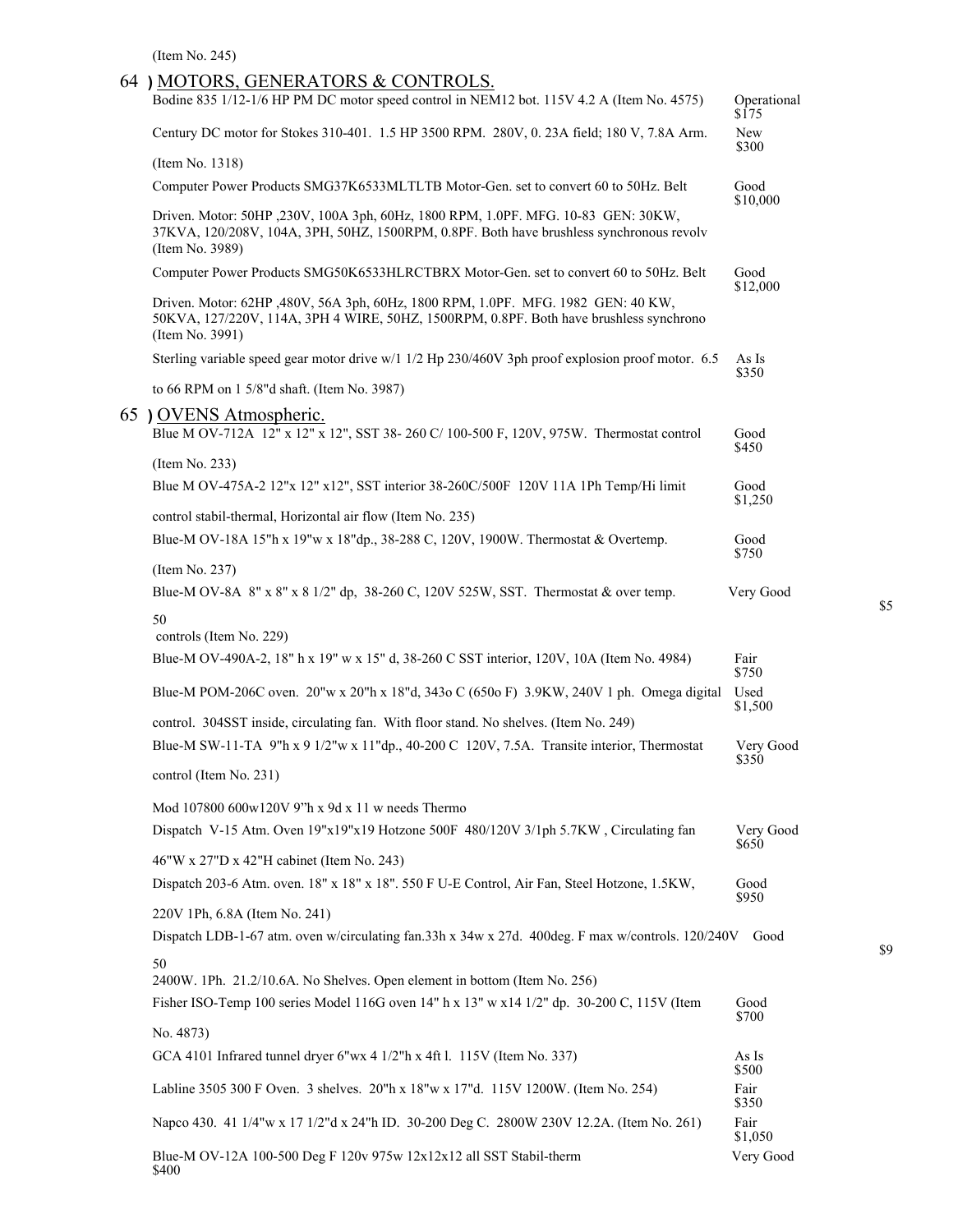(Item No. 245)

## 64 ) MOTORS, GENERATORS & CONTROLS.

| Description | Condition / Price |
|---|---|
| Bodine 835 1/12-1/6 HP PM DC motor speed control in NEM12 bot. 115V 4.2 A (Item No. 4575) | Operational $175 |
| Century DC motor for Stokes 310-401. 1.5 HP 3500 RPM. 280V, 0. 23A field; 180 V, 7.8A Arm. (Item No. 1318) | New $300 |
| Computer Power Products SMG37K6533MLTLTB Motor-Gen. set to convert 60 to 50Hz. Belt Driven. Motor: 50HP ,230V, 100A 3ph, 60Hz, 1800 RPM, 1.0PF. MFG. 10-83 GEN: 30KW, 37KVA, 120/208V, 104A, 3PH, 50HZ, 1500RPM, 0.8PF. Both have brushless synchronous revolv (Item No. 3989) | Good $10,000 |
| Computer Power Products SMG50K6533HLRCTBRX Motor-Gen. set to convert 60 to 50Hz. Belt Driven. Motor: 62HP ,480V, 56A 3ph, 60Hz, 1800 RPM, 1.0PF. MFG. 1982 GEN: 40 KW, 50KVA, 127/220V, 114A, 3PH 4 WIRE, 50HZ, 1500RPM, 0.8PF. Both have brushless synchrono (Item No. 3991) | Good $12,000 |
| Sterling variable speed gear motor drive w/1 1/2 Hp 230/460V 3ph proof explosion proof motor. 6.5 to 66 RPM on 1 5/8"d shaft. (Item No. 3987) | As Is $350 |

## 65 ) OVENS Atmospheric.

| Description | Condition / Price |
|---|---|
| Blue M OV-712A 12" x 12" x 12", SST 38- 260 C/ 100-500 F, 120V, 975W. Thermostat control (Item No. 233) | Good $450 |
| Blue M OV-475A-2 12"x 12" x12", SST interior 38-260C/500F 120V 11A 1Ph Temp/Hi limit control stabil-thermal, Horizontal air flow (Item No. 235) | Good $1,250 |
| Blue-M OV-18A 15"h x 19"w x 18"dp., 38-288 C, 120V, 1900W. Thermostat & Overtemp. (Item No. 237) | Good $750 |
| Blue-M OV-8A 8" x 8" x 8 1/2" dp, 38-260 C, 120V 525W, SST. Thermostat & over temp. controls (Item No. 229) | Very Good $550 |
| Blue-M OV-490A-2, 18" h x 19" w x 15" d, 38-260 C SST interior, 120V, 10A (Item No. 4984) | Fair $750 |
| Blue-M POM-206C oven. 20"w x 20"h x 18"d, 343o C (650o F) 3.9KW, 240V 1 ph. Omega digital control. 304SST inside, circulating fan. With floor stand. No shelves. (Item No. 249) | Used $1,500 |
| Blue-M SW-11-TA 9"h x 9 1/2"w x 11"dp., 40-200 C 120V, 7.5A. Transite interior, Thermostat control (Item No. 231) | Very Good $350 |
| Mod 107800 600w120V 9"h x 9d x 11 w needs Thermo | |
| Dispatch V-15 Atm. Oven 19"x19"x19 Hotzone 500F 480/120V 3/1ph 5.7KW , Circulating fan 46"W x 27"D x 42"H cabinet (Item No. 243) | Very Good $650 |
| Dispatch 203-6 Atm. oven. 18" x 18" x 18". 550 F U-E Control, Air Fan, Steel Hotzone, 1.5KW, 220V 1Ph, 6.8A (Item No. 241) | Good $950 |
| Dispatch LDB-1-67 atm. oven w/circulating fan.33h x 34w x 27d. 400deg. F max w/controls. 120/240V 2400W. 1Ph. 21.2/10.6A. No Shelves. Open element in bottom (Item No. 256) | Good $950 |
| Fisher ISO-Temp 100 series Model 116G oven 14" h x 13" w x14 1/2" dp. 30-200 C, 115V (Item No. 4873) | Good $700 |
| GCA 4101 Infrared tunnel dryer 6"wx 4 1/2"h x 4ft l. 115V (Item No. 337) | As Is $500 |
| Labline 3505 300 F Oven. 3 shelves. 20"h x 18"w x 17"d. 115V 1200W. (Item No. 254) | Fair $350 |
| Napco 430. 41 1/4"w x 17 1/2"d x 24"h ID. 30-200 Deg C. 2800W 230V 12.2A. (Item No. 261) | Fair $1,050 |
| Blue-M OV-12A 100-500 Deg F 120v 975w 12x12x12 all SST Stabil-therm | Very Good $400 |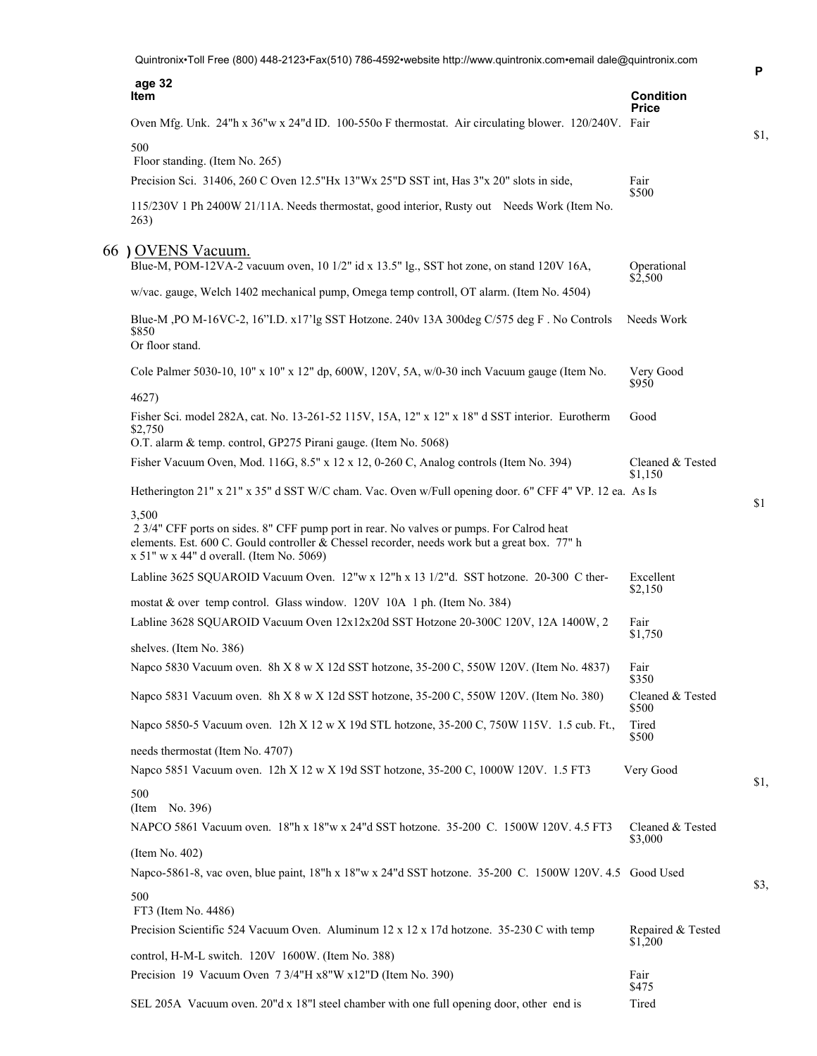| Item | Condition | Price |
|---|---|---|
| Oven Mfg. Unk. 24"h x 36"w x 24"d ID. 100-550o F thermostat. Air circulating blower. 120/240V. Floor standing. (Item No. 265) | Fair | $1,500 |
| Precision Sci. 31406, 260 C Oven 12.5"Hx 13"Wx 25"D SST int, Has 3"x 20" slots in side, 115/230V 1 Ph 2400W 21/11A. Needs thermostat, good interior, Rusty out Needs Work (Item No. 263) | Fair | $500 |

## 66 ) OVENS Vacuum.

| Item | Condition | Price |
|---|---|---|
| Blue-M, POM-12VA-2 vacuum oven, 10 1/2" id x 13.5" lg., SST hot zone, on stand 120V 16A, w/vac. gauge, Welch 1402 mechanical pump, Omega temp controll, OT alarm. (Item No. 4504) | Operational | $2,500 |
| Blue-M ,PO M-16VC-2, 16"I.D. x17'lg SST Hotzone. 240v 13A 300deg C/575 deg F . No Controls Or floor stand. | Needs Work | $850 |
| Cole Palmer 5030-10, 10" x 10" x 12" dp, 600W, 120V, 5A, w/0-30 inch Vacuum gauge (Item No. 4627) | Very Good | $950 |
| Fisher Sci. model 282A, cat. No. 13-261-52 115V, 15A, 12" x 12" x 18" d SST interior. Eurotherm O.T. alarm & temp. control, GP275 Pirani gauge. (Item No. 5068) | Good | $2,750 |
| Fisher Vacuum Oven, Mod. 116G, 8.5" x 12 x 12, 0-260 C, Analog controls (Item No. 394) | Cleaned & Tested | $1,150 |
| Hetherington 21" x 21" x 35" d SST W/C cham. Vac. Oven w/Full opening door. 6" CFF 4" VP. 12 ea. 2 3/4" CFF ports on sides. 8" CFF pump port in rear. No valves or pumps. For Calrod heat elements. Est. 600 C. Gould controller & Chessel recorder, needs work but a great box. 77" h x 51" w x 44" d overall. (Item No. 5069) | As Is | $13,500 |
| Labline 3625 SQUAROID Vacuum Oven. 12"w x 12"h x 13 1/2"d. SST hotzone. 20-300 C thermostat & over temp control. Glass window. 120V 10A 1 ph. (Item No. 384) | Excellent | $2,150 |
| Labline 3628 SQUAROID Vacuum Oven 12x12x20d SST Hotzone 20-300C 120V, 12A 1400W, 2 shelves. (Item No. 386) | Fair | $1,750 |
| Napco 5830 Vacuum oven. 8h X 8 w X 12d SST hotzone, 35-200 C, 550W 120V. (Item No. 4837) | Fair | $350 |
| Napco 5831 Vacuum oven. 8h X 8 w X 12d SST hotzone, 35-200 C, 550W 120V. (Item No. 380) | Cleaned & Tested | $500 |
| Napco 5850-5 Vacuum oven. 12h X 12 w X 19d STL hotzone, 35-200 C, 750W 115V. 1.5 cub. Ft., needs thermostat (Item No. 4707) | Tired | $500 |
| Napco 5851 Vacuum oven. 12h X 12 w X 19d SST hotzone, 35-200 C, 1000W 120V. 1.5 FT3 (Item No. 396) | Very Good | $1,500 |
| NAPCO 5861 Vacuum oven. 18"h x 18"w x 24"d SST hotzone. 35-200 C. 1500W 120V. 4.5 FT3 (Item No. 402) | Cleaned & Tested | $3,000 |
| Napco-5861-8, vac oven, blue paint, 18"h x 18"w x 24"d SST hotzone. 35-200 C. 1500W 120V. 4.5 FT3 (Item No. 4486) | Good Used | $3,500 |
| Precision Scientific 524 Vacuum Oven. Aluminum 12 x 12 x 17d hotzone. 35-230 C with temp control, H-M-L switch. 120V 1600W. (Item No. 388) | Repaired & Tested | $1,200 |
| Precision 19 Vacuum Oven 7 3/4"H x8"W x12"D (Item No. 390) | Fair | $475 |
| SEL 205A Vacuum oven. 20"d x 18"l steel chamber with one full opening door, other end is | Tired | |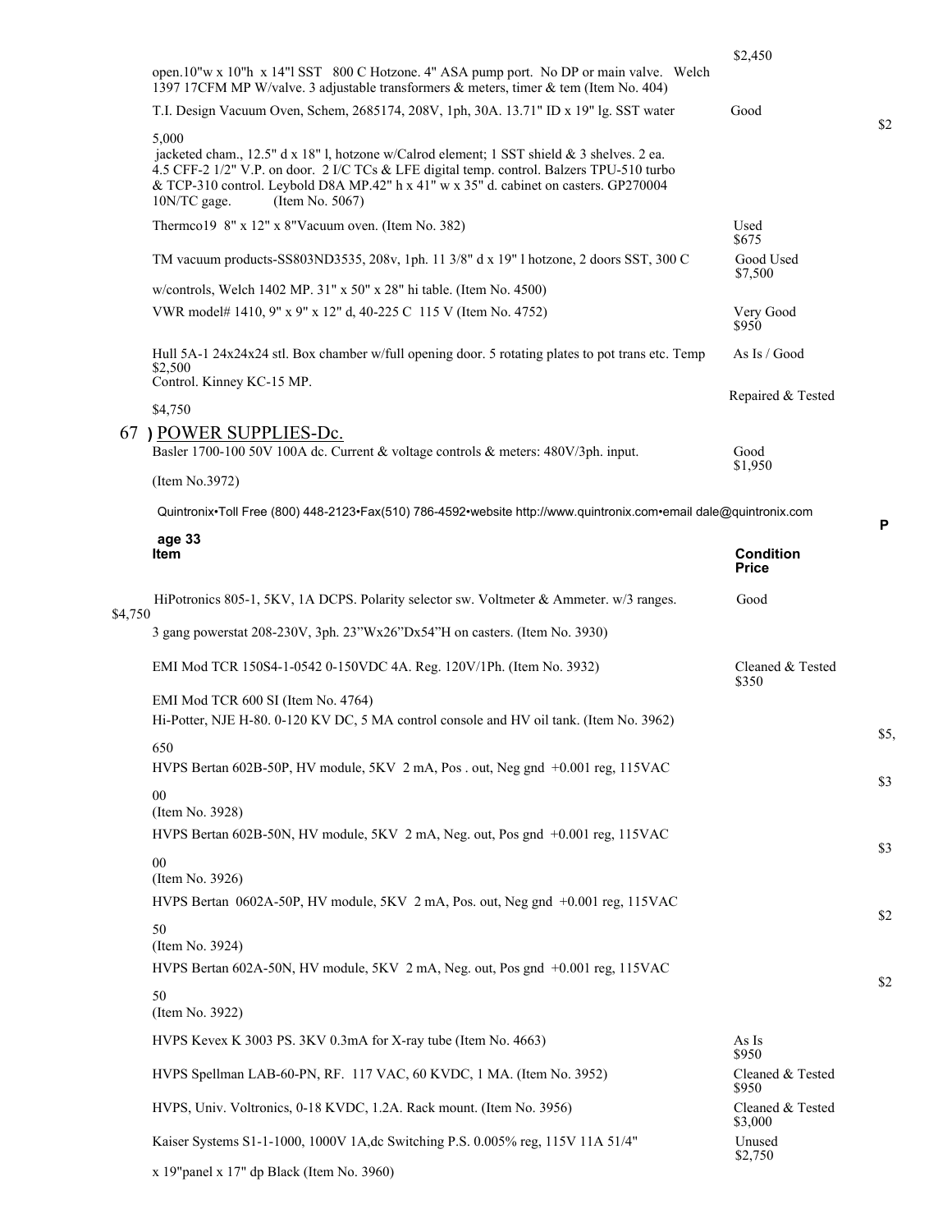open.10"w x 10"h x 14"l SST 800 C Hotzone. 4" ASA pump port. No DP or main valve. Welch 1397 17CFM MP W/valve. 3 adjustable transformers & meters, timer & tem (Item No. 404) | | $2,450

| Item | Condition | Price |
|---|---|---|
| T.I. Design Vacuum Oven, Schem, 2685174, 208V, 1ph, 30A. 13.71" ID x 19" lg. SST water jacketed cham., 12.5" d x 18" l, hotzone w/Calrod element; 1 SST shield & 3 shelves. 2 ea. 4.5 CFF-2 1/2" V.P. on door. 2 I/C TCs & LFE digital temp. control. Balzers TPU-510 turbo & TCP-310 control. Leybold D8A MP.42" h x 41" w x 35" d. cabinet on casters. GP270004 10N/TC gage. (Item No. 5067) | Good | $25,000 |
| Thermco19 8" x 12" x 8"Vacuum oven. (Item No. 382) | Used | $675 |
| TM vacuum products-SS803ND3535, 208v, 1ph. 11 3/8" d x 19" l hotzone, 2 doors SST, 300 C w/controls, Welch 1402 MP. 31" x 50" x 28" hi table. (Item No. 4500) | Good Used | $7,500 |
| VWR model# 1410, 9" x 9" x 12" d, 40-225 C 115 V (Item No. 4752) | Very Good | $950 |
| Hull 5A-1 24x24x24 stl. Box chamber w/full opening door. 5 rotating plates to pot trans etc. Temp Control. Kinney KC-15 MP. | As Is / Good | $2,500 |
| | Repaired & Tested | $4,750 |

## 67 ) POWER SUPPLIES-Dc.

| Item | Condition | Price |
|---|---|---|
| Basler 1700-100 50V 100A dc. Current & voltage controls & meters: 480V/3ph. input. (Item No.3972) | Good | $1,950 |
| HiPotronics 805-1, 5KV, 1A DCPS. Polarity selector sw. Voltmeter & Ammeter. w/3 ranges. 3 gang powerstat 208-230V, 3ph. 23"Wx26"Dx54"H on casters. (Item No. 3930) | Good | $4,750 |
| EMI Mod TCR 150S4-1-0542 0-150VDC 4A. Reg. 120V/1Ph. (Item No. 3932) | Cleaned & Tested | $350 |
| EMI Mod TCR 600 SI (Item No. 4764) | | |
| Hi-Potter, NJE H-80. 0-120 KV DC, 5 MA control console and HV oil tank. (Item No. 3962) | | $5,650 |
| HVPS Bertan 602B-50P, HV module, 5KV 2 mA, Pos . out, Neg gnd +0.001 reg, 115VAC (Item No. 3928) | | $300 |
| HVPS Bertan 602B-50N, HV module, 5KV 2 mA, Neg. out, Pos gnd +0.001 reg, 115VAC (Item No. 3926) | | $300 |
| HVPS Bertan 0602A-50P, HV module, 5KV 2 mA, Pos. out, Neg gnd +0.001 reg, 115VAC (Item No. 3924) | | $250 |
| HVPS Bertan 602A-50N, HV module, 5KV 2 mA, Neg. out, Pos gnd +0.001 reg, 115VAC (Item No. 3922) | | $250 |
| HVPS Kevex K 3003 PS. 3KV 0.3mA for X-ray tube (Item No. 4663) | As Is | $950 |
| HVPS Spellman LAB-60-PN, RF. 117 VAC, 60 KVDC, 1 MA. (Item No. 3952) | Cleaned & Tested | $950 |
| HVPS, Univ. Voltronics, 0-18 KVDC, 1.2A. Rack mount. (Item No. 3956) | Cleaned & Tested | $3,000 |
| Kaiser Systems S1-1-1000, 1000V 1A,dc Switching P.S. 0.005% reg, 115V 11A 51/4" x 19"panel x 17" dp Black (Item No. 3960) | Unused | $2,750 |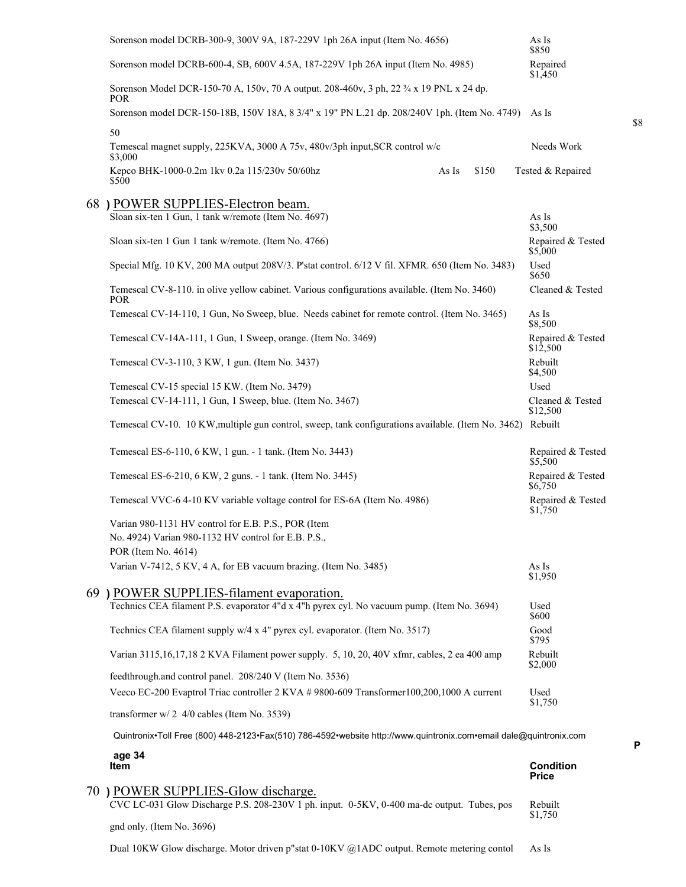Sorenson model DCRB-300-9, 300V 9A, 187-229V 1ph 26A input (Item No. 4656) As Is $850

Sorenson model DCRB-600-4, SB, 600V 4.5A, 187-229V 1ph 26A input (Item No. 4985) Repaired $1,450

Sorenson Model DCR-150-70 A, 150v, 70 A output. 208-460v, 3 ph, 22 ¾ x 19 PNL x 24 dp. POR

Sorenson model DCR-150-18B, 150V 18A, 8 3/4" x 19" PN L.21 dp. 208/240V 1ph. (Item No. 4749) As Is $850

Temescal magnet supply, 225KVA, 3000 A 75v, 480v/3ph input,SCR control w/c Needs Work $3,000

Kepco BHK-1000-0.2m 1kv 0.2a 115/230v 50/60hz As Is $150 Tested & Repaired $500

## 68 ) POWER SUPPLIES-Electron beam.

Sloan six-ten 1 Gun, 1 tank w/remote (Item No. 4697) As Is $3,500

Sloan six-ten 1 Gun 1 tank w/remote. (Item No. 4766) Repaired & Tested $5,000

Special Mfg. 10 KV, 200 MA output 208V/3. P'stat control. 6/12 V fil. XFMR. 650 (Item No. 3483) Used $650

Temescal CV-8-110. in olive yellow cabinet. Various configurations available. (Item No. 3460) Cleaned & Tested POR

Temescal CV-14-110, 1 Gun, No Sweep, blue. Needs cabinet for remote control. (Item No. 3465) As Is $8,500

Temescal CV-14A-111, 1 Gun, 1 Sweep, orange. (Item No. 3469) Repaired & Tested $12,500

Temescal CV-3-110, 3 KW, 1 gun. (Item No. 3437) Rebuilt $4,500

Temescal CV-15 special 15 KW. (Item No. 3479) Used

Temescal CV-14-111, 1 Gun, 1 Sweep, blue. (Item No. 3467) Cleaned & Tested $12,500

Temescal CV-10. 10 KW,multiple gun control, sweep, tank configurations available. (Item No. 3462) Rebuilt

Temescal ES-6-110, 6 KW, 1 gun. - 1 tank. (Item No. 3443) Repaired & Tested $5,500

Temescal ES-6-210, 6 KW, 2 guns. - 1 tank. (Item No. 3445) Repaired & Tested $6,750

Temescal VVC-6 4-10 KV variable voltage control for ES-6A (Item No. 4986) Repaired & Tested $1,750

Varian 980-1131 HV control for E.B. P.S., POR (Item No. 4924) Varian 980-1132 HV control for E.B. P.S., POR (Item No. 4614)

Varian V-7412, 5 KV, 4 A, for EB vacuum brazing. (Item No. 3485) As Is $1,950

## 69 ) POWER SUPPLIES-filament evaporation.

Technics CEA filament P.S. evaporator 4"d x 4"h pyrex cyl. No vacuum pump. (Item No. 3694) Used $600

Technics CEA filament supply w/4 x 4" pyrex cyl. evaporator. (Item No. 3517) Good $795

Varian 3115,16,17,18 2 KVA Filament power supply. 5, 10, 20, 40V xfmr, cables, 2 ea 400 amp feedthrough.and control panel. 208/240 V (Item No. 3536) Rebuilt $2,000

Veeco EC-200 Evaptrol Triac controller 2 KVA # 9800-609 Transformer100,200,1000 A current transformer w/ 2 4/0 cables (Item No. 3539) Used $1,750

Quintronix•Toll Free (800) 448-2123•Fax(510) 786-4592•website http://www.quintronix.com•email dale@quintronix.com

| Item | Condition Price |
|---|---|

## 70 ) POWER SUPPLIES-Glow discharge.

CVC LC-031 Glow Discharge P.S. 208-230V 1 ph. input. 0-5KV, 0-400 ma-dc output. Tubes, pos gnd only. (Item No. 3696) Rebuilt $1,750

Dual 10KW Glow discharge. Motor driven p"stat 0-10KV @1ADC output. Remote metering contol As Is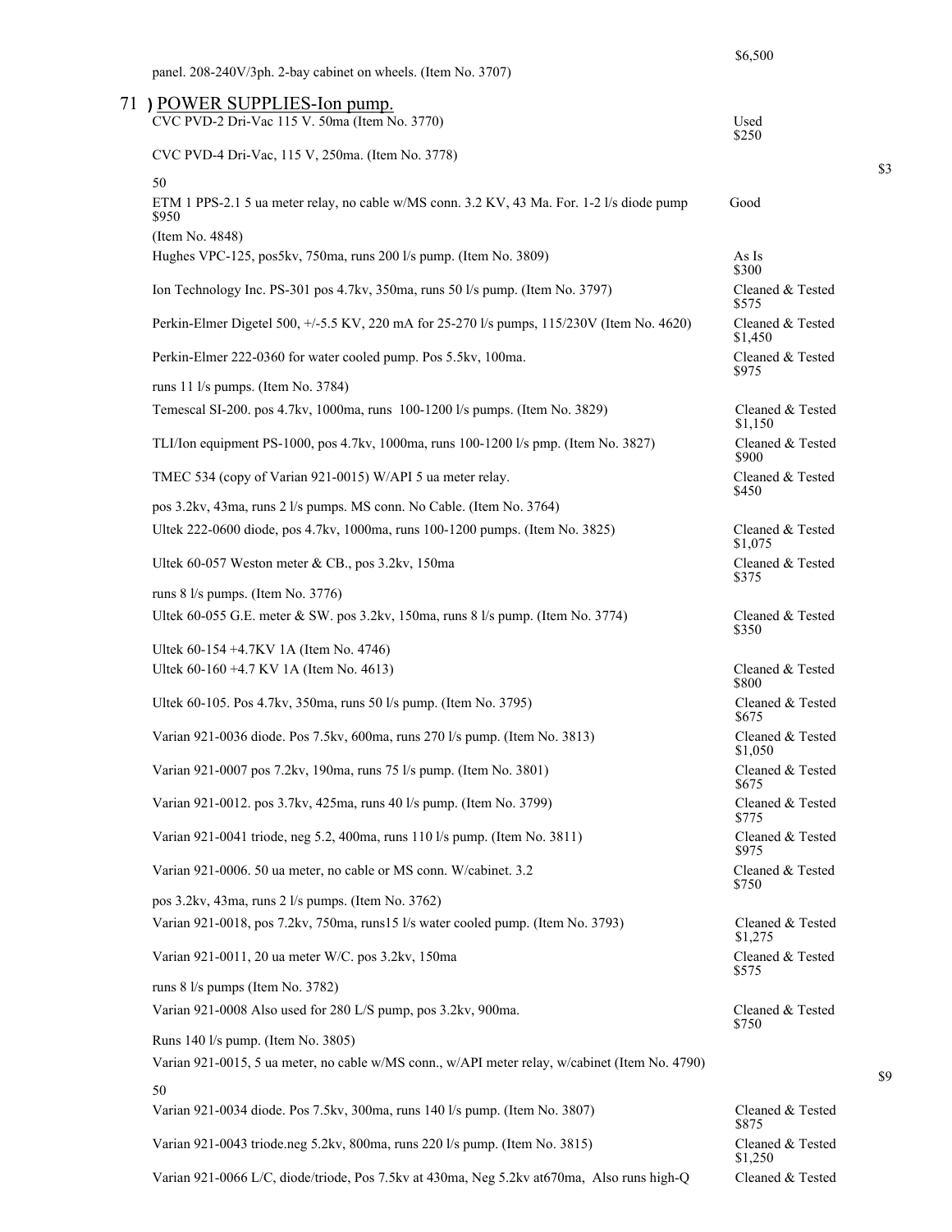panel. 208-240V/3ph. 2-bay cabinet on wheels. (Item No. 3707) $6,500

## 71 ) POWER SUPPLIES-Ion pump.

| Item | Condition / Price |
|---|---|
| CVC PVD-2 Dri-Vac 115 V. 50ma (Item No. 3770) | Used $250 |
| CVC PVD-4 Dri-Vac, 115 V, 250ma. (Item No. 3778) | $350 |
| ETM 1 PPS-2.1 5 ua meter relay, no cable w/MS conn. 3.2 KV, 43 Ma. For. 1-2 l/s diode pump (Item No. 4848) | Good $950 |
| Hughes VPC-125, pos5kv, 750ma, runs 200 l/s pump. (Item No. 3809) | As Is $300 |
| Ion Technology Inc. PS-301 pos 4.7kv, 350ma, runs 50 l/s pump. (Item No. 3797) | Cleaned & Tested $575 |
| Perkin-Elmer Digetel 500, +/-5.5 KV, 220 mA for 25-270 l/s pumps, 115/230V (Item No. 4620) | Cleaned & Tested $1,450 |
| Perkin-Elmer 222-0360 for water cooled pump. Pos 5.5kv, 100ma. runs 11 l/s pumps. (Item No. 3784) | Cleaned & Tested $975 |
| Temescal SI-200. pos 4.7kv, 1000ma, runs 100-1200 l/s pumps. (Item No. 3829) | Cleaned & Tested $1,150 |
| TLI/Ion equipment PS-1000, pos 4.7kv, 1000ma, runs 100-1200 l/s pmp. (Item No. 3827) | Cleaned & Tested $900 |
| TMEC 534 (copy of Varian 921-0015) W/API 5 ua meter relay. pos 3.2kv, 43ma, runs 2 l/s pumps. MS conn. No Cable. (Item No. 3764) | Cleaned & Tested $450 |
| Ultek 222-0600 diode, pos 4.7kv, 1000ma, runs 100-1200 pumps. (Item No. 3825) | Cleaned & Tested $1,075 |
| Ultek 60-057 Weston meter & CB., pos 3.2kv, 150ma runs 8 l/s pumps. (Item No. 3776) | Cleaned & Tested $375 |
| Ultek 60-055 G.E. meter & SW. pos 3.2kv, 150ma, runs 8 l/s pump. (Item No. 3774) | Cleaned & Tested $350 |
| Ultek 60-154 +4.7KV 1A (Item No. 4746) | |
| Ultek 60-160 +4.7 KV 1A (Item No. 4613) | Cleaned & Tested $800 |
| Ultek 60-105. Pos 4.7kv, 350ma, runs 50 l/s pump. (Item No. 3795) | Cleaned & Tested $675 |
| Varian 921-0036 diode. Pos 7.5kv, 600ma, runs 270 l/s pump. (Item No. 3813) | Cleaned & Tested $1,050 |
| Varian 921-0007 pos 7.2kv, 190ma, runs 75 l/s pump. (Item No. 3801) | Cleaned & Tested $675 |
| Varian 921-0012. pos 3.7kv, 425ma, runs 40 l/s pump. (Item No. 3799) | Cleaned & Tested $775 |
| Varian 921-0041 triode, neg 5.2, 400ma, runs 110 l/s pump. (Item No. 3811) | Cleaned & Tested $975 |
| Varian 921-0006. 50 ua meter, no cable or MS conn. W/cabinet. 3.2 pos 3.2kv, 43ma, runs 2 l/s pumps. (Item No. 3762) | Cleaned & Tested $750 |
| Varian 921-0018, pos 7.2kv, 750ma, runs15 l/s water cooled pump. (Item No. 3793) | Cleaned & Tested $1,275 |
| Varian 921-0011, 20 ua meter W/C. pos 3.2kv, 150ma runs 8 l/s pumps (Item No. 3782) | Cleaned & Tested $575 |
| Varian 921-0008 Also used for 280 L/S pump, pos 3.2kv, 900ma. Runs 140 l/s pump. (Item No. 3805) | Cleaned & Tested $750 |
| Varian 921-0015, 5 ua meter, no cable w/MS conn., w/API meter relay, w/cabinet (Item No. 4790) | $950 |
| Varian 921-0034 diode. Pos 7.5kv, 300ma, runs 140 l/s pump. (Item No. 3807) | Cleaned & Tested $875 |
| Varian 921-0043 triode.neg 5.2kv, 800ma, runs 220 l/s pump. (Item No. 3815) | Cleaned & Tested $1,250 |
| Varian 921-0066 L/C, diode/triode, Pos 7.5kv at 430ma, Neg 5.2kv at670ma, Also runs high-Q | Cleaned & Tested |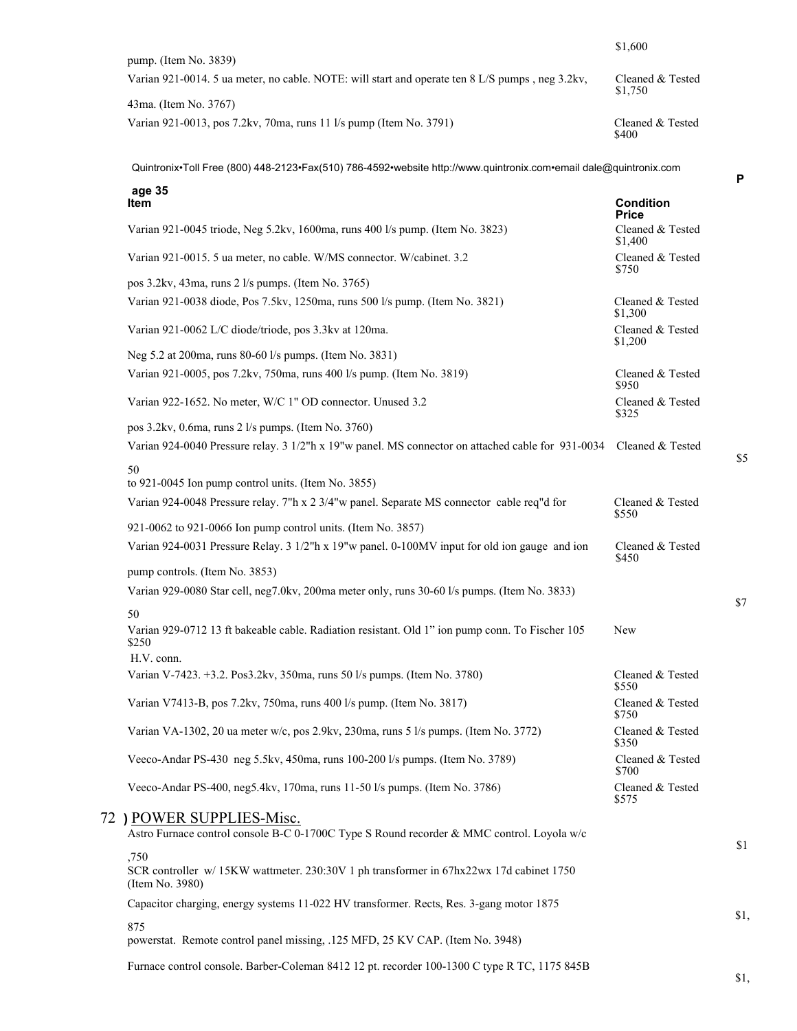| | |
|---|---|
| pump. (Item No. 3839) | $1,600 |
| Varian 921-0014. 5 ua meter, no cable. NOTE: will start and operate ten 8 L/S pumps , neg 3.2kv, 43ma. (Item No. 3767) | Cleaned & Tested $1,750 |
| Varian 921-0013, pos 7.2kv, 70ma, runs 11 l/s pump (Item No. 3791) | Cleaned & Tested $400 |

| Item | Condition Price |
|---|---|
| Varian 921-0045 triode, Neg 5.2kv, 1600ma, runs 400 l/s pump. (Item No. 3823) | Cleaned & Tested $1,400 |
| Varian 921-0015. 5 ua meter, no cable. W/MS connector. W/cabinet. 3.2 pos 3.2kv, 43ma, runs 2 l/s pumps. (Item No. 3765) | Cleaned & Tested $750 |
| Varian 921-0038 diode, Pos 7.5kv, 1250ma, runs 500 l/s pump. (Item No. 3821) | Cleaned & Tested $1,300 |
| Varian 921-0062 L/C diode/triode, pos 3.3kv at 120ma. Neg 5.2 at 200ma, runs 80-60 l/s pumps. (Item No. 3831) | Cleaned & Tested $1,200 |
| Varian 921-0005, pos 7.2kv, 750ma, runs 400 l/s pump. (Item No. 3819) | Cleaned & Tested $950 |
| Varian 922-1652. No meter, W/C 1" OD connector. Unused 3.2 pos 3.2kv, 0.6ma, runs 2 l/s pumps. (Item No. 3760) | Cleaned & Tested $325 |
| Varian 924-0040 Pressure relay. 3 1/2"h x 19"w panel. MS connector on attached cable for 931-0034 to 921-0045 Ion pump control units. (Item No. 3855) | Cleaned & Tested $550 |
| Varian 924-0048 Pressure relay. 7"h x 2 3/4"w panel. Separate MS connector cable req"d for 921-0062 to 921-0066 Ion pump control units. (Item No. 3857) | Cleaned & Tested $550 |
| Varian 924-0031 Pressure Relay. 3 1/2"h x 19"w panel. 0-100MV input for old ion gauge and ion pump controls. (Item No. 3853) | Cleaned & Tested $450 |
| Varian 929-0080 Star cell, neg7.0kv, 200ma meter only, runs 30-60 l/s pumps. (Item No. 3833) | $750 |
| Varian 929-0712 13 ft bakeable cable. Radiation resistant. Old 1" ion pump conn. To Fischer 105 H.V. conn. | New $250 |
| Varian V-7423. +3.2. Pos3.2kv, 350ma, runs 50 l/s pumps. (Item No. 3780) | Cleaned & Tested $550 |
| Varian V7413-B, pos 7.2kv, 750ma, runs 400 l/s pump. (Item No. 3817) | Cleaned & Tested $750 |
| Varian VA-1302, 20 ua meter w/c, pos 2.9kv, 230ma, runs 5 l/s pumps. (Item No. 3772) | Cleaned & Tested $350 |
| Veeco-Andar PS-430 neg 5.5kv, 450ma, runs 100-200 l/s pumps. (Item No. 3789) | Cleaned & Tested $700 |
| Veeco-Andar PS-400, neg5.4kv, 170ma, runs 11-50 l/s pumps. (Item No. 3786) | Cleaned & Tested $575 |

## 72 ) POWER SUPPLIES-Misc.

| | |
|---|---|
| Astro Furnace control console B-C 0-1700C Type S Round recorder & MMC control. Loyola w/c SCR controller w/ 15KW wattmeter. 230:30V 1 ph transformer in 67hx22wx 17d cabinet 1750 (Item No. 3980) | $1,750 |
| Capacitor charging, energy systems 11-022 HV transformer. Rects, Res. 3-gang motor 1875 powerstat. Remote control panel missing, .125 MFD, 25 KV CAP. (Item No. 3948) | $1,875 |
| Furnace control console. Barber-Coleman 8412 12 pt. recorder 100-1300 C type R TC, 1175 845B | $1, |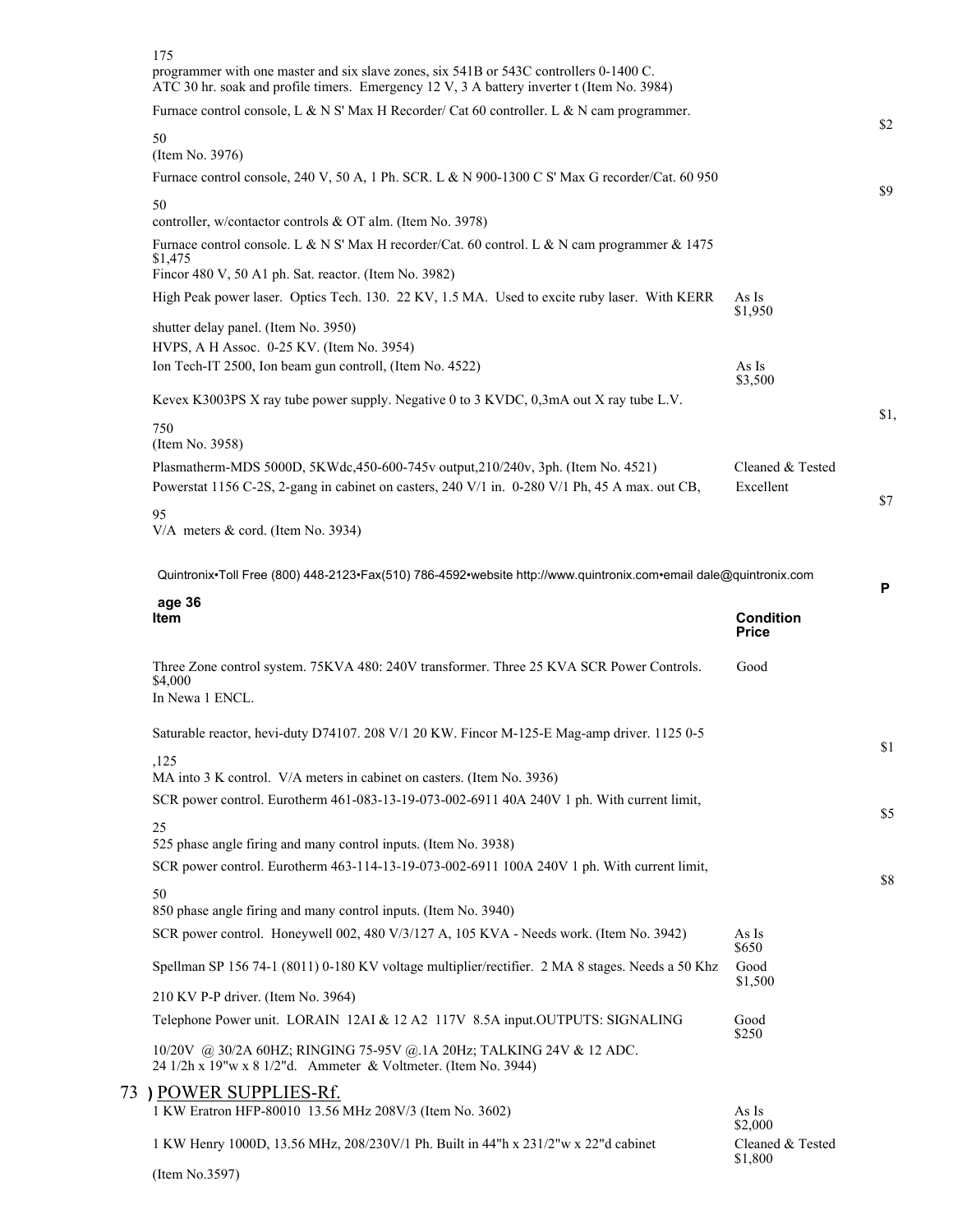175
programmer with one master and six slave zones, six 541B or 543C controllers 0-1400 C. ATC 30 hr. soak and profile timers. Emergency 12 V, 3 A battery inverter t (Item No. 3984)

Furnace control console, L & N S' Max H Recorder/ Cat 60 controller. L & N cam programmer. $2

50
(Item No. 3976)

Furnace control console, 240 V, 50 A, 1 Ph. SCR. L & N 900-1300 C S' Max G recorder/Cat. 60 950 $9

50
controller, w/contactor controls & OT alm. (Item No. 3978)

Furnace control console. L & N S' Max H recorder/Cat. 60 control. L & N cam programmer & 1475 $1,475
Fincor 480 V, 50 A1 ph. Sat. reactor. (Item No. 3982)

High Peak power laser. Optics Tech. 130. 22 KV, 1.5 MA. Used to excite ruby laser. With KERR | As Is | $1,950

shutter delay panel. (Item No. 3950)

HVPS, A H Assoc. 0-25 KV. (Item No. 3954)

Ion Tech-IT 2500, Ion beam gun controll, (Item No. 4522) | As Is | $3,500

Kevex K3003PS X ray tube power supply. Negative 0 to 3 KVDC, 0,3mA out X ray tube L.V. $1,

750
(Item No. 3958)

Plasmatherm-MDS 5000D, 5KWdc,450-600-745v output,210/240v, 3ph. (Item No. 4521) | Cleaned & Tested

Powerstat 1156 C-2S, 2-gang in cabinet on casters, 240 V/1 in. 0-280 V/1 Ph, 45 A max. out CB, | Excellent | $7

95
V/A meters & cord. (Item No. 3934)

| Item | Condition | Price |
|---|---|---|

Three Zone control system. 75KVA 480: 240V transformer. Three 25 KVA SCR Power Controls. | Good | $4,000
In Newa 1 ENCL.

Saturable reactor, hevi-duty D74107. 208 V/1 20 KW. Fincor M-125-E Mag-amp driver. 1125 0-5 $1

,125
MA into 3 K control. V/A meters in cabinet on casters. (Item No. 3936)

SCR power control. Eurotherm 461-083-13-19-073-002-6911 40A 240V 1 ph. With current limit, $5

25
525 phase angle firing and many control inputs. (Item No. 3938)

SCR power control. Eurotherm 463-114-13-19-073-002-6911 100A 240V 1 ph. With current limit, $8

50
850 phase angle firing and many control inputs. (Item No. 3940)

SCR power control. Honeywell 002, 480 V/3/127 A, 105 KVA - Needs work. (Item No. 3942) | As Is | $650

Spellman SP 156 74-1 (8011) 0-180 KV voltage multiplier/rectifier. 2 MA 8 stages. Needs a 50 Khz | Good | $1,500

210 KV P-P driver. (Item No. 3964)

Telephone Power unit. LORAIN 12AI & 12 A2 117V 8.5A input.OUTPUTS: SIGNALING | Good | $250

10/20V @ 30/2A 60HZ; RINGING 75-95V @.1A 20Hz; TALKING 24V & 12 ADC.
24 1/2h x 19"w x 8 1/2"d. Ammeter & Voltmeter. (Item No. 3944)

## 73 ) POWER SUPPLIES-Rf.

1 KW Eratron HFP-80010 13.56 MHz 208V/3 (Item No. 3602) | As Is | $2,000

1 KW Henry 1000D, 13.56 MHz, 208/230V/1 Ph. Built in 44"h x 231/2"w x 22"d cabinet | Cleaned & Tested | $1,800

(Item No.3597)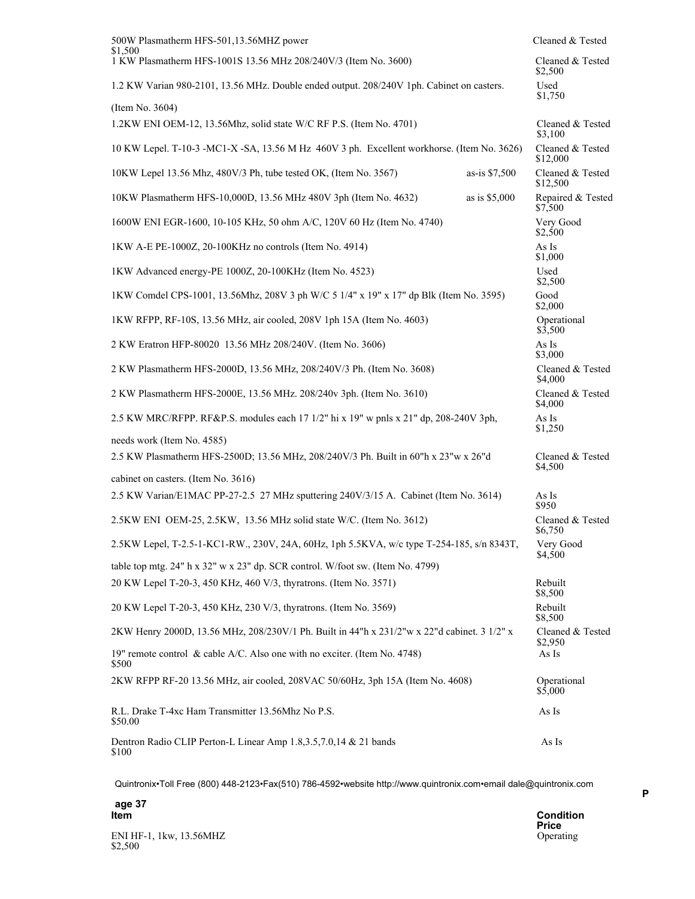| Item | Condition / Price |
| --- | --- |
| 500W Plasmatherm HFS-501,13.56MHZ power | Cleaned & Tested $1,500 |
| 1 KW Plasmatherm HFS-1001S 13.56 MHz 208/240V/3 (Item No. 3600) | Cleaned & Tested $2,500 |
| 1.2 KW Varian 980-2101, 13.56 MHz. Double ended output. 208/240V 1ph. Cabinet on casters. (Item No. 3604) | Used $1,750 |
| 1.2KW ENI OEM-12, 13.56Mhz, solid state W/C RF P.S. (Item No. 4701) | Cleaned & Tested $3,100 |
| 10 KW Lepel. T-10-3 -MC1-X -SA, 13.56 M Hz 460V 3 ph. Excellent workhorse. (Item No. 3626) | Cleaned & Tested $12,000 |
| 10KW Lepel 13.56 Mhz, 480V/3 Ph, tube tested OK, (Item No. 3567) as-is $7,500 | Cleaned & Tested $12,500 |
| 10KW Plasmatherm HFS-10,000D, 13.56 MHz 480V 3ph (Item No. 4632) as is $5,000 | Repaired & Tested $7,500 |
| 1600W ENI EGR-1600, 10-105 KHz, 50 ohm A/C, 120V 60 Hz (Item No. 4740) | Very Good $2,500 |
| 1KW A-E PE-1000Z, 20-100KHz no controls (Item No. 4914) | As Is $1,000 |
| 1KW Advanced energy-PE 1000Z, 20-100KHz (Item No. 4523) | Used $2,500 |
| 1KW Comdel CPS-1001, 13.56Mhz, 208V 3 ph W/C 5 1/4" x 19" x 17" dp Blk (Item No. 3595) | Good $2,000 |
| 1KW RFPP, RF-10S, 13.56 MHz, air cooled, 208V 1ph 15A (Item No. 4603) | Operational $3,500 |
| 2 KW Eratron HFP-80020 13.56 MHz 208/240V. (Item No. 3606) | As Is $3,000 |
| 2 KW Plasmatherm HFS-2000D, 13.56 MHz, 208/240V/3 Ph. (Item No. 3608) | Cleaned & Tested $4,000 |
| 2 KW Plasmatherm HFS-2000E, 13.56 MHz. 208/240v 3ph. (Item No. 3610) | Cleaned & Tested $4,000 |
| 2.5 KW MRC/RFPP. RF&P.S. modules each 17 1/2" hi x 19" w pnls x 21" dp, 208-240V 3ph, needs work (Item No. 4585) | As Is $1,250 |
| 2.5 KW Plasmatherm HFS-2500D; 13.56 MHz, 208/240V/3 Ph. Built in 60"h x 23"w x 26"d cabinet on casters. (Item No. 3616) | Cleaned & Tested $4,500 |
| 2.5 KW Varian/E1MAC PP-27-2.5 27 MHz sputtering 240V/3/15 A. Cabinet (Item No. 3614) | As Is $950 |
| 2.5KW ENI OEM-25, 2.5KW, 13.56 MHz solid state W/C. (Item No. 3612) | Cleaned & Tested $6,750 |
| 2.5KW Lepel, T-2.5-1-KC1-RW., 230V, 24A, 60Hz, 1ph 5.5KVA, w/c type T-254-185, s/n 8343T, table top mtg. 24" h x 32" w x 23" dp. SCR control. W/foot sw. (Item No. 4799) | Very Good $4,500 |
| 20 KW Lepel T-20-3, 450 KHz, 460 V/3, thyratrons. (Item No. 3571) | Rebuilt $8,500 |
| 20 KW Lepel T-20-3, 450 KHz, 230 V/3, thyratrons. (Item No. 3569) | Rebuilt $8,500 |
| 2KW Henry 2000D, 13.56 MHz, 208/230V/1 Ph. Built in 44"h x 231/2"w x 22"d cabinet. 3 1/2" x 19" remote control & cable A/C. | Cleaned & Tested $2,950 |
| Also one with no exciter. (Item No. 4748) | As Is $500 |
| 2KW RFPP RF-20 13.56 MHz, air cooled, 208VAC 50/60Hz, 3ph 15A (Item No. 4608) | Operational $5,000 |
| R.L. Drake T-4xc Ham Transmitter 13.56Mhz No P.S. | As Is $50.00 |
| Dentron Radio CLIP Perton-L Linear Amp 1.8,3.5,7.0,14 & 21 bands | As Is $100 |

Quintronix•Toll Free (800) 448-2123•Fax(510) 786-4592•website http://www.quintronix.com•email dale@quintronix.com

Page 37

| Item | Condition Price |
| --- | --- |
| ENI HF-1, 1kw, 13.56MHZ | Operating $2,500 |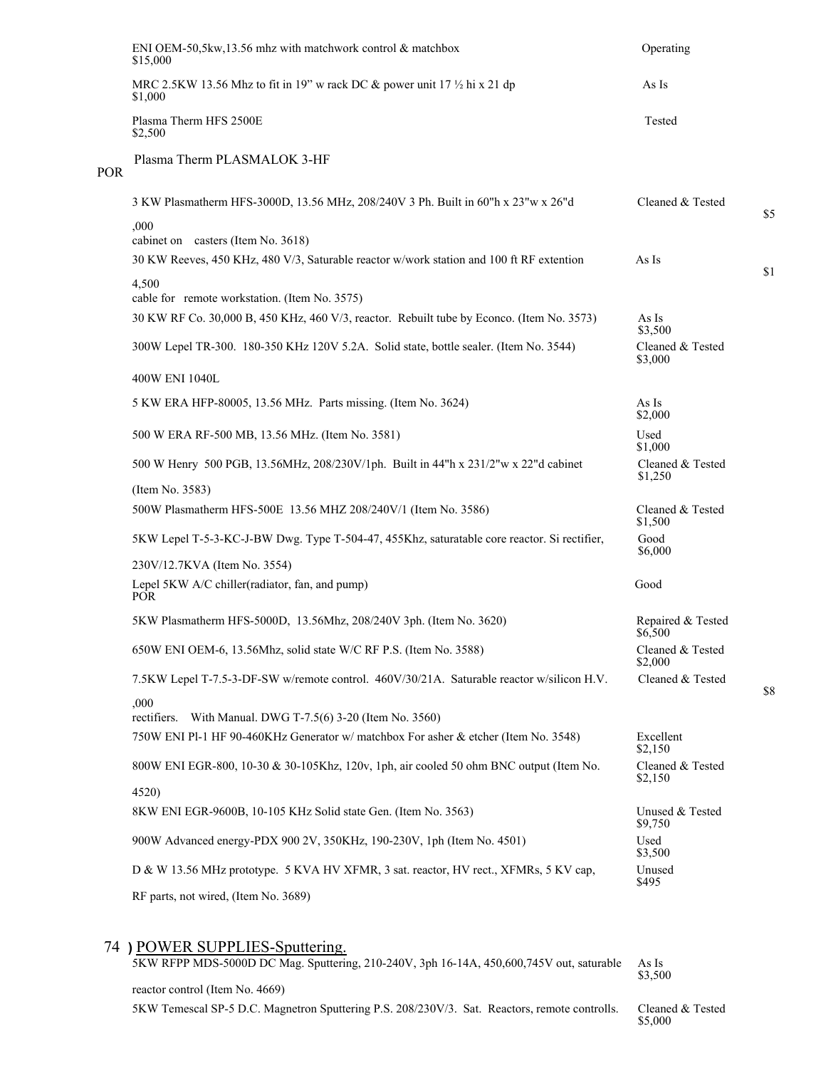ENI OEM-50,5kw,13.56 mhz with matchwork control & matchbox Operating
$15,000

MRC 2.5KW 13.56 Mhz to fit in 19" w rack DC & power unit 17 ½ hi x 21 dp As Is
$1,000

Plasma Therm HFS 2500E Tested
$2,500

Plasma Therm PLASMALOK 3-HF
POR

3 KW Plasmatherm HFS-3000D, 13.56 MHz, 208/240V 3 Ph. Built in 60"h x 23"w x 26"d cabinet on casters (Item No. 3618) Cleaned & Tested
$5,000

30 KW Reeves, 450 KHz, 480 V/3, Saturable reactor w/work station and 100 ft RF extention cable for remote workstation. (Item No. 3575) As Is
$14,500

30 KW RF Co. 30,000 B, 450 KHz, 460 V/3, reactor. Rebuilt tube by Econco. (Item No. 3573) As Is
$3,500

300W Lepel TR-300. 180-350 KHz 120V 5.2A. Solid state, bottle sealer. (Item No. 3544) Cleaned & Tested
$3,000

400W ENI 1040L

5 KW ERA HFP-80005, 13.56 MHz. Parts missing. (Item No. 3624) As Is
$2,000

500 W ERA RF-500 MB, 13.56 MHz. (Item No. 3581) Used
$1,000

500 W Henry 500 PGB, 13.56MHz, 208/230V/1ph. Built in 44"h x 231/2"w x 22"d cabinet (Item No. 3583) Cleaned & Tested
$1,250

500W Plasmatherm HFS-500E 13.56 MHZ 208/240V/1 (Item No. 3586) Cleaned & Tested
$1,500

5KW Lepel T-5-3-KC-J-BW Dwg. Type T-504-47, 455Khz, saturatable core reactor. Si rectifier, 230V/12.7KVA (Item No. 3554) Good
$6,000

Lepel 5KW A/C chiller(radiator, fan, and pump) Good
POR

5KW Plasmatherm HFS-5000D, 13.56Mhz, 208/240V 3ph. (Item No. 3620) Repaired & Tested
$6,500

650W ENI OEM-6, 13.56Mhz, solid state W/C RF P.S. (Item No. 3588) Cleaned & Tested
$2,000

7.5KW Lepel T-7.5-3-DF-SW w/remote control. 460V/30/21A. Saturable reactor w/silicon H.V. rectifiers. With Manual. DWG T-7.5(6) 3-20 (Item No. 3560) Cleaned & Tested
$8,000

750W ENI Pl-1 HF 90-460KHz Generator w/ matchbox For asher & etcher (Item No. 3548) Excellent
$2,150

800W ENI EGR-800, 10-30 & 30-105Khz, 120v, 1ph, air cooled 50 ohm BNC output (Item No. 4520) Cleaned & Tested
$2,150

8KW ENI EGR-9600B, 10-105 KHz Solid state Gen. (Item No. 3563) Unused & Tested
$9,750

900W Advanced energy-PDX 900 2V, 350KHz, 190-230V, 1ph (Item No. 4501) Used
$3,500

D & W 13.56 MHz prototype. 5 KVA HV XFMR, 3 sat. reactor, HV rect., XFMRs, 5 KV cap, RF parts, not wired, (Item No. 3689) Unused
$495

## 74 ) POWER SUPPLIES-Sputtering.

5KW RFPP MDS-5000D DC Mag. Sputtering, 210-240V, 3ph 16-14A, 450,600,745V out, saturable reactor control (Item No. 4669) As Is
$3,500

5KW Temescal SP-5 D.C. Magnetron Sputtering P.S. 208/230V/3. Sat. Reactors, remote controlls. Cleaned & Tested
$5,000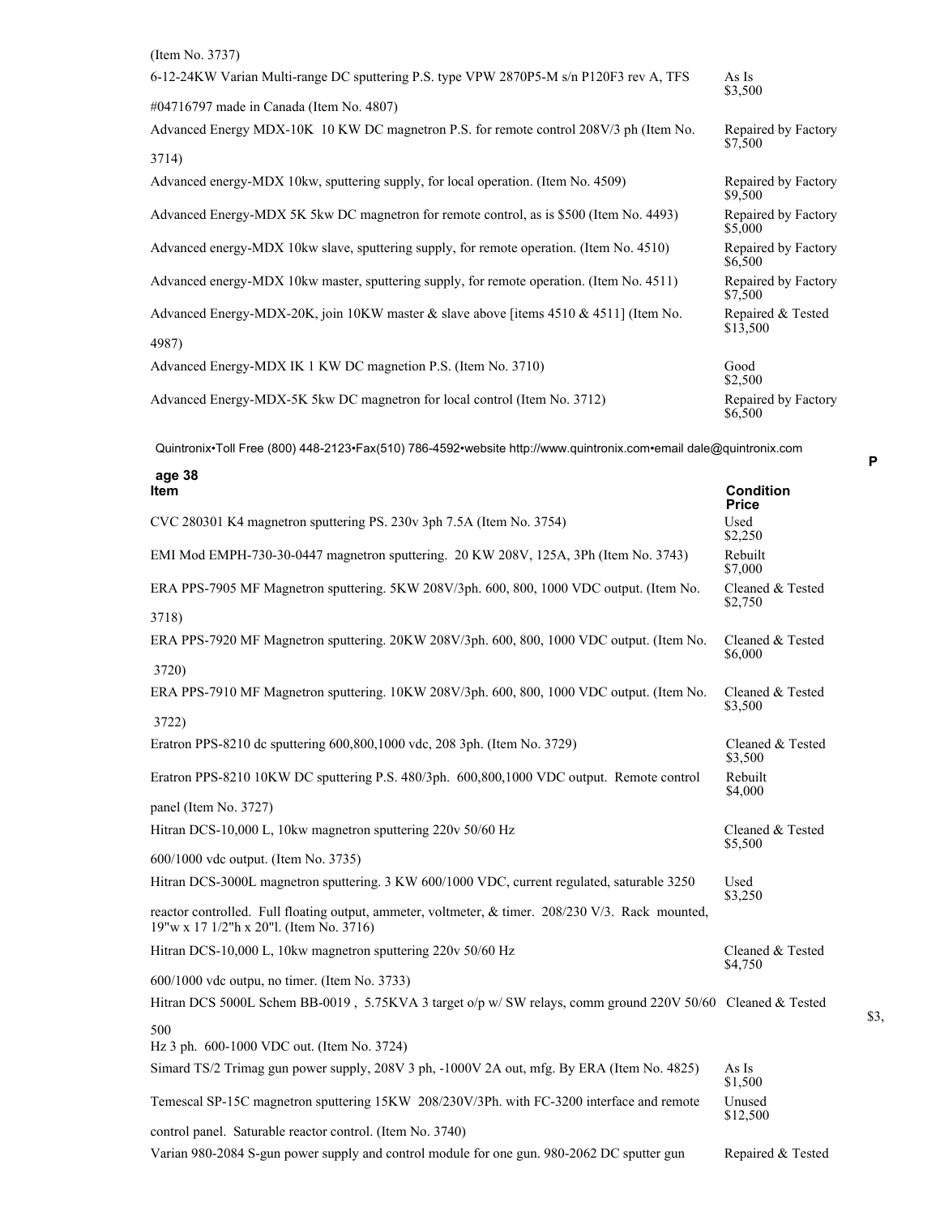| Item | Condition / Price |
|---|---|
| (Item No. 3737) | |
| 6-12-24KW Varian Multi-range DC sputtering P.S. type VPW 2870P5-M s/n P120F3 rev A, TFS #04716797 made in Canada (Item No. 4807) | As Is $3,500 |
| Advanced Energy MDX-10K 10 KW DC magnetron P.S. for remote control 208V/3 ph (Item No. 3714) | Repaired by Factory $7,500 |
| Advanced energy-MDX 10kw, sputtering supply, for local operation. (Item No. 4509) | Repaired by Factory $9,500 |
| Advanced Energy-MDX 5K 5kw DC magnetron for remote control, as is $500 (Item No. 4493) | Repaired by Factory $5,000 |
| Advanced energy-MDX 10kw slave, sputtering supply, for remote operation. (Item No. 4510) | Repaired by Factory $6,500 |
| Advanced energy-MDX 10kw master, sputtering supply, for remote operation. (Item No. 4511) | Repaired by Factory $7,500 |
| Advanced Energy-MDX-20K, join 10KW master & slave above [items 4510 & 4511] (Item No. 4987) | Repaired & Tested $13,500 |
| Advanced Energy-MDX IK 1 KW DC magnetion P.S. (Item No. 3710) | Good $2,500 |
| Advanced Energy-MDX-5K 5kw DC magnetron for local control (Item No. 3712) | Repaired by Factory $6,500 |

Quintronix•Toll Free (800) 448-2123•Fax(510) 786-4592•website http://www.quintronix.com•email dale@quintronix.com

| Item | Condition Price |
|---|---|
| CVC 280301 K4 magnetron sputtering PS. 230v 3ph 7.5A (Item No. 3754) | Used $2,250 |
| EMI Mod EMPH-730-30-0447 magnetron sputtering. 20 KW 208V, 125A, 3Ph (Item No. 3743) | Rebuilt $7,000 |
| ERA PPS-7905 MF Magnetron sputtering. 5KW 208V/3ph. 600, 800, 1000 VDC output. (Item No. 3718) | Cleaned & Tested $2,750 |
| ERA PPS-7920 MF Magnetron sputtering. 20KW 208V/3ph. 600, 800, 1000 VDC output. (Item No. 3720) | Cleaned & Tested $6,000 |
| ERA PPS-7910 MF Magnetron sputtering. 10KW 208V/3ph. 600, 800, 1000 VDC output. (Item No. 3722) | Cleaned & Tested $3,500 |
| Eratron PPS-8210 dc sputtering 600,800,1000 vdc, 208 3ph. (Item No. 3729) | Cleaned & Tested $3,500 |
| Eratron PPS-8210 10KW DC sputtering P.S. 480/3ph. 600,800,1000 VDC output. Remote control panel (Item No. 3727) | Rebuilt $4,000 |
| Hitran DCS-10,000 L, 10kw magnetron sputtering 220v 50/60 Hz 600/1000 vdc output. (Item No. 3735) | Cleaned & Tested $5,500 |
| Hitran DCS-3000L magnetron sputtering. 3 KW 600/1000 VDC, current regulated, saturable 3250 reactor controlled. Full floating output, ammeter, voltmeter, & timer. 208/230 V/3. Rack mounted, 19"w x 17 1/2"h x 20"l. (Item No. 3716) | Used $3,250 |
| Hitran DCS-10,000 L, 10kw magnetron sputtering 220v 50/60 Hz 600/1000 vdc outpu, no timer. (Item No. 3733) | Cleaned & Tested $4,750 |
| Hitran DCS 5000L Schem BB-0019 , 5.75KVA 3 target o/p w/ SW relays, comm ground 220V 50/60 Hz 3 ph. 600-1000 VDC out. (Item No. 3724) | Cleaned & Tested $3,500 |
| Simard TS/2 Trimag gun power supply, 208V 3 ph, -1000V 2A out, mfg. By ERA (Item No. 4825) | As Is $1,500 |
| Temescal SP-15C magnetron sputtering 15KW 208/230V/3Ph. with FC-3200 interface and remote control panel. Saturable reactor control. (Item No. 3740) | Unused $12,500 |
| Varian 980-2084 S-gun power supply and control module for one gun. 980-2062 DC sputter gun | Repaired & Tested |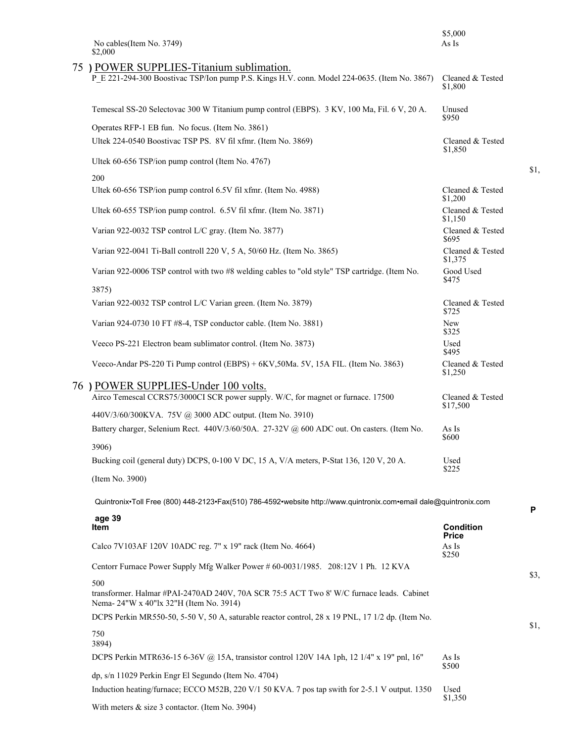| Item | Condition / Price |
|---|---|
| No cables(Item No. 3749) $2,000 | $5,000 As Is |

## 75 ) POWER SUPPLIES-Titanium sublimation.

| Item | Condition / Price |
|---|---|
| P_E 221-294-300 Boostivac TSP/Ion pump P.S. Kings H.V. conn. Model 224-0635. (Item No. 3867) | Cleaned & Tested $1,800 |
| Temescal SS-20 Selectovac 300 W Titanium pump control (EBPS). 3 KV, 100 Ma, Fil. 6 V, 20 A. Operates RFP-1 EB fun. No focus. (Item No. 3861) | Unused $950 |
| Ultek 224-0540 Boostivac TSP PS. 8V fil xfmr. (Item No. 3869) | Cleaned & Tested $1,850 |
| Ultek 60-656 TSP/ion pump control (Item No. 4767) | $1, 200 |
| Ultek 60-656 TSP/ion pump control 6.5V fil xfmr. (Item No. 4988) | Cleaned & Tested $1,200 |
| Ultek 60-655 TSP/ion pump control. 6.5V fil xfmr. (Item No. 3871) | Cleaned & Tested $1,150 |
| Varian 922-0032 TSP control L/C gray. (Item No. 3877) | Cleaned & Tested $695 |
| Varian 922-0041 Ti-Ball controll 220 V, 5 A, 50/60 Hz. (Item No. 3865) | Cleaned & Tested $1,375 |
| Varian 922-0006 TSP control with two #8 welding cables to "old style" TSP cartridge. (Item No. 3875) | Good Used $475 |
| Varian 922-0032 TSP control L/C Varian green. (Item No. 3879) | Cleaned & Tested $725 |
| Varian 924-0730 10 FT #8-4, TSP conductor cable. (Item No. 3881) | New $325 |
| Veeco PS-221 Electron beam sublimator control. (Item No. 3873) | Used $495 |
| Veeco-Andar PS-220 Ti Pump control (EBPS) + 6KV,50Ma. 5V, 15A FIL. (Item No. 3863) | Cleaned & Tested $1,250 |

## 76 ) POWER SUPPLIES-Under 100 volts.

| Item | Condition / Price |
|---|---|
| Airco Temescal CCRS75/3000CI SCR power supply. W/C, for magnet or furnace. 17500 440V/3/60/300KVA. 75V @ 3000 ADC output. (Item No. 3910) | Cleaned & Tested $17,500 |
| Battery charger, Selenium Rect. 440V/3/60/50A. 27-32V @ 600 ADC out. On casters. (Item No. 3906) | As Is $600 |
| Bucking coil (general duty) DCPS, 0-100 V DC, 15 A, V/A meters, P-Stat 136, 120 V, 20 A. (Item No. 3900) | Used $225 |

Quintronix•Toll Free (800) 448-2123•Fax(510) 786-4592•website http://www.quintronix.com•email dale@quintronix.com

| Item | Condition Price |
|---|---|
| Calco 7V103AF 120V 10ADC reg. 7" x 19" rack (Item No. 4664) | As Is $250 |
| Centorr Furnace Power Supply Mfg Walker Power # 60-0031/1985. 208:12V 1 Ph. 12 KVA transformer. Halmar #PAI-2470AD 240V, 70A SCR 75:5 ACT Two 8' W/C furnace leads. Cabinet Nema- 24"W x 40"lx 32"H (Item No. 3914) | $3, 500 |
| DCPS Perkin MR550-50, 5-50 V, 50 A, saturable reactor control, 28 x 19 PNL, 17 1/2 dp. (Item No. 3894) | $1, 750 |
| DCPS Perkin MTR636-15 6-36V @ 15A, transistor control 120V 14A 1ph, 12 1/4" x 19" pnl, 16" dp, s/n 11029 Perkin Engr El Segundo (Item No. 4704) | As Is $500 |
| Induction heating/furnace; ECCO M52B, 220 V/1 50 KVA. 7 pos tap swith for 2-5.1 V output. 1350 With meters & size 3 contactor. (Item No. 3904) | Used $1,350 |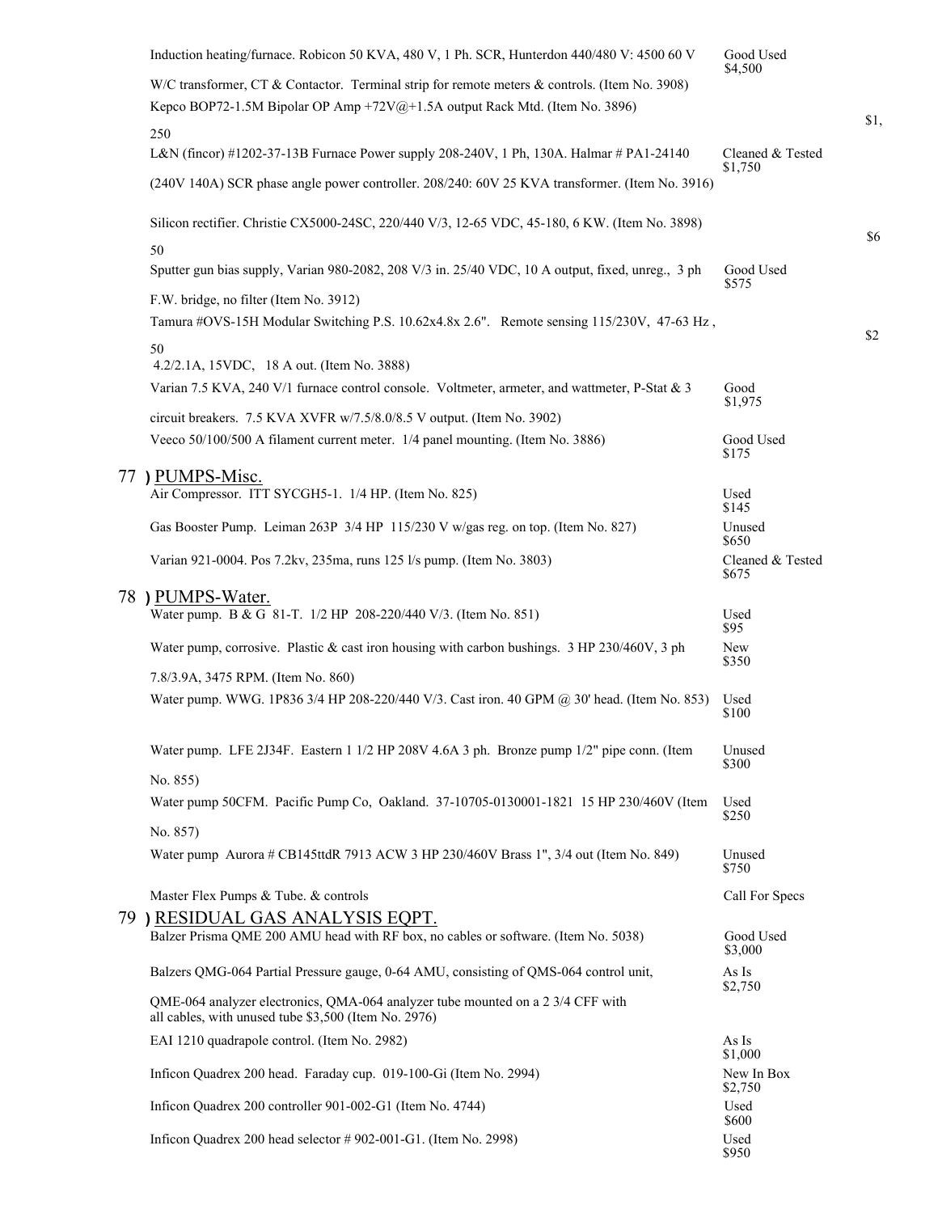Induction heating/furnace. Robicon 50 KVA, 480 V, 1 Ph. SCR, Hunterdon 440/480 V: 4500 60 V W/C transformer, CT & Contactor. Terminal strip for remote meters & controls. (Item No. 3908) — Good Used $4,500

Kepco BOP72-1.5M Bipolar OP Amp +72V@+1.5A output Rack Mtd. (Item No. 3896) — $1,250

L&N (fincor) #1202-37-13B Furnace Power supply 208-240V, 1 Ph, 130A. Halmar # PA1-24140 (240V 140A) SCR phase angle power controller. 208/240: 60V 25 KVA transformer. (Item No. 3916) — Cleaned & Tested $1,750

Silicon rectifier. Christie CX5000-24SC, 220/440 V/3, 12-65 VDC, 45-180, 6 KW. (Item No. 3898) — $650

Sputter gun bias supply, Varian 980-2082, 208 V/3 in. 25/40 VDC, 10 A output, fixed, unreg., 3 ph F.W. bridge, no filter (Item No. 3912) — Good Used $575

Tamura #OVS-15H Modular Switching P.S. 10.62x4.8x 2.6". Remote sensing 115/230V, 47-63 Hz, 4.2/2.1A, 15VDC, 18 A out. (Item No. 3888) — $250

Varian 7.5 KVA, 240 V/1 furnace control console. Voltmeter, armeter, and wattmeter, P-Stat & 3 circuit breakers. 7.5 KVA XVFR w/7.5/8.0/8.5 V output. (Item No. 3902) — Good $1,975

Veeco 50/100/500 A filament current meter. 1/4 panel mounting. (Item No. 3886) — Good Used $175

## 77 ) PUMPS-Misc.

Air Compressor. ITT SYCGH5-1. 1/4 HP. (Item No. 825) — Used $145

Gas Booster Pump. Leiman 263P 3/4 HP 115/230 V w/gas reg. on top. (Item No. 827) — Unused $650

Varian 921-0004. Pos 7.2kv, 235ma, runs 125 l/s pump. (Item No. 3803) — Cleaned & Tested $675

## 78 ) PUMPS-Water.

Water pump. B & G 81-T. 1/2 HP 208-220/440 V/3. (Item No. 851) — Used $95

Water pump, corrosive. Plastic & cast iron housing with carbon bushings. 3 HP 230/460V, 3 ph 7.8/3.9A, 3475 RPM. (Item No. 860) — New $350

Water pump. WWG. 1P836 3/4 HP 208-220/440 V/3. Cast iron. 40 GPM @ 30' head. (Item No. 853) — Used $100

Water pump. LFE 2J34F. Eastern 1 1/2 HP 208V 4.6A 3 ph. Bronze pump 1/2" pipe conn. (Item No. 855) — Unused $300

Water pump 50CFM. Pacific Pump Co, Oakland. 37-10705-0130001-1821 15 HP 230/460V (Item No. 857) — Used $250

Water pump Aurora # CB145ttdR 7913 ACW 3 HP 230/460V Brass 1", 3/4 out (Item No. 849) — Unused $750

Master Flex Pumps & Tube. & controls — Call For Specs

## 79 ) RESIDUAL GAS ANALYSIS EQPT.

Balzer Prisma QME 200 AMU head with RF box, no cables or software. (Item No. 5038) — Good Used $3,000

Balzers QMG-064 Partial Pressure gauge, 0-64 AMU, consisting of QMS-064 control unit, QME-064 analyzer electronics, QMA-064 analyzer tube mounted on a 2 3/4 CFF with all cables, with unused tube $3,500 (Item No. 2976) — As Is $2,750

EAI 1210 quadrapole control. (Item No. 2982) — As Is $1,000

Inficon Quadrex 200 head. Faraday cup. 019-100-Gi (Item No. 2994) — New In Box $2,750

Inficon Quadrex 200 controller 901-002-G1 (Item No. 4744) — Used $600

Inficon Quadrex 200 head selector # 902-001-G1. (Item No. 2998) — Used $950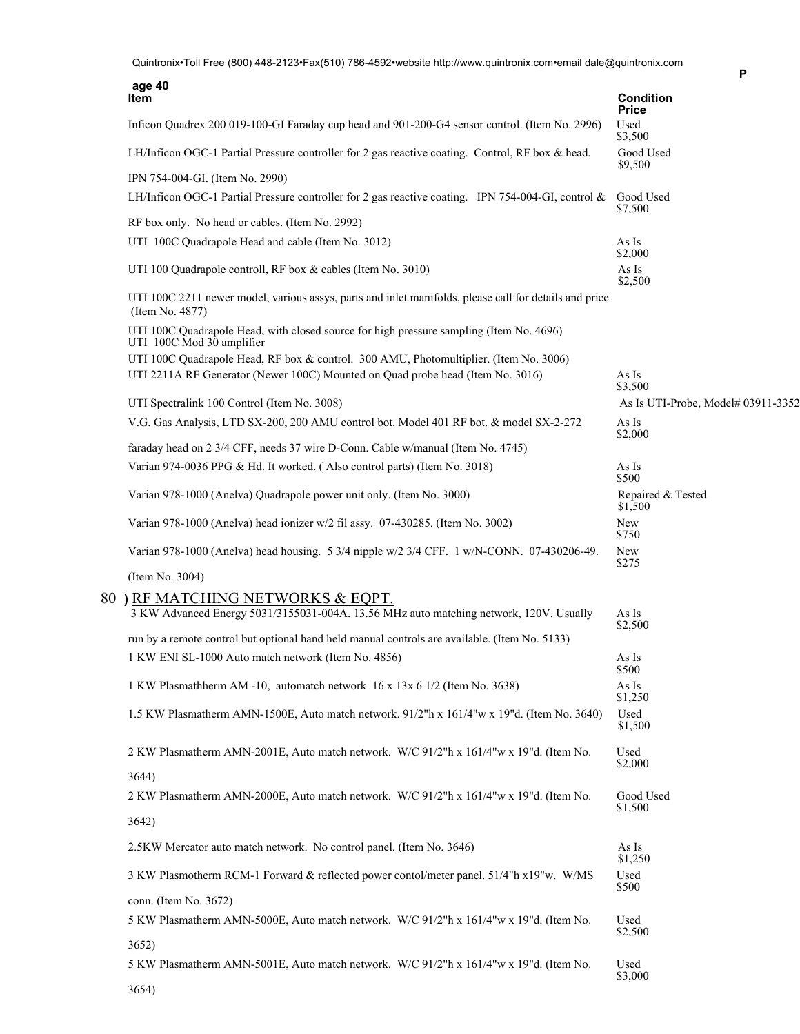| Item | Condition Price |
| --- | --- |
| Inficon Quadrex 200 019-100-GI Faraday cup head and 901-200-G4 sensor control. (Item No. 2996) | Used $3,500 |
| LH/Inficon OGC-1 Partial Pressure controller for 2 gas reactive coating. Control, RF box & head. IPN 754-004-GI. (Item No. 2990) | Good Used $9,500 |
| LH/Inficon OGC-1 Partial Pressure controller for 2 gas reactive coating. IPN 754-004-GI, control & RF box only. No head or cables. (Item No. 2992) | Good Used $7,500 |
| UTI 100C Quadrapole Head and cable (Item No. 3012) | As Is $2,000 |
| UTI 100 Quadrapole controll, RF box & cables (Item No. 3010) | As Is $2,500 |
| UTI 100C 2211 newer model, various assys, parts and inlet manifolds, please call for details and price (Item No. 4877) | |
| UTI 100C Quadrapole Head, with closed source for high pressure sampling (Item No. 4696) UTI 100C Mod 30 amplifier | |
| UTI 100C Quadrapole Head, RF box & control. 300 AMU, Photomultiplier. (Item No. 3006) | |
| UTI 2211A RF Generator (Newer 100C) Mounted on Quad probe head (Item No. 3016) | As Is $3,500 |
| UTI Spectralink 100 Control (Item No. 3008) | As Is UTI-Probe, Model# 03911-3352 |
| V.G. Gas Analysis, LTD SX-200, 200 AMU control bot. Model 401 RF bot. & model SX-2-272 faraday head on 2 3/4 CFF, needs 37 wire D-Conn. Cable w/manual (Item No. 4745) | As Is $2,000 |
| Varian 974-0036 PPG & Hd. It worked. ( Also control parts) (Item No. 3018) | As Is $500 |
| Varian 978-1000 (Anelva) Quadrapole power unit only. (Item No. 3000) | Repaired & Tested $1,500 |
| Varian 978-1000 (Anelva) head ionizer w/2 fil assy. 07-430285. (Item No. 3002) | New $750 |
| Varian 978-1000 (Anelva) head housing. 5 3/4 nipple w/2 3/4 CFF. 1 w/N-CONN. 07-430206-49. (Item No. 3004) | New $275 |

## 80 ) RF MATCHING NETWORKS & EQPT.

| Item | Condition Price |
| --- | --- |
| 3 KW Advanced Energy 5031/3155031-004A. 13.56 MHz auto matching network, 120V. Usually run by a remote control but optional hand held manual controls are available. (Item No. 5133) | As Is $2,500 |
| 1 KW ENI SL-1000 Auto match network (Item No. 4856) | As Is $500 |
| 1 KW Plasmathherm AM -10, automatch network 16 x 13x 6 1/2 (Item No. 3638) | As Is $1,250 |
| 1.5 KW Plasmatherm AMN-1500E, Auto match network. 91/2"h x 161/4"w x 19"d. (Item No. 3640) | Used $1,500 |
| 2 KW Plasmatherm AMN-2001E, Auto match network. W/C 91/2"h x 161/4"w x 19"d. (Item No. 3644) | Used $2,000 |
| 2 KW Plasmatherm AMN-2000E, Auto match network. W/C 91/2"h x 161/4"w x 19"d. (Item No. 3642) | Good Used $1,500 |
| 2.5KW Mercator auto match network. No control panel. (Item No. 3646) | As Is $1,250 |
| 3 KW Plasmotherm RCM-1 Forward & reflected power contol/meter panel. 51/4"h x19"w. W/MS conn. (Item No. 3672) | Used $500 |
| 5 KW Plasmatherm AMN-5000E, Auto match network. W/C 91/2"h x 161/4"w x 19"d. (Item No. 3652) | Used $2,500 |
| 5 KW Plasmatherm AMN-5001E, Auto match network. W/C 91/2"h x 161/4"w x 19"d. (Item No. 3654) | Used $3,000 |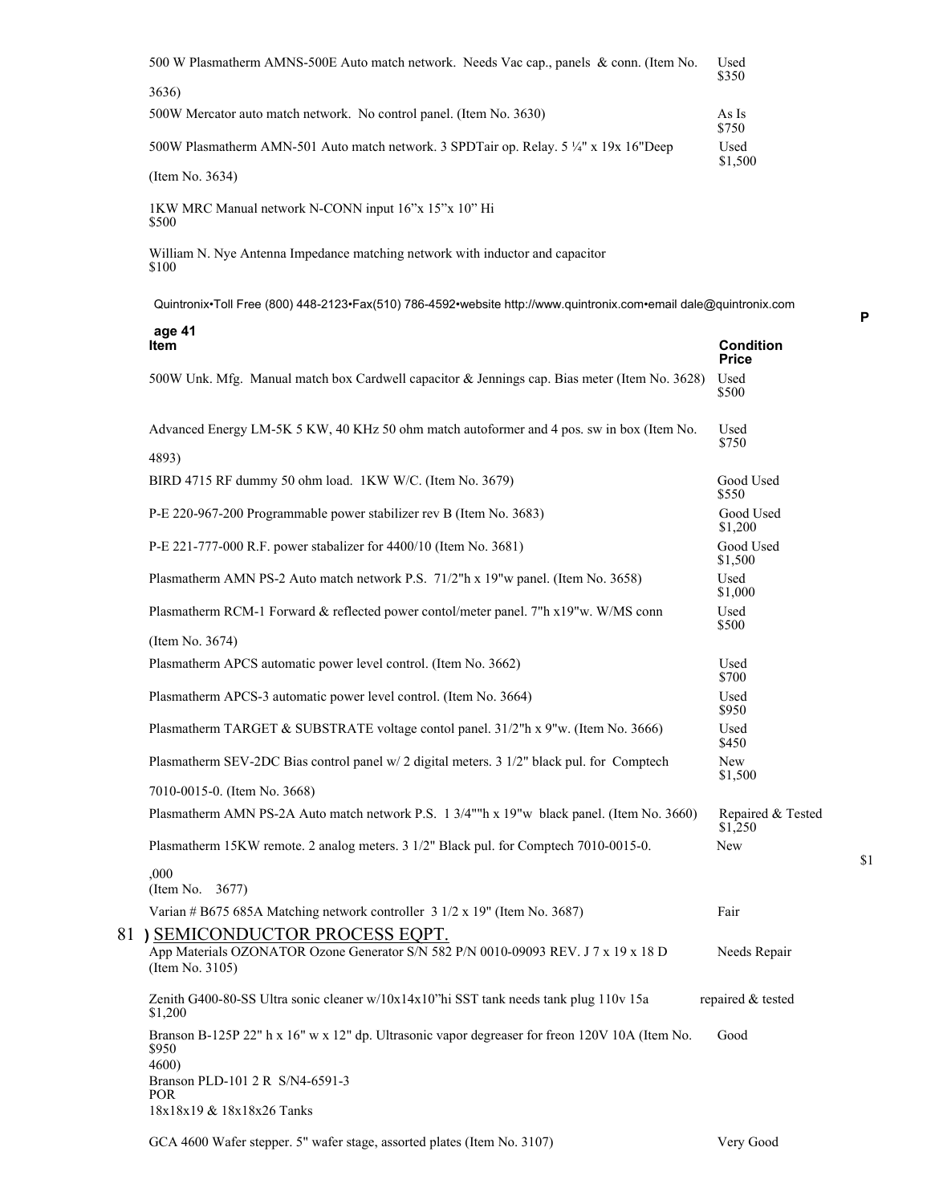| Item | Condition Price |
| --- | --- |
| 500 W Plasmatherm AMNS-500E Auto match network. Needs Vac cap., panels & conn. (Item No. 3636) | Used $350 |
| 500W Mercator auto match network. No control panel. (Item No. 3630) | As Is $750 |
| 500W Plasmatherm AMN-501 Auto match network. 3 SPDTair op. Relay. 5 ¼" x 19x 16"Deep (Item No. 3634) | Used $1,500 |
| 1KW MRC Manual network N-CONN input 16"x 15"x 10" Hi | $500 |
| William N. Nye Antenna Impedance matching network with inductor and capacitor | $100 |
| 500W Unk. Mfg. Manual match box Cardwell capacitor & Jennings cap. Bias meter (Item No. 3628) | Used $500 |
| Advanced Energy LM-5K 5 KW, 40 KHz 50 ohm match autoformer and 4 pos. sw in box (Item No. 4893) | Used $750 |
| BIRD 4715 RF dummy 50 ohm load. 1KW W/C. (Item No. 3679) | Good Used $550 |
| P-E 220-967-200 Programmable power stabilizer rev B (Item No. 3683) | Good Used $1,200 |
| P-E 221-777-000 R.F. power stabalizer for 4400/10 (Item No. 3681) | Good Used $1,500 |
| Plasmatherm AMN PS-2 Auto match network P.S. 71/2"h x 19"w panel. (Item No. 3658) | Used $1,000 |
| Plasmatherm RCM-1 Forward & reflected power contol/meter panel. 7"h x19"w. W/MS conn (Item No. 3674) | Used $500 |
| Plasmatherm APCS automatic power level control. (Item No. 3662) | Used $700 |
| Plasmatherm APCS-3 automatic power level control. (Item No. 3664) | Used $950 |
| Plasmatherm TARGET & SUBSTRATE voltage contol panel. 31/2"h x 9"w. (Item No. 3666) | Used $450 |
| Plasmatherm SEV-2DC Bias control panel w/ 2 digital meters. 3 1/2" black pul. for Comptech 7010-0015-0. (Item No. 3668) | New $1,500 |
| Plasmatherm AMN PS-2A Auto match network P.S. 1 3/4""h x 19"w black panel. (Item No. 3660) | Repaired & Tested $1,250 |
| Plasmatherm 15KW remote. 2 analog meters. 3 1/2" Black pul. for Comptech 7010-0015-0. (Item No. 3677) | New $1,000 |
| Varian # B675 685A Matching network controller 3 1/2 x 19" (Item No. 3687) | Fair |

## 81 ) SEMICONDUCTOR PROCESS EQPT.

| Item | Condition Price |
| --- | --- |
| App Materials OZONATOR Ozone Generator S/N 582 P/N 0010-09093 REV. J 7 x 19 x 18 D (Item No. 3105) | Needs Repair |
| Zenith G400-80-SS Ultra sonic cleaner w/10x14x10"hi SST tank needs tank plug 110v 15a | repaired & tested $1,200 |
| Branson B-125P 22" h x 16" w x 12" dp. Ultrasonic vapor degreaser for freon 120V 10A (Item No. 4600) | Good $950 |
| Branson PLD-101 2 R S/N4-6591-3 18x18x19 & 18x18x26 Tanks | POR |
| GCA 4600 Wafer stepper. 5" wafer stage, assorted plates (Item No. 3107) | Very Good |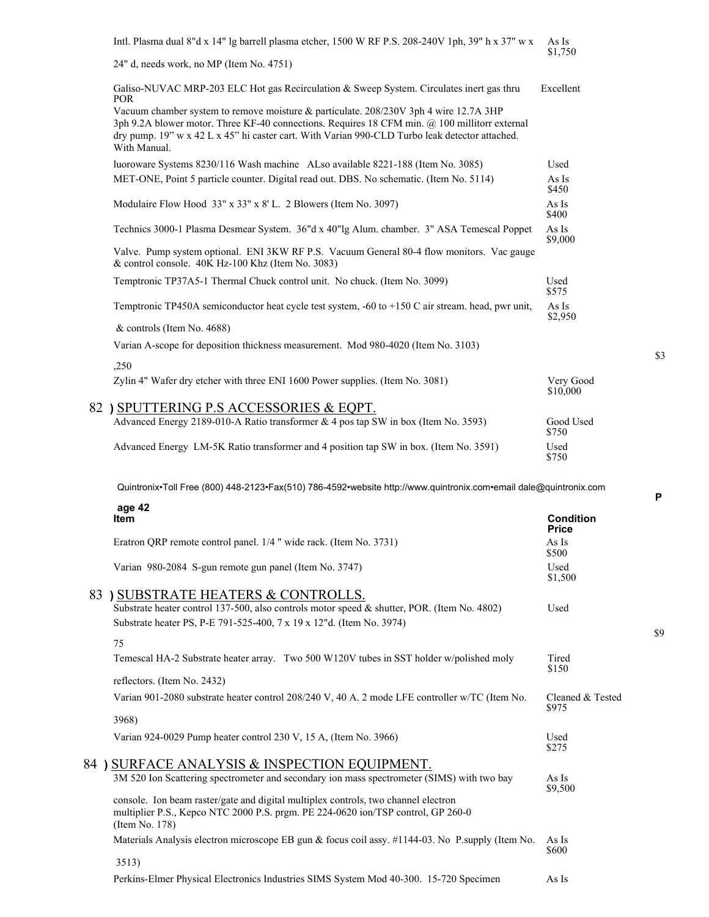| Item | Condition Price |
|---|---|
| Intl. Plasma dual 8"d x 14" lg barrell plasma etcher, 1500 W RF P.S. 208-240V 1ph, 39" h x 37" w x 24" d, needs work, no MP (Item No. 4751) | As Is $1,750 |
| Galiso-NUVAC MRP-203 ELC Hot gas Recirculation & Sweep System. Circulates inert gas thru Vacuum chamber system to remove moisture & particulate. 208/230V 3ph 4 wire 12.7A 3HP 3ph 9.2A blower motor. Three KF-40 connections. Requires 18 CFM min. @ 100 millitorr external dry pump. 19" w x 42 L x 45" hi caster cart. With Varian 990-CLD Turbo leak detector attached. With Manual. | Excellent POR |
| luoroware Systems 8230/116 Wash machine ALso available 8221-188 (Item No. 3085) | Used |
| MET-ONE, Point 5 particle counter. Digital read out. DBS. No schematic. (Item No. 5114) | As Is $450 |
| Modulaire Flow Hood 33" x 33" x 8' L. 2 Blowers (Item No. 3097) | As Is $400 |
| Technics 3000-1 Plasma Desmear System. 36"d x 40"lg Alum. chamber. 3" ASA Temescal Poppet Valve. Pump system optional. ENI 3KW RF P.S. Vacuum General 80-4 flow monitors. Vac gauge & control console. 40K Hz-100 Khz (Item No. 3083) | As Is $9,000 |
| Temptronic TP37A5-1 Thermal Chuck control unit. No chuck. (Item No. 3099) | Used $575 |
| Temptronic TP450A semiconductor heat cycle test system, -60 to +150 C air stream. head, pwr unit, & controls (Item No. 4688) | As Is $2,950 |
| Varian A-scope for deposition thickness measurement. Mod 980-4020 (Item No. 3103) | $3,250 |
| Zylin 4" Wafer dry etcher with three ENI 1600 Power supplies. (Item No. 3081) | Very Good $10,000 |

## 82 ) SPUTTERING P.S ACCESSORIES & EQPT.

| Item | Condition Price |
|---|---|
| Advanced Energy 2189-010-A Ratio transformer & 4 pos tap SW in box (Item No. 3593) | Good Used $750 |
| Advanced Energy LM-5K Ratio transformer and 4 position tap SW in box. (Item No. 3591) | Used $750 |
| Eratron QRP remote control panel. 1/4 " wide rack. (Item No. 3731) | As Is $500 |
| Varian 980-2084 S-gun remote gun panel (Item No. 3747) | Used $1,500 |

## 83 ) SUBSTRATE HEATERS & CONTROLLS.

| Item | Condition Price |
|---|---|
| Substrate heater control 137-500, also controls motor speed & shutter, POR. (Item No. 4802) | Used |
| Substrate heater PS, P-E 791-525-400, 7 x 19 x 12"d. (Item No. 3974) | $975 |
| Temescal HA-2 Substrate heater array. Two 500 W120V tubes in SST holder w/polished moly reflectors. (Item No. 2432) | Tired $150 |
| Varian 901-2080 substrate heater control 208/240 V, 40 A. 2 mode LFE controller w/TC (Item No. 3968) | Cleaned & Tested $975 |
| Varian 924-0029 Pump heater control 230 V, 15 A, (Item No. 3966) | Used $275 |

## 84 ) SURFACE ANALYSIS & INSPECTION EQUIPMENT.

| Item | Condition Price |
|---|---|
| 3M 520 Ion Scattering spectrometer and secondary ion mass spectrometer (SIMS) with two bay console. Ion beam raster/gate and digital multiplex controls, two channel electron multiplier P.S., Kepco NTC 2000 P.S. prgm. PE 224-0620 ion/TSP control, GP 260-0 (Item No. 178) | As Is $9,500 |
| Materials Analysis electron microscope EB gun & focus coil assy. #1144-03. No P.supply (Item No. 3513) | As Is $600 |
| Perkins-Elmer Physical Electronics Industries SIMS System Mod 40-300. 15-720 Specimen | As Is |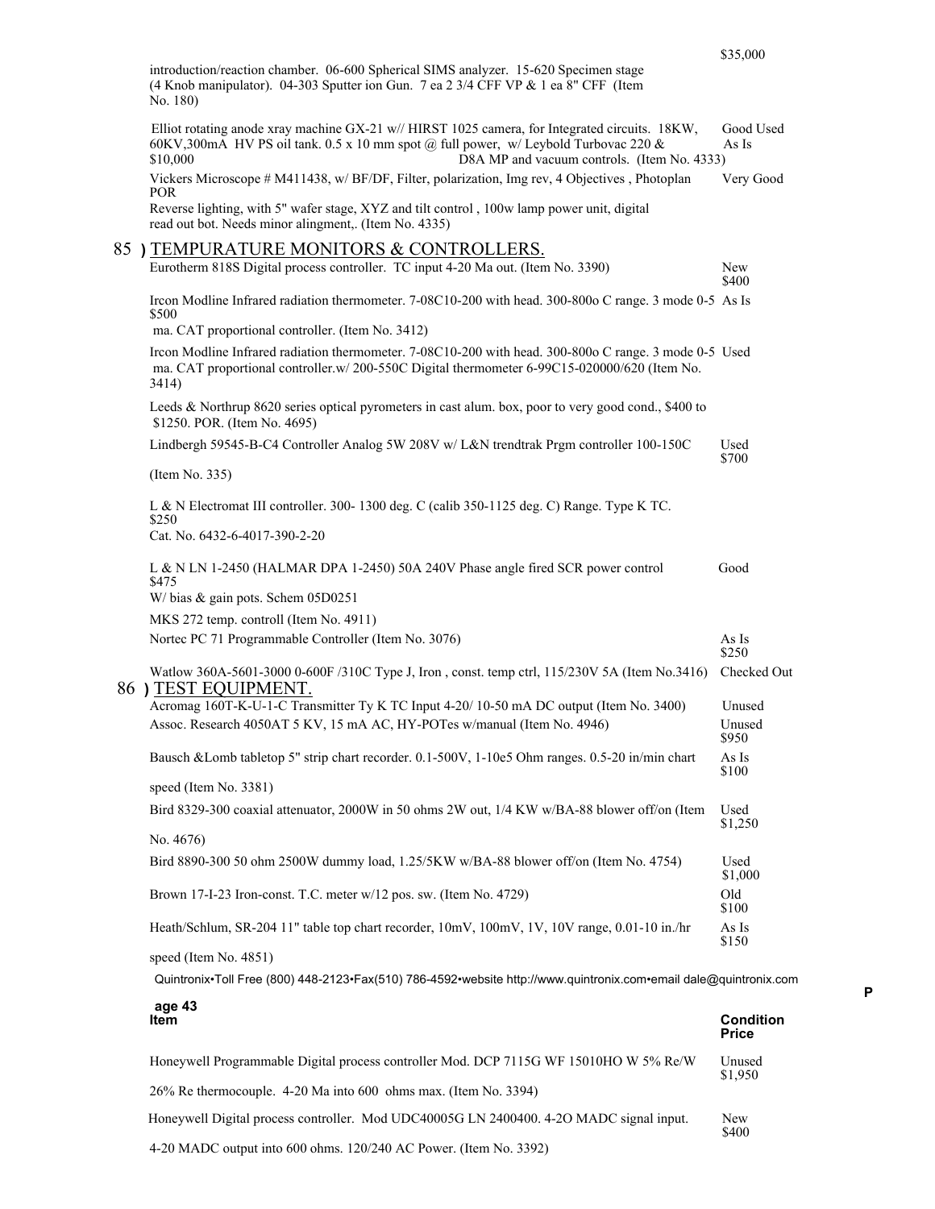| | | $35,000 |
|---|---|---|
| introduction/reaction chamber. 06-600 Spherical SIMS analyzer. 15-620 Specimen stage (4 Knob manipulator). 04-303 Sputter ion Gun. 7 ea 2 3/4 CFF VP & 1 ea 8" CFF (Item No. 180) | | |
| Elliot rotating anode xray machine GX-21 w// HIRST 1025 camera, for Integrated circuits. 18KW, 60KV,300mA HV PS oil tank. 0.5 x 10 mm spot @ full power, w/ Leybold Turbovac 220 & D8A MP and vacuum controls. (Item No. 4333) | Good Used As Is | $10,000 |
| Vickers Microscope # M411438, w/ BF/DF, Filter, polarization, Img rev, 4 Objectives , Photoplan Reverse lighting, with 5" wafer stage, XYZ and tilt control , 100w lamp power unit, digital read out bot. Needs minor alingment,. (Item No. 4335) | Very Good | POR |

## 85 ) TEMPURATURE MONITORS & CONTROLLERS.

| | | |
|---|---|---|
| Eurotherm 818S Digital process controller. TC input 4-20 Ma out. (Item No. 3390) | New | $400 |
| Ircon Modline Infrared radiation thermometer. 7-08C10-200 with head. 300-800o C range. 3 mode 0-5 ma. CAT proportional controller. (Item No. 3412) | As Is | $500 |
| Ircon Modline Infrared radiation thermometer. 7-08C10-200 with head. 300-800o C range. 3 mode 0-5 ma. CAT proportional controller.w/ 200-550C Digital thermometer 6-99C15-020000/620 (Item No. 3414) | Used | |
| Leeds & Northrup 8620 series optical pyrometers in cast alum. box, poor to very good cond., $400 to $1250. POR. (Item No. 4695) | | |
| Lindbergh 59545-B-C4 Controller Analog 5W 208V w/ L&N trendtrak Prgm controller 100-150C (Item No. 335) | Used | $700 |
| L & N Electromat III controller. 300- 1300 deg. C (calib 350-1125 deg. C) Range. Type K TC. Cat. No. 6432-6-4017-390-2-20 | | $250 |
| L & N LN 1-2450 (HALMAR DPA 1-2450) 50A 240V Phase angle fired SCR power control W/ bias & gain pots. Schem 05D0251 | Good | $475 |
| MKS 272 temp. controll (Item No. 4911) | | |
| Nortec PC 71 Programmable Controller (Item No. 3076) | As Is | $250 |
| Watlow 360A-5601-3000 0-600F /310C Type J, Iron , const. temp ctrl, 115/230V 5A (Item No.3416) | Checked Out | |

## 86 ) TEST EQUIPMENT.

| | | |
|---|---|---|
| Acromag 160T-K-U-1-C Transmitter Ty K TC Input 4-20/ 10-50 mA DC output (Item No. 3400) | Unused | |
| Assoc. Research 4050AT 5 KV, 15 mA AC, HY-POTes w/manual (Item No. 4946) | Unused | $950 |
| Bausch &Lomb tabletop 5" strip chart recorder. 0.1-500V, 1-10e5 Ohm ranges. 0.5-20 in/min chart speed (Item No. 3381) | As Is | $100 |
| Bird 8329-300 coaxial attenuator, 2000W in 50 ohms 2W out, 1/4 KW w/BA-88 blower off/on (Item No. 4676) | Used | $1,250 |
| Bird 8890-300 50 ohm 2500W dummy load, 1.25/5KW w/BA-88 blower off/on (Item No. 4754) | Used | $1,000 |
| Brown 17-I-23 Iron-const. T.C. meter w/12 pos. sw. (Item No. 4729) | Old | $100 |
| Heath/Schlum, SR-204 11" table top chart recorder, 10mV, 100mV, 1V, 10V range, 0.01-10 in./hr speed (Item No. 4851) | As Is | $150 |

Quintronix•Toll Free (800) 448-2123•Fax(510) 786-4592•website http://www.quintronix.com•email dale@quintronix.com

| Item | Condition | Price |
|---|---|---|
| Honeywell Programmable Digital process controller Mod. DCP 7115G WF 15010HO W 5% Re/W 26% Re thermocouple. 4-20 Ma into 600 ohms max. (Item No. 3394) | Unused | $1,950 |
| Honeywell Digital process controller. Mod UDC40005G LN 2400400. 4-2O MADC signal input. 4-20 MADC output into 600 ohms. 120/240 AC Power. (Item No. 3392) | New | $400 |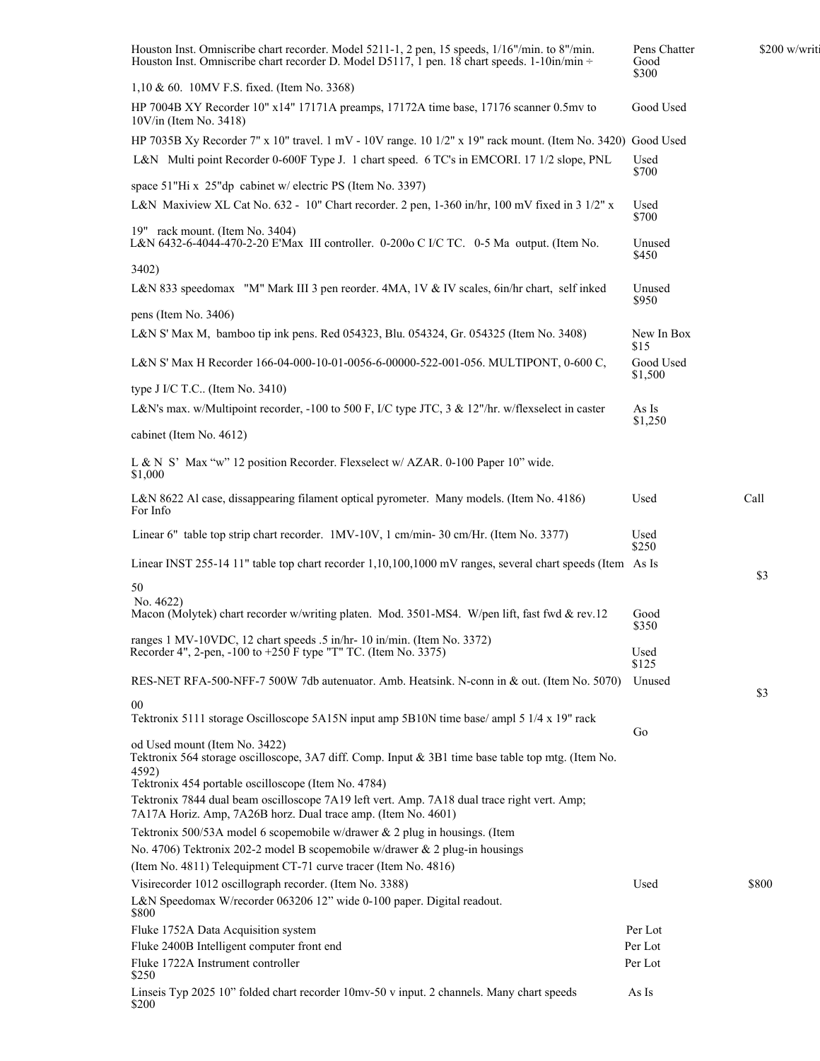| Description | Condition | Price |
|---|---|---|
| Houston Inst. Omniscribe chart recorder. Model 5211-1, 2 pen, 15 speeds, 1/16"/min. to 8"/min. | Pens Chatter | $200 w/writi |
| Houston Inst. Omniscribe chart recorder D. Model D5117, 1 pen. 18 chart speeds. 1-10in/min ÷ 1,10 & 60. 10MV F.S. fixed. (Item No. 3368) | Good | $300 |
| HP 7004B XY Recorder 10" x14" 17171A preamps, 17172A time base, 17176 scanner 0.5mv to 10V/in (Item No. 3418) | Good Used | |
| HP 7035B Xy Recorder 7" x 10" travel. 1 mV - 10V range. 10 1/2" x 19" rack mount. (Item No. 3420) | Good Used | |
| L&N Multi point Recorder 0-600F Type J. 1 chart speed. 6 TC's in EMCORI. 17 1/2 slope, PNL space 51"Hi x 25"dp cabinet w/ electric PS (Item No. 3397) | Used | $700 |
| L&N Maxiview XL Cat No. 632 - 10" Chart recorder. 2 pen, 1-360 in/hr, 100 mV fixed in 3 1/2" x 19" rack mount. (Item No. 3404) | Used | $700 |
| L&N 6432-6-4044-470-2-20 E'Max III controller. 0-200o C I/C TC. 0-5 Ma output. (Item No. 3402) | Unused | $450 |
| L&N 833 speedomax "M" Mark III 3 pen reorder. 4MA, 1V & IV scales, 6in/hr chart, self inked pens (Item No. 3406) | Unused | $950 |
| L&N S' Max M, bamboo tip ink pens. Red 054323, Blu. 054324, Gr. 054325 (Item No. 3408) | New In Box | $15 |
| L&N S' Max H Recorder 166-04-000-10-01-0056-6-00000-522-001-056. MULTIPONT, 0-600 C, type J I/C T.C.. (Item No. 3410) | Good Used | $1,500 |
| L&N's max. w/Multipoint recorder, -100 to 500 F, I/C type JTC, 3 & 12"/hr. w/flexselect in caster cabinet (Item No. 4612) | As Is | $1,250 |
| L & N S' Max "w" 12 position Recorder. Flexselect w/ AZAR. 0-100 Paper 10" wide. | | $1,000 |
| L&N 8622 Al case, dissappearing filament optical pyrometer. Many models. (Item No. 4186) | Used | Call For Info |
| Linear 6" table top strip chart recorder. 1MV-10V, 1 cm/min- 30 cm/Hr. (Item No. 3377) | Used | $250 |
| Linear INST 255-14 11" table top chart recorder 1,10,100,1000 mV ranges, several chart speeds (Item No. 4622) | As Is | $350 |
| Macon (Molytek) chart recorder w/writing platen. Mod. 3501-MS4. W/pen lift, fast fwd & rev.12 ranges 1 MV-10VDC, 12 chart speeds .5 in/hr- 10 in/min. (Item No. 3372) | Good | $350 |
| Recorder 4", 2-pen, -100 to +250 F type "T" TC. (Item No. 3375) | Used | $125 |
| RES-NET RFA-500-NFF-7 500W 7db autenuator. Amb. Heatsink. N-conn in & out. (Item No. 5070) | Unused | $300 |
| Tektronix 5111 storage Oscilloscope 5A15N input amp 5B10N time base/ ampl 5 1/4 x 19" rack mount (Item No. 3422) | Good Used | |
| Tektronix 564 storage oscilloscope, 3A7 diff. Comp. Input & 3B1 time base table top mtg. (Item No. 4592) | | |
| Tektronix 454 portable oscilloscope (Item No. 4784) | | |
| Tektronix 7844 dual beam oscilloscope 7A19 left vert. Amp. 7A18 dual trace right vert. Amp; 7A17A Horiz. Amp, 7A26B horz. Dual trace amp. (Item No. 4601) | | |
| Tektronix 500/53A model 6 scopemobile w/drawer & 2 plug in housings. (Item No. 4706) | | |
| Tektronix 202-2 model B scopemobile w/drawer & 2 plug-in housings (Item No. 4811) | | |
| Telequipment CT-71 curve tracer (Item No. 4816) | | |
| Visirecorder 1012 oscillograph recorder. (Item No. 3388) | Used | $800 |
| L&N Speedomax W/recorder 063206 12" wide 0-100 paper. Digital readout. | | $800 |
| Fluke 1752A Data Acquisition system | Per Lot | |
| Fluke 2400B Intelligent computer front end | Per Lot | |
| Fluke 1722A Instrument controller | Per Lot | $250 |
| Linseis Typ 2025 10" folded chart recorder 10mv-50 v input. 2 channels. Many chart speeds | As Is | $200 |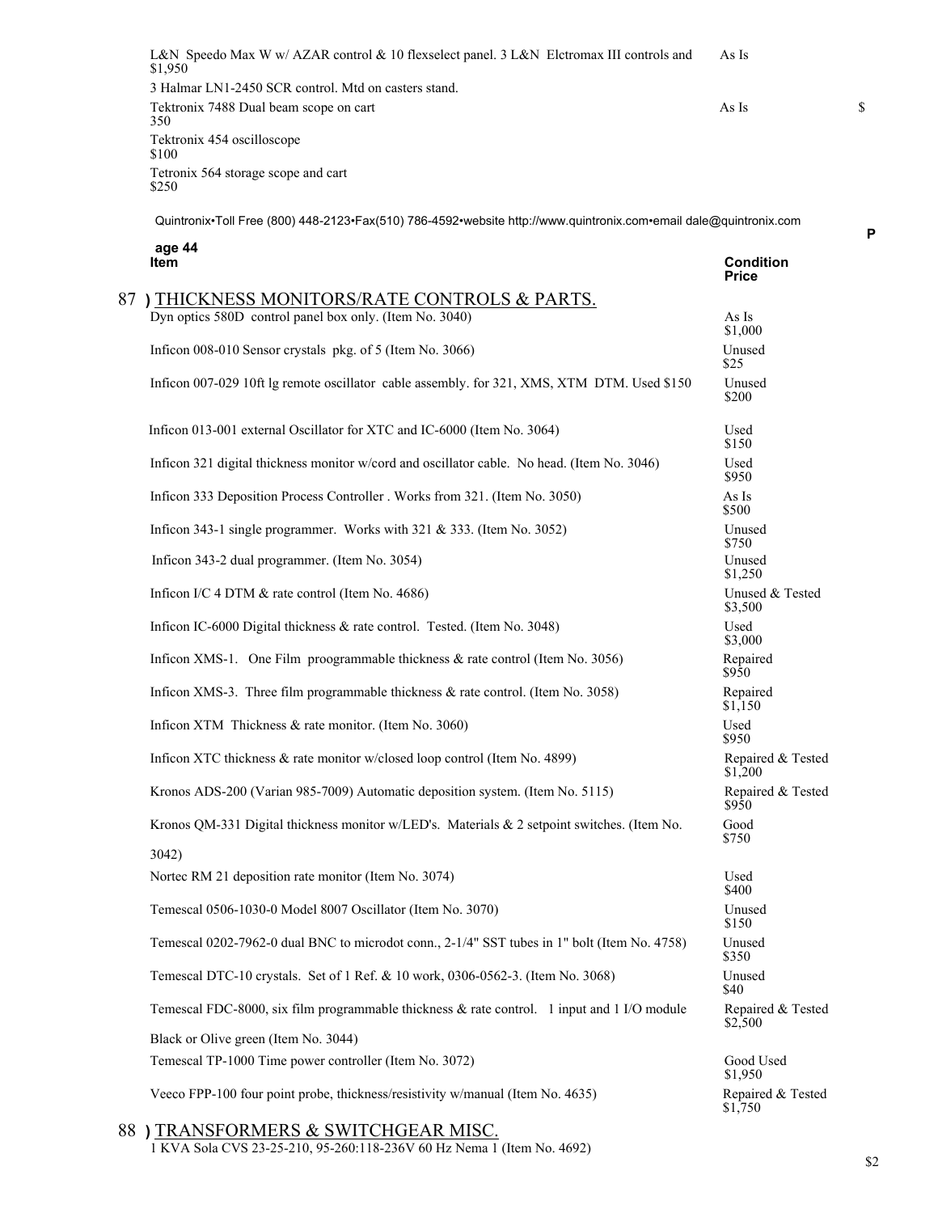L&N Speedo Max W w/ AZAR control & 10 flexselect panel. 3 L&N Elctromax III controls and 3 Halmar LN1-2450 SCR control. Mtd on casters stand. | As Is | $1,950

| Item | Condition | Price |
|---|---|---|
| Tektronix 7488 Dual beam scope on cart | As Is | $350 |
| Tektronix 454 oscilloscope | | $100 |
| Tetronix 564 storage scope and cart | | $250 |

Quintronix•Toll Free (800) 448-2123•Fax(510) 786-4592•website http://www.quintronix.com•email dale@quintronix.com

## 87 ) THICKNESS MONITORS/RATE CONTROLS & PARTS.

| Item | Condition | Price |
|---|---|---|
| Dyn optics 580D control panel box only. (Item No. 3040) | As Is | $1,000 |
| Inficon 008-010 Sensor crystals pkg. of 5 (Item No. 3066) | Unused | $25 |
| Inficon 007-029 10ft lg remote oscillator cable assembly. for 321, XMS, XTM DTM. Used $150 | Unused | $200 |
| Inficon 013-001 external Oscillator for XTC and IC-6000 (Item No. 3064) | Used | $150 |
| Inficon 321 digital thickness monitor w/cord and oscillator cable. No head. (Item No. 3046) | Used | $950 |
| Inficon 333 Deposition Process Controller . Works from 321. (Item No. 3050) | As Is | $500 |
| Inficon 343-1 single programmer. Works with 321 & 333. (Item No. 3052) | Unused | $750 |
| Inficon 343-2 dual programmer. (Item No. 3054) | Unused | $1,250 |
| Inficon I/C 4 DTM & rate control (Item No. 4686) | Unused & Tested | $3,500 |
| Inficon IC-6000 Digital thickness & rate control. Tested. (Item No. 3048) | Used | $3,000 |
| Inficon XMS-1. One Film proogrammable thickness & rate control (Item No. 3056) | Repaired | $950 |
| Inficon XMS-3. Three film programmable thickness & rate control. (Item No. 3058) | Repaired | $1,150 |
| Inficon XTM Thickness & rate monitor. (Item No. 3060) | Used | $950 |
| Inficon XTC thickness & rate monitor w/closed loop control (Item No. 4899) | Repaired & Tested | $1,200 |
| Kronos ADS-200 (Varian 985-7009) Automatic deposition system. (Item No. 5115) | Repaired & Tested | $950 |
| Kronos QM-331 Digital thickness monitor w/LED's. Materials & 2 setpoint switches. (Item No. 3042) | Good | $750 |
| Nortec RM 21 deposition rate monitor (Item No. 3074) | Used | $400 |
| Temescal 0506-1030-0 Model 8007 Oscillator (Item No. 3070) | Unused | $150 |
| Temescal 0202-7962-0 dual BNC to microdot conn., 2-1/4" SST tubes in 1" bolt (Item No. 4758) | Unused | $350 |
| Temescal DTC-10 crystals. Set of 1 Ref. & 10 work, 0306-0562-3. (Item No. 3068) | Unused | $40 |
| Temescal FDC-8000, six film programmable thickness & rate control. 1 input and 1 I/O module Black or Olive green (Item No. 3044) | Repaired & Tested | $2,500 |
| Temescal TP-1000 Time power controller (Item No. 3072) | Good Used | $1,950 |
| Veeco FPP-100 four point probe, thickness/resistivity w/manual (Item No. 4635) | Repaired & Tested | $1,750 |

## 88 ) TRANSFORMERS & SWITCHGEAR MISC.

1 KVA Sola CVS 23-25-210, 95-260:118-236V 60 Hz Nema 1 (Item No. 4692) $2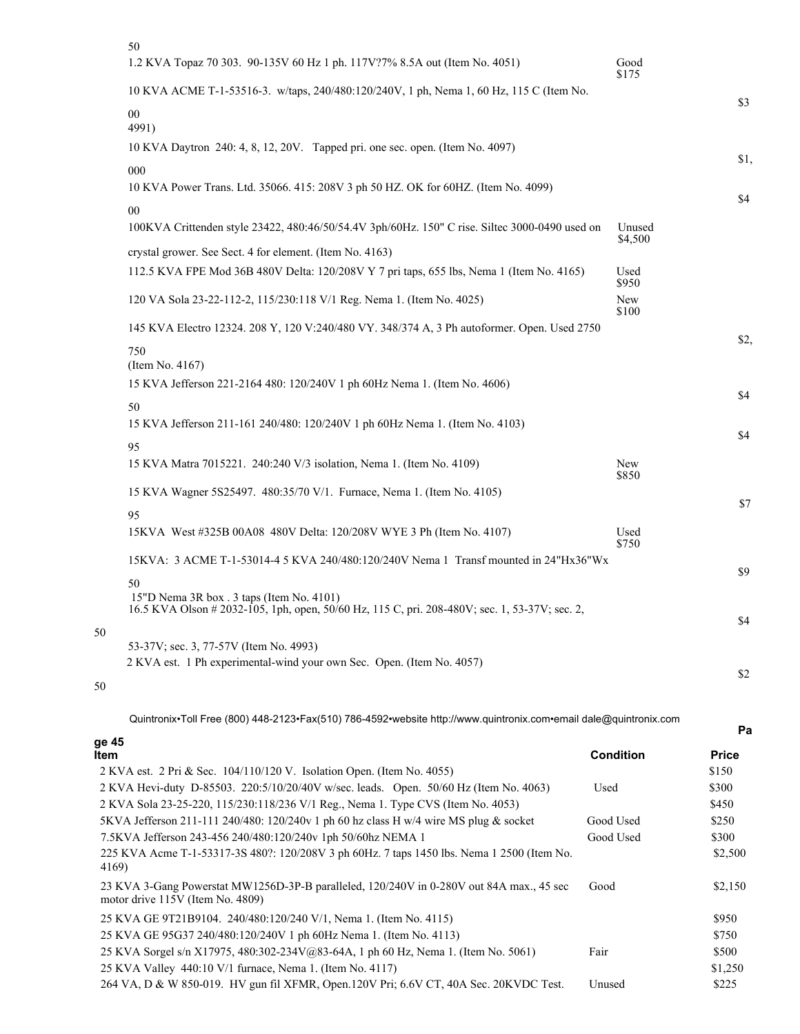| Item | Condition | Price |
|---|---|---|
| 1.2 KVA Topaz 70 303. 90-135V 60 Hz 1 ph. 117V?7% 8.5A out (Item No. 4051) | Good | $175 |
| 10 KVA ACME T-1-53516-3. w/taps, 240/480:120/240V, 1 ph, Nema 1, 60 Hz, 115 C (Item No. 4991) | | $300 |
| 10 KVA Daytron 240: 4, 8, 12, 20V. Tapped pri. one sec. open. (Item No. 4097) | | $1,000 |
| 10 KVA Power Trans. Ltd. 35066. 415: 208V 3 ph 50 HZ. OK for 60HZ. (Item No. 4099) | | $400 |
| 100KVA Crittenden style 23422, 480:46/50/54.4V 3ph/60Hz. 150" C rise. Siltec 3000-0490 used on crystal grower. See Sect. 4 for element. (Item No. 4163) | Unused | $4,500 |
| 112.5 KVA FPE Mod 36B 480V Delta: 120/208V Y 7 pri taps, 655 lbs, Nema 1 (Item No. 4165) | Used | $950 |
| 120 VA Sola 23-22-112-2, 115/230:118 V/1 Reg. Nema 1. (Item No. 4025) | New | $100 |
| 145 KVA Electro 12324. 208 Y, 120 V:240/480 VY. 348/374 A, 3 Ph autoformer. Open. Used 2750 (Item No. 4167) | | $2,750 |
| 15 KVA Jefferson 221-2164 480: 120/240V 1 ph 60Hz Nema 1. (Item No. 4606) | | $450 |
| 15 KVA Jefferson 211-161 240/480: 120/240V 1 ph 60Hz Nema 1. (Item No. 4103) | | $495 |
| 15 KVA Matra 7015221. 240:240 V/3 isolation, Nema 1. (Item No. 4109) | New | $850 |
| 15 KVA Wagner 5S25497. 480:35/70 V/1. Furnace, Nema 1. (Item No. 4105) | | $795 |
| 15KVA West #325B 00A08 480V Delta: 120/208V WYE 3 Ph (Item No. 4107) | Used | $750 |
| 15KVA: 3 ACME T-1-53014-4 5 KVA 240/480:120/240V Nema 1 Transf mounted in 24"Hx36"Wx 15"D Nema 3R box . 3 taps (Item No. 4101) | | $950 |
| 16.5 KVA Olson # 2032-105, 1ph, open, 50/60 Hz, 115 C, pri. 208-480V; sec. 1, 53-37V; sec. 2, 53-37V; sec. 3, 77-57V (Item No. 4993) | | $450 |
| 2 KVA est. 1 Ph experimental-wind your own Sec. Open. (Item No. 4057) | | $250 |
| 2 KVA est. 2 Pri & Sec. 104/110/120 V. Isolation Open. (Item No. 4055) | | $150 |
| 2 KVA Hevi-duty D-85503. 220:5/10/20/40V w/sec. leads. Open. 50/60 Hz (Item No. 4063) | Used | $300 |
| 2 KVA Sola 23-25-220, 115/230:118/236 V/1 Reg., Nema 1. Type CVS (Item No. 4053) | | $450 |
| 5KVA Jefferson 211-111 240/480: 120/240v 1 ph 60 hz class H w/4 wire MS plug & socket | Good Used | $250 |
| 7.5KVA Jefferson 243-456 240/480:120/240v 1ph 50/60hz NEMA 1 | Good Used | $300 |
| 225 KVA Acme T-1-53317-3S 480?: 120/208V 3 ph 60Hz. 7 taps 1450 lbs. Nema 1 2500 (Item No. 4169) | | $2,500 |
| 23 KVA 3-Gang Powerstat MW1256D-3P-B paralleled, 120/240V in 0-280V out 84A max., 45 sec motor drive 115V (Item No. 4809) | Good | $2,150 |
| 25 KVA GE 9T21B9104. 240/480:120/240 V/1, Nema 1. (Item No. 4115) | | $950 |
| 25 KVA GE 95G37 240/480:120/240V 1 ph 60Hz Nema 1. (Item No. 4113) | | $750 |
| 25 KVA Sorgel s/n X17975, 480:302-234V@83-64A, 1 ph 60 Hz, Nema 1. (Item No. 5061) | Fair | $500 |
| 25 KVA Valley 440:10 V/1 furnace, Nema 1. (Item No. 4117) | | $1,250 |
| 264 VA, D & W 850-019. HV gun fil XFMR, Open.120V Pri; 6.6V CT, 40A Sec. 20KVDC Test. | Unused | $225 |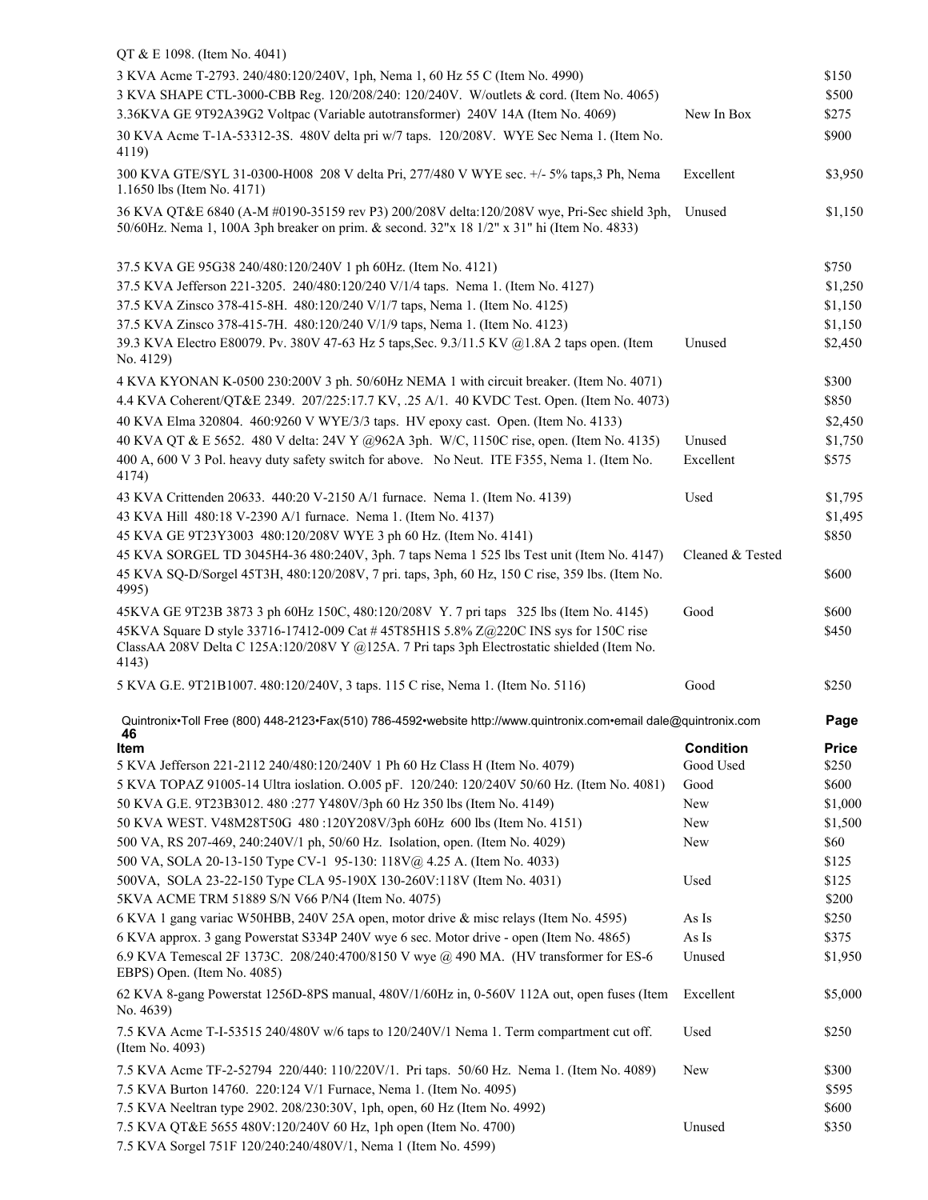| Item | Condition | Price |
|---|---|---|
| QT & E 1098. (Item No. 4041) | | |
| 3 KVA Acme T-2793. 240/480:120/240V, 1ph, Nema 1, 60 Hz 55 C (Item No. 4990) | | $150 |
| 3 KVA SHAPE CTL-3000-CBB Reg. 120/208/240: 120/240V. W/outlets & cord. (Item No. 4065) | | $500 |
| 3.36KVA GE 9T92A39G2 Voltpac (Variable autotransformer) 240V 14A (Item No. 4069) | New In Box | $275 |
| 30 KVA Acme T-1A-53312-3S. 480V delta pri w/7 taps. 120/208V. WYE Sec Nema 1. (Item No. 4119) | | $900 |
| 300 KVA GTE/SYL 31-0300-H008 208 V delta Pri, 277/480 V WYE sec. +/- 5% taps,3 Ph, Nema 1.1650 lbs (Item No. 4171) | Excellent | $3,950 |
| 36 KVA QT&E 6840 (A-M #0190-35159 rev P3) 200/208V delta:120/208V wye, Pri-Sec shield 3ph, 50/60Hz. Nema 1, 100A 3ph breaker on prim. & second. 32"x 18 1/2" x 31" hi (Item No. 4833) | Unused | $1,150 |
| 37.5 KVA GE 95G38 240/480:120/240V 1 ph 60Hz. (Item No. 4121) | | $750 |
| 37.5 KVA Jefferson 221-3205. 240/480:120/240 V/1/4 taps. Nema 1. (Item No. 4127) | | $1,250 |
| 37.5 KVA Zinsco 378-415-8H. 480:120/240 V/1/7 taps, Nema 1. (Item No. 4125) | | $1,150 |
| 37.5 KVA Zinsco 378-415-7H. 480:120/240 V/1/9 taps, Nema 1. (Item No. 4123) | | $1,150 |
| 39.3 KVA Electro E80079. Pv. 380V 47-63 Hz 5 taps,Sec. 9.3/11.5 KV @1.8A 2 taps open. (Item No. 4129) | Unused | $2,450 |
| 4 KVA KYONAN K-0500 230:200V 3 ph. 50/60Hz NEMA 1 with circuit breaker. (Item No. 4071) | | $300 |
| 4.4 KVA Coherent/QT&E 2349. 207/225:17.7 KV, .25 A/1. 40 KVDC Test. Open. (Item No. 4073) | | $850 |
| 40 KVA Elma 320804. 460:9260 V WYE/3/3 taps. HV epoxy cast. Open. (Item No. 4133) | | $2,450 |
| 40 KVA QT & E 5652. 480 V delta: 24V Y @962A 3ph. W/C, 1150C rise, open. (Item No. 4135) | Unused | $1,750 |
| 400 A, 600 V 3 Pol. heavy duty safety switch for above. No Neut. ITE F355, Nema 1. (Item No. 4174) | Excellent | $575 |
| 43 KVA Crittenden 20633. 440:20 V-2150 A/1 furnace. Nema 1. (Item No. 4139) | Used | $1,795 |
| 43 KVA Hill 480:18 V-2390 A/1 furnace. Nema 1. (Item No. 4137) | | $1,495 |
| 45 KVA GE 9T23Y3003 480:120/208V WYE 3 ph 60 Hz. (Item No. 4141) | | $850 |
| 45 KVA SORGEL TD 3045H4-36 480:240V, 3ph. 7 taps Nema 1 525 lbs Test unit (Item No. 4147) | Cleaned & Tested | |
| 45 KVA SQ-D/Sorgel 45T3H, 480:120/208V, 7 pri. taps, 3ph, 60 Hz, 150 C rise, 359 lbs. (Item No. 4995) | | $600 |
| 45KVA GE 9T23B 3873 3 ph 60Hz 150C, 480:120/208V Y. 7 pri taps 325 lbs (Item No. 4145) | Good | $600 |
| 45KVA Square D style 33716-17412-009 Cat # 45T85H1S 5.8% Z@220C INS sys for 150C rise ClassAA 208V Delta C 125A:120/208V Y @125A. 7 Pri taps 3ph Electrostatic shielded (Item No. 4143) | | $450 |
| 5 KVA G.E. 9T21B1007. 480:120/240V, 3 taps. 115 C rise, Nema 1. (Item No. 5116) | Good | $250 |

| Item | Condition | Price |
|---|---|---|
| 5 KVA Jefferson 221-2112 240/480:120/240V 1 Ph 60 Hz Class H (Item No. 4079) | Good Used | $250 |
| 5 KVA TOPAZ 91005-14 Ultra ioslation. O.005 pF. 120/240: 120/240V 50/60 Hz. (Item No. 4081) | Good | $600 |
| 50 KVA G.E. 9T23B3012. 480 :277 Y480V/3ph 60 Hz 350 lbs (Item No. 4149) | New | $1,000 |
| 50 KVA WEST. V48M28T50G 480 :120Y208V/3ph 60Hz 600 lbs (Item No. 4151) | New | $1,500 |
| 500 VA, RS 207-469, 240:240V/1 ph, 50/60 Hz. Isolation, open. (Item No. 4029) | New | $60 |
| 500 VA, SOLA 20-13-150 Type CV-1 95-130: 118V@ 4.25 A. (Item No. 4033) | | $125 |
| 500VA, SOLA 23-22-150 Type CLA 95-190X 130-260V:118V (Item No. 4031) | Used | $125 |
| 5KVA ACME TRM 51889 S/N V66 P/N4 (Item No. 4075) | | $200 |
| 6 KVA 1 gang variac W50HBB, 240V 25A open, motor drive & misc relays (Item No. 4595) | As Is | $250 |
| 6 KVA approx. 3 gang Powerstat S334P 240V wye 6 sec. Motor drive - open (Item No. 4865) | As Is | $375 |
| 6.9 KVA Temescal 2F 1373C. 208/240:4700/8150 V wye @ 490 MA. (HV transformer for ES-6 EBPS) Open. (Item No. 4085) | Unused | $1,950 |
| 62 KVA 8-gang Powerstat 1256D-8PS manual, 480V/1/60Hz in, 0-560V 112A out, open fuses (Item No. 4639) | Excellent | $5,000 |
| 7.5 KVA Acme T-I-53515 240/480V w/6 taps to 120/240V/1 Nema 1. Term compartment cut off. (Item No. 4093) | Used | $250 |
| 7.5 KVA Acme TF-2-52794 220/440: 110/220V/1. Pri taps. 50/60 Hz. Nema 1. (Item No. 4089) | New | $300 |
| 7.5 KVA Burton 14760. 220:124 V/1 Furnace, Nema 1. (Item No. 4095) | | $595 |
| 7.5 KVA Neeltran type 2902. 208/230:30V, 1ph, open, 60 Hz (Item No. 4992) | | $600 |
| 7.5 KVA QT&E 5655 480V:120/240V 60 Hz, 1ph open (Item No. 4700) | Unused | $350 |
| 7.5 KVA Sorgel 751F 120/240:240/480V/1, Nema 1 (Item No. 4599) | | |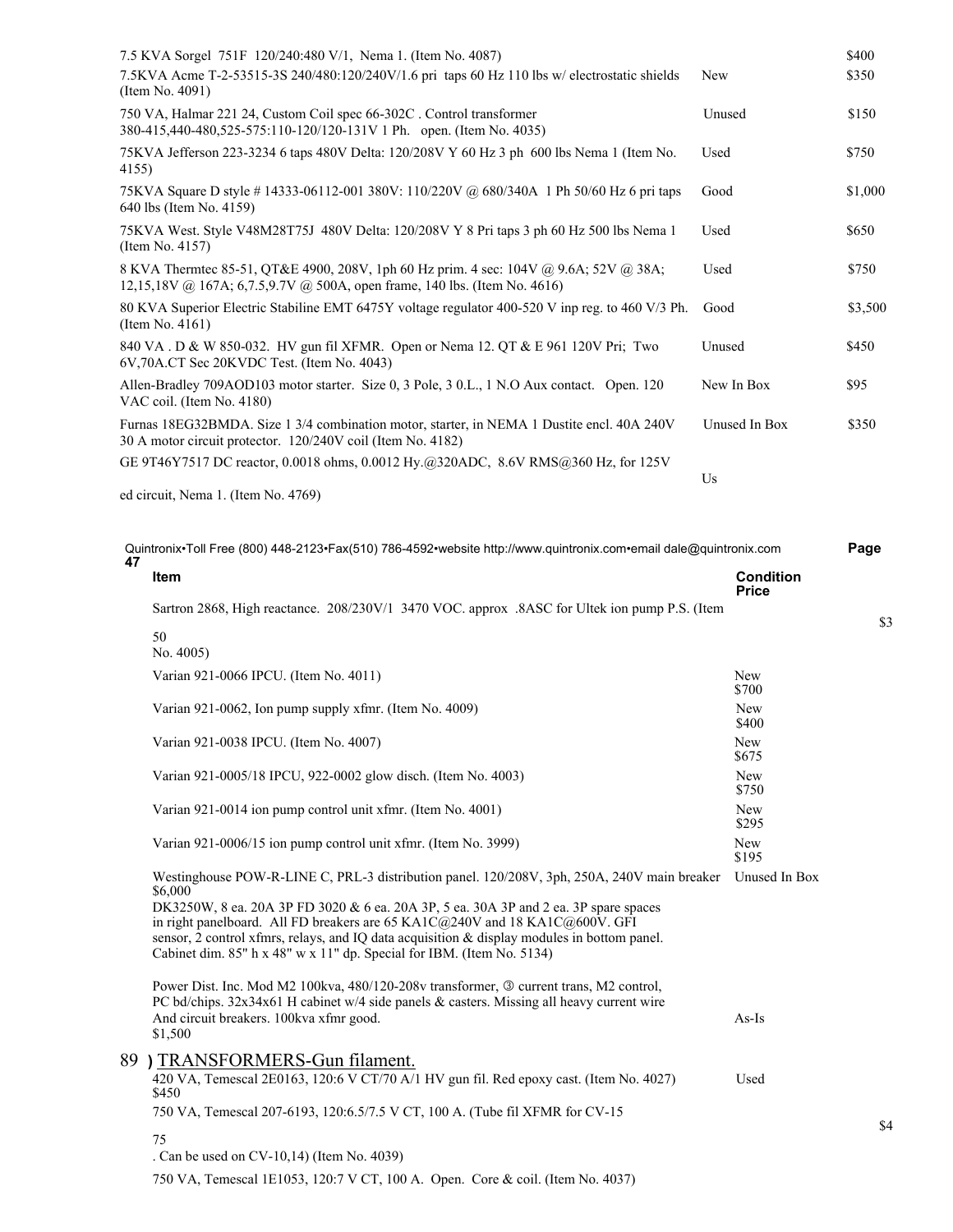| Item | Condition | Price |
|---|---|---|
| 7.5 KVA Sorgel 751F 120/240:480 V/1, Nema 1. (Item No. 4087) | | $400 |
| 7.5KVA Acme T-2-53515-3S 240/480:120/240V/1.6 pri taps 60 Hz 110 lbs w/ electrostatic shields (Item No. 4091) | New | $350 |
| 750 VA, Halmar 221 24, Custom Coil spec 66-302C . Control transformer 380-415,440-480,525-575:110-120/120-131V 1 Ph. open. (Item No. 4035) | Unused | $150 |
| 75KVA Jefferson 223-3234 6 taps 480V Delta: 120/208V Y 60 Hz 3 ph 600 lbs Nema 1 (Item No. 4155) | Used | $750 |
| 75KVA Square D style # 14333-06112-001 380V: 110/220V @ 680/340A 1 Ph 50/60 Hz 6 pri taps 640 lbs (Item No. 4159) | Good | $1,000 |
| 75KVA West. Style V48M28T75J 480V Delta: 120/208V Y 8 Pri taps 3 ph 60 Hz 500 lbs Nema 1 (Item No. 4157) | Used | $650 |
| 8 KVA Thermtec 85-51, QT&E 4900, 208V, 1ph 60 Hz prim. 4 sec: 104V @ 9.6A; 52V @ 38A; 12,15,18V @ 167A; 6,7.5,9.7V @ 500A, open frame, 140 lbs. (Item No. 4616) | Used | $750 |
| 80 KVA Superior Electric Stabiline EMT 6475Y voltage regulator 400-520 V inp reg. to 460 V/3 Ph. (Item No. 4161) | Good | $3,500 |
| 840 VA . D & W 850-032. HV gun fil XFMR. Open or Nema 12. QT & E 961 120V Pri; Two 6V,70A.CT Sec 20KVDC Test. (Item No. 4043) | Unused | $450 |
| Allen-Bradley 709AOD103 motor starter. Size 0, 3 Pole, 3 0.L., 1 N.O Aux contact. Open. 120 VAC coil. (Item No. 4180) | New In Box | $95 |
| Furnas 18EG32BMDA. Size 1 3/4 combination motor, starter, in NEMA 1 Dustite encl. 40A 240V 30 A motor circuit protector. 120/240V coil (Item No. 4182) | Unused In Box | $350 |
| GE 9T46Y7517 DC reactor, 0.0018 ohms, 0.0012 Hy.@320ADC, 8.6V RMS@360 Hz, for 125V Used circuit, Nema 1. (Item No. 4769) | | |

| Item | Condition | Price |
|---|---|---|
| Sartron 2868, High reactance. 208/230V/1 3470 VOC. approx .8ASC for Ultek ion pump P.S. (Item No. 4005) | | $350 |
| Varian 921-0066 IPCU. (Item No. 4011) | New | $700 |
| Varian 921-0062, Ion pump supply xfmr. (Item No. 4009) | New | $400 |
| Varian 921-0038 IPCU. (Item No. 4007) | New | $675 |
| Varian 921-0005/18 IPCU, 922-0002 glow disch. (Item No. 4003) | New | $750 |
| Varian 921-0014 ion pump control unit xfmr. (Item No. 4001) | New | $295 |
| Varian 921-0006/15 ion pump control unit xfmr. (Item No. 3999) | New | $195 |
| Westinghouse POW-R-LINE C, PRL-3 distribution panel. 120/208V, 3ph, 250A, 240V main breaker DK3250W, 8 ea. 20A 3P FD 3020 & 6 ea. 20A 3P, 5 ea. 30A 3P and 2 ea. 3P spare spaces in right panelboard. All FD breakers are 65 KA1C@240V and 18 KA1C@600V. GFI sensor, 2 control xfmrs, relays, and IQ data acquisition & display modules in bottom panel. Cabinet dim. 85" h x 48" w x 11" dp. Special for IBM. (Item No. 5134) | Unused In Box | $6,000 |
| Power Dist. Inc. Mod M2 100kva, 480/120-208v transformer, ③ current trans, M2 control, PC bd/chips. 32x34x61 H cabinet w/4 side panels & casters. Missing all heavy current wire And circuit breakers. 100kva xfmr good. | As-Is | $1,500 |

## 89 ) TRANSFORMERS-Gun filament.

| Item | Condition | Price |
|---|---|---|
| 420 VA, Temescal 2E0163, 120:6 V CT/70 A/1 HV gun fil. Red epoxy cast. (Item No. 4027) | Used | $450 |
| 750 VA, Temescal 207-6193, 120:6.5/7.5 V CT, 100 A. (Tube fil XFMR for CV-15. Can be used on CV-10,14) (Item No. 4039) | | $475 |
| 750 VA, Temescal 1E1053, 120:7 V CT, 100 A. Open. Core & coil. (Item No. 4037) | | |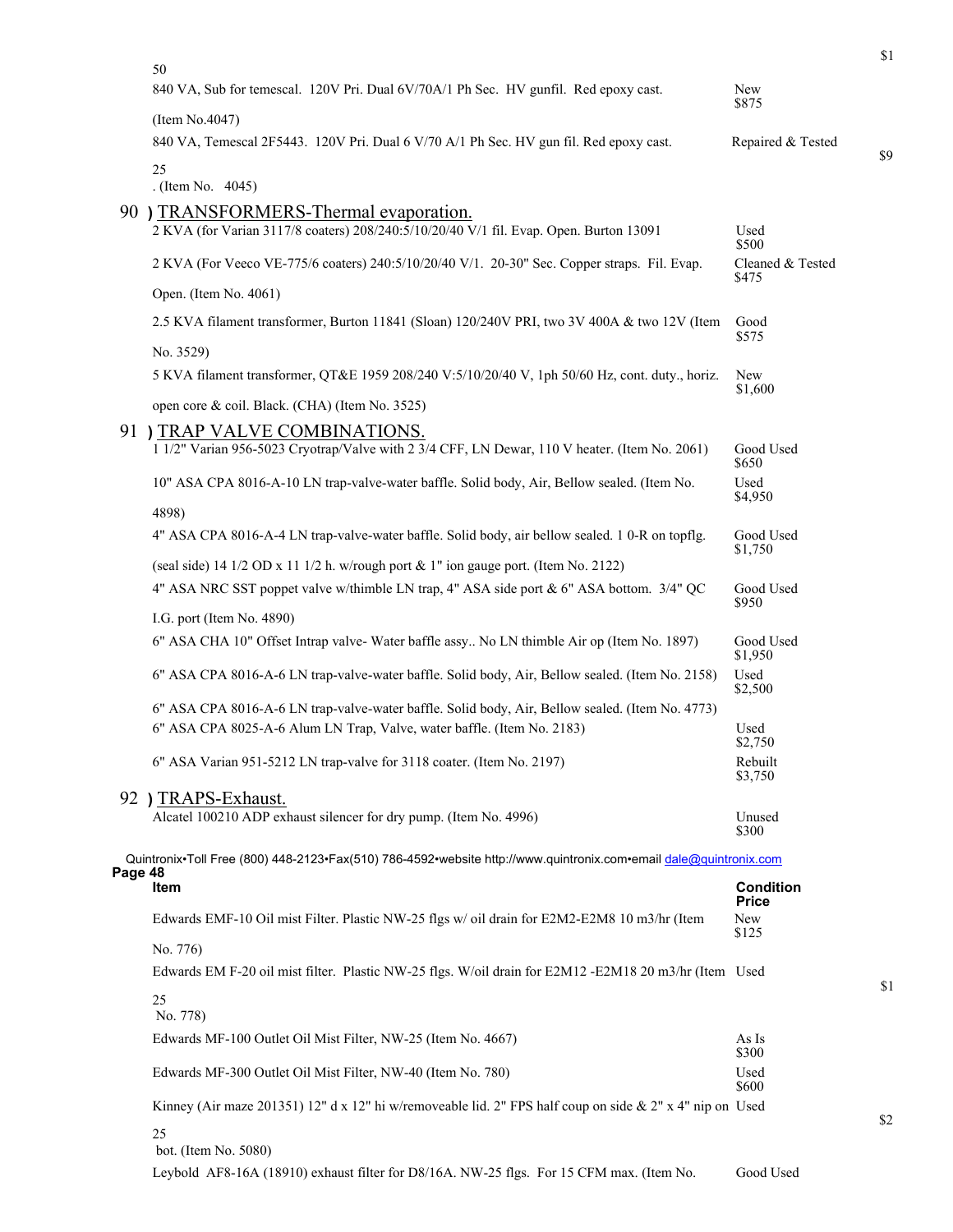| Item | Condition | Price |
|---|---|---|
| 840 VA, Sub for temescal. 120V Pri. Dual 6V/70A/1 Ph Sec. HV gunfil. Red epoxy cast. (Item No.4047) | New | $875 |
| 840 VA, Temescal 2F5443. 120V Pri. Dual 6 V/70 A/1 Ph Sec. HV gun fil. Red epoxy cast. (Item No. 4045) | Repaired & Tested | $925 |

## 90 ) TRANSFORMERS-Thermal evaporation.

| Item | Condition | Price |
|---|---|---|
| 2 KVA (for Varian 3117/8 coaters) 208/240:5/10/20/40 V/1 fil. Evap. Open. Burton 13091 | Used | $500 |
| 2 KVA (For Veeco VE-775/6 coaters) 240:5/10/20/40 V/1. 20-30" Sec. Copper straps. Fil. Evap. Open. (Item No. 4061) | Cleaned & Tested | $475 |
| 2.5 KVA filament transformer, Burton 11841 (Sloan) 120/240V PRI, two 3V 400A & two 12V (Item No. 3529) | Good | $575 |
| 5 KVA filament transformer, QT&E 1959 208/240 V:5/10/20/40 V, 1ph 50/60 Hz, cont. duty., horiz. open core & coil. Black. (CHA) (Item No. 3525) | New | $1,600 |

## 91 ) TRAP VALVE COMBINATIONS.

| Item | Condition | Price |
|---|---|---|
| 1 1/2" Varian 956-5023 Cryotrap/Valve with 2 3/4 CFF, LN Dewar, 110 V heater. (Item No. 2061) | Good Used | $650 |
| 10" ASA CPA 8016-A-10 LN trap-valve-water baffle. Solid body, Air, Bellow sealed. (Item No. 4898) | Used | $4,950 |
| 4" ASA CPA 8016-A-4 LN trap-valve-water baffle. Solid body, air bellow sealed. 1 0-R on topflg. (seal side) 14 1/2 OD x 11 1/2 h. w/rough port & 1" ion gauge port. (Item No. 2122) | Good Used | $1,750 |
| 4" ASA NRC SST poppet valve w/thimble LN trap, 4" ASA side port & 6" ASA bottom. 3/4" QC I.G. port (Item No. 4890) | Good Used | $950 |
| 6" ASA CHA 10" Offset Intrap valve- Water baffle assy.. No LN thimble Air op (Item No. 1897) | Good Used | $1,950 |
| 6" ASA CPA 8016-A-6 LN trap-valve-water baffle. Solid body, Air, Bellow sealed. (Item No. 2158) | Used | $2,500 |
| 6" ASA CPA 8016-A-6 LN trap-valve-water baffle. Solid body, Air, Bellow sealed. (Item No. 4773) | | |
| 6" ASA CPA 8025-A-6 Alum LN Trap, Valve, water baffle. (Item No. 2183) | Used | $2,750 |
| 6" ASA Varian 951-5212 LN trap-valve for 3118 coater. (Item No. 2197) | Rebuilt | $3,750 |

## 92 ) TRAPS-Exhaust.

| Item | Condition | Price |
|---|---|---|
| Alcatel 100210 ADP exhaust silencer for dry pump. (Item No. 4996) | Unused | $300 |
| Edwards EMF-10 Oil mist Filter. Plastic NW-25 flgs w/ oil drain for E2M2-E2M8 10 m3/hr (Item No. 776) | New | $125 |
| Edwards EM F-20 oil mist filter. Plastic NW-25 flgs. W/oil drain for E2M12 -E2M18 20 m3/hr (Item No. 778) | Used | $125 |
| Edwards MF-100 Outlet Oil Mist Filter, NW-25 (Item No. 4667) | As Is | $300 |
| Edwards MF-300 Outlet Oil Mist Filter, NW-40 (Item No. 780) | Used | $600 |
| Kinney (Air maze 201351) 12" d x 12" hi w/removeable lid. 2" FPS half coup on side & 2" x 4" nip on bot. (Item No. 5080) | Used | $225 |
| Leybold AF8-16A (18910) exhaust filter for D8/16A. NW-25 flgs. For 15 CFM max. (Item No. | Good Used | |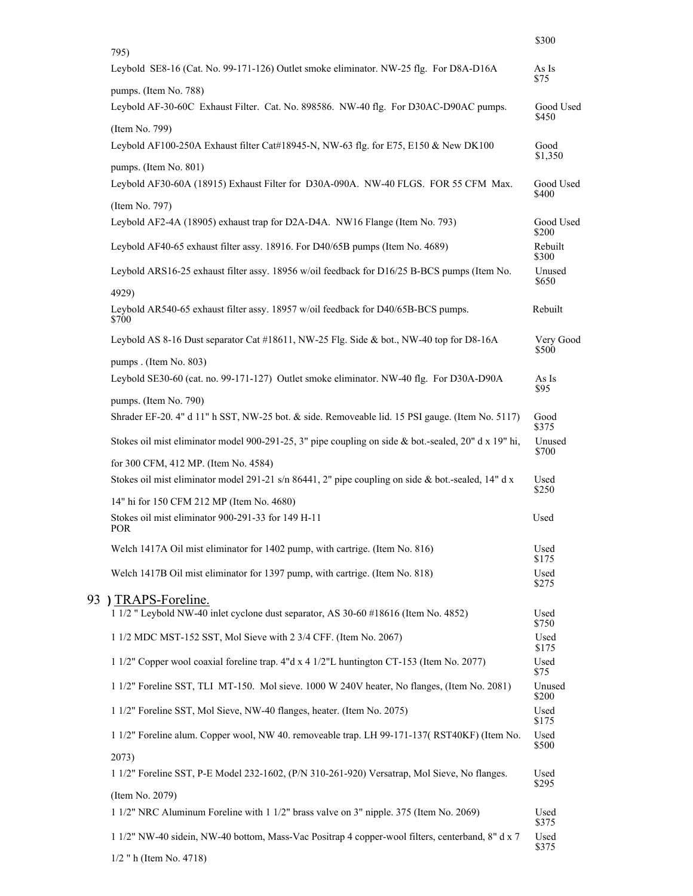| | |
|---|---|
| 795) | $300 |
| Leybold SE8-16 (Cat. No. 99-171-126) Outlet smoke eliminator. NW-25 flg. For D8A-D16A pumps. (Item No. 788) | As Is $75 |
| Leybold AF-30-60C Exhaust Filter. Cat. No. 898586. NW-40 flg. For D30AC-D90AC pumps. (Item No. 799) | Good Used $450 |
| Leybold AF100-250A Exhaust filter Cat#18945-N, NW-63 flg. for E75, E150 & New DK100 pumps. (Item No. 801) | Good $1,350 |
| Leybold AF30-60A (18915) Exhaust Filter for D30A-090A. NW-40 FLGS. FOR 55 CFM Max. (Item No. 797) | Good Used $400 |
| Leybold AF2-4A (18905) exhaust trap for D2A-D4A. NW16 Flange (Item No. 793) | Good Used $200 |
| Leybold AF40-65 exhaust filter assy. 18916. For D40/65B pumps (Item No. 4689) | Rebuilt $300 |
| Leybold ARS16-25 exhaust filter assy. 18956 w/oil feedback for D16/25 B-BCS pumps (Item No. 4929) | Unused $650 |
| Leybold AR540-65 exhaust filter assy. 18957 w/oil feedback for D40/65B-BCS pumps. $700 | Rebuilt |
| Leybold AS 8-16 Dust separator Cat #18611, NW-25 Flg. Side & bot., NW-40 top for D8-16A pumps . (Item No. 803) | Very Good $500 |
| Leybold SE30-60 (cat. no. 99-171-127) Outlet smoke eliminator. NW-40 flg. For D30A-D90A pumps. (Item No. 790) | As Is $95 |
| Shrader EF-20. 4" d 11" h SST, NW-25 bot. & side. Removeable lid. 15 PSI gauge. (Item No. 5117) | Good $375 |
| Stokes oil mist eliminator model 900-291-25, 3" pipe coupling on side & bot.-sealed, 20" d x 19" hi, for 300 CFM, 412 MP. (Item No. 4584) | Unused $700 |
| Stokes oil mist eliminator model 291-21 s/n 86441, 2" pipe coupling on side & bot.-sealed, 14" d x 14" hi for 150 CFM 212 MP (Item No. 4680) | Used $250 |
| Stokes oil mist eliminator 900-291-33 for 149 H-11 POR | Used |
| Welch 1417A Oil mist eliminator for 1402 pump, with cartrige. (Item No. 816) | Used $175 |
| Welch 1417B Oil mist eliminator for 1397 pump, with cartrige. (Item No. 818) | Used $275 |

## 93 ) TRAPS-Foreline.

| | |
|---|---|
| 1 1/2 " Leybold NW-40 inlet cyclone dust separator, AS 30-60 #18616 (Item No. 4852) | Used $750 |
| 1 1/2 MDC MST-152 SST, Mol Sieve with 2 3/4 CFF. (Item No. 2067) | Used $175 |
| 1 1/2" Copper wool coaxial foreline trap. 4"d x 4 1/2"L huntington CT-153 (Item No. 2077) | Used $75 |
| 1 1/2" Foreline SST, TLI MT-150. Mol sieve. 1000 W 240V heater, No flanges, (Item No. 2081) | Unused $200 |
| 1 1/2" Foreline SST, Mol Sieve, NW-40 flanges, heater. (Item No. 2075) | Used $175 |
| 1 1/2" Foreline alum. Copper wool, NW 40. removeable trap. LH 99-171-137( RST40KF) (Item No. 2073) | Used $500 |
| 1 1/2" Foreline SST, P-E Model 232-1602, (P/N 310-261-920) Versatrap, Mol Sieve, No flanges. (Item No. 2079) | Used $295 |
| 1 1/2" NRC Aluminum Foreline with 1 1/2" brass valve on 3" nipple. 375 (Item No. 2069) | Used $375 |
| 1 1/2" NW-40 sidein, NW-40 bottom, Mass-Vac Positrap 4 copper-wool filters, centerband, 8" d x 7 1/2 " h (Item No. 4718) | Used $375 |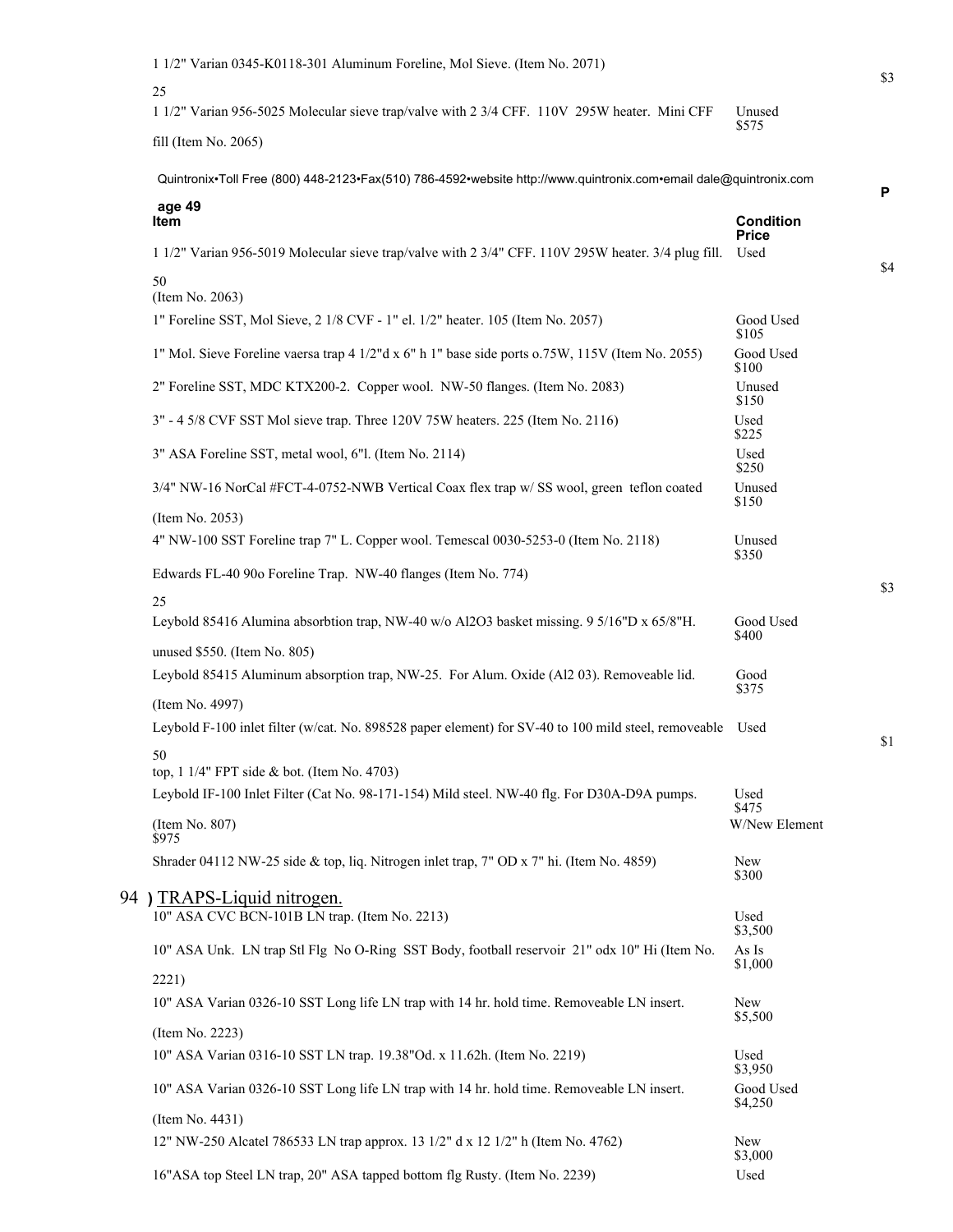1 1/2" Varian 0345-K0118-301 Aluminum Foreline, Mol Sieve. (Item No. 2071) $325

| Item | Condition | Price |
| --- | --- | --- |
| 1 1/2" Varian 956-5025 Molecular sieve trap/valve with 2 3/4 CFF. 110V 295W heater. Mini CFF fill (Item No. 2065) | Unused | $575 |
| 1 1/2" Varian 956-5019 Molecular sieve trap/valve with 2 3/4" CFF. 110V 295W heater. 3/4 plug fill. (Item No. 2063) | Used | $450 |
| 1" Foreline SST, Mol Sieve, 2 1/8 CVF - 1" el. 1/2" heater. 105 (Item No. 2057) | Good Used | $105 |
| 1" Mol. Sieve Foreline vaersa trap 4 1/2"d x 6" h 1" base side ports o.75W, 115V (Item No. 2055) | Good Used | $100 |
| 2" Foreline SST, MDC KTX200-2. Copper wool. NW-50 flanges. (Item No. 2083) | Unused | $150 |
| 3" - 4 5/8 CVF SST Mol sieve trap. Three 120V 75W heaters. 225 (Item No. 2116) | Used | $225 |
| 3" ASA Foreline SST, metal wool, 6"l. (Item No. 2114) | Used | $250 |
| 3/4" NW-16 NorCal #FCT-4-0752-NWB Vertical Coax flex trap w/ SS wool, green teflon coated (Item No. 2053) | Unused | $150 |
| 4" NW-100 SST Foreline trap 7" L. Copper wool. Temescal 0030-5253-0 (Item No. 2118) | Unused | $350 |
| Edwards FL-40 90o Foreline Trap. NW-40 flanges (Item No. 774) | | $325 |
| Leybold 85416 Alumina absorbtion trap, NW-40 w/o Al2O3 basket missing. 9 5/16"D x 65/8"H. unused $550. (Item No. 805) | Good Used | $400 |
| Leybold 85415 Aluminum absorption trap, NW-25. For Alum. Oxide (Al2 03). Removeable lid. (Item No. 4997) | Good | $375 |
| Leybold F-100 inlet filter (w/cat. No. 898528 paper element) for SV-40 to 100 mild steel, removeable top, 1 1/4" FPT side & bot. (Item No. 4703) | Used | $150 |
| Leybold IF-100 Inlet Filter (Cat No. 98-171-154) Mild steel. NW-40 flg. For D30A-D9A pumps. (Item No. 807) | Used / W/New Element | $475 / $975 |
| Shrader 04112 NW-25 side & top, liq. Nitrogen inlet trap, 7" OD x 7" hi. (Item No. 4859) | New | $300 |

## 94 ) TRAPS-Liquid nitrogen.

| Item | Condition | Price |
| --- | --- | --- |
| 10" ASA CVC BCN-101B LN trap. (Item No. 2213) | Used | $3,500 |
| 10" ASA Unk. LN trap Stl Flg No O-Ring SST Body, football reservoir 21" odx 10" Hi (Item No. 2221) | As Is | $1,000 |
| 10" ASA Varian 0326-10 SST Long life LN trap with 14 hr. hold time. Removeable LN insert. (Item No. 2223) | New | $5,500 |
| 10" ASA Varian 0316-10 SST LN trap. 19.38"Od. x 11.62h. (Item No. 2219) | Used | $3,950 |
| 10" ASA Varian 0326-10 SST Long life LN trap with 14 hr. hold time. Removeable LN insert. (Item No. 4431) | Good Used | $4,250 |
| 12" NW-250 Alcatel 786533 LN trap approx. 13 1/2" d x 12 1/2" h (Item No. 4762) | New | $3,000 |
| 16"ASA top Steel LN trap, 20" ASA tapped bottom flg Rusty. (Item No. 2239) | Used | |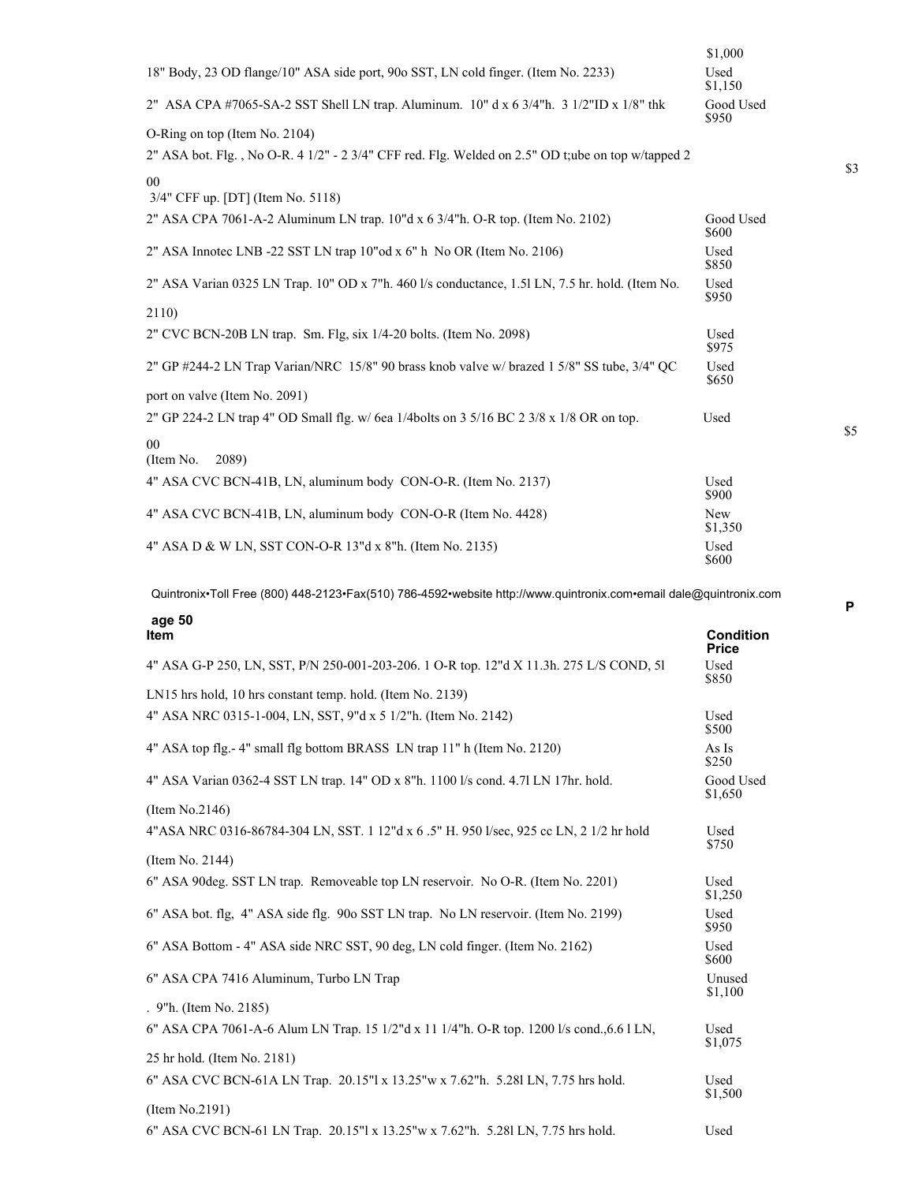| Item | Condition | Price |
|---|---|---|
| | | $1,000 |
| 18" Body, 23 OD flange/10" ASA side port, 90o SST, LN cold finger. (Item No. 2233) | Used | $1,150 |
| 2" ASA CPA #7065-SA-2 SST Shell LN trap. Aluminum. 10" d x 6 3/4"h. 3 1/2"ID x 1/8" thk O-Ring on top (Item No. 2104) | Good Used | $950 |
| 2" ASA bot. Flg. , No O-R. 4 1/2" - 2 3/4" CFF red. Flg. Welded on 2.5" OD t;ube on top w/tapped 2 3/4" CFF up. [DT] (Item No. 5118) | | $300 |
| 2" ASA CPA 7061-A-2 Aluminum LN trap. 10"d x 6 3/4"h. O-R top. (Item No. 2102) | Good Used | $600 |
| 2" ASA Innotec LNB -22 SST LN trap 10"od x 6" h No OR (Item No. 2106) | Used | $850 |
| 2" ASA Varian 0325 LN Trap. 10" OD x 7"h. 460 l/s conductance, 1.5l LN, 7.5 hr. hold. (Item No. 2110) | Used | $950 |
| 2" CVC BCN-20B LN trap. Sm. Flg, six 1/4-20 bolts. (Item No. 2098) | Used | $975 |
| 2" GP #244-2 LN Trap Varian/NRC 15/8" 90 brass knob valve w/ brazed 1 5/8" SS tube, 3/4" QC port on valve (Item No. 2091) | Used | $650 |
| 2" GP 224-2 LN trap 4" OD Small flg. w/ 6ea 1/4bolts on 3 5/16 BC 2 3/8 x 1/8 OR on top. (Item No. 2089) | Used | $500 |
| 4" ASA CVC BCN-41B, LN, aluminum body CON-O-R. (Item No. 2137) | Used | $900 |
| 4" ASA CVC BCN-41B, LN, aluminum body CON-O-R (Item No. 4428) | New | $1,350 |
| 4" ASA D & W LN, SST CON-O-R 13"d x 8"h. (Item No. 2135) | Used | $600 |

| Item | Condition | Price |
|---|---|---|
| 4" ASA G-P 250, LN, SST, P/N 250-001-203-206. 1 O-R top. 12"d X 11.3h. 275 L/S COND, 5l LN15 hrs hold, 10 hrs constant temp. hold. (Item No. 2139) | Used | $850 |
| 4" ASA NRC 0315-1-004, LN, SST, 9"d x 5 1/2"h. (Item No. 2142) | Used | $500 |
| 4" ASA top flg.- 4" small flg bottom BRASS LN trap 11" h (Item No. 2120) | As Is | $250 |
| 4" ASA Varian 0362-4 SST LN trap. 14" OD x 8"h. 1100 l/s cond. 4.7l LN 17hr. hold. (Item No.2146) | Good Used | $1,650 |
| 4"ASA NRC 0316-86784-304 LN, SST. 1 12"d x 6 .5" H. 950 l/sec, 925 cc LN, 2 1/2 hr hold (Item No. 2144) | Used | $750 |
| 6" ASA 90deg. SST LN trap. Removeable top LN reservoir. No O-R. (Item No. 2201) | Used | $1,250 |
| 6" ASA bot. flg, 4" ASA side flg. 90o SST LN trap. No LN reservoir. (Item No. 2199) | Used | $950 |
| 6" ASA Bottom - 4" ASA side NRC SST, 90 deg, LN cold finger. (Item No. 2162) | Used | $600 |
| 6" ASA CPA 7416 Aluminum, Turbo LN Trap . 9"h. (Item No. 2185) | Unused | $1,100 |
| 6" ASA CPA 7061-A-6 Alum LN Trap. 15 1/2"d x 11 1/4"h. O-R top. 1200 l/s cond.,6.6 l LN, 25 hr hold. (Item No. 2181) | Used | $1,075 |
| 6" ASA CVC BCN-61A LN Trap. 20.15"l x 13.25"w x 7.62"h. 5.28l LN, 7.75 hrs hold. (Item No.2191) | Used | $1,500 |
| 6" ASA CVC BCN-61 LN Trap. 20.15"l x 13.25"w x 7.62"h. 5.28l LN, 7.75 hrs hold. | Used | |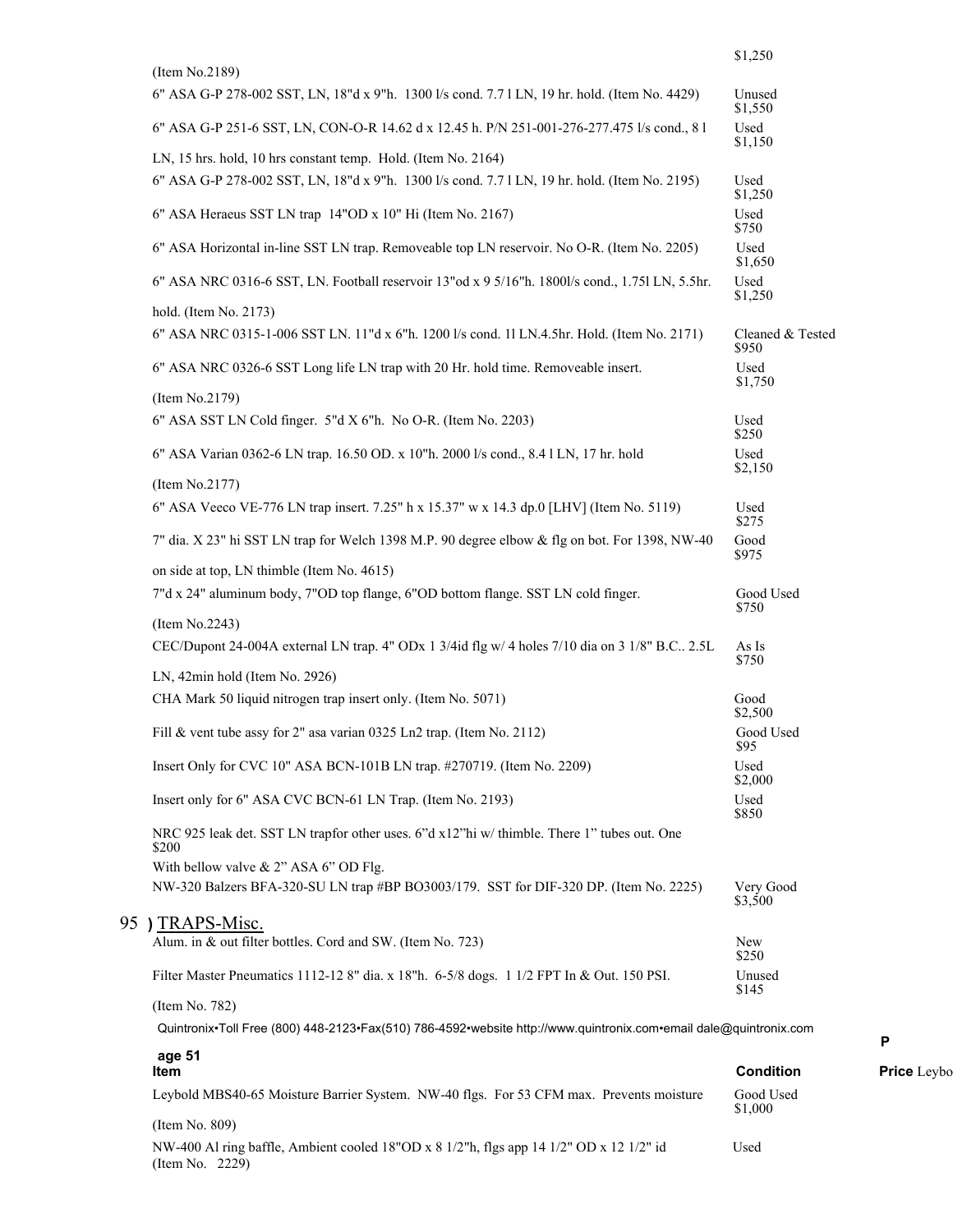| Item | Condition / Price |
|---|---|
| (Item No.2189) | $1,250 |
| 6" ASA G-P 278-002 SST, LN, 18"d x 9"h. 1300 l/s cond. 7.7 l LN, 19 hr. hold. (Item No. 4429) | Unused $1,550 |
| 6" ASA G-P 251-6 SST, LN, CON-O-R 14.62 d x 12.45 h. P/N 251-001-276-277.475 l/s cond., 8 l LN, 15 hrs. hold, 10 hrs constant temp. Hold. (Item No. 2164) | Used $1,150 |
| 6" ASA G-P 278-002 SST, LN, 18"d x 9"h. 1300 l/s cond. 7.7 l LN, 19 hr. hold. (Item No. 2195) | Used $1,250 |
| 6" ASA Heraeus SST LN trap 14"OD x 10" Hi (Item No. 2167) | Used $750 |
| 6" ASA Horizontal in-line SST LN trap. Removeable top LN reservoir. No O-R. (Item No. 2205) | Used $1,650 |
| 6" ASA NRC 0316-6 SST, LN. Football reservoir 13"od x 9 5/16"h. 1800l/s cond., 1.75l LN, 5.5hr. hold. (Item No. 2173) | Used $1,250 |
| 6" ASA NRC 0315-1-006 SST LN. 11"d x 6"h. 1200 l/s cond. 1l LN.4.5hr. Hold. (Item No. 2171) | Cleaned & Tested $950 |
| 6" ASA NRC 0326-6 SST Long life LN trap with 20 Hr. hold time. Removeable insert. (Item No.2179) | Used $1,750 |
| 6" ASA SST LN Cold finger. 5"d X 6"h. No O-R. (Item No. 2203) | Used $250 |
| 6" ASA Varian 0362-6 LN trap. 16.50 OD. x 10"h. 2000 l/s cond., 8.4 l LN, 17 hr. hold (Item No.2177) | Used $2,150 |
| 6" ASA Veeco VE-776 LN trap insert. 7.25" h x 15.37" w x 14.3 dp.0 [LHV] (Item No. 5119) | Used $275 |
| 7" dia. X 23" hi SST LN trap for Welch 1398 M.P. 90 degree elbow & flg on bot. For 1398, NW-40 on side at top, LN thimble (Item No. 4615) | Good $975 |
| 7"d x 24" aluminum body, 7"OD top flange, 6"OD bottom flange. SST LN cold finger. (Item No.2243) | Good Used $750 |
| CEC/Dupont 24-004A external LN trap. 4" ODx 1 3/4id flg w/ 4 holes 7/10 dia on 3 1/8" B.C.. 2.5L LN, 42min hold (Item No. 2926) | As Is $750 |
| CHA Mark 50 liquid nitrogen trap insert only. (Item No. 5071) | Good $2,500 |
| Fill & vent tube assy for 2" asa varian 0325 Ln2 trap. (Item No. 2112) | Good Used $95 |
| Insert Only for CVC 10" ASA BCN-101B LN trap. #270719. (Item No. 2209) | Used $2,000 |
| Insert only for 6" ASA CVC BCN-61 LN Trap. (Item No. 2193) | Used $850 |
| NRC 925 leak det. SST LN trapfor other uses. 6"d x12"hi w/ thimble. There 1" tubes out. One With bellow valve & 2" ASA 6" OD Flg. | $200 |
| NW-320 Balzers BFA-320-SU LN trap #BP BO3003/179. SST for DIF-320 DP. (Item No. 2225) | Very Good $3,500 |

## 95 ) TRAPS-Misc.

| Item | Condition | Price |
|---|---|---|
| Alum. in & out filter bottles. Cord and SW. (Item No. 723) | New | $250 |
| Filter Master Pneumatics 1112-12 8" dia. x 18"h. 6-5/8 dogs. 1 1/2 FPT In & Out. 150 PSI. (Item No. 782) | Unused | $145 |
| Leybold MBS40-65 Moisture Barrier System. NW-40 flgs. For 53 CFM max. Prevents moisture (Item No. 809) | Good Used | $1,000 |
| NW-400 Al ring baffle, Ambient cooled 18"OD x 8 1/2"h, flgs app 14 1/2" OD x 12 1/2" id (Item No. 2229) | Used | |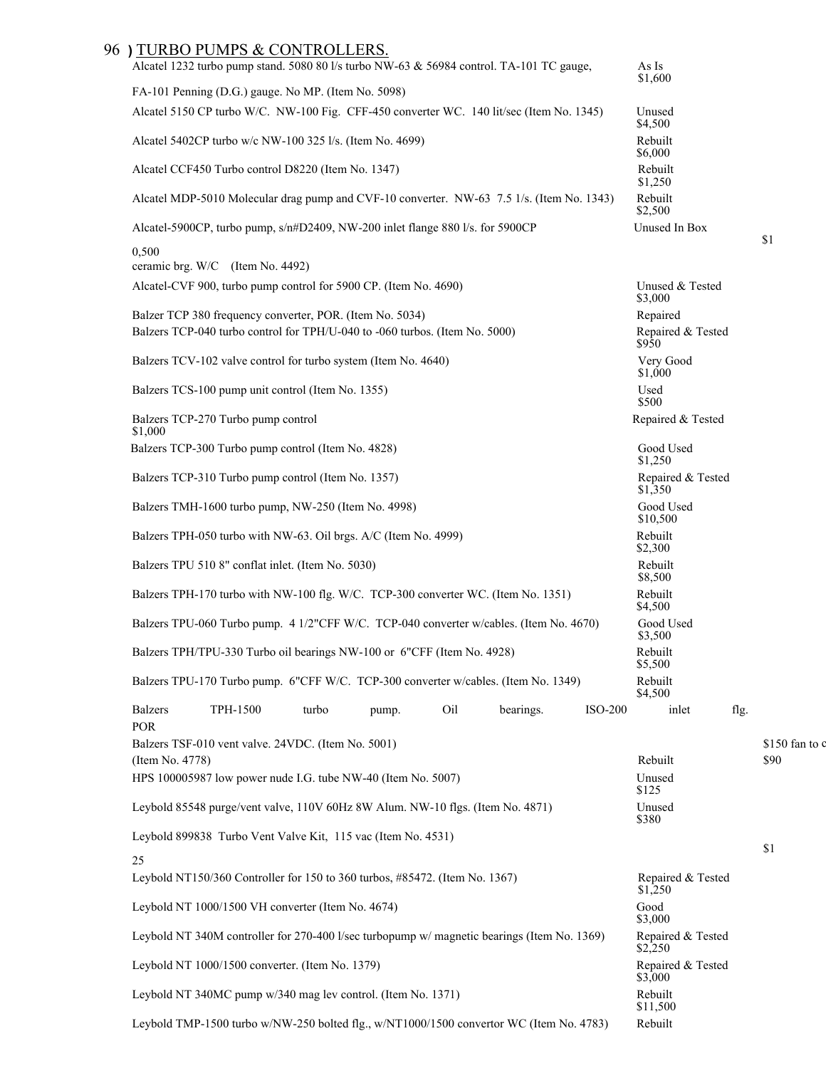## 96 ) TURBO PUMPS & CONTROLLERS.

| Description | Condition / Price |
|---|---|
| Alcatel 1232 turbo pump stand. 5080 80 l/s turbo NW-63 & 56984 control. TA-101 TC gauge, FA-101 Penning (D.G.) gauge. No MP. (Item No. 5098) | As Is $1,600 |
| Alcatel 5150 CP turbo W/C. NW-100 Fig. CFF-450 converter WC. 140 lit/sec (Item No. 1345) | Unused $4,500 |
| Alcatel 5402CP turbo w/c NW-100 325 l/s. (Item No. 4699) | Rebuilt $6,000 |
| Alcatel CCF450 Turbo control D8220 (Item No. 1347) | Rebuilt $1,250 |
| Alcatel MDP-5010 Molecular drag pump and CVF-10 converter. NW-63 7.5 1/s. (Item No. 1343) | Rebuilt $2,500 |
| Alcatel-5900CP, turbo pump, s/n#D2409, NW-200 inlet flange 880 l/s. for 5900CP ceramic brg. W/C (Item No. 4492) | Unused In Box $10,500 |
| Alcatel-CVF 900, turbo pump control for 5900 CP. (Item No. 4690) | Unused & Tested $3,000 |
| Balzer TCP 380 frequency converter, POR. (Item No. 5034) | Repaired |
| Balzers TCP-040 turbo control for TPH/U-040 to -060 turbos. (Item No. 5000) | Repaired & Tested $950 |
| Balzers TCV-102 valve control for turbo system (Item No. 4640) | Very Good $1,000 |
| Balzers TCS-100 pump unit control (Item No. 1355) | Used $500 |
| Balzers TCP-270 Turbo pump control | Repaired & Tested $1,000 |
| Balzers TCP-300 Turbo pump control (Item No. 4828) | Good Used $1,250 |
| Balzers TCP-310 Turbo pump control (Item No. 1357) | Repaired & Tested $1,350 |
| Balzers TMH-1600 turbo pump, NW-250 (Item No. 4998) | Good Used $10,500 |
| Balzers TPH-050 turbo with NW-63. Oil brgs. A/C (Item No. 4999) | Rebuilt $2,300 |
| Balzers TPU 510 8" conflat inlet. (Item No. 5030) | Rebuilt $8,500 |
| Balzers TPH-170 turbo with NW-100 flg. W/C. TCP-300 converter WC. (Item No. 1351) | Rebuilt $4,500 |
| Balzers TPU-060 Turbo pump. 4 1/2"CFF W/C. TCP-040 converter w/cables. (Item No. 4670) | Good Used $3,500 |
| Balzers TPH/TPU-330 Turbo oil bearings NW-100 or 6"CFF (Item No. 4928) | Rebuilt $5,500 |
| Balzers TPU-170 Turbo pump. 6"CFF W/C. TCP-300 converter w/cables. (Item No. 1349) | Rebuilt $4,500 |
| Balzers TPH-1500 turbo pump. Oil bearings. ISO-200 inlet flg. POR | |
| Balzers TSF-010 vent valve. 24VDC. (Item No. 5001) | $150 fan to c |
| (Item No. 4778) | Rebuilt $90 |
| HPS 100005987 low power nude I.G. tube NW-40 (Item No. 5007) | Unused $125 |
| Leybold 85548 purge/vent valve, 110V 60Hz 8W Alum. NW-10 flgs. (Item No. 4871) | Unused $380 |
| Leybold 899838 Turbo Vent Valve Kit, 115 vac (Item No. 4531) | $125 |
| Leybold NT150/360 Controller for 150 to 360 turbos, #85472. (Item No. 1367) | Repaired & Tested $1,250 |
| Leybold NT 1000/1500 VH converter (Item No. 4674) | Good $3,000 |
| Leybold NT 340M controller for 270-400 l/sec turbopump w/ magnetic bearings (Item No. 1369) | Repaired & Tested $2,250 |
| Leybold NT 1000/1500 converter. (Item No. 1379) | Repaired & Tested $3,000 |
| Leybold NT 340MC pump w/340 mag lev control. (Item No. 1371) | Rebuilt $11,500 |
| Leybold TMP-1500 turbo w/NW-250 bolted flg., w/NT1000/1500 convertor WC (Item No. 4783) | Rebuilt |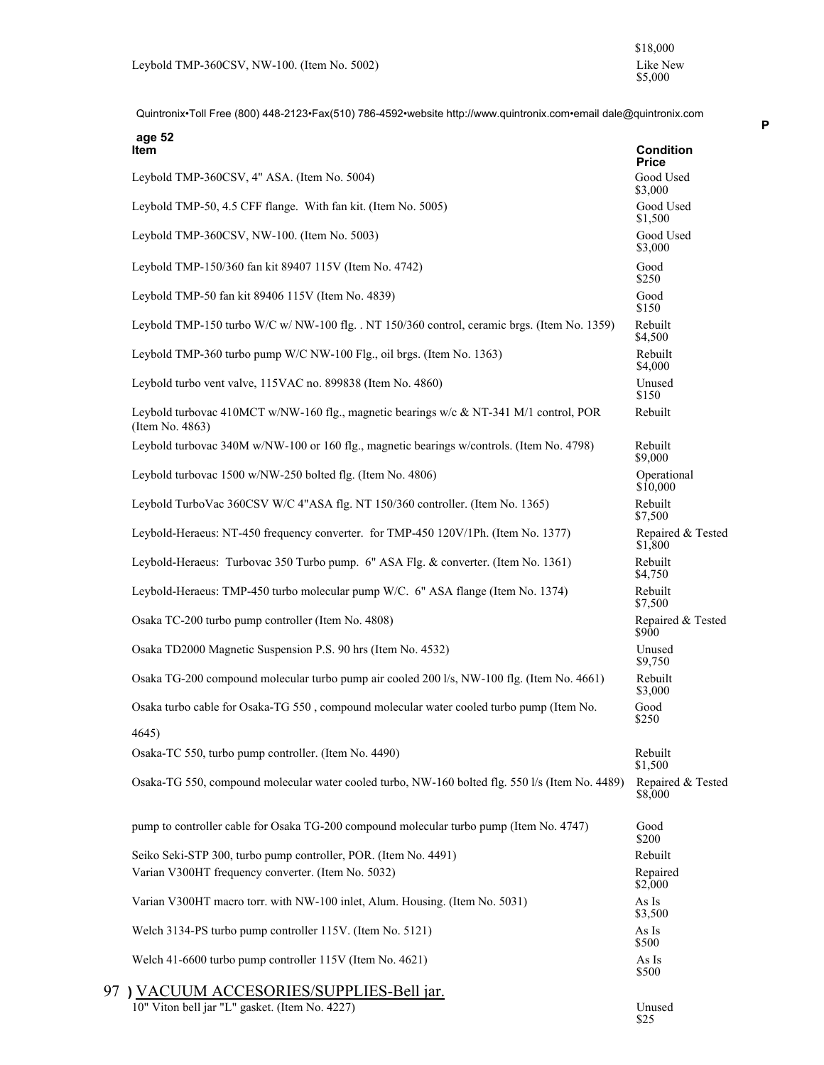| Item | Condition Price |
|---|---|
| | $18,000 |
| Leybold TMP-360CSV, NW-100. (Item No. 5002) | Like New $5,000 |

| Item | Condition Price |
|---|---|
| Leybold TMP-360CSV, 4" ASA. (Item No. 5004) | Good Used $3,000 |
| Leybold TMP-50, 4.5 CFF flange. With fan kit. (Item No. 5005) | Good Used $1,500 |
| Leybold TMP-360CSV, NW-100. (Item No. 5003) | Good Used $3,000 |
| Leybold TMP-150/360 fan kit 89407 115V (Item No. 4742) | Good $250 |
| Leybold TMP-50 fan kit 89406 115V (Item No. 4839) | Good $150 |
| Leybold TMP-150 turbo W/C w/ NW-100 flg. . NT 150/360 control, ceramic brgs. (Item No. 1359) | Rebuilt $4,500 |
| Leybold TMP-360 turbo pump W/C NW-100 Flg., oil brgs. (Item No. 1363) | Rebuilt $4,000 |
| Leybold turbo vent valve, 115VAC no. 899838 (Item No. 4860) | Unused $150 |
| Leybold turbovac 410MCT w/NW-160 flg., magnetic bearings w/c & NT-341 M/1 control, POR (Item No. 4863) | Rebuilt |
| Leybold turbovac 340M w/NW-100 or 160 flg., magnetic bearings w/controls. (Item No. 4798) | Rebuilt $9,000 |
| Leybold turbovac 1500 w/NW-250 bolted flg. (Item No. 4806) | Operational $10,000 |
| Leybold TurboVac 360CSV W/C 4"ASA flg. NT 150/360 controller. (Item No. 1365) | Rebuilt $7,500 |
| Leybold-Heraeus: NT-450 frequency converter. for TMP-450 120V/1Ph. (Item No. 1377) | Repaired & Tested $1,800 |
| Leybold-Heraeus: Turbovac 350 Turbo pump. 6" ASA Flg. & converter. (Item No. 1361) | Rebuilt $4,750 |
| Leybold-Heraeus: TMP-450 turbo molecular pump W/C. 6" ASA flange (Item No. 1374) | Rebuilt $7,500 |
| Osaka TC-200 turbo pump controller (Item No. 4808) | Repaired & Tested $900 |
| Osaka TD2000 Magnetic Suspension P.S. 90 hrs (Item No. 4532) | Unused $9,750 |
| Osaka TG-200 compound molecular turbo pump air cooled 200 l/s, NW-100 flg. (Item No. 4661) | Rebuilt $3,000 |
| Osaka turbo cable for Osaka-TG 550 , compound molecular water cooled turbo pump (Item No. 4645) | Good $250 |
| Osaka-TC 550, turbo pump controller. (Item No. 4490) | Rebuilt $1,500 |
| Osaka-TG 550, compound molecular water cooled turbo, NW-160 bolted flg. 550 l/s (Item No. 4489) | Repaired & Tested $8,000 |
| pump to controller cable for Osaka TG-200 compound molecular turbo pump (Item No. 4747) | Good $200 |
| Seiko Seki-STP 300, turbo pump controller, POR. (Item No. 4491) | Rebuilt |
| Varian V300HT frequency converter. (Item No. 5032) | Repaired $2,000 |
| Varian V300HT macro torr. with NW-100 inlet, Alum. Housing. (Item No. 5031) | As Is $3,500 |
| Welch 3134-PS turbo pump controller 115V. (Item No. 5121) | As Is $500 |
| Welch 41-6600 turbo pump controller 115V (Item No. 4621) | As Is $500 |

## 97 ) VACUUM ACCESORIES/SUPPLIES-Bell jar.

| Item | Condition Price |
|---|---|
| 10" Viton bell jar "L" gasket. (Item No. 4227) | Unused $25 |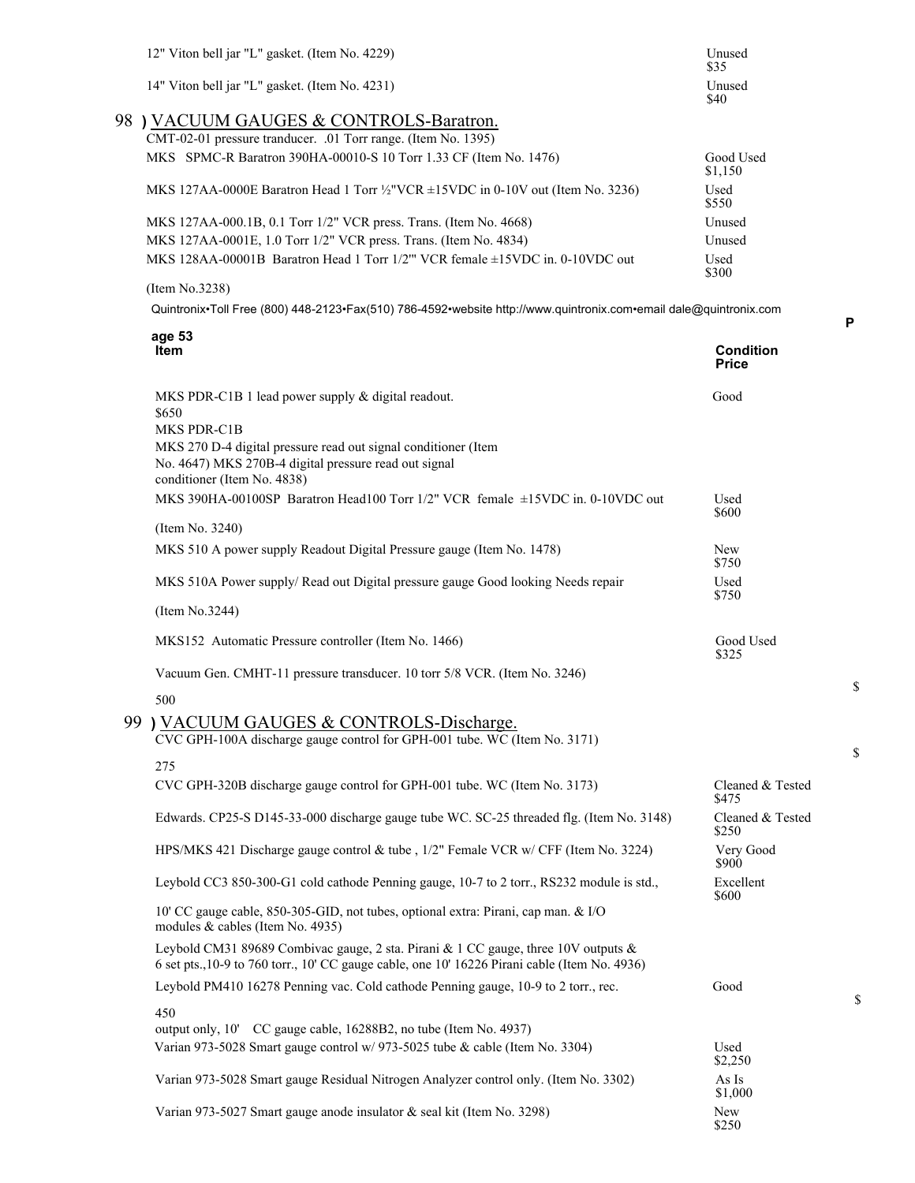| Item | Condition Price |
|---|---|
| 12" Viton bell jar "L" gasket. (Item No. 4229) | Unused $35 |
| 14" Viton bell jar "L" gasket. (Item No. 4231) | Unused $40 |

## 98 ) VACUUM GAUGES & CONTROLS-Baratron.

| Item | Condition Price |
|---|---|
| CMT-02-01 pressure tranducer. .01 Torr range. (Item No. 1395) | |
| MKS SPMC-R Baratron 390HA-00010-S 10 Torr 1.33 CF (Item No. 1476) | Good Used $1,150 |
| MKS 127AA-0000E Baratron Head 1 Torr ½"VCR ±15VDC in 0-10V out (Item No. 3236) | Used $550 |
| MKS 127AA-000.1B, 0.1 Torr 1/2" VCR press. Trans. (Item No. 4668) | Unused |
| MKS 127AA-0001E, 1.0 Torr 1/2" VCR press. Trans. (Item No. 4834) | Unused |
| MKS 128AA-00001B Baratron Head 1 Torr 1/2'" VCR female ±15VDC in. 0-10VDC out (Item No.3238) | Used $300 |
| MKS PDR-C1B 1 lead power supply & digital readout. | Good $650 |
| MKS PDR-C1B | |
| MKS 270 D-4 digital pressure read out signal conditioner (Item No. 4647) MKS 270B-4 digital pressure read out signal conditioner (Item No. 4838) | |
| MKS 390HA-00100SP Baratron Head100 Torr 1/2" VCR female ±15VDC in. 0-10VDC out (Item No. 3240) | Used $600 |
| MKS 510 A power supply Readout Digital Pressure gauge (Item No. 1478) | New $750 |
| MKS 510A Power supply/ Read out Digital pressure gauge Good looking Needs repair (Item No.3244) | Used $750 |
| MKS152 Automatic Pressure controller (Item No. 1466) | Good Used $325 |
| Vacuum Gen. CMHT-11 pressure transducer. 10 torr 5/8 VCR. (Item No. 3246) | $500 |

## 99 ) VACUUM GAUGES & CONTROLS-Discharge.

| Item | Condition Price |
|---|---|
| CVC GPH-100A discharge gauge control for GPH-001 tube. WC (Item No. 3171) | $275 |
| CVC GPH-320B discharge gauge control for GPH-001 tube. WC (Item No. 3173) | Cleaned & Tested $475 |
| Edwards. CP25-S D145-33-000 discharge gauge tube WC. SC-25 threaded flg. (Item No. 3148) | Cleaned & Tested $250 |
| HPS/MKS 421 Discharge gauge control & tube , 1/2" Female VCR w/ CFF (Item No. 3224) | Very Good $900 |
| Leybold CC3 850-300-G1 cold cathode Penning gauge, 10-7 to 2 torr., RS232 module is std., 10' CC gauge cable, 850-305-GID, not tubes, optional extra: Pirani, cap man. & I/O modules & cables (Item No. 4935) | Excellent $600 |
| Leybold CM31 89689 Combivac gauge, 2 sta. Pirani & 1 CC gauge, three 10V outputs & 6 set pts.,10-9 to 760 torr., 10' CC gauge cable, one 10' 16226 Pirani cable (Item No. 4936) | |
| Leybold PM410 16278 Penning vac. Cold cathode Penning gauge, 10-9 to 2 torr., rec. output only, 10' CC gauge cable, 16288B2, no tube (Item No. 4937) | Good $450 |
| Varian 973-5028 Smart gauge control w/ 973-5025 tube & cable (Item No. 3304) | Used $2,250 |
| Varian 973-5028 Smart gauge Residual Nitrogen Analyzer control only. (Item No. 3302) | As Is $1,000 |
| Varian 973-5027 Smart gauge anode insulator & seal kit (Item No. 3298) | New $250 |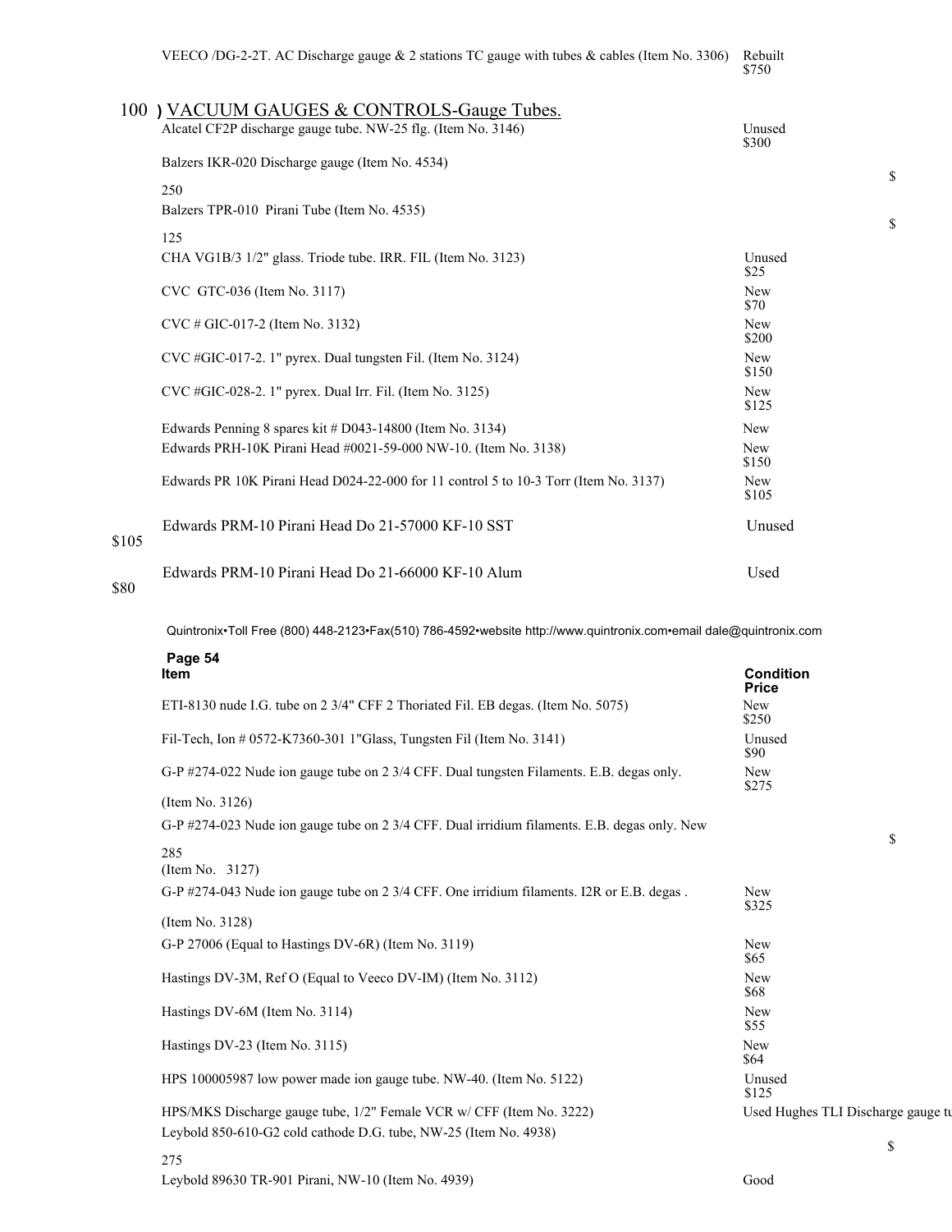| Item | Condition Price |
|---|---|
| VEECO /DG-2-2T. AC Discharge gauge & 2 stations TC gauge with tubes & cables (Item No. 3306) | Rebuilt $750 |

## 100 ) VACUUM GAUGES & CONTROLS-Gauge Tubes.

| Item | Condition Price |
|---|---|
| Alcatel CF2P discharge gauge tube. NW-25 flg. (Item No. 3146) | Unused $300 |
| Balzers IKR-020 Discharge gauge (Item No. 4534) | $ 250 |
| Balzers TPR-010 Pirani Tube (Item No. 4535) | $ 125 |
| CHA VG1B/3 1/2" glass. Triode tube. IRR. FIL (Item No. 3123) | Unused $25 |
| CVC GTC-036 (Item No. 3117) | New $70 |
| CVC # GIC-017-2 (Item No. 3132) | New $200 |
| CVC #GIC-017-2. 1" pyrex. Dual tungsten Fil. (Item No. 3124) | New $150 |
| CVC #GIC-028-2. 1" pyrex. Dual Irr. Fil. (Item No. 3125) | New $125 |
| Edwards Penning 8 spares kit # D043-14800 (Item No. 3134) | New |
| Edwards PRH-10K Pirani Head #0021-59-000 NW-10. (Item No. 3138) | New $150 |
| Edwards PR 10K Pirani Head D024-22-000 for 11 control 5 to 10-3 Torr (Item No. 3137) | New $105 |
| Edwards PRM-10 Pirani Head Do 21-57000 KF-10 SST | Unused $105 |
| Edwards PRM-10 Pirani Head Do 21-66000 KF-10 Alum | Used $80 |

Quintronix•Toll Free (800) 448-2123•Fax(510) 786-4592•website http://www.quintronix.com•email dale@quintronix.com

**Page 54**

| Item | Condition Price |
|---|---|
| ETI-8130 nude I.G. tube on 2 3/4" CFF 2 Thoriated Fil. EB degas. (Item No. 5075) | New $250 |
| Fil-Tech, Ion # 0572-K7360-301 1"Glass, Tungsten Fil (Item No. 3141) | Unused $90 |
| G-P #274-022 Nude ion gauge tube on 2 3/4 CFF. Dual tungsten Filaments. E.B. degas only. (Item No. 3126) | New $275 |
| G-P #274-023 Nude ion gauge tube on 2 3/4 CFF. Dual irridium filaments. E.B. degas only. (Item No. 3127) | New $ 285 |
| G-P #274-043 Nude ion gauge tube on 2 3/4 CFF. One irridium filaments. I2R or E.B. degas . (Item No. 3128) | New $325 |
| G-P 27006 (Equal to Hastings DV-6R) (Item No. 3119) | New $65 |
| Hastings DV-3M, Ref O (Equal to Veeco DV-IM) (Item No. 3112) | New $68 |
| Hastings DV-6M (Item No. 3114) | New $55 |
| Hastings DV-23 (Item No. 3115) | New $64 |
| HPS 100005987 low power made ion gauge tube. NW-40. (Item No. 5122) | Unused $125 |
| HPS/MKS Discharge gauge tube, 1/2" Female VCR w/ CFF (Item No. 3222) | Used Hughes TLI Discharge gauge tu |
| Leybold 850-610-G2 cold cathode D.G. tube, NW-25 (Item No. 4938) | $ 275 |
| Leybold 89630 TR-901 Pirani, NW-10 (Item No. 4939) | Good |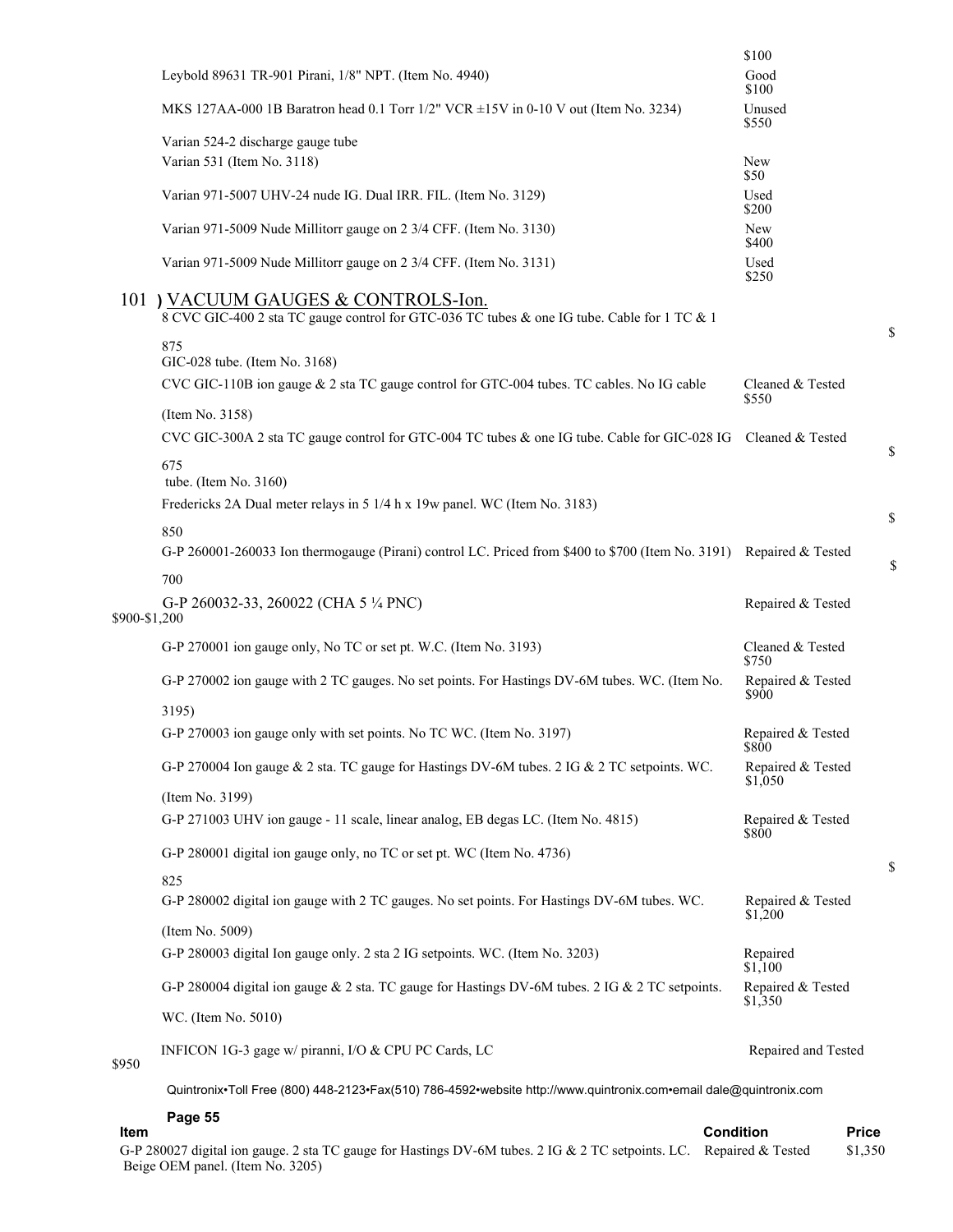| Item | Condition | Price |
|---|---|---|
| | | $100 |
| Leybold 89631 TR-901 Pirani, 1/8" NPT. (Item No. 4940) | Good | $100 |
| MKS 127AA-000 1B Baratron head 0.1 Torr 1/2" VCR ±15V in 0-10 V out (Item No. 3234) | Unused | $550 |
| Varian 524-2 discharge gauge tube | | |
| Varian 531 (Item No. 3118) | New | $50 |
| Varian 971-5007 UHV-24 nude IG. Dual IRR. FIL. (Item No. 3129) | Used | $200 |
| Varian 971-5009 Nude Millitorr gauge on 2 3/4 CFF. (Item No. 3130) | New | $400 |
| Varian 971-5009 Nude Millitorr gauge on 2 3/4 CFF. (Item No. 3131) | Used | $250 |

## 101 ) VACUUM GAUGES & CONTROLS-Ion.

| Item | Condition | Price |
|---|---|---|
| 8 CVC GIC-400 2 sta TC gauge control for GTC-036 TC tubes & one IG tube. Cable for 1 TC & 1 GIC-028 tube. (Item No. 3168) | | $875 |
| CVC GIC-110B ion gauge & 2 sta TC gauge control for GTC-004 tubes. TC cables. No IG cable (Item No. 3158) | Cleaned & Tested | $550 |
| CVC GIC-300A 2 sta TC gauge control for GTC-004 TC tubes & one IG tube. Cable for GIC-028 IG tube. (Item No. 3160) | Cleaned & Tested | $675 |
| Fredericks 2A Dual meter relays in 5 1/4 h x 19w panel. WC (Item No. 3183) | | $850 |
| G-P 260001-260033 Ion thermogauge (Pirani) control LC. Priced from $400 to $700 (Item No. 3191) | Repaired & Tested | $700 |
| G-P 260032-33, 260022 (CHA 5 ¼ PNC) | Repaired & Tested | $900-$1,200 |
| G-P 270001 ion gauge only, No TC or set pt. W.C. (Item No. 3193) | Cleaned & Tested | $750 |
| G-P 270002 ion gauge with 2 TC gauges. No set points. For Hastings DV-6M tubes. WC. (Item No. 3195) | Repaired & Tested | $900 |
| G-P 270003 ion gauge only with set points. No TC WC. (Item No. 3197) | Repaired & Tested | $800 |
| G-P 270004 Ion gauge & 2 sta. TC gauge for Hastings DV-6M tubes. 2 IG & 2 TC setpoints. WC. (Item No. 3199) | Repaired & Tested | $1,050 |
| G-P 271003 UHV ion gauge - 11 scale, linear analog, EB degas LC. (Item No. 4815) | Repaired & Tested | $800 |
| G-P 280001 digital ion gauge only, no TC or set pt. WC (Item No. 4736) | | $825 |
| G-P 280002 digital ion gauge with 2 TC gauges. No set points. For Hastings DV-6M tubes. WC. (Item No. 5009) | Repaired & Tested | $1,200 |
| G-P 280003 digital Ion gauge only. 2 sta 2 IG setpoints. WC. (Item No. 3203) | Repaired | $1,100 |
| G-P 280004 digital ion gauge & 2 sta. TC gauge for Hastings DV-6M tubes. 2 IG & 2 TC setpoints. WC. (Item No. 5010) | Repaired & Tested | $1,350 |
| INFICON 1G-3 gage w/ piranni, I/O & CPU PC Cards, LC | Repaired and Tested | $950 |

Quintronix•Toll Free (800) 448-2123•Fax(510) 786-4592•website http://www.quintronix.com•email dale@quintronix.com

| Item | Condition | Price |
|---|---|---|
| G-P 280027 digital ion gauge. 2 sta TC gauge for Hastings DV-6M tubes. 2 IG & 2 TC setpoints. LC. Beige OEM panel. (Item No. 3205) | Repaired & Tested | $1,350 |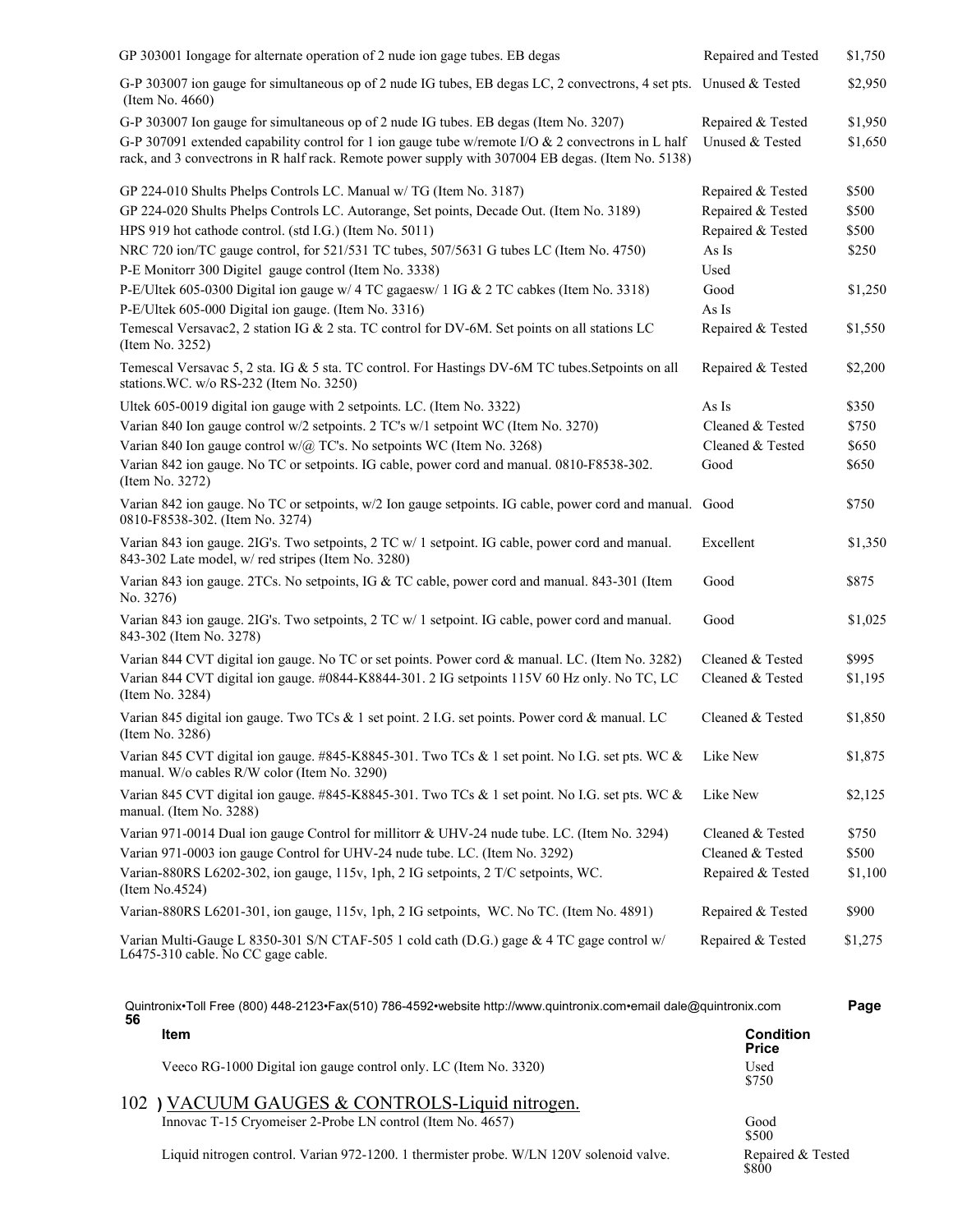| Item | Condition | Price |
|---|---|---|
| GP 303001 Iongage for alternate operation of 2 nude ion gage tubes. EB degas | Repaired and Tested | $1,750 |
| G-P 303007 ion gauge for simultaneous op of 2 nude IG tubes, EB degas LC, 2 convectrons, 4 set pts. (Item No. 4660) | Unused & Tested | $2,950 |
| G-P 303007 Ion gauge for simultaneous op of 2 nude IG tubes. EB degas (Item No. 3207) | Repaired & Tested | $1,950 |
| G-P 307091 extended capability control for 1 ion gauge tube w/remote I/O & 2 convectrons in L half rack, and 3 convectrons in R half rack. Remote power supply with 307004 EB degas. (Item No. 5138) | Unused & Tested | $1,650 |
| GP 224-010 Shults Phelps Controls LC. Manual w/ TG (Item No. 3187) | Repaired & Tested | $500 |
| GP 224-020 Shults Phelps Controls LC. Autorange, Set points, Decade Out. (Item No. 3189) | Repaired & Tested | $500 |
| HPS 919 hot cathode control. (std I.G.) (Item No. 5011) | Repaired & Tested | $500 |
| NRC 720 ion/TC gauge control, for 521/531 TC tubes, 507/5631 G tubes LC (Item No. 4750) | As Is | $250 |
| P-E Monitorr 300 Digitel gauge control (Item No. 3338) | Used | |
| P-E/Ultek 605-0300 Digital ion gauge w/ 4 TC gagaesw/ 1 IG & 2 TC cabkes (Item No. 3318) | Good | $1,250 |
| P-E/Ultek 605-000 Digital ion gauge. (Item No. 3316) | As Is | |
| Temescal Versavac2, 2 station IG & 2 sta. TC control for DV-6M. Set points on all stations LC (Item No. 3252) | Repaired & Tested | $1,550 |
| Temescal Versavac 5, 2 sta. IG & 5 sta. TC control. For Hastings DV-6M TC tubes.Setpoints on all stations.WC. w/o RS-232 (Item No. 3250) | Repaired & Tested | $2,200 |
| Ultek 605-0019 digital ion gauge with 2 setpoints. LC. (Item No. 3322) | As Is | $350 |
| Varian 840 Ion gauge control w/2 setpoints. 2 TC's w/1 setpoint WC (Item No. 3270) | Cleaned & Tested | $750 |
| Varian 840 Ion gauge control w/@ TC's. No setpoints WC (Item No. 3268) | Cleaned & Tested | $650 |
| Varian 842 ion gauge. No TC or setpoints. IG cable, power cord and manual. 0810-F8538-302. (Item No. 3272) | Good | $650 |
| Varian 842 ion gauge. No TC or setpoints, w/2 Ion gauge setpoints. IG cable, power cord and manual. 0810-F8538-302. (Item No. 3274) | Good | $750 |
| Varian 843 ion gauge. 2IG's. Two setpoints, 2 TC w/ 1 setpoint. IG cable, power cord and manual. 843-302 Late model, w/ red stripes (Item No. 3280) | Excellent | $1,350 |
| Varian 843 ion gauge. 2TCs. No setpoints, IG & TC cable, power cord and manual. 843-301 (Item No. 3276) | Good | $875 |
| Varian 843 ion gauge. 2IG's. Two setpoints, 2 TC w/ 1 setpoint. IG cable, power cord and manual. 843-302 (Item No. 3278) | Good | $1,025 |
| Varian 844 CVT digital ion gauge. No TC or set points. Power cord & manual. LC. (Item No. 3282) | Cleaned & Tested | $995 |
| Varian 844 CVT digital ion gauge. #0844-K8844-301. 2 IG setpoints 115V 60 Hz only. No TC, LC (Item No. 3284) | Cleaned & Tested | $1,195 |
| Varian 845 digital ion gauge. Two TCs & 1 set point. 2 I.G. set points. Power cord & manual. LC (Item No. 3286) | Cleaned & Tested | $1,850 |
| Varian 845 CVT digital ion gauge. #845-K8845-301. Two TCs & 1 set point. No I.G. set pts. WC & manual. W/o cables R/W color (Item No. 3290) | Like New | $1,875 |
| Varian 845 CVT digital ion gauge. #845-K8845-301. Two TCs & 1 set point. No I.G. set pts. WC & manual. (Item No. 3288) | Like New | $2,125 |
| Varian 971-0014 Dual ion gauge Control for millitorr & UHV-24 nude tube. LC. (Item No. 3294) | Cleaned & Tested | $750 |
| Varian 971-0003 ion gauge Control for UHV-24 nude tube. LC. (Item No. 3292) | Cleaned & Tested | $500 |
| Varian-880RS L6202-302, ion gauge, 115v, 1ph, 2 IG setpoints, 2 T/C setpoints, WC. (Item No.4524) | Repaired & Tested | $1,100 |
| Varian-880RS L6201-301, ion gauge, 115v, 1ph, 2 IG setpoints, WC. No TC. (Item No. 4891) | Repaired & Tested | $900 |
| Varian Multi-Gauge L 8350-301 S/N CTAF-505 1 cold cath (D.G.) gage & 4 TC gage control w/ L6475-310 cable. No CC gage cable. | Repaired & Tested | $1,275 |
| Veeco RG-1000 Digital ion gauge control only. LC (Item No. 3320) | Used | $750 |

## 102 ) VACUUM GAUGES & CONTROLS-Liquid nitrogen.

| Item | Condition | Price |
|---|---|---|
| Innovac T-15 Cryomeiser 2-Probe LN control (Item No. 4657) | Good | $500 |
| Liquid nitrogen control. Varian 972-1200. 1 thermister probe. W/LN 120V solenoid valve. | Repaired & Tested | $800 |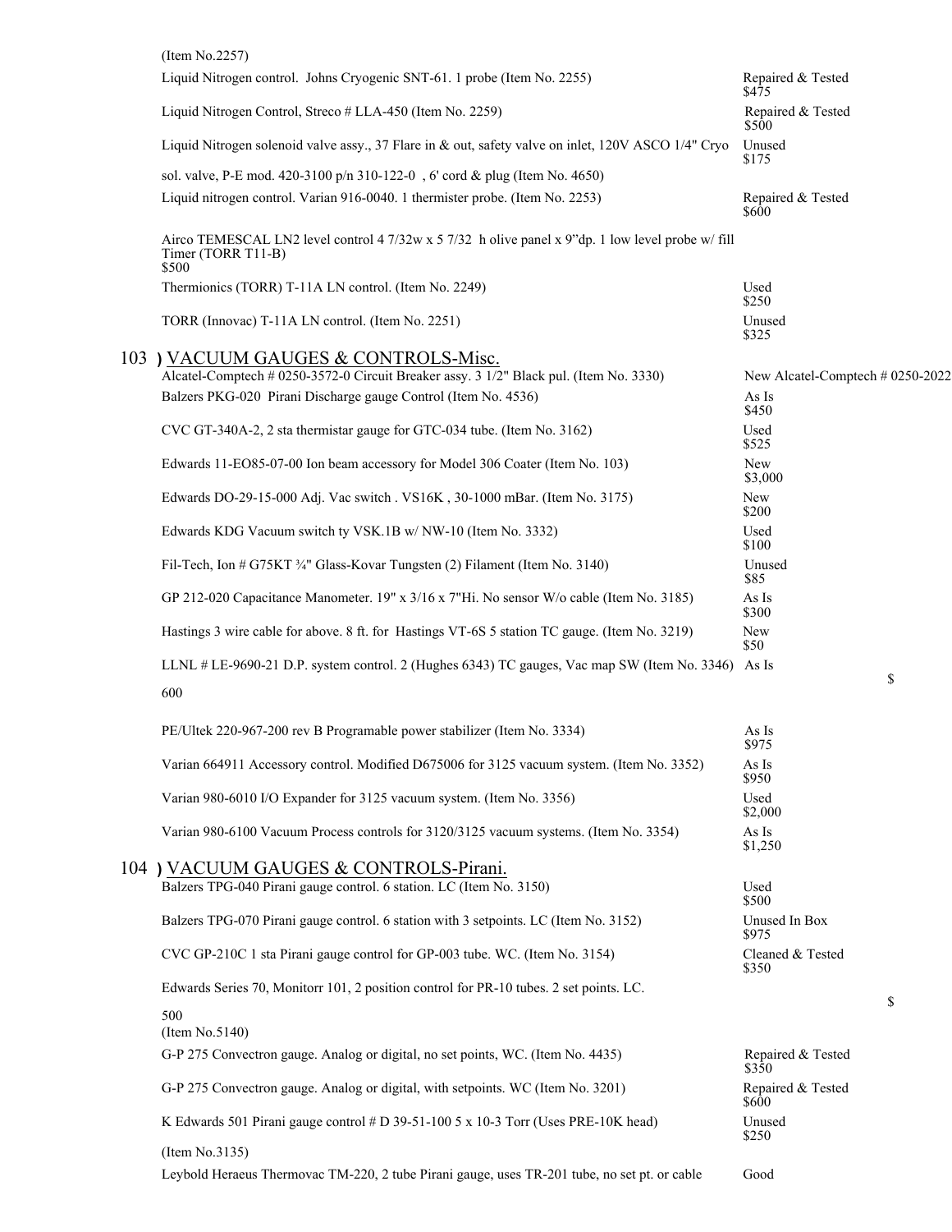(Item No.2257)

Liquid Nitrogen control. Johns Cryogenic SNT-61. 1 probe (Item No. 2255) | Repaired & Tested $475

Liquid Nitrogen Control, Streco # LLA-450 (Item No. 2259) | Repaired & Tested $500

Liquid Nitrogen solenoid valve assy., 37 Flare in & out, safety valve on inlet, 120V ASCO 1/4" Cryo sol. valve, P-E mod. 420-3100 p/n 310-122-0 , 6' cord & plug (Item No. 4650) | Unused $175

Liquid nitrogen control. Varian 916-0040. 1 thermister probe. (Item No. 2253) | Repaired & Tested $600

Airco TEMESCAL LN2 level control 4 7/32w x 5 7/32 h olive panel x 9"dp. 1 low level probe w/ fill Timer (TORR T11-B)
$500

Thermionics (TORR) T-11A LN control. (Item No. 2249) | Used $250

TORR (Innovac) T-11A LN control. (Item No. 2251) | Unused $325

## 103 ) VACUUM GAUGES & CONTROLS-Misc.

Alcatel-Comptech # 0250-3572-0 Circuit Breaker assy. 3 1/2" Black pul. (Item No. 3330) | New Alcatel-Comptech # 0250-2022

Balzers PKG-020 Pirani Discharge gauge Control (Item No. 4536) | As Is $450

CVC GT-340A-2, 2 sta thermistar gauge for GTC-034 tube. (Item No. 3162) | Used $525

Edwards 11-EO85-07-00 Ion beam accessory for Model 306 Coater (Item No. 103) | New $3,000

Edwards DO-29-15-000 Adj. Vac switch . VS16K , 30-1000 mBar. (Item No. 3175) | New $200

Edwards KDG Vacuum switch ty VSK.1B w/ NW-10 (Item No. 3332) | Used $100

Fil-Tech, Ion # G75KT ¾" Glass-Kovar Tungsten (2) Filament (Item No. 3140) | Unused $85

GP 212-020 Capacitance Manometer. 19" x 3/16 x 7"Hi. No sensor W/o cable (Item No. 3185) | As Is $300

Hastings 3 wire cable for above. 8 ft. for Hastings VT-6S 5 station TC gauge. (Item No. 3219) | New $50

LLNL # LE-9690-21 D.P. system control. 2 (Hughes 6343) TC gauges, Vac map SW (Item No. 3346) | As Is $ 600

PE/Ultek 220-967-200 rev B Programable power stabilizer (Item No. 3334) | As Is $975

Varian 664911 Accessory control. Modified D675006 for 3125 vacuum system. (Item No. 3352) | As Is $950

Varian 980-6010 I/O Expander for 3125 vacuum system. (Item No. 3356) | Used $2,000

Varian 980-6100 Vacuum Process controls for 3120/3125 vacuum systems. (Item No. 3354) | As Is $1,250

## 104 ) VACUUM GAUGES & CONTROLS-Pirani.

Balzers TPG-040 Pirani gauge control. 6 station. LC (Item No. 3150) | Used $500

Balzers TPG-070 Pirani gauge control. 6 station with 3 setpoints. LC (Item No. 3152) | Unused In Box $975

CVC GP-210C 1 sta Pirani gauge control for GP-003 tube. WC. (Item No. 3154) | Cleaned & Tested $350

Edwards Series 70, Monitorr 101, 2 position control for PR-10 tubes. 2 set points. LC. $ 500
(Item No.5140)

G-P 275 Convectron gauge. Analog or digital, no set points, WC. (Item No. 4435) | Repaired & Tested $350

G-P 275 Convectron gauge. Analog or digital, with setpoints. WC (Item No. 3201) | Repaired & Tested $600

K Edwards 501 Pirani gauge control # D 39-51-100 5 x 10-3 Torr (Uses PRE-10K head) (Item No.3135) | Unused $250

Leybold Heraeus Thermovac TM-220, 2 tube Pirani gauge, uses TR-201 tube, no set pt. or cable | Good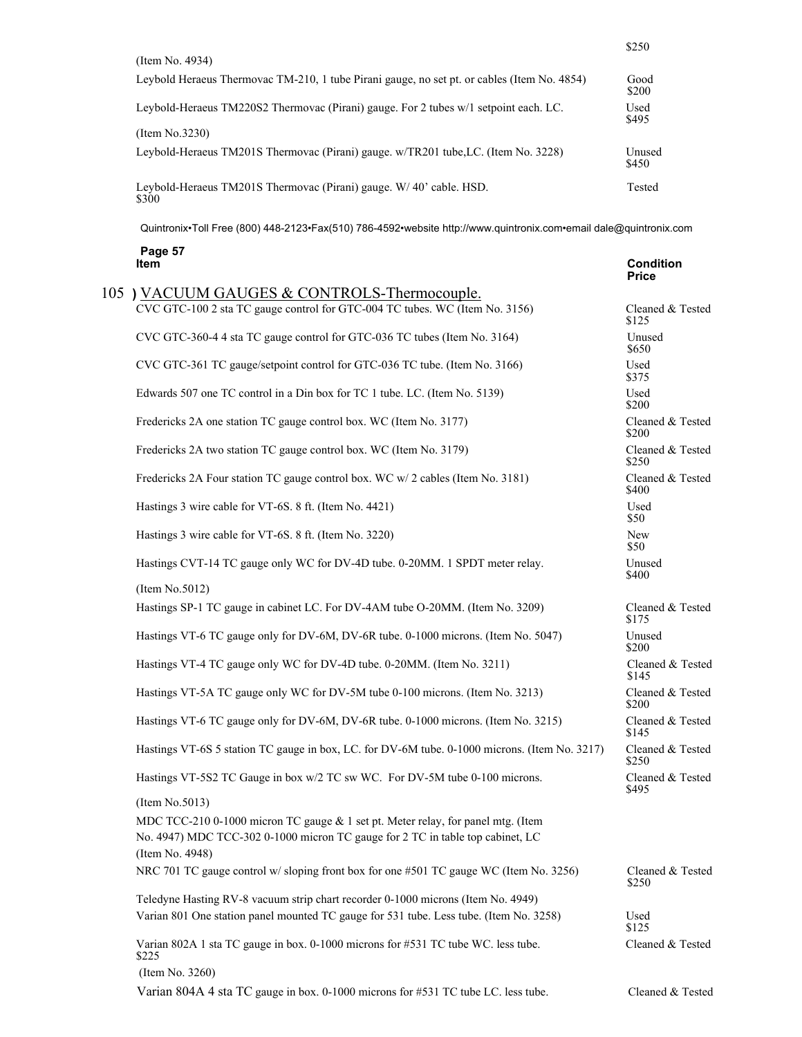| | |
|---|---|
| (Item No. 4934) | $250 |
| Leybold Heraeus Thermovac TM-210, 1 tube Pirani gauge, no set pt. or cables (Item No. 4854) | Good $200 |
| Leybold-Heraeus TM220S2 Thermovac (Pirani) gauge. For 2 tubes w/1 setpoint each. LC. (Item No.3230) | Used $495 |
| Leybold-Heraeus TM201S Thermovac (Pirani) gauge. w/TR201 tube,LC. (Item No. 3228) | Unused $450 |
| Leybold-Heraeus TM201S Thermovac (Pirani) gauge. W/ 40' cable. HSD. $300 | Tested |

Quintronix•Toll Free (800) 448-2123•Fax(510) 786-4592•website http://www.quintronix.com•email dale@quintronix.com

## 105 ) VACUUM GAUGES & CONTROLS-Thermocouple.

| Item | Condition Price |
|---|---|
| CVC GTC-100 2 sta TC gauge control for GTC-004 TC tubes. WC (Item No. 3156) | Cleaned & Tested $125 |
| CVC GTC-360-4 4 sta TC gauge control for GTC-036 TC tubes (Item No. 3164) | Unused $650 |
| CVC GTC-361 TC gauge/setpoint control for GTC-036 TC tube. (Item No. 3166) | Used $375 |
| Edwards 507 one TC control in a Din box for TC 1 tube. LC. (Item No. 5139) | Used $200 |
| Fredericks 2A one station TC gauge control box. WC (Item No. 3177) | Cleaned & Tested $200 |
| Fredericks 2A two station TC gauge control box. WC (Item No. 3179) | Cleaned & Tested $250 |
| Fredericks 2A Four station TC gauge control box. WC w/ 2 cables (Item No. 3181) | Cleaned & Tested $400 |
| Hastings 3 wire cable for VT-6S. 8 ft. (Item No. 4421) | Used $50 |
| Hastings 3 wire cable for VT-6S. 8 ft. (Item No. 3220) | New $50 |
| Hastings CVT-14 TC gauge only WC for DV-4D tube. 0-20MM. 1 SPDT meter relay. (Item No.5012) | Unused $400 |
| Hastings SP-1 TC gauge in cabinet LC. For DV-4AM tube O-20MM. (Item No. 3209) | Cleaned & Tested $175 |
| Hastings VT-6 TC gauge only for DV-6M, DV-6R tube. 0-1000 microns. (Item No. 5047) | Unused $200 |
| Hastings VT-4 TC gauge only WC for DV-4D tube. 0-20MM. (Item No. 3211) | Cleaned & Tested $145 |
| Hastings VT-5A TC gauge only WC for DV-5M tube 0-100 microns. (Item No. 3213) | Cleaned & Tested $200 |
| Hastings VT-6 TC gauge only for DV-6M, DV-6R tube. 0-1000 microns. (Item No. 3215) | Cleaned & Tested $145 |
| Hastings VT-6S 5 station TC gauge in box, LC. for DV-6M tube. 0-1000 microns. (Item No. 3217) | Cleaned & Tested $250 |
| Hastings VT-5S2 TC Gauge in box w/2 TC sw WC. For DV-5M tube 0-100 microns. (Item No.5013) | Cleaned & Tested $495 |
| MDC TCC-210 0-1000 micron TC gauge & 1 set pt. Meter relay, for panel mtg. (Item No. 4947) MDC TCC-302 0-1000 micron TC gauge for 2 TC in table top cabinet, LC (Item No. 4948) | |
| NRC 701 TC gauge control w/ sloping front box for one #501 TC gauge WC (Item No. 3256) | Cleaned & Tested $250 |
| Teledyne Hasting RV-8 vacuum strip chart recorder 0-1000 microns (Item No. 4949) | |
| Varian 801 One station panel mounted TC gauge for 531 tube. Less tube. (Item No. 3258) | Used $125 |
| Varian 802A 1 sta TC gauge in box. 0-1000 microns for #531 TC tube WC. less tube. $225 (Item No. 3260) | Cleaned & Tested |
| Varian 804A 4 sta TC gauge in box. 0-1000 microns for #531 TC tube LC. less tube. | Cleaned & Tested |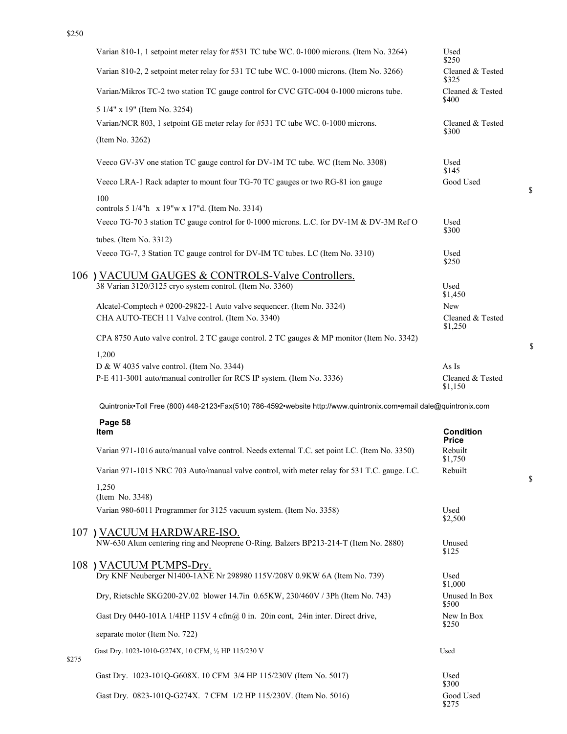$250

| Item | Condition / Price |
|---|---|
| Varian 810-1, 1 setpoint meter relay for #531 TC tube WC. 0-1000 microns. (Item No. 3264) | Used $250 |
| Varian 810-2, 2 setpoint meter relay for 531 TC tube WC. 0-1000 microns. (Item No. 3266) | Cleaned & Tested $325 |
| Varian/Mikros TC-2 two station TC gauge control for CVC GTC-004 0-1000 microns tube. 5 1/4" x 19" (Item No. 3254) | Cleaned & Tested $400 |
| Varian/NCR 803, 1 setpoint GE meter relay for #531 TC tube WC. 0-1000 microns. (Item No. 3262) | Cleaned & Tested $300 |
| Veeco GV-3V one station TC gauge control for DV-1M TC tube. WC (Item No. 3308) | Used $145 |
| Veeco LRA-1 Rack adapter to mount four TG-70 TC gauges or two RG-81 ion gauge controls 5 1/4"h x 19"w x 17"d. (Item No. 3314) | Good Used $100 |
| Veeco TG-70 3 station TC gauge control for 0-1000 microns. L.C. for DV-1M & DV-3M Ref O tubes. (Item No. 3312) | Used $300 |
| Veeco TG-7, 3 Station TC gauge control for DV-IM TC tubes. LC (Item No. 3310) | Used $250 |

## 106 ) VACUUM GAUGES & CONTROLS-Valve Controllers.

| Item | Condition / Price |
|---|---|
| 38 Varian 3120/3125 cryo system control. (Item No. 3360) | Used $1,450 |
| Alcatel-Comptech # 0200-29822-1 Auto valve sequencer. (Item No. 3324) | New |
| CHA AUTO-TECH 11 Valve control. (Item No. 3340) | Cleaned & Tested $1,250 |
| CPA 8750 Auto valve control. 2 TC gauge control. 2 TC gauges & MP monitor (Item No. 3342) | $1,200 |
| D & W 4035 valve control. (Item No. 3344) | As Is |
| P-E 411-3001 auto/manual controller for RCS IP system. (Item No. 3336) | Cleaned & Tested $1,150 |

Quintronix•Toll Free (800) 448-2123•Fax(510) 786-4592•website http://www.quintronix.com•email dale@quintronix.com

**Page 58**

| Item | Condition Price |
|---|---|
| Varian 971-1016 auto/manual valve control. Needs external T.C. set point LC. (Item No. 3350) | Rebuilt $1,750 |
| Varian 971-1015 NRC 703 Auto/manual valve control, with meter relay for 531 T.C. gauge. LC. (Item No. 3348) | Rebuilt $1,250 |
| Varian 980-6011 Programmer for 3125 vacuum system. (Item No. 3358) | Used $2,500 |

## 107 ) VACUUM HARDWARE-ISO.

| Item | Condition / Price |
|---|---|
| NW-630 Alum centering ring and Neoprene O-Ring. Balzers BP213-214-T (Item No. 2880) | Unused $125 |

## 108 ) VACUUM PUMPS-Dry.

| Item | Condition / Price |
|---|---|
| Dry KNF Neuberger N1400-1ANE Nr 298980 115V/208V 0.9KW 6A (Item No. 739) | Used $1,000 |
| Dry, Rietschle SKG200-2V.02 blower 14.7in 0.65KW, 230/460V / 3Ph (Item No. 743) | Unused In Box $500 |
| Gast Dry 0440-101A 1/4HP 115V 4 cfm@ 0 in. 20in cont, 24in inter. Direct drive, separate motor (Item No. 722) | New In Box $250 |
| Gast Dry. 1023-1010-G274X, 10 CFM, ½ HP 115/230 V | Used $275 |
| Gast Dry. 1023-101Q-G608X. 10 CFM 3/4 HP 115/230V (Item No. 5017) | Used $300 |
| Gast Dry. 0823-101Q-G274X. 7 CFM 1/2 HP 115/230V. (Item No. 5016) | Good Used $275 |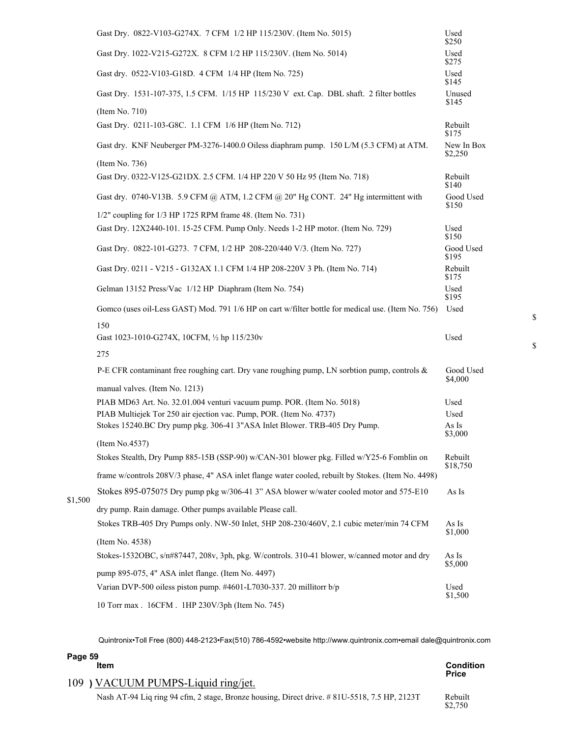| Item | Condition Price |
|---|---|
| Gast Dry. 0822-V103-G274X. 7 CFM 1/2 HP 115/230V. (Item No. 5015) | Used $250 |
| Gast Dry. 1022-V215-G272X. 8 CFM 1/2 HP 115/230V. (Item No. 5014) | Used $275 |
| Gast dry. 0522-V103-G18D. 4 CFM 1/4 HP (Item No. 725) | Used $145 |
| Gast Dry. 1531-107-375, 1.5 CFM. 1/15 HP 115/230 V ext. Cap. DBL shaft. 2 filter bottles (Item No. 710) | Unused $145 |
| Gast Dry. 0211-103-G8C. 1.1 CFM 1/6 HP (Item No. 712) | Rebuilt $175 |
| Gast dry. KNF Neuberger PM-3276-1400.0 Oiless diaphram pump. 150 L/M (5.3 CFM) at ATM. (Item No. 736) | New In Box $2,250 |
| Gast Dry. 0322-V125-G21DX. 2.5 CFM. 1/4 HP 220 V 50 Hz 95 (Item No. 718) | Rebuilt $140 |
| Gast dry. 0740-V13B. 5.9 CFM @ ATM, 1.2 CFM @ 20" Hg CONT. 24" Hg intermittent with 1/2" coupling for 1/3 HP 1725 RPM frame 48. (Item No. 731) | Good Used $150 |
| Gast Dry. 12X2440-101. 15-25 CFM. Pump Only. Needs 1-2 HP motor. (Item No. 729) | Used $150 |
| Gast Dry. 0822-101-G273. 7 CFM, 1/2 HP 208-220/440 V/3. (Item No. 727) | Good Used $195 |
| Gast Dry. 0211 - V215 - G132AX 1.1 CFM 1/4 HP 208-220V 3 Ph. (Item No. 714) | Rebuilt $175 |
| Gelman 13152 Press/Vac 1/12 HP Diaphram (Item No. 754) | Used $195 |
| Gomco (uses oil-Less GAST) Mod. 791 1/6 HP on cart w/filter bottle for medical use. (Item No. 756) | Used $150 |
| Gast 1023-1010-G274X, 10CFM, ½ hp 115/230v | Used $275 |
| P-E CFR contaminant free roughing cart. Dry vane roughing pump, LN sorbtion pump, controls & manual valves. (Item No. 1213) | Good Used $4,000 |
| PIAB MD63 Art. No. 32.01.004 venturi vacuum pump. POR. (Item No. 5018) | Used |
| PIAB Multiejek Tor 250 air ejection vac. Pump, POR. (Item No. 4737) | Used |
| Stokes 15240.BC Dry pump pkg. 306-41 3"ASA Inlet Blower. TRB-405 Dry Pump. (Item No.4537) | As Is $3,000 |
| Stokes Stealth, Dry Pump 885-15B (SSP-90) w/CAN-301 blower pkg. Filled w/Y25-6 Fomblin on frame w/controls 208V/3 phase, 4" ASA inlet flange water cooled, rebuilt by Stokes. (Item No. 4498) | Rebuilt $18,750 |
| Stokes 895-075075 Dry pump pkg w/306-41 3" ASA blower w/water cooled motor and 575-E10 dry pump. Rain damage. Other pumps available Please call. | As Is $1,500 |
| Stokes TRB-405 Dry Pumps only. NW-50 Inlet, 5HP 208-230/460V, 2.1 cubic meter/min 74 CFM (Item No. 4538) | As Is $1,000 |
| Stokes-1532OBC, s/n#87447, 208v, 3ph, pkg. W/controls. 310-41 blower, w/canned motor and dry pump 895-075, 4" ASA inlet flange. (Item No. 4497) | As Is $5,000 |
| Varian DVP-500 oiless piston pump. #4601-L7030-337. 20 millitorr b/p 10 Torr max . 16CFM . 1HP 230V/3ph (Item No. 745) | Used $1,500 |

Quintronix•Toll Free (800) 448-2123•Fax(510) 786-4592•website http://www.quintronix.com•email dale@quintronix.com

## 109 ) VACUUM PUMPS-Liquid ring/jet.

| Item | Condition Price |
|---|---|
| Nash AT-94 Liq ring 94 cfm, 2 stage, Bronze housing, Direct drive. # 81U-5518, 7.5 HP, 2123T | Rebuilt $2,750 |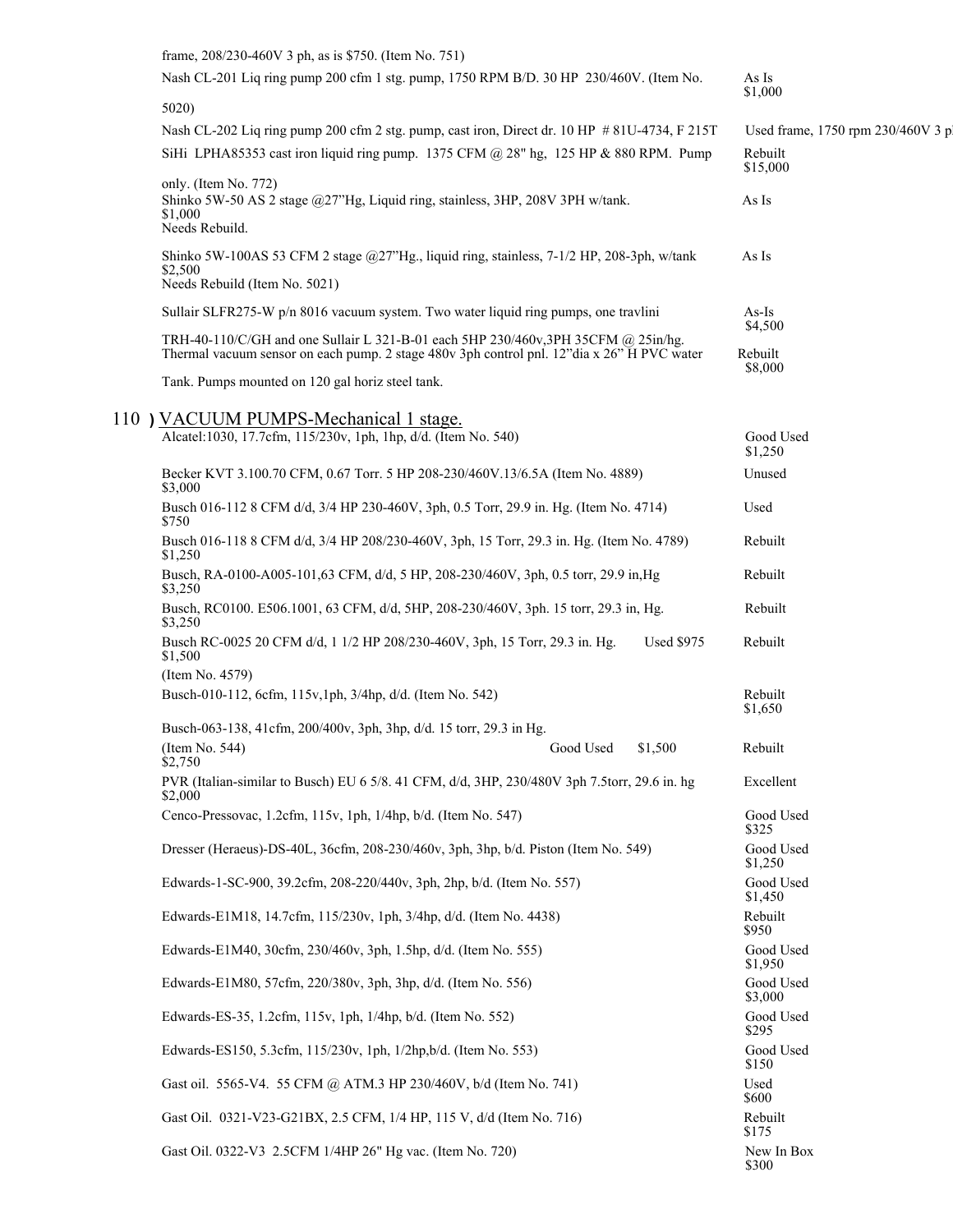frame, 208/230-460V 3 ph, as is $750. (Item No. 751)

Nash CL-201 Liq ring pump 200 cfm 1 stg. pump, 1750 RPM B/D. 30 HP 230/460V. (Item No. 5020) — As Is $1,000

Nash CL-202 Liq ring pump 200 cfm 2 stg. pump, cast iron, Direct dr. 10 HP # 81U-4734, F 215T Used frame, 1750 rpm 230/460V 3 p

SiHi LPHA85353 cast iron liquid ring pump. 1375 CFM @ 28" hg, 125 HP & 880 RPM. Pump only. (Item No. 772) — Rebuilt $15,000

Shinko 5W-50 AS 2 stage @27"Hg, Liquid ring, stainless, 3HP, 208V 3PH w/tank. — As Is $1,000
Needs Rebuild.

Shinko 5W-100AS 53 CFM 2 stage @27"Hg., liquid ring, stainless, 7-1/2 HP, 208-3ph, w/tank — As Is $2,500
Needs Rebuild (Item No. 5021)

Sullair SLFR275-W p/n 8016 vacuum system. Two water liquid ring pumps, one travlini TRH-40-110/C/GH and one Sullair L 321-B-01 each 5HP 230/460v,3PH 35CFM @ 25in/hg. Thermal vacuum sensor on each pump. 2 stage 480v 3ph control pnl. 12"dia x 26" H PVC water Tank. Pumps mounted on 120 gal horiz steel tank. — As-Is $4,500 / Rebuilt $8,000

## 110 ) VACUUM PUMPS-Mechanical 1 stage.

Alcatel:1030, 17.7cfm, 115/230v, 1ph, 1hp, d/d. (Item No. 540) — Good Used $1,250

Becker KVT 3.100.70 CFM, 0.67 Torr. 5 HP 208-230/460V.13/6.5A (Item No. 4889) — Unused $3,000

Busch 016-112 8 CFM d/d, 3/4 HP 230-460V, 3ph, 0.5 Torr, 29.9 in. Hg. (Item No. 4714) — Used $750

Busch 016-118 8 CFM d/d, 3/4 HP 208/230-460V, 3ph, 15 Torr, 29.3 in. Hg. (Item No. 4789) — Rebuilt $1,250

Busch, RA-0100-A005-101,63 CFM, d/d, 5 HP, 208-230/460V, 3ph, 0.5 torr, 29.9 in,Hg — Rebuilt $3,250

Busch, RC0100. E506.1001, 63 CFM, d/d, 5HP, 208-230/460V, 3ph. 15 torr, 29.3 in, Hg. — Rebuilt $3,250

Busch RC-0025 20 CFM d/d, 1 1/2 HP 208/230-460V, 3ph, 15 Torr, 29.3 in. Hg. Used $975 — Rebuilt $1,500
(Item No. 4579)

Busch-010-112, 6cfm, 115v,1ph, 3/4hp, d/d. (Item No. 542) — Rebuilt $1,650

Busch-063-138, 41cfm, 200/400v, 3ph, 3hp, d/d. 15 torr, 29.3 in Hg.
(Item No. 544) Good Used $1,500 — Rebuilt $2,750

PVR (Italian-similar to Busch) EU 6 5/8. 41 CFM, d/d, 3HP, 230/480V 3ph 7.5torr, 29.6 in. hg — Excellent $2,000

Cenco-Pressovac, 1.2cfm, 115v, 1ph, 1/4hp, b/d. (Item No. 547) — Good Used $325

Dresser (Heraeus)-DS-40L, 36cfm, 208-230/460v, 3ph, 3hp, b/d. Piston (Item No. 549) — Good Used $1,250

Edwards-1-SC-900, 39.2cfm, 208-220/440v, 3ph, 2hp, b/d. (Item No. 557) — Good Used $1,450

Edwards-E1M18, 14.7cfm, 115/230v, 1ph, 3/4hp, d/d. (Item No. 4438) — Rebuilt $950

Edwards-E1M40, 30cfm, 230/460v, 3ph, 1.5hp, d/d. (Item No. 555) — Good Used $1,950

Edwards-E1M80, 57cfm, 220/380v, 3ph, 3hp, d/d. (Item No. 556) — Good Used $3,000

Edwards-ES-35, 1.2cfm, 115v, 1ph, 1/4hp, b/d. (Item No. 552) — Good Used $295

Edwards-ES150, 5.3cfm, 115/230v, 1ph, 1/2hp,b/d. (Item No. 553) — Good Used $150

Gast oil. 5565-V4. 55 CFM @ ATM.3 HP 230/460V, b/d (Item No. 741) — Used $600

Gast Oil. 0321-V23-G21BX, 2.5 CFM, 1/4 HP, 115 V, d/d (Item No. 716) — Rebuilt $175

Gast Oil. 0322-V3 2.5CFM 1/4HP 26" Hg vac. (Item No. 720) — New In Box $300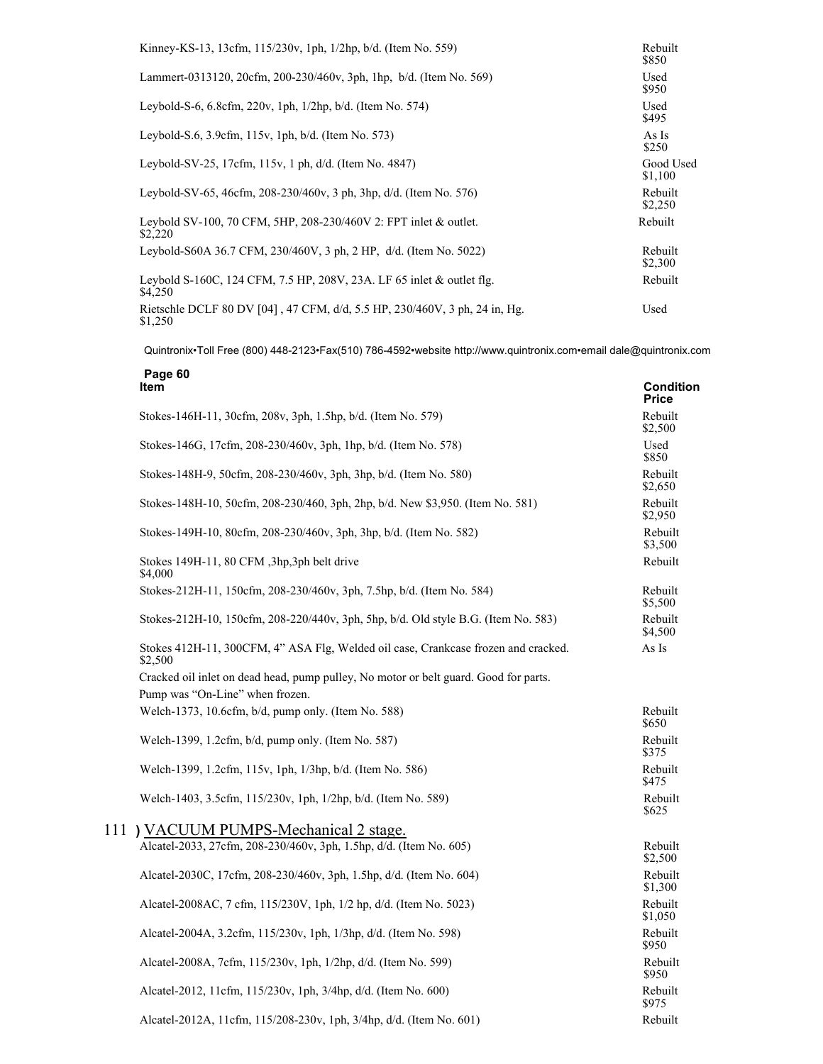| Item | Condition Price |
|---|---|
| Kinney-KS-13, 13cfm, 115/230v, 1ph, 1/2hp, b/d. (Item No. 559) | Rebuilt $850 |
| Lammert-0313120, 20cfm, 200-230/460v, 3ph, 1hp, b/d. (Item No. 569) | Used $950 |
| Leybold-S-6, 6.8cfm, 220v, 1ph, 1/2hp, b/d. (Item No. 574) | Used $495 |
| Leybold-S.6, 3.9cfm, 115v, 1ph, b/d. (Item No. 573) | As Is $250 |
| Leybold-SV-25, 17cfm, 115v, 1 ph, d/d. (Item No. 4847) | Good Used $1,100 |
| Leybold-SV-65, 46cfm, 208-230/460v, 3 ph, 3hp, d/d. (Item No. 576) | Rebuilt $2,250 |
| Leybold SV-100, 70 CFM, 5HP, 208-230/460V 2: FPT inlet & outlet. $2,220 | Rebuilt |
| Leybold-S60A 36.7 CFM, 230/460V, 3 ph, 2 HP, d/d. (Item No. 5022) | Rebuilt $2,300 |
| Leybold S-160C, 124 CFM, 7.5 HP, 208V, 23A. LF 65 inlet & outlet flg. $4,250 | Rebuilt |
| Rietschle DCLF 80 DV [04] , 47 CFM, d/d, 5.5 HP, 230/460V, 3 ph, 24 in, Hg. $1,250 | Used |

Quintronix•Toll Free (800) 448-2123•Fax(510) 786-4592•website http://www.quintronix.com•email dale@quintronix.com

**Page 60**

| Item | Condition Price |
|---|---|
| Stokes-146H-11, 30cfm, 208v, 3ph, 1.5hp, b/d. (Item No. 579) | Rebuilt $2,500 |
| Stokes-146G, 17cfm, 208-230/460v, 3ph, 1hp, b/d. (Item No. 578) | Used $850 |
| Stokes-148H-9, 50cfm, 208-230/460v, 3ph, 3hp, b/d. (Item No. 580) | Rebuilt $2,650 |
| Stokes-148H-10, 50cfm, 208-230/460, 3ph, 2hp, b/d. New $3,950. (Item No. 581) | Rebuilt $2,950 |
| Stokes-149H-10, 80cfm, 208-230/460v, 3ph, 3hp, b/d. (Item No. 582) | Rebuilt $3,500 |
| Stokes 149H-11, 80 CFM ,3hp,3ph belt drive $4,000 | Rebuilt |
| Stokes-212H-11, 150cfm, 208-230/460v, 3ph, 7.5hp, b/d. (Item No. 584) | Rebuilt $5,500 |
| Stokes-212H-10, 150cfm, 208-220/440v, 3ph, 5hp, b/d. Old style B.G. (Item No. 583) | Rebuilt $4,500 |
| Stokes 412H-11, 300CFM, 4" ASA Flg, Welded oil case, Crankcase frozen and cracked. $2,500 Cracked oil inlet on dead head, pump pulley, No motor or belt guard. Good for parts. Pump was "On-Line" when frozen. | As Is |
| Welch-1373, 10.6cfm, b/d, pump only. (Item No. 588) | Rebuilt $650 |
| Welch-1399, 1.2cfm, b/d, pump only. (Item No. 587) | Rebuilt $375 |
| Welch-1399, 1.2cfm, 115v, 1ph, 1/3hp, b/d. (Item No. 586) | Rebuilt $475 |
| Welch-1403, 3.5cfm, 115/230v, 1ph, 1/2hp, b/d. (Item No. 589) | Rebuilt $625 |

## 111 ) VACUUM PUMPS-Mechanical 2 stage.

| Item | Condition Price |
|---|---|
| Alcatel-2033, 27cfm, 208-230/460v, 3ph, 1.5hp, d/d. (Item No. 605) | Rebuilt $2,500 |
| Alcatel-2030C, 17cfm, 208-230/460v, 3ph, 1.5hp, d/d. (Item No. 604) | Rebuilt $1,300 |
| Alcatel-2008AC, 7 cfm, 115/230V, 1ph, 1/2 hp, d/d. (Item No. 5023) | Rebuilt $1,050 |
| Alcatel-2004A, 3.2cfm, 115/230v, 1ph, 1/3hp, d/d. (Item No. 598) | Rebuilt $950 |
| Alcatel-2008A, 7cfm, 115/230v, 1ph, 1/2hp, d/d. (Item No. 599) | Rebuilt $950 |
| Alcatel-2012, 11cfm, 115/230v, 1ph, 3/4hp, d/d. (Item No. 600) | Rebuilt $975 |
| Alcatel-2012A, 11cfm, 115/208-230v, 1ph, 3/4hp, d/d. (Item No. 601) | Rebuilt |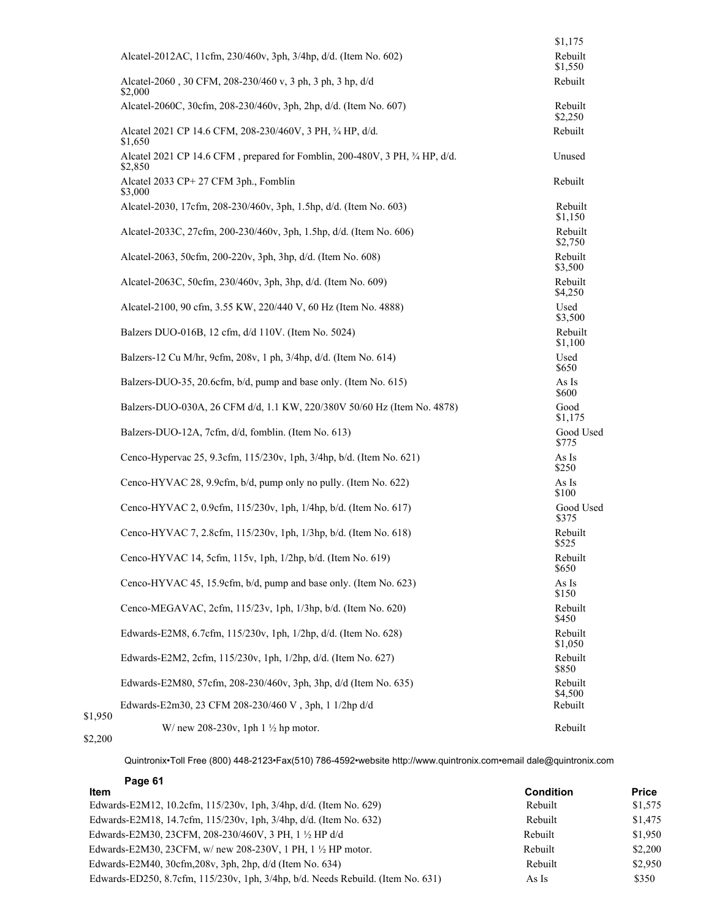$1,175

| Item | Condition | Price |
| --- | --- | --- |
| Alcatel-2012AC, 11cfm, 230/460v, 3ph, 3/4hp, d/d. (Item No. 602) | Rebuilt | $1,550 |
| Alcatel-2060 , 30 CFM, 208-230/460 v, 3 ph, 3 ph, 3 hp, d/d | Rebuilt | $2,000 |
| Alcatel-2060C, 30cfm, 208-230/460v, 3ph, 2hp, d/d. (Item No. 607) | Rebuilt | $2,250 |
| Alcatel 2021 CP 14.6 CFM, 208-230/460V, 3 PH, ¾ HP, d/d. | Rebuilt | $1,650 |
| Alcatel 2021 CP 14.6 CFM , prepared for Fomblin, 200-480V, 3 PH, ¾ HP, d/d. | Unused | $2,850 |
| Alcatel 2033 CP+ 27 CFM 3ph., Fomblin | Rebuilt | $3,000 |
| Alcatel-2030, 17cfm, 208-230/460v, 3ph, 1.5hp, d/d. (Item No. 603) | Rebuilt | $1,150 |
| Alcatel-2033C, 27cfm, 200-230/460v, 3ph, 1.5hp, d/d. (Item No. 606) | Rebuilt | $2,750 |
| Alcatel-2063, 50cfm, 200-220v, 3ph, 3hp, d/d. (Item No. 608) | Rebuilt | $3,500 |
| Alcatel-2063C, 50cfm, 230/460v, 3ph, 3hp, d/d. (Item No. 609) | Rebuilt | $4,250 |
| Alcatel-2100, 90 cfm, 3.55 KW, 220/440 V, 60 Hz (Item No. 4888) | Used | $3,500 |
| Balzers DUO-016B, 12 cfm, d/d 110V. (Item No. 5024) | Rebuilt | $1,100 |
| Balzers-12 Cu M/hr, 9cfm, 208v, 1 ph, 3/4hp, d/d. (Item No. 614) | Used | $650 |
| Balzers-DUO-35, 20.6cfm, b/d, pump and base only. (Item No. 615) | As Is | $600 |
| Balzers-DUO-030A, 26 CFM d/d, 1.1 KW, 220/380V 50/60 Hz (Item No. 4878) | Good | $1,175 |
| Balzers-DUO-12A, 7cfm, d/d, fomblin. (Item No. 613) | Good Used | $775 |
| Cenco-Hypervac 25, 9.3cfm, 115/230v, 1ph, 3/4hp, b/d. (Item No. 621) | As Is | $250 |
| Cenco-HYVAC 28, 9.9cfm, b/d, pump only no pully. (Item No. 622) | As Is | $100 |
| Cenco-HYVAC 2, 0.9cfm, 115/230v, 1ph, 1/4hp, b/d. (Item No. 617) | Good Used | $375 |
| Cenco-HYVAC 7, 2.8cfm, 115/230v, 1ph, 1/3hp, b/d. (Item No. 618) | Rebuilt | $525 |
| Cenco-HYVAC 14, 5cfm, 115v, 1ph, 1/2hp, b/d. (Item No. 619) | Rebuilt | $650 |
| Cenco-HYVAC 45, 15.9cfm, b/d, pump and base only. (Item No. 623) | As Is | $150 |
| Cenco-MEGAVAC, 2cfm, 115/23v, 1ph, 1/3hp, b/d. (Item No. 620) | Rebuilt | $450 |
| Edwards-E2M8, 6.7cfm, 115/230v, 1ph, 1/2hp, d/d. (Item No. 628) | Rebuilt | $1,050 |
| Edwards-E2M2, 2cfm, 115/230v, 1ph, 1/2hp, d/d. (Item No. 627) | Rebuilt | $850 |
| Edwards-E2M80, 57cfm, 208-230/460v, 3ph, 3hp, d/d (Item No. 635) | Rebuilt | $4,500 |
| Edwards-E2m30, 23 CFM 208-230/460 V , 3ph, 1 1/2hp d/d | Rebuilt | $1,950 |
| W/ new 208-230v, 1ph 1 ½ hp motor. | Rebuilt | $2,200 |
| Edwards-E2M12, 10.2cfm, 115/230v, 1ph, 3/4hp, d/d. (Item No. 629) | Rebuilt | $1,575 |
| Edwards-E2M18, 14.7cfm, 115/230v, 1ph, 3/4hp, d/d. (Item No. 632) | Rebuilt | $1,475 |
| Edwards-E2M30, 23CFM, 208-230/460V, 3 PH, 1 ½ HP d/d | Rebuilt | $1,950 |
| Edwards-E2M30, 23CFM, w/ new 208-230V, 1 PH, 1 ½ HP motor. | Rebuilt | $2,200 |
| Edwards-E2M40, 30cfm,208v, 3ph, 2hp, d/d (Item No. 634) | Rebuilt | $2,950 |
| Edwards-ED250, 8.7cfm, 115/230v, 1ph, 3/4hp, b/d. Needs Rebuild. (Item No. 631) | As Is | $350 |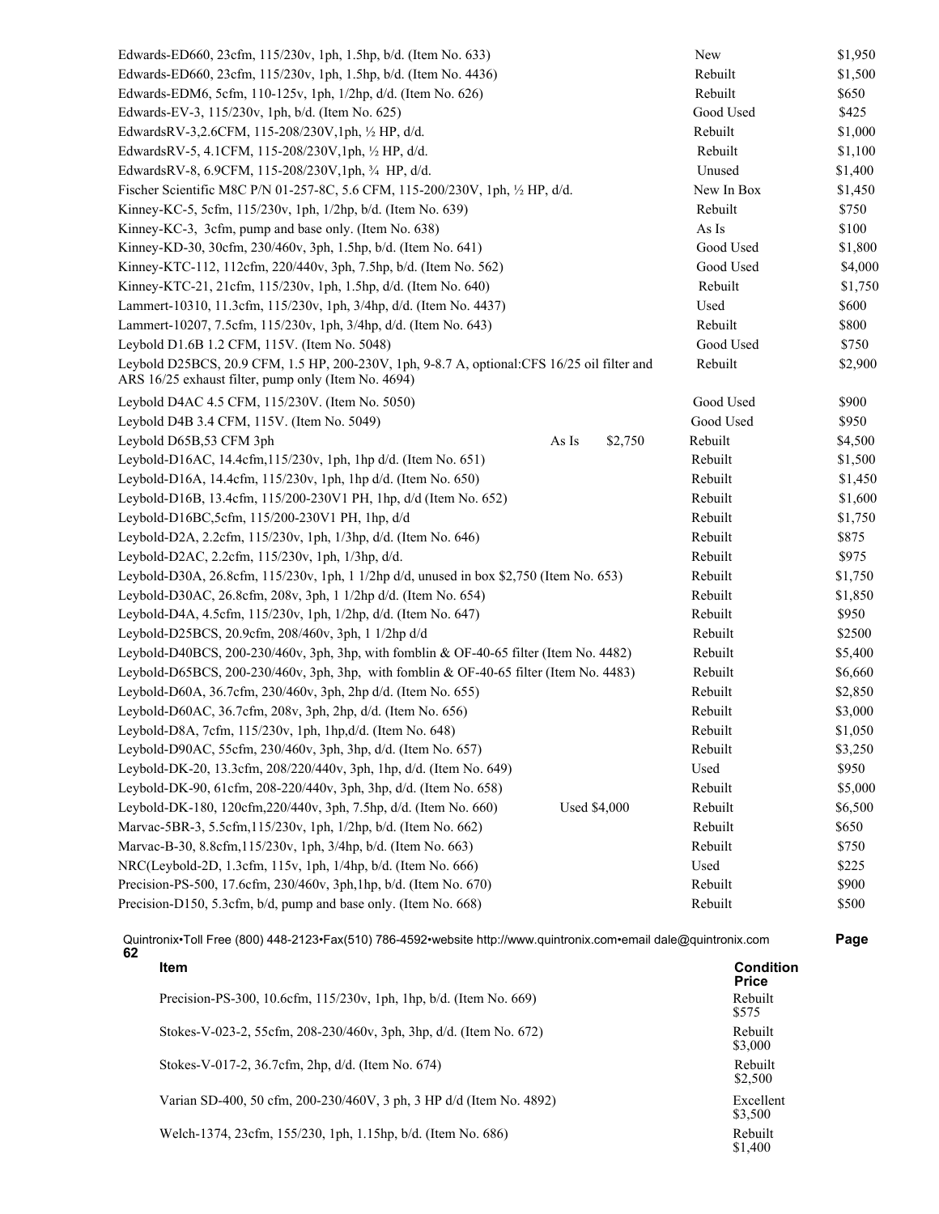| Item | Condition | Price |
|---|---|---|
| Edwards-ED660, 23cfm, 115/230v, 1ph, 1.5hp, b/d. (Item No. 633) | New | $1,950 |
| Edwards-ED660, 23cfm, 115/230v, 1ph, 1.5hp, b/d. (Item No. 4436) | Rebuilt | $1,500 |
| Edwards-EDM6, 5cfm, 110-125v, 1ph, 1/2hp, d/d. (Item No. 626) | Rebuilt | $650 |
| Edwards-EV-3, 115/230v, 1ph, b/d. (Item No. 625) | Good Used | $425 |
| EdwardsRV-3,2.6CFM, 115-208/230V,1ph, ½ HP, d/d. | Rebuilt | $1,000 |
| EdwardsRV-5, 4.1CFM, 115-208/230V,1ph, ½ HP, d/d. | Rebuilt | $1,100 |
| EdwardsRV-8, 6.9CFM, 115-208/230V,1ph, ¾ HP, d/d. | Unused | $1,400 |
| Fischer Scientific M8C P/N 01-257-8C, 5.6 CFM, 115-200/230V, 1ph, ½ HP, d/d. | New In Box | $1,450 |
| Kinney-KC-5, 5cfm, 115/230v, 1ph, 1/2hp, b/d. (Item No. 639) | Rebuilt | $750 |
| Kinney-KC-3, 3cfm, pump and base only. (Item No. 638) | As Is | $100 |
| Kinney-KD-30, 30cfm, 230/460v, 3ph, 1.5hp, b/d. (Item No. 641) | Good Used | $1,800 |
| Kinney-KTC-112, 112cfm, 220/440v, 3ph, 7.5hp, b/d. (Item No. 562) | Good Used | $4,000 |
| Kinney-KTC-21, 21cfm, 115/230v, 1ph, 1.5hp, d/d. (Item No. 640) | Rebuilt | $1,750 |
| Lammert-10310, 11.3cfm, 115/230v, 1ph, 3/4hp, d/d. (Item No. 4437) | Used | $600 |
| Lammert-10207, 7.5cfm, 115/230v, 1ph, 3/4hp, d/d. (Item No. 643) | Rebuilt | $800 |
| Leybold D1.6B 1.2 CFM, 115V. (Item No. 5048) | Good Used | $750 |
| Leybold D25BCS, 20.9 CFM, 1.5 HP, 200-230V, 1ph, 9-8.7 A, optional:CFS 16/25 oil filter and ARS 16/25 exhaust filter, pump only (Item No. 4694) | Rebuilt | $2,900 |
| Leybold D4AC 4.5 CFM, 115/230V. (Item No. 5050) | Good Used | $900 |
| Leybold D4B 3.4 CFM, 115V. (Item No. 5049) | Good Used | $950 |
| Leybold D65B,53 CFM 3ph &nbsp;&nbsp; As Is &nbsp; $2,750 | Rebuilt | $4,500 |
| Leybold-D16AC, 14.4cfm,115/230v, 1ph, 1hp d/d. (Item No. 651) | Rebuilt | $1,500 |
| Leybold-D16A, 14.4cfm, 115/230v, 1ph, 1hp d/d. (Item No. 650) | Rebuilt | $1,450 |
| Leybold-D16B, 13.4cfm, 115/200-230V1 PH, 1hp, d/d (Item No. 652) | Rebuilt | $1,600 |
| Leybold-D16BC,5cfm, 115/200-230V1 PH, 1hp, d/d | Rebuilt | $1,750 |
| Leybold-D2A, 2.2cfm, 115/230v, 1ph, 1/3hp, d/d. (Item No. 646) | Rebuilt | $875 |
| Leybold-D2AC, 2.2cfm, 115/230v, 1ph, 1/3hp, d/d. | Rebuilt | $975 |
| Leybold-D30A, 26.8cfm, 115/230v, 1ph, 1 1/2hp d/d, unused in box $2,750 (Item No. 653) | Rebuilt | $1,750 |
| Leybold-D30AC, 26.8cfm, 208v, 3ph, 1 1/2hp d/d. (Item No. 654) | Rebuilt | $1,850 |
| Leybold-D4A, 4.5cfm, 115/230v, 1ph, 1/2hp, d/d. (Item No. 647) | Rebuilt | $950 |
| Leybold-D25BCS, 20.9cfm, 208/460v, 3ph, 1 1/2hp d/d | Rebuilt | $2500 |
| Leybold-D40BCS, 200-230/460v, 3ph, 3hp, with fomblin & OF-40-65 filter (Item No. 4482) | Rebuilt | $5,400 |
| Leybold-D65BCS, 200-230/460v, 3ph, 3hp, with fomblin & OF-40-65 filter (Item No. 4483) | Rebuilt | $6,660 |
| Leybold-D60A, 36.7cfm, 230/460v, 3ph, 2hp d/d. (Item No. 655) | Rebuilt | $2,850 |
| Leybold-D60AC, 36.7cfm, 208v, 3ph, 2hp, d/d. (Item No. 656) | Rebuilt | $3,000 |
| Leybold-D8A, 7cfm, 115/230v, 1ph, 1hp,d/d. (Item No. 648) | Rebuilt | $1,050 |
| Leybold-D90AC, 55cfm, 230/460v, 3ph, 3hp, d/d. (Item No. 657) | Rebuilt | $3,250 |
| Leybold-DK-20, 13.3cfm, 208/220/440v, 3ph, 1hp, d/d. (Item No. 649) | Used | $950 |
| Leybold-DK-90, 61cfm, 208-220/440v, 3ph, 3hp, d/d. (Item No. 658) | Rebuilt | $5,000 |
| Leybold-DK-180, 120cfm,220/440v, 3ph, 7.5hp, d/d. (Item No. 660) &nbsp;&nbsp; Used $4,000 | Rebuilt | $6,500 |
| Marvac-5BR-3, 5.5cfm,115/230v, 1ph, 1/2hp, b/d. (Item No. 662) | Rebuilt | $650 |
| Marvac-B-30, 8.8cfm,115/230v, 1ph, 3/4hp, b/d. (Item No. 663) | Rebuilt | $750 |
| NRC(Leybold-2D, 1.3cfm, 115v, 1ph, 1/4hp, b/d. (Item No. 666) | Used | $225 |
| Precision-PS-500, 17.6cfm, 230/460v, 3ph,1hp, b/d. (Item No. 670) | Rebuilt | $900 |
| Precision-D150, 5.3cfm, b/d, pump and base only. (Item No. 668) | Rebuilt | $500 |

Quintronix•Toll Free (800) 448-2123•Fax(510) 786-4592•website http://www.quintronix.com•email dale@quintronix.com

| Item | Condition | Price |
|---|---|---|
| Precision-PS-300, 10.6cfm, 115/230v, 1ph, 1hp, b/d. (Item No. 669) | Rebuilt | $575 |
| Stokes-V-023-2, 55cfm, 208-230/460v, 3ph, 3hp, d/d. (Item No. 672) | Rebuilt | $3,000 |
| Stokes-V-017-2, 36.7cfm, 2hp, d/d. (Item No. 674) | Rebuilt | $2,500 |
| Varian SD-400, 50 cfm, 200-230/460V, 3 ph, 3 HP d/d (Item No. 4892) | Excellent | $3,500 |
| Welch-1374, 23cfm, 155/230, 1ph, 1.15hp, b/d. (Item No. 686) | Rebuilt | $1,400 |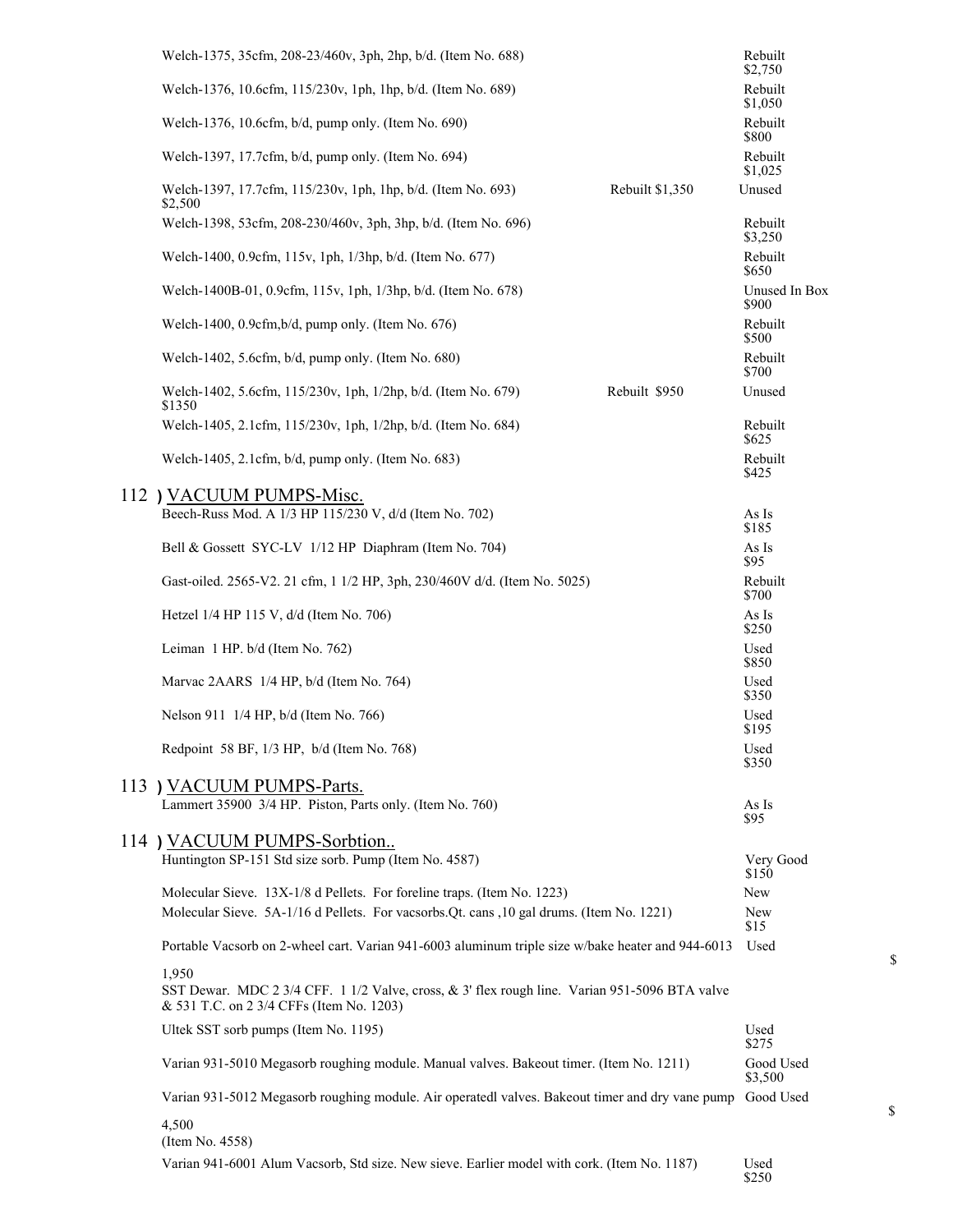Welch-1375, 35cfm, 208-23/460v, 3ph, 2hp, b/d. (Item No. 688) Rebuilt $2,750

Welch-1376, 10.6cfm, 115/230v, 1ph, 1hp, b/d. (Item No. 689) Rebuilt $1,050

Welch-1376, 10.6cfm, b/d, pump only. (Item No. 690) Rebuilt $800

Welch-1397, 17.7cfm, b/d, pump only. (Item No. 694) Rebuilt $1,025

Welch-1397, 17.7cfm, 115/230v, 1ph, 1hp, b/d. (Item No. 693) Rebuilt $1,350 Unused $2,500

Welch-1398, 53cfm, 208-230/460v, 3ph, 3hp, b/d. (Item No. 696) Rebuilt $3,250

Welch-1400, 0.9cfm, 115v, 1ph, 1/3hp, b/d. (Item No. 677) Rebuilt $650

Welch-1400B-01, 0.9cfm, 115v, 1ph, 1/3hp, b/d. (Item No. 678) Unused In Box $900

Welch-1400, 0.9cfm,b/d, pump only. (Item No. 676) Rebuilt $500

Welch-1402, 5.6cfm, b/d, pump only. (Item No. 680) Rebuilt $700

Welch-1402, 5.6cfm, 115/230v, 1ph, 1/2hp, b/d. (Item No. 679) Rebuilt $950 Unused $1350

Welch-1405, 2.1cfm, 115/230v, 1ph, 1/2hp, b/d. (Item No. 684) Rebuilt $625

Welch-1405, 2.1cfm, b/d, pump only. (Item No. 683) Rebuilt $425

## 112 ) VACUUM PUMPS-Misc.

Beech-Russ Mod. A 1/3 HP 115/230 V, d/d (Item No. 702) As Is $185

Bell & Gossett SYC-LV 1/12 HP Diaphram (Item No. 704) As Is $95

Gast-oiled. 2565-V2. 21 cfm, 1 1/2 HP, 3ph, 230/460V d/d. (Item No. 5025) Rebuilt $700

Hetzel 1/4 HP 115 V, d/d (Item No. 706) As Is $250

Leiman 1 HP. b/d (Item No. 762) Used $850

Marvac 2AARS 1/4 HP, b/d (Item No. 764) Used $350

Nelson 911 1/4 HP, b/d (Item No. 766) Used $195

Redpoint 58 BF, 1/3 HP, b/d (Item No. 768) Used $350

## 113 ) VACUUM PUMPS-Parts.

Lammert 35900 3/4 HP. Piston, Parts only. (Item No. 760) As Is $95

## 114 ) VACUUM PUMPS-Sorbtion..

Huntington SP-151 Std size sorb. Pump (Item No. 4587) Very Good $150

Molecular Sieve. 13X-1/8 d Pellets. For foreline traps. (Item No. 1223) New

Molecular Sieve. 5A-1/16 d Pellets. For vacsorbs.Qt. cans ,10 gal drums. (Item No. 1221) New $15

Portable Vacsorb on 2-wheel cart. Varian 941-6003 aluminum triple size w/bake heater and 944-6013 SST Dewar. MDC 2 3/4 CFF. 1 1/2 Valve, cross, & 3' flex rough line. Varian 951-5096 BTA valve & 531 T.C. on 2 3/4 CFFs (Item No. 1203) Used $ 1,950

Ultek SST sorb pumps (Item No. 1195) Used $275

Varian 931-5010 Megasorb roughing module. Manual valves. Bakeout timer. (Item No. 1211) Good Used $3,500

Varian 931-5012 Megasorb roughing module. Air operatedl valves. Bakeout timer and dry vane pump (Item No. 4558) Good Used $ 4,500

Varian 941-6001 Alum Vacsorb, Std size. New sieve. Earlier model with cork. (Item No. 1187) Used $250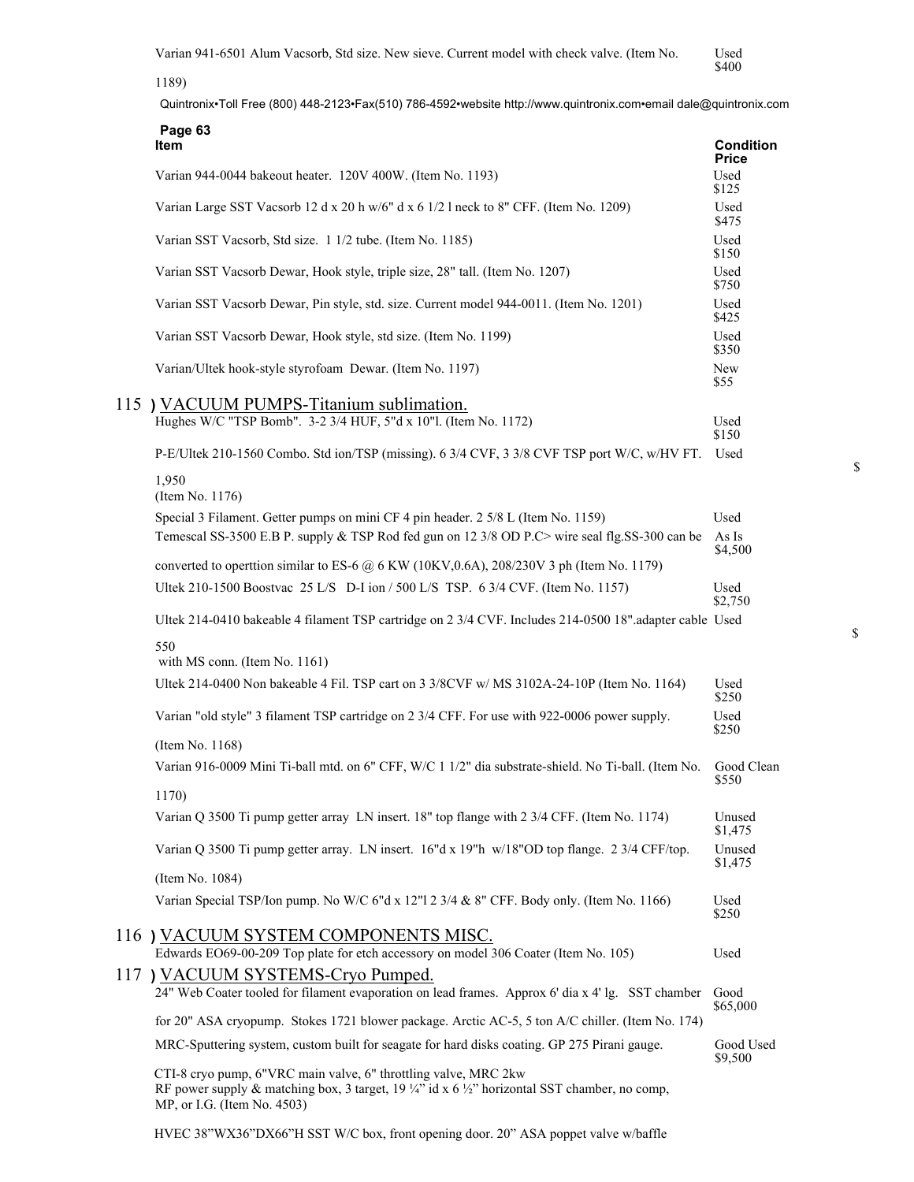| Item | Condition Price |
|---|---|
| Varian 941-6501 Alum Vacsorb, Std size. New sieve. Current model with check valve. (Item No. 1189) | Used $400 |

Quintronix•Toll Free (800) 448-2123•Fax(510) 786-4592•website http://www.quintronix.com•email dale@quintronix.com

| Item | Condition Price |
|---|---|
| Varian 944-0044 bakeout heater. 120V 400W. (Item No. 1193) | Used $125 |
| Varian Large SST Vacsorb 12 d x 20 h w/6" d x 6 1/2 l neck to 8" CFF. (Item No. 1209) | Used $475 |
| Varian SST Vacsorb, Std size. 1 1/2 tube. (Item No. 1185) | Used $150 |
| Varian SST Vacsorb Dewar, Hook style, triple size, 28" tall. (Item No. 1207) | Used $750 |
| Varian SST Vacsorb Dewar, Pin style, std. size. Current model 944-0011. (Item No. 1201) | Used $425 |
| Varian SST Vacsorb Dewar, Hook style, std size. (Item No. 1199) | Used $350 |
| Varian/Ultek hook-style styrofoam Dewar. (Item No. 1197) | New $55 |

## 115 ) VACUUM PUMPS-Titanium sublimation.

| Item | Condition Price |
|---|---|
| Hughes W/C "TSP Bomb". 3-2 3/4 HUF, 5"d x 10"l. (Item No. 1172) | Used $150 |
| P-E/Ultek 210-1560 Combo. Std ion/TSP (missing). 6 3/4 CVF, 3 3/8 CVF TSP port W/C, w/HV FT. (Item No. 1176) | Used $ 1,950 |
| Special 3 Filament. Getter pumps on mini CF 4 pin header. 2 5/8 L (Item No. 1159) | Used |
| Temescal SS-3500 E.B P. supply & TSP Rod fed gun on 12 3/8 OD P.C> wire seal flg.SS-300 can be converted to operttion similar to ES-6 @ 6 KW (10KV,0.6A), 208/230V 3 ph (Item No. 1179) | As Is $4,500 |
| Ultek 210-1500 Boostvac 25 L/S D-I ion / 500 L/S TSP. 6 3/4 CVF. (Item No. 1157) | Used $2,750 |
| Ultek 214-0410 bakeable 4 filament TSP cartridge on 2 3/4 CVF. Includes 214-0500 18".adapter cable with MS conn. (Item No. 1161) | Used $ 550 |
| Ultek 214-0400 Non bakeable 4 Fil. TSP cart on 3 3/8CVF w/ MS 3102A-24-10P (Item No. 1164) | Used $250 |
| Varian "old style" 3 filament TSP cartridge on 2 3/4 CFF. For use with 922-0006 power supply. (Item No. 1168) | Used $250 |
| Varian 916-0009 Mini Ti-ball mtd. on 6" CFF, W/C 1 1/2" dia substrate-shield. No Ti-ball. (Item No. 1170) | Good Clean $550 |
| Varian Q 3500 Ti pump getter array LN insert. 18" top flange with 2 3/4 CFF. (Item No. 1174) | Unused $1,475 |
| Varian Q 3500 Ti pump getter array. LN insert. 16"d x 19"h w/18"OD top flange. 2 3/4 CFF/top. (Item No. 1084) | Unused $1,475 |
| Varian Special TSP/Ion pump. No W/C 6"d x 12"l 2 3/4 & 8" CFF. Body only. (Item No. 1166) | Used $250 |

## 116 ) VACUUM SYSTEM COMPONENTS MISC.

| Item | Condition Price |
|---|---|
| Edwards EO69-00-209 Top plate for etch accessory on model 306 Coater (Item No. 105) | Used |

## 117 ) VACUUM SYSTEMS-Cryo Pumped.

| Item | Condition Price |
|---|---|
| 24" Web Coater tooled for filament evaporation on lead frames. Approx 6' dia x 4' lg. SST chamber for 20" ASA cryopump. Stokes 1721 blower package. Arctic AC-5, 5 ton A/C chiller. (Item No. 174) | Good $65,000 |
| MRC-Sputtering system, custom built for seagate for hard disks coating. GP 275 Pirani gauge. CTI-8 cryo pump, 6"VRC main valve, 6" throttling valve, MRC 2kw RF power supply & matching box, 3 target, 19 ¼" id x 6 ½" horizontal SST chamber, no comp, MP, or I.G. (Item No. 4503) | Good Used $9,500 |
| HVEC 38"WX36"DX66"H SST W/C box, front opening door. 20" ASA poppet valve w/baffle | |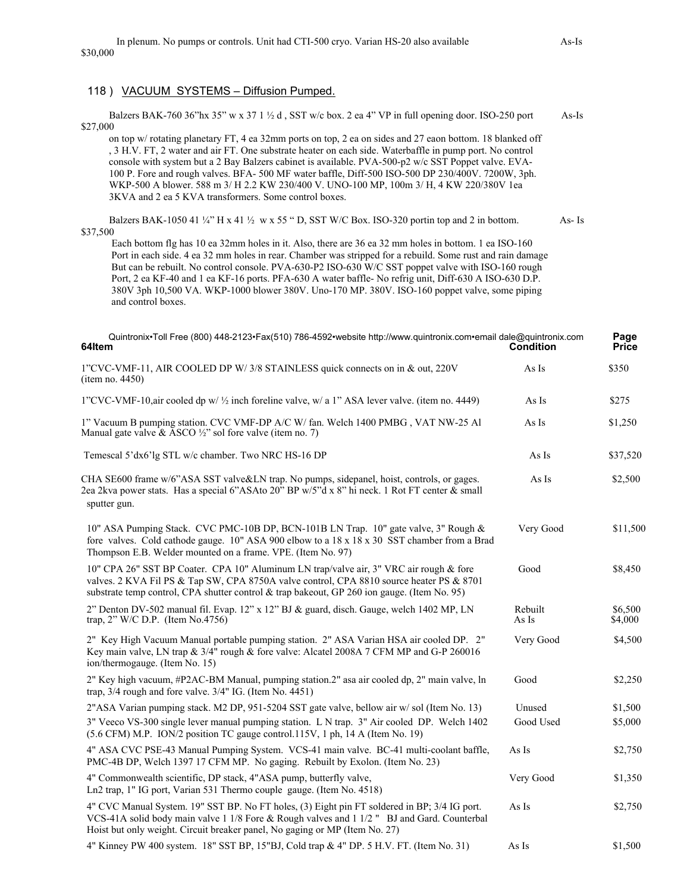In plenum. No pumps or controls. Unit had CTI-500 cryo. Varian HS-20 also available As-Is $30,000

## 118 ) VACUUM SYSTEMS – Diffusion Pumped.

Balzers BAK-760 36"hx 35" w x 37 1 ½ d , SST w/c box. 2 ea 4" VP in full opening door. ISO-250 port As-Is $27,000

on top w/ rotating planetary FT, 4 ea 32mm ports on top, 2 ea on sides and 27 eaon bottom. 18 blanked off , 3 H.V. FT, 2 water and air FT. One substrate heater on each side. Waterbaffle in pump port. No control console with system but a 2 Bay Balzers cabinet is available. PVA-500-p2 w/c SST Poppet valve. EVA-100 P. Fore and rough valves. BFA- 500 MF water baffle, Diff-500 ISO-500 DP 230/400V. 7200W, 3ph. WKP-500 A blower. 588 m 3/ H 2.2 KW 230/400 V. UNO-100 MP, 100m 3/ H, 4 KW 220/380V 1ea 3KVA and 2 ea 5 KVA transformers. Some control boxes.

Balzers BAK-1050 41 ¼" H x 41 ½ w x 55 " D, SST W/C Box. ISO-320 portin top and 2 in bottom. As- Is $37,500

Each bottom flg has 10 ea 32mm holes in it. Also, there are 36 ea 32 mm holes in bottom. 1 ea ISO-160 Port in each side. 4 ea 32 mm holes in rear. Chamber was stripped for a rebuild. Some rust and rain damage But can be rebuilt. No control console. PVA-630-P2 ISO-630 W/C SST poppet valve with ISO-160 rough Port, 2 ea KF-40 and 1 ea KF-16 ports. PFA-630 A water baffle- No refrig unit, Diff-630 A ISO-630 D.P. 380V 3ph 10,500 VA. WKP-1000 blower 380V. Uno-170 MP. 380V. ISO-160 poppet valve, some piping and control boxes.

Quintronix•Toll Free (800) 448-2123•Fax(510) 786-4592•website http://www.quintronix.com•email dale@quintronix.com

| Item | Condition | Price |
|---|---|---|
| 1"CVC-VMF-11, AIR COOLED DP W/ 3/8 STAINLESS quick connects on in & out, 220V (item no. 4450) | As Is | $350 |
| 1"CVC-VMF-10,air cooled dp w/ ½ inch foreline valve, w/ a 1" ASA lever valve. (item no. 4449) | As Is | $275 |
| 1" Vacuum B pumping station. CVC VMF-DP A/C W/ fan. Welch 1400 PMBG , VAT NW-25 Al Manual gate valve & ASCO ½" sol fore valve (item no. 7) | As Is | $1,250 |
| Temescal 5'dx6'lg STL w/c chamber. Two NRC HS-16 DP | As Is | $37,520 |
| CHA SE600 frame w/6"ASA SST valve&LN trap. No pumps, sidepanel, hoist, controls, or gages. 2ea 2kva power stats. Has a special 6"ASAto 20" BP w/5"d x 8" hi neck. 1 Rot FT center & small sputter gun. | As Is | $2,500 |
| 10" ASA Pumping Stack. CVC PMC-10B DP, BCN-101B LN Trap. 10" gate valve, 3" Rough & fore valves. Cold cathode gauge. 10" ASA 900 elbow to a 18 x 18 x 30 SST chamber from a Brad Thompson E.B. Welder mounted on a frame. VPE. (Item No. 97) | Very Good | $11,500 |
| 10" CPA 26" SST BP Coater. CPA 10" Aluminum LN trap/valve air, 3" VRC air rough & fore valves. 2 KVA Fil PS & Tap SW, CPA 8750A valve control, CPA 8810 source heater PS & 8701 substrate temp control, CPA shutter control & trap bakeout, GP 260 ion gauge. (Item No. 95) | Good | $8,450 |
| 2" Denton DV-502 manual fil. Evap. 12" x 12" BJ & guard, disch. Gauge, welch 1402 MP, LN trap, 2" W/C D.P. (Item No.4756) | Rebuilt<br>As Is | $6,500<br>$4,000 |
| 2" Key High Vacuum Manual portable pumping station. 2" ASA Varian HSA air cooled DP. 2" Key main valve, LN trap & 3/4" rough & fore valve: Alcatel 2008A 7 CFM MP and G-P 260016 ion/thermogauge. (Item No. 15) | Very Good | $4,500 |
| 2" Key high vacuum, #P2AC-BM Manual, pumping station.2" asa air cooled dp, 2" main valve, ln trap, 3/4 rough and fore valve. 3/4" IG. (Item No. 4451) | Good | $2,250 |
| 2"ASA Varian pumping stack. M2 DP, 951-5204 SST gate valve, bellow air w/ sol (Item No. 13) | Unused | $1,500 |
| 3" Veeco VS-300 single lever manual pumping station. L N trap. 3" Air cooled DP. Welch 1402 (5.6 CFM) M.P. ION/2 position TC gauge control.115V, 1 ph, 14 A (Item No. 19) | Good Used | $5,000 |
| 4" ASA CVC PSE-43 Manual Pumping System. VCS-41 main valve. BC-41 multi-coolant baffle, PMC-4B DP, Welch 1397 17 CFM MP. No gaging. Rebuilt by Exolon. (Item No. 23) | As Is | $2,750 |
| 4" Commonwealth scientific, DP stack, 4"ASA pump, butterfly valve, Ln2 trap, 1" IG port, Varian 531 Thermo couple gauge. (Item No. 4518) | Very Good | $1,350 |
| 4" CVC Manual System. 19" SST BP. No FT holes, (3) Eight pin FT soldered in BP; 3/4 IG port. VCS-41A solid body main valve 1 1/8 Fore & Rough valves and 1 1/2 " BJ and Gard. Counterbal Hoist but only weight. Circuit breaker panel, No gaging or MP (Item No. 27) | As Is | $2,750 |
| 4" Kinney PW 400 system. 18" SST BP, 15"BJ, Cold trap & 4" DP. 5 H.V. FT. (Item No. 31) | As Is | $1,500 |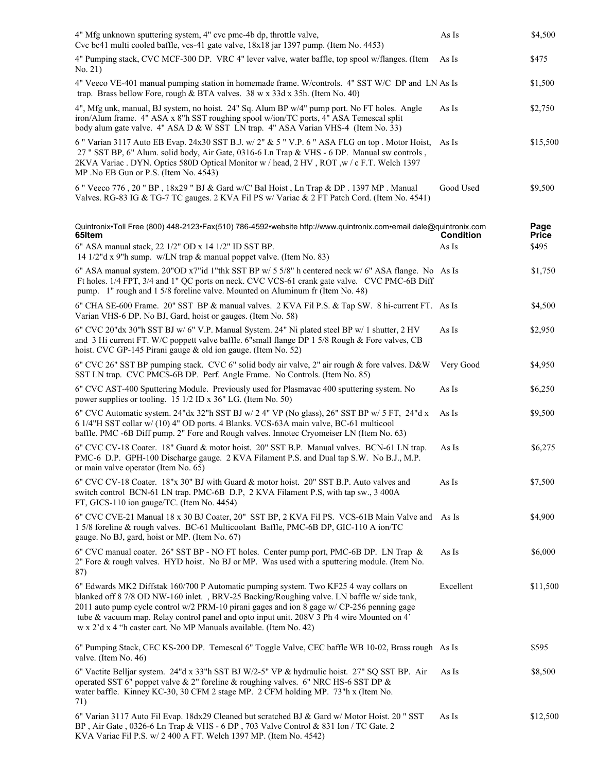| Item | Condition | Price |
| --- | --- | --- |
| 4" Mfg unknown sputtering system, 4" cvc pmc-4b dp, throttle valve, Cvc bc41 multi cooled baffle, vcs-41 gate valve, 18x18 jar 1397 pump. (Item No. 4453) | As Is | $4,500 |
| 4" Pumping stack, CVC MCF-300 DP. VRC 4" lever valve, water baffle, top spool w/flanges. (Item No. 21) | As Is | $475 |
| 4" Veeco VE-401 manual pumping station in homemade frame. W/controls. 4" SST W/C DP and LN trap. Brass bellow Fore, rough & BTA valves. 38 w x 33d x 35h. (Item No. 40) | As Is | $1,500 |
| 4", Mfg unk, manual, BJ system, no hoist. 24" Sq. Alum BP w/4" pump port. No FT holes. Angle iron/Alum frame. 4" ASA x 8"h SST roughing spool w/ion/TC ports, 4" ASA Temescal split body alum gate valve. 4" ASA D & W SST LN trap. 4" ASA Varian VHS-4 (Item No. 33) | As Is | $2,750 |
| 6 " Varian 3117 Auto EB Evap. 24x30 SST B.J. w/ 2" & 5 " V.P. 6 " ASA FLG on top . Motor Hoist, 27 " SST BP, 6" Alum. solid body, Air Gate, 0316-6 Ln Trap & VHS - 6 DP. Manual sw controls , 2KVA Variac . DYN. Optics 580D Optical Monitor w / head, 2 HV , ROT ,w / c F.T. Welch 1397 MP .No EB Gun or P.S. (Item No. 4543) | As Is | $15,500 |
| 6 " Veeco 776 , 20 " BP , 18x29 " BJ & Gard w/C' Bal Hoist , Ln Trap & DP . 1397 MP . Manual Valves. RG-83 IG & TG-7 TC gauges. 2 KVA Fil PS w/ Variac & 2 FT Patch Cord. (Item No. 4541) | Good Used | $9,500 |

Quintronix•Toll Free (800) 448-2123•Fax(510) 786-4592•website http://www.quintronix.com•email dale@quintronix.com

| 65Item | Condition | Page Price |
| --- | --- | --- |
| 6" ASA manual stack, 22 1/2" OD x 14 1/2" ID SST BP. 14 1/2"d x 9"h sump. w/LN trap & manual poppet valve. (Item No. 83) | As Is | $495 |
| 6" ASA manual system. 20"OD x7"id 1"thk SST BP w/ 5 5/8" h centered neck w/ 6" ASA flange. No Ft holes. 1/4 FPT, 3/4 and 1" QC ports on neck. CVC VCS-61 crank gate valve. CVC PMC-6B Diff pump. 1" rough and 1 5/8 foreline valve. Mounted on Aluminum fr (Item No. 48) | As Is | $1,750 |
| 6" CHA SE-600 Frame. 20" SST BP & manual valves. 2 KVA Fil P.S. & Tap SW. 8 hi-current FT. Varian VHS-6 DP. No BJ, Gard, hoist or gauges. (Item No. 58) | As Is | $4,500 |
| 6" CVC 20"dx 30"h SST BJ w/ 6" V.P. Manual System. 24" Ni plated steel BP w/ 1 shutter, 2 HV and 3 Hi current FT. W/C poppett valve baffle. 6"small flange DP 1 5/8 Rough & Fore valves, CB hoist. CVC GP-145 Pirani gauge & old ion gauge. (Item No. 52) | As Is | $2,950 |
| 6" CVC 26" SST BP pumping stack. CVC 6" solid body air valve, 2" air rough & fore valves. D&W SST LN trap. CVC PMCS-6B DP. Perf. Angle Frame. No Controls. (Item No. 85) | Very Good | $4,950 |
| 6" CVC AST-400 Sputtering Module. Previously used for Plasmavac 400 sputtering system. No power supplies or tooling. 15 1/2 ID x 36" LG. (Item No. 50) | As Is | $6,250 |
| 6" CVC Automatic system. 24"dx 32"h SST BJ w/ 2 4" VP (No glass), 26" SST BP w/ 5 FT, 24"d x 6 1/4"H SST collar w/ (10) 4" OD ports. 4 Blanks. VCS-63A main valve, BC-61 multicool baffle. PMC -6B Diff pump. 2" Fore and Rough valves. Innotec Cryomeiser LN (Item No. 63) | As Is | $9,500 |
| 6" CVC CV-18 Coater. 18" Guard & motor hoist. 20" SST B.P. Manual valves. BCN-61 LN trap. PMC-6 D.P. GPH-100 Discharge gauge. 2 KVA Filament P.S. and Dual tap S.W. No B.J., M.P. or main valve operator (Item No. 65) | As Is | $6,275 |
| 6" CVC CV-18 Coater. 18"x 30" BJ with Guard & motor hoist. 20" SST B.P. Auto valves and switch control BCN-61 LN trap. PMC-6B D.P, 2 KVA Filament P.S, with tap sw., 3 400A FT, GICS-110 ion gauge/TC. (Item No. 4454) | As Is | $7,500 |
| 6" CVC CVE-21 Manual 18 x 30 BJ Coater, 20" SST BP, 2 KVA Fil PS. VCS-61B Main Valve and 1 5/8 foreline & rough valves. BC-61 Multicoolant Baffle, PMC-6B DP, GIC-110 A ion/TC gauge. No BJ, gard, hoist or MP. (Item No. 67) | As Is | $4,900 |
| 6" CVC manual coater. 26" SST BP - NO FT holes. Center pump port, PMC-6B DP. LN Trap & 2" Fore & rough valves. HYD hoist. No BJ or MP. Was used with a sputtering module. (Item No. 87) | As Is | $6,000 |
| 6" Edwards MK2 Diffstak 160/700 P Automatic pumping system. Two KF25 4 way collars on blanked off 8 7/8 OD NW-160 inlet. , BRV-25 Backing/Roughing valve. LN baffle w/ side tank, 2011 auto pump cycle control w/2 PRM-10 pirani gages and ion 8 gage w/ CP-256 penning gage tube & vacuum map. Relay control panel and opto input unit. 208V 3 Ph 4 wire Mounted on 4' w x 2'd x 4 "h caster cart. No MP Manuals available. (Item No. 42) | Excellent | $11,500 |
| 6" Pumping Stack, CEC KS-200 DP. Temescal 6" Toggle Valve, CEC baffle WB 10-02, Brass rough valve. (Item No. 46) | As Is | $595 |
| 6" Vactite Belljar system. 24"d x 33"h SST BJ W/2-5" VP & hydraulic hoist. 27" SQ SST BP. Air operated SST 6" poppet valve & 2" foreline & roughing valves. 6" NRC HS-6 SST DP & water baffle. Kinney KC-30, 30 CFM 2 stage MP. 2 CFM holding MP. 73"h x (Item No. 71) | As Is | $8,500 |
| 6" Varian 3117 Auto Fil Evap. 18dx29 Cleaned but scratched BJ & Gard w/ Motor Hoist. 20 " SST BP , Air Gate , 0326-6 Ln Trap & VHS - 6 DP , 703 Valve Control & 831 Ion / TC Gate. 2 KVA Variac Fil P.S. w/ 2 400 A FT. Welch 1397 MP. (Item No. 4542) | As Is | $12,500 |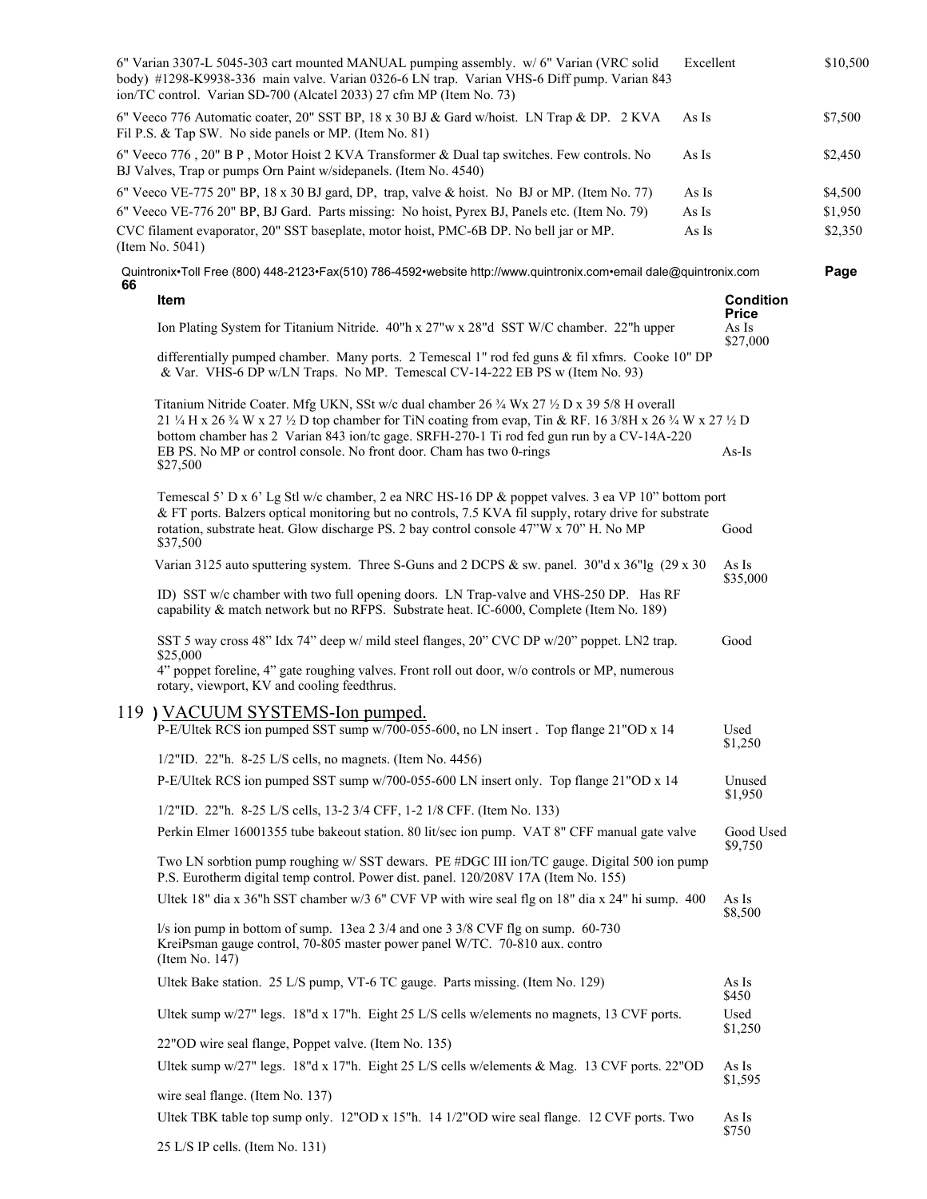| | | |
|---|---|---|
| 6" Varian 3307-L 5045-303 cart mounted MANUAL pumping assembly. w/ 6" Varian (VRC solid body) #1298-K9938-336 main valve. Varian 0326-6 LN trap. Varian VHS-6 Diff pump. Varian 843 ion/TC control. Varian SD-700 (Alcatel 2033) 27 cfm MP (Item No. 73) | Excellent | $10,500 |
| 6" Veeco 776 Automatic coater, 20" SST BP, 18 x 30 BJ & Gard w/hoist. LN Trap & DP. 2 KVA Fil P.S. & Tap SW. No side panels or MP. (Item No. 81) | As Is | $7,500 |
| 6" Veeco 776 , 20" B P , Motor Hoist 2 KVA Transformer & Dual tap switches. Few controls. No BJ Valves, Trap or pumps Orn Paint w/sidepanels. (Item No. 4540) | As Is | $2,450 |
| 6" Veeco VE-775 20" BP, 18 x 30 BJ gard, DP, trap, valve & hoist. No BJ or MP. (Item No. 77) | As Is | $4,500 |
| 6" Veeco VE-776 20" BP, BJ Gard. Parts missing: No hoist, Pyrex BJ, Panels etc. (Item No. 79) | As Is | $1,950 |
| CVC filament evaporator, 20" SST baseplate, motor hoist, PMC-6B DP. No bell jar or MP. (Item No. 5041) | As Is | $2,350 |

| Item | Condition | Price |
|---|---|---|
| Ion Plating System for Titanium Nitride. 40"h x 27"w x 28"d SST W/C chamber. 22"h upper differentially pumped chamber. Many ports. 2 Temescal 1" rod fed guns & fil xfmrs. Cooke 10" DP & Var. VHS-6 DP w/LN Traps. No MP. Temescal CV-14-222 EB PS w (Item No. 93) | As Is | $27,000 |
| Titanium Nitride Coater. Mfg UKN, SSt w/c dual chamber 26 ¾ Wx 27 ½ D x 39 5/8 H overall 21 ¼ H x 26 ¾ W x 27 ½ D top chamber for TiN coating from evap, Tin & RF. 16 3/8H x 26 ¾ W x 27 ½ D bottom chamber has 2 Varian 843 ion/tc gage. SRFH-270-1 Ti rod fed gun run by a CV-14A-220 EB PS. No MP or control console. No front door. Cham has two 0-rings | As-Is | $27,500 |
| Temescal 5' D x 6' Lg Stl w/c chamber, 2 ea NRC HS-16 DP & poppet valves. 3 ea VP 10" bottom port & FT ports. Balzers optical monitoring but no controls, 7.5 KVA fil supply, rotary drive for substrate rotation, substrate heat. Glow discharge PS. 2 bay control console 47"W x 70" H. No MP | Good | $37,500 |
| Varian 3125 auto sputtering system. Three S-Guns and 2 DCPS & sw. panel. 30"d x 36"lg (29 x 30 ID) SST w/c chamber with two full opening doors. LN Trap-valve and VHS-250 DP. Has RF capability & match network but no RFPS. Substrate heat. IC-6000, Complete (Item No. 189) | As Is | $35,000 |
| SST 5 way cross 48" Idx 74" deep w/ mild steel flanges, 20" CVC DP w/20" poppet. LN2 trap. 4" poppet foreline, 4" gate roughing valves. Front roll out door, w/o controls or MP, numerous rotary, viewport, KV and cooling feedthrus. | Good | $25,000 |

## 119 ) VACUUM SYSTEMS-Ion pumped.

| | | |
|---|---|---|
| P-E/Ultek RCS ion pumped SST sump w/700-055-600, no LN insert . Top flange 21"OD x 14 1/2"ID. 22"h. 8-25 L/S cells, no magnets. (Item No. 4456) | Used | $1,250 |
| P-E/Ultek RCS ion pumped SST sump w/700-055-600 LN insert only. Top flange 21"OD x 14 1/2"ID. 22"h. 8-25 L/S cells, 13-2 3/4 CFF, 1-2 1/8 CFF. (Item No. 133) | Unused | $1,950 |
| Perkin Elmer 16001355 tube bakeout station. 80 lit/sec ion pump. VAT 8" CFF manual gate valve Two LN sorbtion pump roughing w/ SST dewars. PE #DGC III ion/TC gauge. Digital 500 ion pump P.S. Eurotherm digital temp control. Power dist. panel. 120/208V 17A (Item No. 155) | Good Used | $9,750 |
| Ultek 18" dia x 36"h SST chamber w/3 6" CVF VP with wire seal flg on 18" dia x 24" hi sump. 400 l/s ion pump in bottom of sump. 13ea 2 3/4 and one 3 3/8 CVF flg on sump. 60-730 KreiPsman gauge control, 70-805 master power panel W/TC. 70-810 aux. contro (Item No. 147) | As Is | $8,500 |
| Ultek Bake station. 25 L/S pump, VT-6 TC gauge. Parts missing. (Item No. 129) | As Is | $450 |
| Ultek sump w/27" legs. 18"d x 17"h. Eight 25 L/S cells w/elements no magnets, 13 CVF ports. 22"OD wire seal flange, Poppet valve. (Item No. 135) | Used | $1,250 |
| Ultek sump w/27" legs. 18"d x 17"h. Eight 25 L/S cells w/elements & Mag. 13 CVF ports. 22"OD wire seal flange. (Item No. 137) | As Is | $1,595 |
| Ultek TBK table top sump only. 12"OD x 15"h. 14 1/2"OD wire seal flange. 12 CVF ports. Two 25 L/S IP cells. (Item No. 131) | As Is | $750 |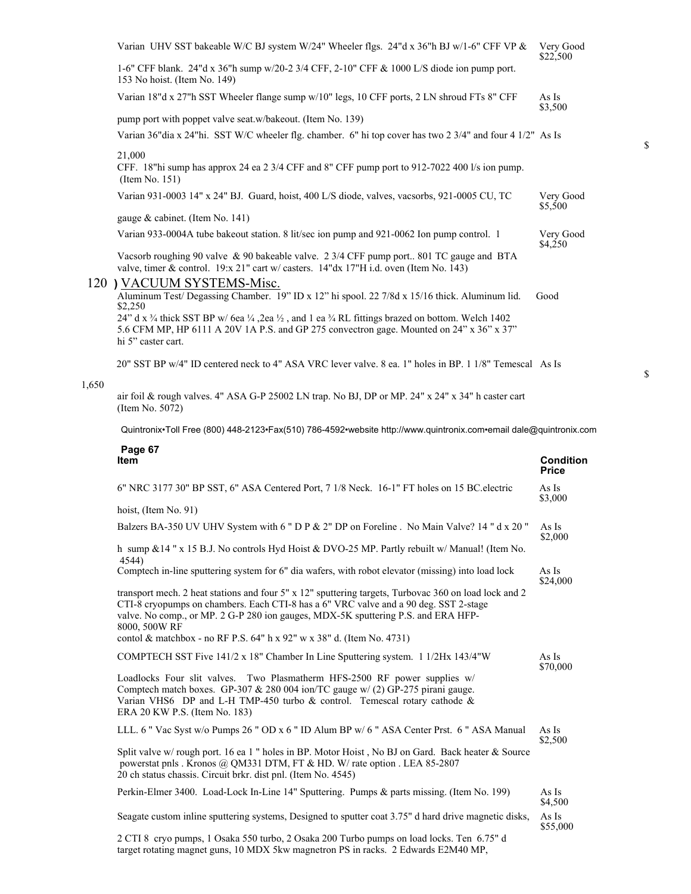| Item | Condition Price |
| --- | --- |
| Varian UHV SST bakeable W/C BJ system W/24" Wheeler flgs. 24"d x 36"h BJ w/1-6" CFF VP & 1-6" CFF blank. 24"d x 36"h sump w/20-2 3/4 CFF, 2-10" CFF & 1000 L/S diode ion pump port. 153 No hoist. (Item No. 149) | Very Good $22,500 |
| Varian 18"d x 27"h SST Wheeler flange sump w/10" legs, 10 CFF ports, 2 LN shroud FTs 8" CFF pump port with poppet valve seat.w/bakeout. (Item No. 139) | As Is $3,500 |
| Varian 36"dia x 24"hi. SST W/C wheeler flg. chamber. 6" hi top cover has two 2 3/4" and four 4 1/2" CFF. 18"hi sump has approx 24 ea 2 3/4 CFF and 8" CFF pump port to 912-7022 400 l/s ion pump. (Item No. 151) | As Is $ 21,000 |
| Varian 931-0003 14" x 24" BJ. Guard, hoist, 400 L/S diode, valves, vacsorbs, 921-0005 CU, TC gauge & cabinet. (Item No. 141) | Very Good $5,500 |
| Varian 933-0004A tube bakeout station. 8 lit/sec ion pump and 921-0062 Ion pump control. 1 Vacsorb roughing 90 valve & 90 bakeable valve. 2 3/4 CFF pump port.. 801 TC gauge and BTA valve, timer & control. 19:x 21" cart w/ casters. 14"dx 17"H i.d. oven (Item No. 143) | Very Good $4,250 |

## 120 ) VACUUM SYSTEMS-Misc.

| Item | Condition Price |
| --- | --- |
| Aluminum Test/ Degassing Chamber. 19" ID x 12" hi spool. 22 7/8d x 15/16 thick. Aluminum lid. 24" d x ¾ thick SST BP w/ 6ea ¼ ,2ea ½ , and 1 ea ¾ RL fittings brazed on bottom. Welch 1402 5.6 CFM MP, HP 6111 A 20V 1A P.S. and GP 275 convectron gage. Mounted on 24" x 36" x 37" hi 5" caster cart. | Good $2,250 |
| 20" SST BP w/4" ID centered neck to 4" ASA VRC lever valve. 8 ea. 1" holes in BP. 1 1/8" Temescal air foil & rough valves. 4" ASA G-P 25002 LN trap. No BJ, DP or MP. 24" x 24" x 34" h caster cart (Item No. 5072) | As Is $ 1,650 |

Quintronix•Toll Free (800) 448-2123•Fax(510) 786-4592•website http://www.quintronix.com•email dale@quintronix.com

| Item | Condition Price |
| --- | --- |
| 6" NRC 3177 30" BP SST, 6" ASA Centered Port, 7 1/8 Neck. 16-1" FT holes on 15 BC.electric hoist, (Item No. 91) | As Is $3,000 |
| Balzers BA-350 UV UHV System with 6 " D P & 2" DP on Foreline . No Main Valve? 14 " d x 20 " h sump &14 " x 15 B.J. No controls Hyd Hoist & DVO-25 MP. Partly rebuilt w/ Manual! (Item No. 4544) | As Is $2,000 |
| Comptech in-line sputtering system for 6" dia wafers, with robot elevator (missing) into load lock transport mech. 2 heat stations and four 5" x 12" sputtering targets, Turbovac 360 on load lock and 2 CTI-8 cryopumps on chambers. Each CTI-8 has a 6" VRC valve and a 90 deg. SST 2-stage valve. No comp., or MP. 2 G-P 280 ion gauges, MDX-5K sputtering P.S. and ERA HFP-8000, 500W RF contol & matchbox - no RF P.S. 64" h x 92" w x 38" d. (Item No. 4731) | As Is $24,000 |
| COMPTECH SST Five 141/2 x 18" Chamber In Line Sputtering system. 1 1/2Hx 143/4"W Loadlocks Four slit valves. Two Plasmatherm HFS-2500 RF power supplies w/ Comptech match boxes. GP-307 & 280 004 ion/TC gauge w/ (2) GP-275 pirani gauge. Varian VHS6 DP and L-H TMP-450 turbo & control. Temescal rotary cathode & ERA 20 KW P.S. (Item No. 183) | As Is $70,000 |
| LLL. 6 " Vac Syst w/o Pumps 26 " OD x 6 " ID Alum BP w/ 6 " ASA Center Prst. 6 " ASA Manual Split valve w/ rough port. 16 ea 1 " holes in BP. Motor Hoist , No BJ on Gard. Back heater & Source powerstat pnls . Kronos @ QM331 DTM, FT & HD. W/ rate option . LEA 85-2807 20 ch status chassis. Circuit brkr. dist pnl. (Item No. 4545) | As Is $2,500 |
| Perkin-Elmer 3400. Load-Lock In-Line 14" Sputtering. Pumps & parts missing. (Item No. 199) | As Is $4,500 |
| Seagate custom inline sputtering systems, Designed to sputter coat 3.75" d hard drive magnetic disks, 2 CTI 8 cryo pumps, 1 Osaka 550 turbo, 2 Osaka 200 Turbo pumps on load locks. Ten 6.75" d target rotating magnet guns, 10 MDX 5kw magnetron PS in racks. 2 Edwards E2M40 MP, | As Is $55,000 |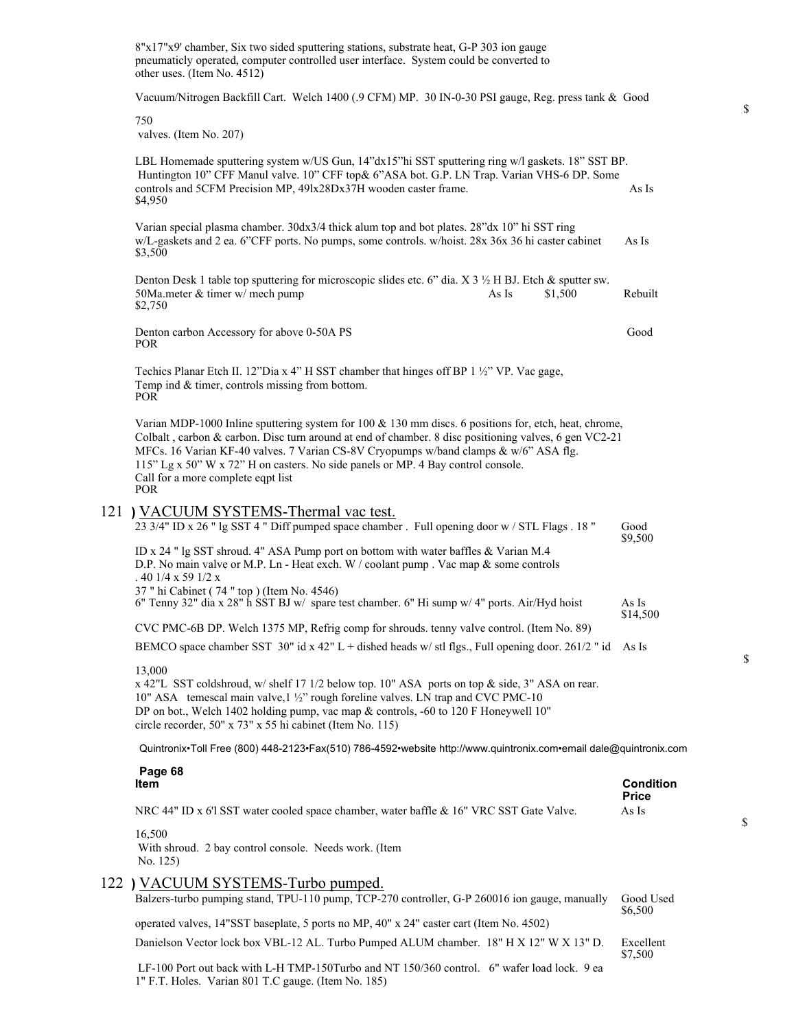8"x17"x9' chamber, Six two sided sputtering stations, substrate heat, G-P 303 ion gauge pneumaticly operated, computer controlled user interface. System could be converted to other uses. (Item No. 4512)

Vacuum/Nitrogen Backfill Cart. Welch 1400 (.9 CFM) MP. 30 IN-0-30 PSI gauge, Reg. press tank & Good $

750
valves. (Item No. 207)

LBL Homemade sputtering system w/US Gun, 14"dx15"hi SST sputtering ring w/l gaskets. 18" SST BP. Huntington 10" CFF Manul valve. 10" CFF top& 6"ASA bot. G.P. LN Trap. Varian VHS-6 DP. Some controls and 5CFM Precision MP, 49lx28Dx37H wooden caster frame. As Is
$4,950

Varian special plasma chamber. 30dx3/4 thick alum top and bot plates. 28"dx 10" hi SST ring w/L-gaskets and 2 ea. 6"CFF ports. No pumps, some controls. w/hoist. 28x 36x 36 hi caster cabinet As Is
$3,500

Denton Desk 1 table top sputtering for microscopic slides etc. 6" dia. X 3 ½ H BJ. Etch & sputter sw. 50Ma.meter & timer w/ mech pump As Is $1,500 Rebuilt
$2,750

Denton carbon Accessory for above 0-50A PS Good
POR

Techics Planar Etch II. 12"Dia x 4" H SST chamber that hinges off BP 1 ½" VP. Vac gage, Temp ind & timer, controls missing from bottom.
POR

Varian MDP-1000 Inline sputtering system for 100 & 130 mm discs. 6 positions for, etch, heat, chrome, Colbalt , carbon & carbon. Disc turn around at end of chamber. 8 disc positioning valves, 6 gen VC2-21 MFCs. 16 Varian KF-40 valves. 7 Varian CS-8V Cryopumps w/band clamps & w/6" ASA flg. 115" Lg x 50" W x 72" H on casters. No side panels or MP. 4 Bay control console.
Call for a more complete eqpt list
POR

## 121 ) VACUUM SYSTEMS-Thermal vac test.

23 3/4" ID x 26 " lg SST 4 " Diff pumped space chamber . Full opening door w / STL Flags . 18 " ID x 24 " lg SST shroud. 4" ASA Pump port on bottom with water baffles & Varian M.4 D.P. No main valve or M.P. Ln - Heat exch. W / coolant pump . Vac map & some controls . 40 1/4 x 59 1/2 x 37 " hi Cabinet ( 74 " top ) (Item No. 4546) Good $9,500

6" Tenny 32" dia x 28" h SST BJ w/ spare test chamber. 6" Hi sump w/ 4" ports. Air/Hyd hoist CVC PMC-6B DP. Welch 1375 MP, Refrig comp for shrouds. tenny valve control. (Item No. 89) As Is $14,500

BEMCO space chamber SST 30" id x 42" L + dished heads w/ stl flgs., Full opening door. 261/2 " id As Is $

13,000
x 42"L SST coldshroud, w/ shelf 17 1/2 below top. 10" ASA ports on top & side, 3" ASA on rear. 10" ASA temescal main valve,1 ½" rough foreline valves. LN trap and CVC PMC-10 DP on bot., Welch 1402 holding pump, vac map & controls, -60 to 120 F Honeywell 10" circle recorder, 50" x 73" x 55 hi cabinet (Item No. 115)

Quintronix•Toll Free (800) 448-2123•Fax(510) 786-4592•website http://www.quintronix.com•email dale@quintronix.com

**Page 68**

**Item** **Condition Price**

NRC 44" ID x 6'l SST water cooled space chamber, water baffle & 16" VRC SST Gate Valve. As Is $

16,500
With shroud. 2 bay control console. Needs work. (Item No. 125)

## 122 ) VACUUM SYSTEMS-Turbo pumped.

Balzers-turbo pumping stand, TPU-110 pump, TCP-270 controller, G-P 260016 ion gauge, manually operated valves, 14"SST baseplate, 5 ports no MP, 40" x 24" caster cart (Item No. 4502) Good Used $6,500

Danielson Vector lock box VBL-12 AL. Turbo Pumped ALUM chamber. 18" H X 12" W X 13" D. LF-100 Port out back with L-H TMP-150Turbo and NT 150/360 control. 6" wafer load lock. 9 ea 1" F.T. Holes. Varian 801 T.C gauge. (Item No. 185) Excellent $7,500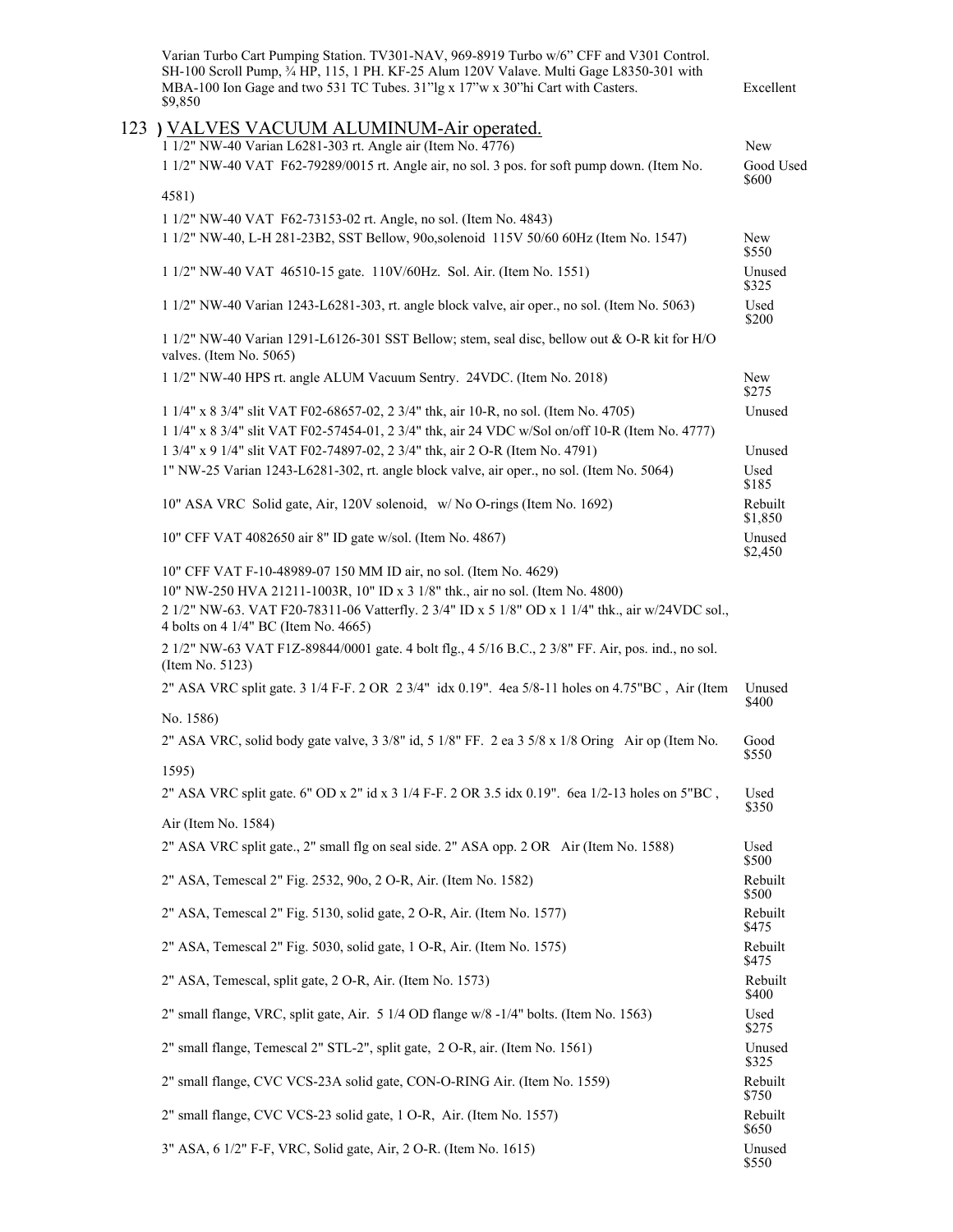Varian Turbo Cart Pumping Station. TV301-NAV, 969-8919 Turbo w/6" CFF and V301 Control. SH-100 Scroll Pump, ¾ HP, 115, 1 PH. KF-25 Alum 120V Valave. Multi Gage L8350-301 with MBA-100 Ion Gage and two 531 TC Tubes. 31"lg x 17"w x 30"hi Cart with Casters. $9,850 — Excellent

## 123 ) VALVES VACUUM ALUMINUM-Air operated.

| Description | Condition / Price |
|---|---|
| 1 1/2" NW-40 Varian L6281-303 rt. Angle air (Item No. 4776) | New |
| 1 1/2" NW-40 VAT F62-79289/0015 rt. Angle air, no sol. 3 pos. for soft pump down. (Item No. 4581) | Good Used $600 |
| 1 1/2" NW-40 VAT F62-73153-02 rt. Angle, no sol. (Item No. 4843) | |
| 1 1/2" NW-40, L-H 281-23B2, SST Bellow, 90o,solenoid 115V 50/60 60Hz (Item No. 1547) | New $550 |
| 1 1/2" NW-40 VAT 46510-15 gate. 110V/60Hz. Sol. Air. (Item No. 1551) | Unused $325 |
| 1 1/2" NW-40 Varian 1243-L6281-303, rt. angle block valve, air oper., no sol. (Item No. 5063) | Used $200 |
| 1 1/2" NW-40 Varian 1291-L6126-301 SST Bellow; stem, seal disc, bellow out & O-R kit for H/O valves. (Item No. 5065) | |
| 1 1/2" NW-40 HPS rt. angle ALUM Vacuum Sentry. 24VDC. (Item No. 2018) | New $275 |
| 1 1/4" x 8 3/4" slit VAT F02-68657-02, 2 3/4" thk, air 10-R, no sol. (Item No. 4705) | Unused |
| 1 1/4" x 8 3/4" slit VAT F02-57454-01, 2 3/4" thk, air 24 VDC w/Sol on/off 10-R (Item No. 4777) | |
| 1 3/4" x 9 1/4" slit VAT F02-74897-02, 2 3/4" thk, air 2 O-R (Item No. 4791) | Unused |
| 1" NW-25 Varian 1243-L6281-302, rt. angle block valve, air oper., no sol. (Item No. 5064) | Used $185 |
| 10" ASA VRC Solid gate, Air, 120V solenoid, w/ No O-rings (Item No. 1692) | Rebuilt $1,850 |
| 10" CFF VAT 4082650 air 8" ID gate w/sol. (Item No. 4867) | Unused $2,450 |
| 10" CFF VAT F-10-48989-07 150 MM ID air, no sol. (Item No. 4629) | |
| 10" NW-250 HVA 21211-1003R, 10" ID x 3 1/8" thk., air no sol. (Item No. 4800) | |
| 2 1/2" NW-63. VAT F20-78311-06 Vatterfly. 2 3/4" ID x 5 1/8" OD x 1 1/4" thk., air w/24VDC sol., 4 bolts on 4 1/4" BC (Item No. 4665) | |
| 2 1/2" NW-63 VAT F1Z-89844/0001 gate. 4 bolt flg., 4 5/16 B.C., 2 3/8" FF. Air, pos. ind., no sol. (Item No. 5123) | |
| 2" ASA VRC split gate. 3 1/4 F-F. 2 OR 2 3/4" idx 0.19". 4ea 5/8-11 holes on 4.75"BC , Air (Item No. 1586) | Unused $400 |
| 2" ASA VRC, solid body gate valve, 3 3/8" id, 5 1/8" FF. 2 ea 3 5/8 x 1/8 Oring Air op (Item No. 1595) | Good $550 |
| 2" ASA VRC split gate. 6" OD x 2" id x 3 1/4 F-F. 2 OR 3.5 idx 0.19". 6ea 1/2-13 holes on 5"BC , Air (Item No. 1584) | Used $350 |
| 2" ASA VRC split gate., 2" small flg on seal side. 2" ASA opp. 2 OR Air (Item No. 1588) | Used $500 |
| 2" ASA, Temescal 2" Fig. 2532, 90o, 2 O-R, Air. (Item No. 1582) | Rebuilt $500 |
| 2" ASA, Temescal 2" Fig. 5130, solid gate, 2 O-R, Air. (Item No. 1577) | Rebuilt $475 |
| 2" ASA, Temescal 2" Fig. 5030, solid gate, 1 O-R, Air. (Item No. 1575) | Rebuilt $475 |
| 2" ASA, Temescal, split gate, 2 O-R, Air. (Item No. 1573) | Rebuilt $400 |
| 2" small flange, VRC, split gate, Air. 5 1/4 OD flange w/8 -1/4" bolts. (Item No. 1563) | Used $275 |
| 2" small flange, Temescal 2" STL-2", split gate, 2 O-R, air. (Item No. 1561) | Unused $325 |
| 2" small flange, CVC VCS-23A solid gate, CON-O-RING Air. (Item No. 1559) | Rebuilt $750 |
| 2" small flange, CVC VCS-23 solid gate, 1 O-R, Air. (Item No. 1557) | Rebuilt $650 |
| 3" ASA, 6 1/2" F-F, VRC, Solid gate, Air, 2 O-R. (Item No. 1615) | Unused $550 |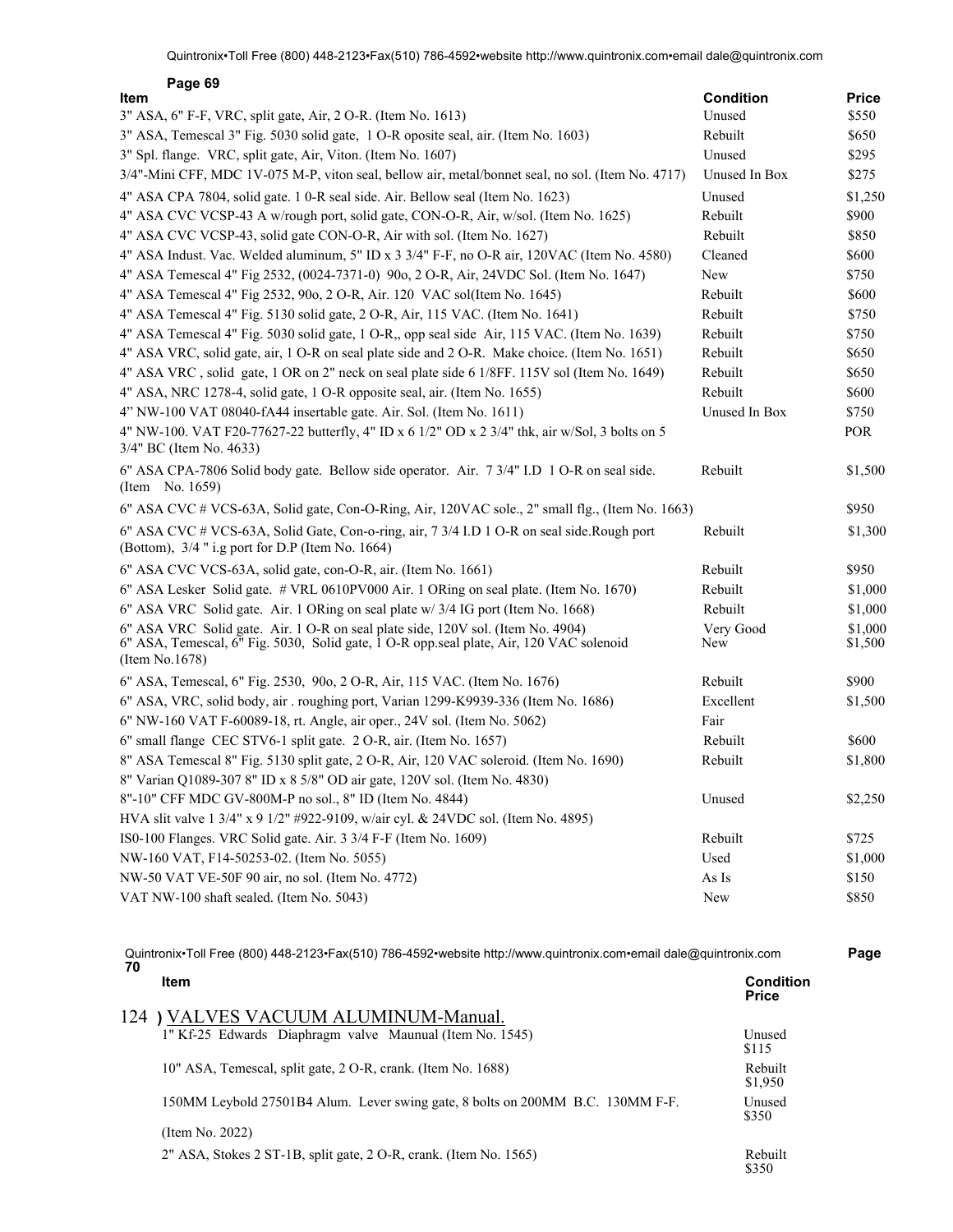| Item | Condition | Price |
|---|---|---|
| 3" ASA, 6" F-F, VRC, split gate, Air, 2 O-R. (Item No. 1613) | Unused | $550 |
| 3" ASA, Temescal 3" Fig. 5030 solid gate, 1 O-R oposite seal, air. (Item No. 1603) | Rebuilt | $650 |
| 3" Spl. flange. VRC, split gate, Air, Viton. (Item No. 1607) | Unused | $295 |
| 3/4"-Mini CFF, MDC 1V-075 M-P, viton seal, bellow air, metal/bonnet seal, no sol. (Item No. 4717) | Unused In Box | $275 |
| 4" ASA CPA 7804, solid gate. 1 0-R seal side. Air. Bellow seal (Item No. 1623) | Unused | $1,250 |
| 4" ASA CVC VCSP-43 A w/rough port, solid gate, CON-O-R, Air, w/sol. (Item No. 1625) | Rebuilt | $900 |
| 4" ASA CVC VCSP-43, solid gate CON-O-R, Air with sol. (Item No. 1627) | Rebuilt | $850 |
| 4" ASA Indust. Vac. Welded aluminum, 5" ID x 3 3/4" F-F, no O-R air, 120VAC (Item No. 4580) | Cleaned | $600 |
| 4" ASA Temescal 4" Fig 2532, (0024-7371-0) 90o, 2 O-R, Air, 24VDC Sol. (Item No. 1647) | New | $750 |
| 4" ASA Temescal 4" Fig 2532, 90o, 2 O-R, Air. 120 VAC sol(Item No. 1645) | Rebuilt | $600 |
| 4" ASA Temescal 4" Fig. 5130 solid gate, 2 O-R, Air, 115 VAC. (Item No. 1641) | Rebuilt | $750 |
| 4" ASA Temescal 4" Fig. 5030 solid gate, 1 O-R,, opp seal side Air, 115 VAC. (Item No. 1639) | Rebuilt | $750 |
| 4" ASA VRC, solid gate, air, 1 O-R on seal plate side and 2 O-R. Make choice. (Item No. 1651) | Rebuilt | $650 |
| 4" ASA VRC , solid gate, 1 OR on 2" neck on seal plate side 6 1/8FF. 115V sol (Item No. 1649) | Rebuilt | $650 |
| 4" ASA, NRC 1278-4, solid gate, 1 O-R opposite seal, air. (Item No. 1655) | Rebuilt | $600 |
| 4" NW-100 VAT 08040-fA44 insertable gate. Air. Sol. (Item No. 1611) | Unused In Box | $750 |
| 4" NW-100. VAT F20-77627-22 butterfly, 4" ID x 6 1/2" OD x 2 3/4" thk, air w/Sol, 3 bolts on 5 3/4" BC (Item No. 4633) | | POR |
| 6" ASA CPA-7806 Solid body gate. Bellow side operator. Air. 7 3/4" I.D 1 O-R on seal side. (Item No. 1659) | Rebuilt | $1,500 |
| 6" ASA CVC # VCS-63A, Solid gate, Con-O-Ring, Air, 120VAC sole., 2" small flg., (Item No. 1663) | | $950 |
| 6" ASA CVC # VCS-63A, Solid Gate, Con-o-ring, air, 7 3/4 I.D 1 O-R on seal side.Rough port (Bottom), 3/4 " i.g port for D.P (Item No. 1664) | Rebuilt | $1,300 |
| 6" ASA CVC VCS-63A, solid gate, con-O-R, air. (Item No. 1661) | Rebuilt | $950 |
| 6" ASA Lesker Solid gate. # VRL 0610PV000 Air. 1 ORing on seal plate. (Item No. 1670) | Rebuilt | $1,000 |
| 6" ASA VRC Solid gate. Air. 1 ORing on seal plate w/ 3/4 IG port (Item No. 1668) | Rebuilt | $1,000 |
| 6" ASA VRC Solid gate. Air. 1 O-R on seal plate side, 120V sol. (Item No. 4904) | Very Good | $1,000 |
| 6" ASA, Temescal, 6" Fig. 5030, Solid gate, 1 O-R opp.seal plate, Air, 120 VAC solenoid (Item No.1678) | New | $1,500 |
| 6" ASA, Temescal, 6" Fig. 2530, 90o, 2 O-R, Air, 115 VAC. (Item No. 1676) | Rebuilt | $900 |
| 6" ASA, VRC, solid body, air . roughing port, Varian 1299-K9939-336 (Item No. 1686) | Excellent | $1,500 |
| 6" NW-160 VAT F-60089-18, rt. Angle, air oper., 24V sol. (Item No. 5062) | Fair | |
| 6" small flange CEC STV6-1 split gate. 2 O-R, air. (Item No. 1657) | Rebuilt | $600 |
| 8" ASA Temescal 8" Fig. 5130 split gate, 2 O-R, Air, 120 VAC soleroid. (Item No. 1690) | Rebuilt | $1,800 |
| 8" Varian Q1089-307 8" ID x 8 5/8" OD air gate, 120V sol. (Item No. 4830) | | |
| 8"-10" CFF MDC GV-800M-P no sol., 8" ID (Item No. 4844) | Unused | $2,250 |
| HVA slit valve 1 3/4" x 9 1/2" #922-9109, w/air cyl. & 24VDC sol. (Item No. 4895) | | |
| IS0-100 Flanges. VRC Solid gate. Air. 3 3/4 F-F (Item No. 1609) | Rebuilt | $725 |
| NW-160 VAT, F14-50253-02. (Item No. 5055) | Used | $1,000 |
| NW-50 VAT VE-50F 90 air, no sol. (Item No. 4772) | As Is | $150 |
| VAT NW-100 shaft sealed. (Item No. 5043) | New | $850 |

## 124 ) VALVES VACUUM ALUMINUM-Manual.

| Item | Condition | Price |
|---|---|---|
| 1" Kf-25 Edwards Diaphragm valve Maunual (Item No. 1545) | Unused | $115 |
| 10" ASA, Temescal, split gate, 2 O-R, crank. (Item No. 1688) | Rebuilt | $1,950 |
| 150MM Leybold 27501B4 Alum. Lever swing gate, 8 bolts on 200MM B.C. 130MM F-F. (Item No. 2022) | Unused | $350 |
| 2" ASA, Stokes 2 ST-1B, split gate, 2 O-R, crank. (Item No. 1565) | Rebuilt | $350 |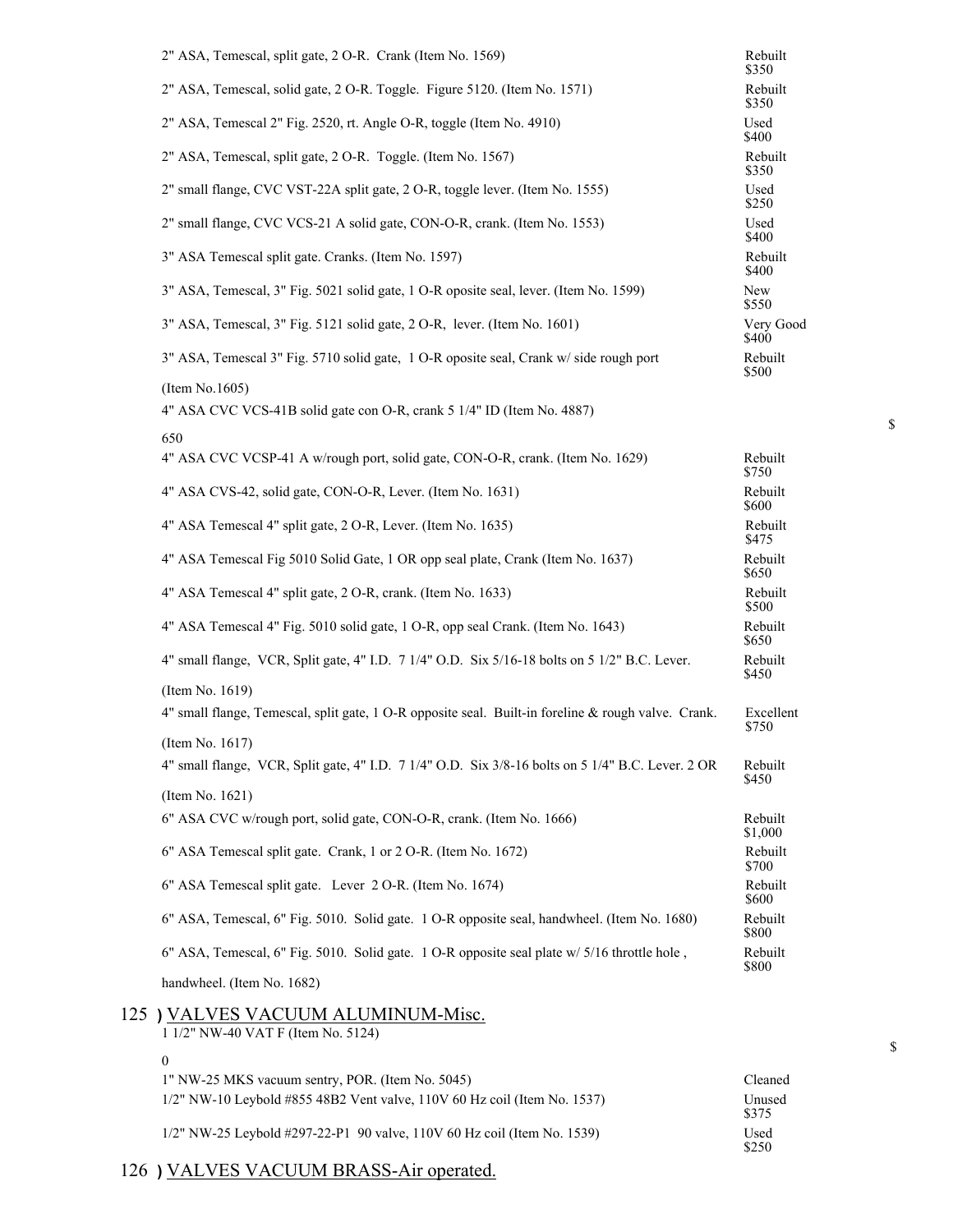| Description | Condition / Price |
|---|---|
| 2" ASA, Temescal, split gate, 2 O-R. Crank (Item No. 1569) | Rebuilt $350 |
| 2" ASA, Temescal, solid gate, 2 O-R. Toggle. Figure 5120. (Item No. 1571) | Rebuilt $350 |
| 2" ASA, Temescal 2" Fig. 2520, rt. Angle O-R, toggle (Item No. 4910) | Used $400 |
| 2" ASA, Temescal, split gate, 2 O-R. Toggle. (Item No. 1567) | Rebuilt $350 |
| 2" small flange, CVC VST-22A split gate, 2 O-R, toggle lever. (Item No. 1555) | Used $250 |
| 2" small flange, CVC VCS-21 A solid gate, CON-O-R, crank. (Item No. 1553) | Used $400 |
| 3" ASA Temescal split gate. Cranks. (Item No. 1597) | Rebuilt $400 |
| 3" ASA, Temescal, 3" Fig. 5021 solid gate, 1 O-R oposite seal, lever. (Item No. 1599) | New $550 |
| 3" ASA, Temescal, 3" Fig. 5121 solid gate, 2 O-R, lever. (Item No. 1601) | Very Good $400 |
| 3" ASA, Temescal 3" Fig. 5710 solid gate, 1 O-R oposite seal, Crank w/ side rough port (Item No.1605) | Rebuilt $500 |
| 4" ASA CVC VCS-41B solid gate con O-R, crank 5 1/4" ID (Item No. 4887) | $ 650 |
| 4" ASA CVC VCSP-41 A w/rough port, solid gate, CON-O-R, crank. (Item No. 1629) | Rebuilt $750 |
| 4" ASA CVS-42, solid gate, CON-O-R, Lever. (Item No. 1631) | Rebuilt $600 |
| 4" ASA Temescal 4" split gate, 2 O-R, Lever. (Item No. 1635) | Rebuilt $475 |
| 4" ASA Temescal Fig 5010 Solid Gate, 1 OR opp seal plate, Crank (Item No. 1637) | Rebuilt $650 |
| 4" ASA Temescal 4" split gate, 2 O-R, crank. (Item No. 1633) | Rebuilt $500 |
| 4" ASA Temescal 4" Fig. 5010 solid gate, 1 O-R, opp seal Crank. (Item No. 1643) | Rebuilt $650 |
| 4" small flange, VCR, Split gate, 4" I.D. 7 1/4" O.D. Six 5/16-18 bolts on 5 1/2" B.C. Lever. (Item No. 1619) | Rebuilt $450 |
| 4" small flange, Temescal, split gate, 1 O-R opposite seal. Built-in foreline & rough valve. Crank. (Item No. 1617) | Excellent $750 |
| 4" small flange, VCR, Split gate, 4" I.D. 7 1/4" O.D. Six 3/8-16 bolts on 5 1/4" B.C. Lever. 2 OR (Item No. 1621) | Rebuilt $450 |
| 6" ASA CVC w/rough port, solid gate, CON-O-R, crank. (Item No. 1666) | Rebuilt $1,000 |
| 6" ASA Temescal split gate. Crank, 1 or 2 O-R. (Item No. 1672) | Rebuilt $700 |
| 6" ASA Temescal split gate. Lever 2 O-R. (Item No. 1674) | Rebuilt $600 |
| 6" ASA, Temescal, 6" Fig. 5010. Solid gate. 1 O-R opposite seal, handwheel. (Item No. 1680) | Rebuilt $800 |
| 6" ASA, Temescal, 6" Fig. 5010. Solid gate. 1 O-R opposite seal plate w/ 5/16 throttle hole, handwheel. (Item No. 1682) | Rebuilt $800 |

## 125 ) VALVES VACUUM ALUMINUM-Misc.

| Description | Condition / Price |
|---|---|
| 1 1/2" NW-40 VAT F (Item No. 5124) | $ 0 |
| 1" NW-25 MKS vacuum sentry, POR. (Item No. 5045) | Cleaned |
| 1/2" NW-10 Leybold #855 48B2 Vent valve, 110V 60 Hz coil (Item No. 1537) | Unused $375 |
| 1/2" NW-25 Leybold #297-22-P1 90 valve, 110V 60 Hz coil (Item No. 1539) | Used $250 |

## 126 ) VALVES VACUUM BRASS-Air operated.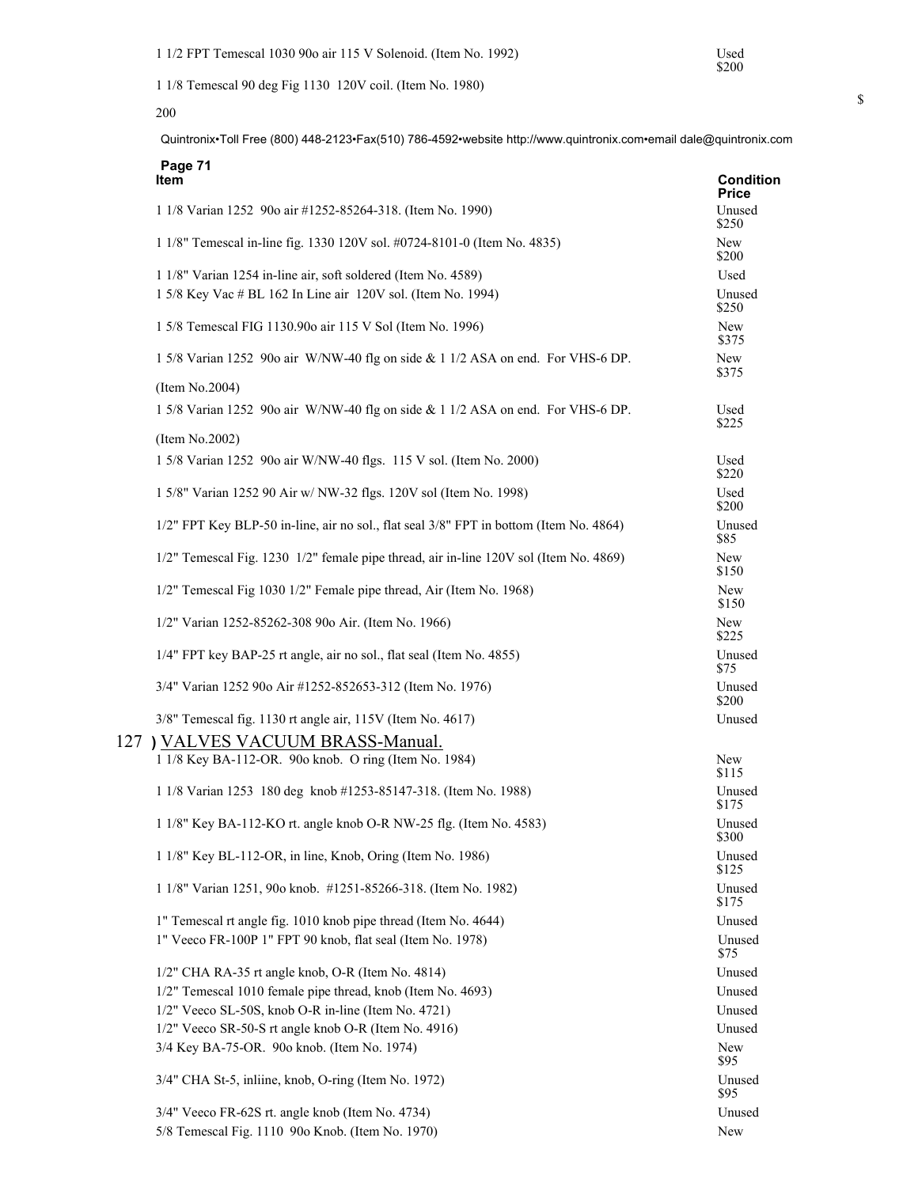| Item | Condition Price |
|---|---|
| 1 1/2 FPT Temescal 1030 90o air 115 V Solenoid. (Item No. 1992) | Used $200 |
| 1 1/8 Temescal 90 deg Fig 1130 120V coil. (Item No. 1980) | $ 200 |

| Item | Condition Price |
|---|---|
| 1 1/8 Varian 1252 90o air #1252-85264-318. (Item No. 1990) | Unused $250 |
| 1 1/8" Temescal in-line fig. 1330 120V sol. #0724-8101-0 (Item No. 4835) | New $200 |
| 1 1/8" Varian 1254 in-line air, soft soldered (Item No. 4589) | Used |
| 1 5/8 Key Vac # BL 162 In Line air 120V sol. (Item No. 1994) | Unused $250 |
| 1 5/8 Temescal FIG 1130.90o air 115 V Sol (Item No. 1996) | New $375 |
| 1 5/8 Varian 1252 90o air W/NW-40 flg on side & 1 1/2 ASA on end. For VHS-6 DP. (Item No.2004) | New $375 |
| 1 5/8 Varian 1252 90o air W/NW-40 flg on side & 1 1/2 ASA on end. For VHS-6 DP. (Item No.2002) | Used $225 |
| 1 5/8 Varian 1252 90o air W/NW-40 flgs. 115 V sol. (Item No. 2000) | Used $220 |
| 1 5/8" Varian 1252 90 Air w/ NW-32 flgs. 120V sol (Item No. 1998) | Used $200 |
| 1/2" FPT Key BLP-50 in-line, air no sol., flat seal 3/8" FPT in bottom (Item No. 4864) | Unused $85 |
| 1/2" Temescal Fig. 1230 1/2" female pipe thread, air in-line 120V sol (Item No. 4869) | New $150 |
| 1/2" Temescal Fig 1030 1/2" Female pipe thread, Air (Item No. 1968) | New $150 |
| 1/2" Varian 1252-85262-308 90o Air. (Item No. 1966) | New $225 |
| 1/4" FPT key BAP-25 rt angle, air no sol., flat seal (Item No. 4855) | Unused $75 |
| 3/4" Varian 1252 90o Air #1252-852653-312 (Item No. 1976) | Unused $200 |
| 3/8" Temescal fig. 1130 rt angle air, 115V (Item No. 4617) | Unused |

## 127 ) VALVES VACUUM BRASS-Manual.

| Item | Condition Price |
|---|---|
| 1 1/8 Key BA-112-OR. 90o knob. O ring (Item No. 1984) | New $115 |
| 1 1/8 Varian 1253 180 deg knob #1253-85147-318. (Item No. 1988) | Unused $175 |
| 1 1/8" Key BA-112-KO rt. angle knob O-R NW-25 flg. (Item No. 4583) | Unused $300 |
| 1 1/8" Key BL-112-OR, in line, Knob, Oring (Item No. 1986) | Unused $125 |
| 1 1/8" Varian 1251, 90o knob. #1251-85266-318. (Item No. 1982) | Unused $175 |
| 1" Temescal rt angle fig. 1010 knob pipe thread (Item No. 4644) | Unused |
| 1" Veeco FR-100P 1" FPT 90 knob, flat seal (Item No. 1978) | Unused $75 |
| 1/2" CHA RA-35 rt angle knob, O-R (Item No. 4814) | Unused |
| 1/2" Temescal 1010 female pipe thread, knob (Item No. 4693) | Unused |
| 1/2" Veeco SL-50S, knob O-R in-line (Item No. 4721) | Unused |
| 1/2" Veeco SR-50-S rt angle knob O-R (Item No. 4916) | Unused |
| 3/4 Key BA-75-OR. 90o knob. (Item No. 1974) | New $95 |
| 3/4" CHA St-5, inliine, knob, O-ring (Item No. 1972) | Unused $95 |
| 3/4" Veeco FR-62S rt. angle knob (Item No. 4734) | Unused |
| 5/8 Temescal Fig. 1110 90o Knob. (Item No. 1970) | New |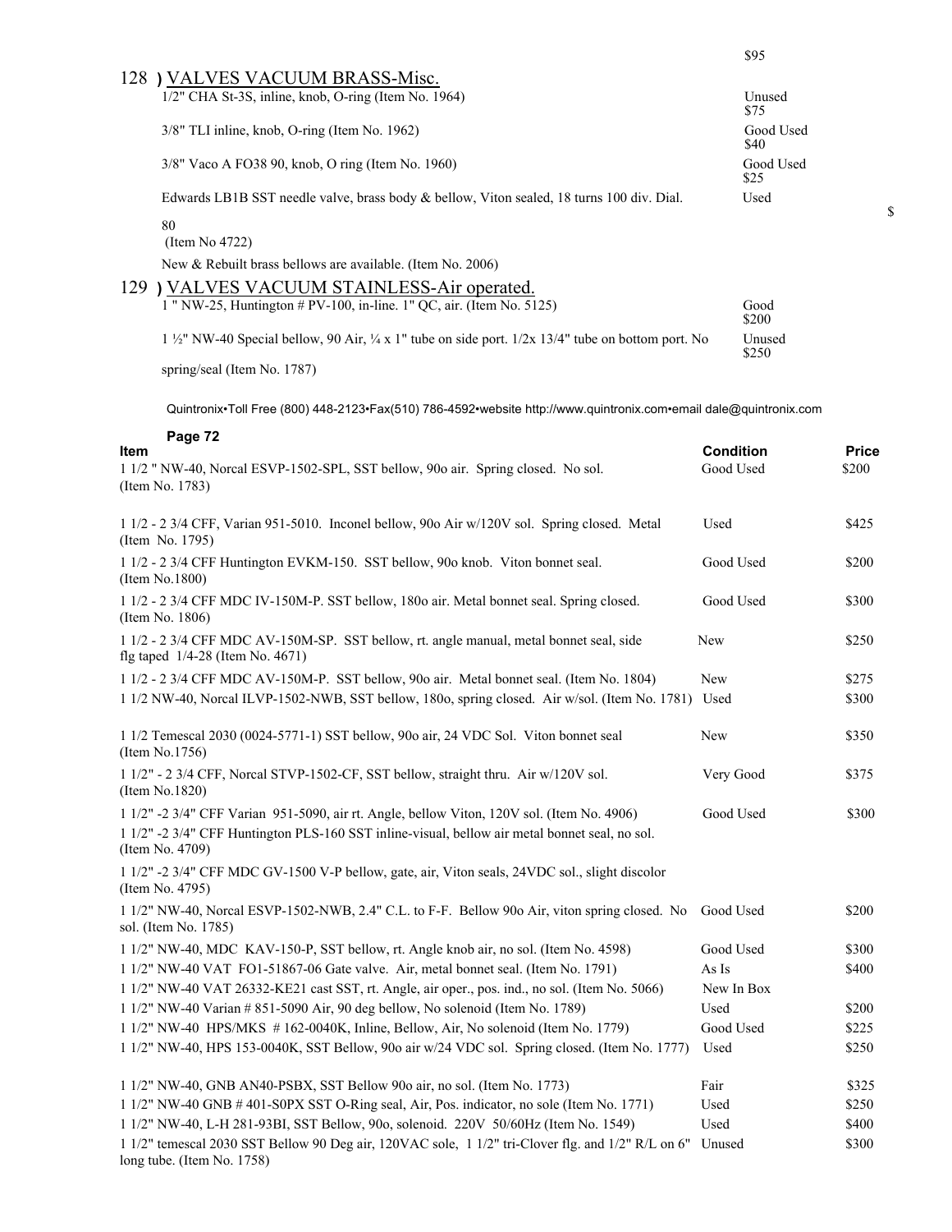$95

## 128 ) VALVES VACUUM BRASS-Misc.

| Item | Condition | Price |
|---|---|---|
| 1/2" CHA St-3S, inline, knob, O-ring (Item No. 1964) | Unused | $75 |
| 3/8" TLI inline, knob, O-ring (Item No. 1962) | Good Used | $40 |
| 3/8" Vaco A FO38 90, knob, O ring (Item No. 1960) | Good Used | $25 |
| Edwards LB1B SST needle valve, brass body & bellow, Viton sealed, 18 turns 100 div. Dial. (Item No 4722) | Used | $80 |

New & Rebuilt brass bellows are available. (Item No. 2006)

## 129 ) VALVES VACUUM STAINLESS-Air operated.

| Item | Condition | Price |
|---|---|---|
| 1 " NW-25, Huntington # PV-100, in-line. 1" QC, air. (Item No. 5125) | Good | $200 |
| 1 ½" NW-40 Special bellow, 90 Air, ¼ x 1" tube on side port. 1/2x 13/4" tube on bottom port. No spring/seal (Item No. 1787) | Unused | $250 |

Quintronix•Toll Free (800) 448-2123•Fax(510) 786-4592•website http://www.quintronix.com•email dale@quintronix.com

| Item | Condition | Price |
|---|---|---|
| 1 1/2 " NW-40, Norcal ESVP-1502-SPL, SST bellow, 90o air. Spring closed. No sol. (Item No. 1783) | Good Used | $200 |
| 1 1/2 - 2 3/4 CFF, Varian 951-5010. Inconel bellow, 90o Air w/120V sol. Spring closed. Metal (Item No. 1795) | Used | $425 |
| 1 1/2 - 2 3/4 CFF Huntington EVKM-150. SST bellow, 90o knob. Viton bonnet seal. (Item No.1800) | Good Used | $200 |
| 1 1/2 - 2 3/4 CFF MDC IV-150M-P. SST bellow, 180o air. Metal bonnet seal. Spring closed. (Item No. 1806) | Good Used | $300 |
| 1 1/2 - 2 3/4 CFF MDC AV-150M-SP. SST bellow, rt. angle manual, metal bonnet seal, side flg taped 1/4-28 (Item No. 4671) | New | $250 |
| 1 1/2 - 2 3/4 CFF MDC AV-150M-P. SST bellow, 90o air. Metal bonnet seal. (Item No. 1804) | New | $275 |
| 1 1/2 NW-40, Norcal ILVP-1502-NWB, SST bellow, 180o, spring closed. Air w/sol. (Item No. 1781) | Used | $300 |
| 1 1/2 Temescal 2030 (0024-5771-1) SST bellow, 90o air, 24 VDC Sol. Viton bonnet seal (Item No.1756) | New | $350 |
| 1 1/2" - 2 3/4 CFF, Norcal STVP-1502-CF, SST bellow, straight thru. Air w/120V sol. (Item No.1820) | Very Good | $375 |
| 1 1/2" -2 3/4" CFF Varian 951-5090, air rt. Angle, bellow Viton, 120V sol. (Item No. 4906) | Good Used | $300 |
| 1 1/2" -2 3/4" CFF Huntington PLS-160 SST inline-visual, bellow air metal bonnet seal, no sol. (Item No. 4709) | | |
| 1 1/2" -2 3/4" CFF MDC GV-1500 V-P bellow, gate, air, Viton seals, 24VDC sol., slight discolor (Item No. 4795) | | |
| 1 1/2" NW-40, Norcal ESVP-1502-NWB, 2.4" C.L. to F-F. Bellow 90o Air, viton spring closed. No sol. (Item No. 1785) | Good Used | $200 |
| 1 1/2" NW-40, MDC KAV-150-P, SST bellow, rt. Angle knob air, no sol. (Item No. 4598) | Good Used | $300 |
| 1 1/2" NW-40 VAT FO1-51867-06 Gate valve. Air, metal bonnet seal. (Item No. 1791) | As Is | $400 |
| 1 1/2" NW-40 VAT 26332-KE21 cast SST, rt. Angle, air oper., pos. ind., no sol. (Item No. 5066) | New In Box | |
| 1 1/2" NW-40 Varian # 851-5090 Air, 90 deg bellow, No solenoid (Item No. 1789) | Used | $200 |
| 1 1/2" NW-40 HPS/MKS # 162-0040K, Inline, Bellow, Air, No solenoid (Item No. 1779) | Good Used | $225 |
| 1 1/2" NW-40, HPS 153-0040K, SST Bellow, 90o air w/24 VDC sol. Spring closed. (Item No. 1777) | Used | $250 |
| 1 1/2" NW-40, GNB AN40-PSBX, SST Bellow 90o air, no sol. (Item No. 1773) | Fair | $325 |
| 1 1/2" NW-40 GNB # 401-S0PX SST O-Ring seal, Air, Pos. indicator, no sole (Item No. 1771) | Used | $250 |
| 1 1/2" NW-40, L-H 281-93BI, SST Bellow, 90o, solenoid. 220V 50/60Hz (Item No. 1549) | Used | $400 |
| 1 1/2" temescal 2030 SST Bellow 90 Deg air, 120VAC sole, 1 1/2" tri-Clover flg. and 1/2" R/L on 6" long tube. (Item No. 1758) | Unused | $300 |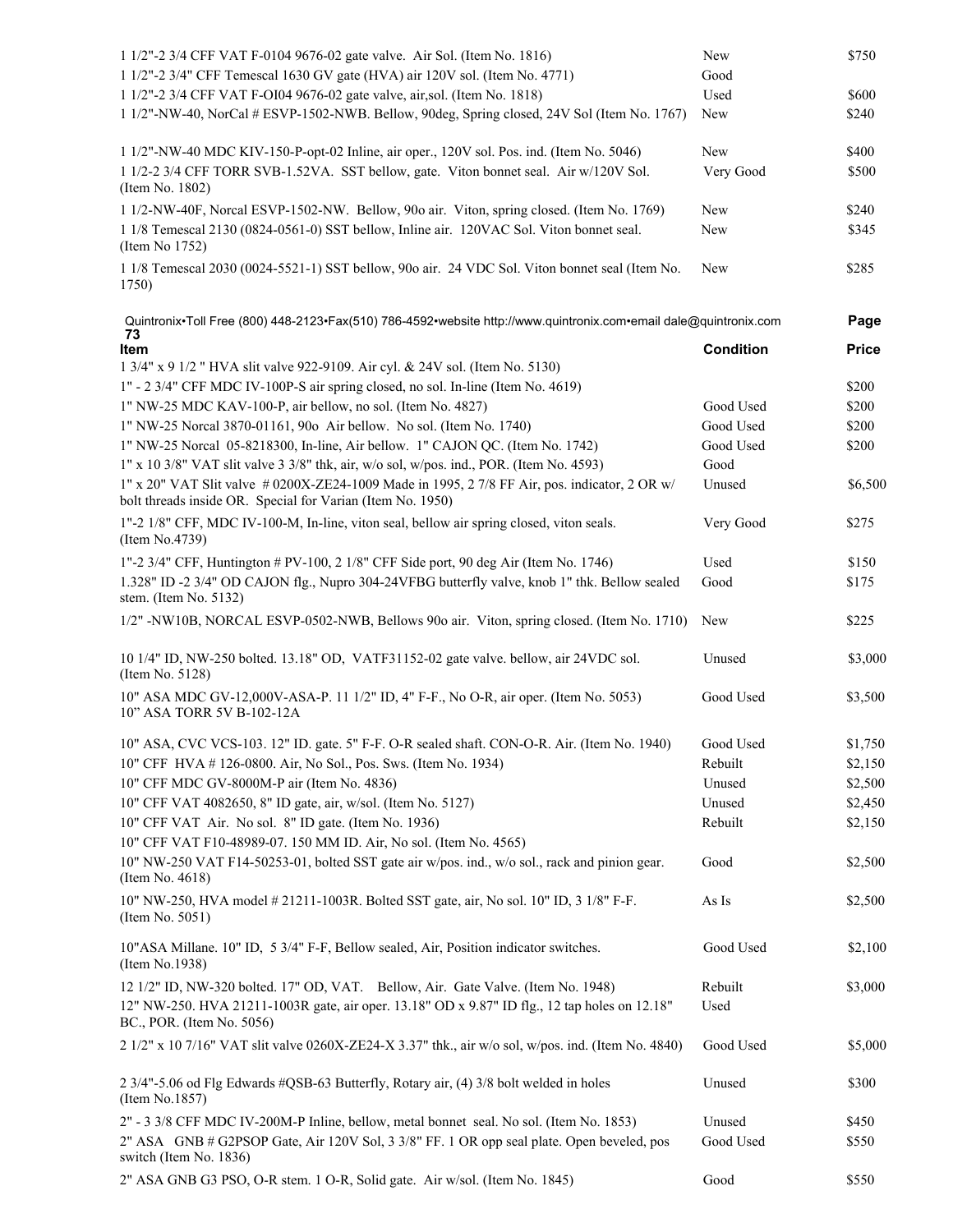| Item | Condition | Price |
|---|---|---|
| 1 1/2"-2 3/4 CFF VAT F-0104 9676-02 gate valve. Air Sol. (Item No. 1816) | New | $750 |
| 1 1/2"-2 3/4" CFF Temescal 1630 GV gate (HVA) air 120V sol. (Item No. 4771) | Good | |
| 1 1/2"-2 3/4 CFF VAT F-OI04 9676-02 gate valve, air,sol. (Item No. 1818) | Used | $600 |
| 1 1/2"-NW-40, NorCal # ESVP-1502-NWB. Bellow, 90deg, Spring closed, 24V Sol (Item No. 1767) | New | $240 |
| 1 1/2"-NW-40 MDC KIV-150-P-opt-02 Inline, air oper., 120V sol. Pos. ind. (Item No. 5046) | New | $400 |
| 1 1/2-2 3/4 CFF TORR SVB-1.52VA. SST bellow, gate. Viton bonnet seal. Air w/120V Sol. (Item No. 1802) | Very Good | $500 |
| 1 1/2-NW-40F, Norcal ESVP-1502-NW. Bellow, 90o air. Viton, spring closed. (Item No. 1769) | New | $240 |
| 1 1/8 Temescal 2130 (0824-0561-0) SST bellow, Inline air. 120VAC Sol. Viton bonnet seal. (Item No 1752) | New | $345 |
| 1 1/8 Temescal 2030 (0024-5521-1) SST bellow, 90o air. 24 VDC Sol. Viton bonnet seal (Item No. 1750) | New | $285 |

Quintronix•Toll Free (800) 448-2123•Fax(510) 786-4592•website http://www.quintronix.com•email dale@quintronix.com

| Item | Condition | Price |
|---|---|---|
| 1 3/4" x 9 1/2 " HVA slit valve 922-9109. Air cyl. & 24V sol. (Item No. 5130) | | |
| 1" - 2 3/4" CFF MDC IV-100P-S air spring closed, no sol. In-line (Item No. 4619) | | $200 |
| 1" NW-25 MDC KAV-100-P, air bellow, no sol. (Item No. 4827) | Good Used | $200 |
| 1" NW-25 Norcal 3870-01161, 90o Air bellow. No sol. (Item No. 1740) | Good Used | $200 |
| 1" NW-25 Norcal 05-8218300, In-line, Air bellow. 1" CAJON QC. (Item No. 1742) | Good Used | $200 |
| 1" x 10 3/8" VAT slit valve 3 3/8" thk, air, w/o sol, w/pos. ind., POR. (Item No. 4593) | Good | |
| 1" x 20" VAT Slit valve # 0200X-ZE24-1009 Made in 1995, 2 7/8 FF Air, pos. indicator, 2 OR w/ bolt threads inside OR. Special for Varian (Item No. 1950) | Unused | $6,500 |
| 1"-2 1/8" CFF, MDC IV-100-M, In-line, viton seal, bellow air spring closed, viton seals. (Item No.4739) | Very Good | $275 |
| 1"-2 3/4" CFF, Huntington # PV-100, 2 1/8" CFF Side port, 90 deg Air (Item No. 1746) | Used | $150 |
| 1.328" ID -2 3/4" OD CAJON flg., Nupro 304-24VFBG butterfly valve, knob 1" thk. Bellow sealed stem. (Item No. 5132) | Good | $175 |
| 1/2" -NW10B, NORCAL ESVP-0502-NWB, Bellows 90o air. Viton, spring closed. (Item No. 1710) | New | $225 |
| 10 1/4" ID, NW-250 bolted. 13.18" OD, VATF31152-02 gate valve. bellow, air 24VDC sol. (Item No. 5128) | Unused | $3,000 |
| 10" ASA MDC GV-12,000V-ASA-P. 11 1/2" ID, 4" F-F., No O-R, air oper. (Item No. 5053) 10" ASA TORR 5V B-102-12A | Good Used | $3,500 |
| 10" ASA, CVC VCS-103. 12" ID. gate. 5" F-F. O-R sealed shaft. CON-O-R. Air. (Item No. 1940) | Good Used | $1,750 |
| 10" CFF HVA # 126-0800. Air, No Sol., Pos. Sws. (Item No. 1934) | Rebuilt | $2,150 |
| 10" CFF MDC GV-8000M-P air (Item No. 4836) | Unused | $2,500 |
| 10" CFF VAT 4082650, 8" ID gate, air, w/sol. (Item No. 5127) | Unused | $2,450 |
| 10" CFF VAT Air. No sol. 8" ID gate. (Item No. 1936) | Rebuilt | $2,150 |
| 10" CFF VAT F10-48989-07. 150 MM ID. Air, No sol. (Item No. 4565) | | |
| 10" NW-250 VAT F14-50253-01, bolted SST gate air w/pos. ind., w/o sol., rack and pinion gear. (Item No. 4618) | Good | $2,500 |
| 10" NW-250, HVA model # 21211-1003R. Bolted SST gate, air, No sol. 10" ID, 3 1/8" F-F. (Item No. 5051) | As Is | $2,500 |
| 10"ASA Millane. 10" ID, 5 3/4" F-F, Bellow sealed, Air, Position indicator switches. (Item No.1938) | Good Used | $2,100 |
| 12 1/2" ID, NW-320 bolted. 17" OD, VAT. Bellow, Air. Gate Valve. (Item No. 1948) | Rebuilt | $3,000 |
| 12" NW-250. HVA 21211-1003R gate, air oper. 13.18" OD x 9.87" ID flg., 12 tap holes on 12.18" BC., POR. (Item No. 5056) | Used | |
| 2 1/2" x 10 7/16" VAT slit valve 0260X-ZE24-X 3.37" thk., air w/o sol, w/pos. ind. (Item No. 4840) | Good Used | $5,000 |
| 2 3/4"-5.06 od Flg Edwards #QSB-63 Butterfly, Rotary air, (4) 3/8 bolt welded in holes (Item No.1857) | Unused | $300 |
| 2" - 3 3/8 CFF MDC IV-200M-P Inline, bellow, metal bonnet seal. No sol. (Item No. 1853) | Unused | $450 |
| 2" ASA GNB # G2PSOP Gate, Air 120V Sol, 3 3/8" FF. 1 OR opp seal plate. Open beveled, pos switch (Item No. 1836) | Good Used | $550 |
| 2" ASA GNB G3 PSO, O-R stem. 1 O-R, Solid gate. Air w/sol. (Item No. 1845) | Good | $550 |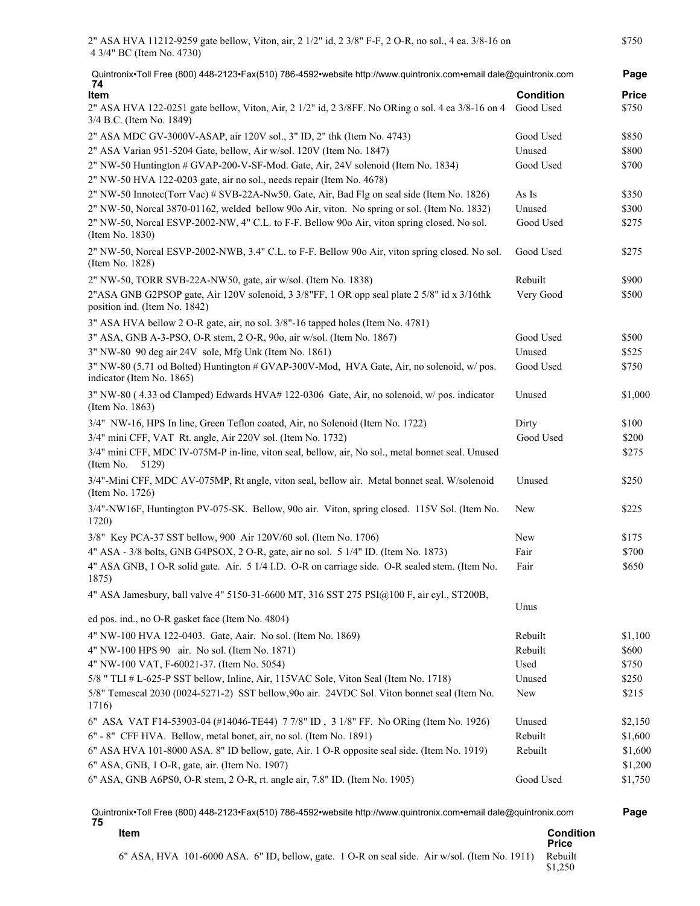| Item | Condition | Price |
|---|---|---|
| 2" ASA HVA 11212-9259 gate bellow, Viton, air, 2 1/2" id, 2 3/8" F-F, 2 O-R, no sol., 4 ea. 3/8-16 on 4 3/4" BC (Item No. 4730) | | $750 |
| 2" ASA HVA 122-0251 gate bellow, Viton, Air, 2 1/2" id, 2 3/8FF. No ORing o sol. 4 ea 3/8-16 on 4 3/4 B.C. (Item No. 1849) | Good Used | $750 |
| 2" ASA MDC GV-3000V-ASAP, air 120V sol., 3" ID, 2" thk (Item No. 4743) | Good Used | $850 |
| 2" ASA Varian 951-5204 Gate, bellow, Air w/sol. 120V (Item No. 1847) | Unused | $800 |
| 2" NW-50 Huntington # GVAP-200-V-SF-Mod. Gate, Air, 24V solenoid (Item No. 1834) | Good Used | $700 |
| 2" NW-50 HVA 122-0203 gate, air no sol., needs repair (Item No. 4678) | | |
| 2" NW-50 Innotec(Torr Vac) # SVB-22A-Nw50. Gate, Air, Bad Flg on seal side (Item No. 1826) | As Is | $350 |
| 2" NW-50, Norcal 3870-01162, welded bellow 90o Air, viton. No spring or sol. (Item No. 1832) | Unused | $300 |
| 2" NW-50, Norcal ESVP-2002-NW, 4" C.L. to F-F. Bellow 90o Air, viton spring closed. No sol. (Item No. 1830) | Good Used | $275 |
| 2" NW-50, Norcal ESVP-2002-NWB, 3.4" C.L. to F-F. Bellow 90o Air, viton spring closed. No sol. (Item No. 1828) | Good Used | $275 |
| 2" NW-50, TORR SVB-22A-NW50, gate, air w/sol. (Item No. 1838) | Rebuilt | $900 |
| 2"ASA GNB G2PSOP gate, Air 120V solenoid, 3 3/8"FF, 1 OR opp seal plate 2 5/8" id x 3/16thk position ind. (Item No. 1842) | Very Good | $500 |
| 3" ASA HVA bellow 2 O-R gate, air, no sol. 3/8"-16 tapped holes (Item No. 4781) | | |
| 3" ASA, GNB A-3-PSO, O-R stem, 2 O-R, 90o, air w/sol. (Item No. 1867) | Good Used | $500 |
| 3" NW-80 90 deg air 24V sole, Mfg Unk (Item No. 1861) | Unused | $525 |
| 3" NW-80 (5.71 od Bolted) Huntington # GVAP-300V-Mod, HVA Gate, Air, no solenoid, w/ pos. indicator (Item No. 1865) | Good Used | $750 |
| 3" NW-80 ( 4.33 od Clamped) Edwards HVA# 122-0306 Gate, Air, no solenoid, w/ pos. indicator (Item No. 1863) | Unused | $1,000 |
| 3/4" NW-16, HPS In line, Green Teflon coated, Air, no Solenoid (Item No. 1722) | Dirty | $100 |
| 3/4" mini CFF, VAT Rt. angle, Air 220V sol. (Item No. 1732) | Good Used | $200 |
| 3/4" mini CFF, MDC IV-075M-P in-line, viton seal, bellow, air, No sol., metal bonnet seal. Unused (Item No. 5129) | | $275 |
| 3/4"-Mini CFF, MDC AV-075MP, Rt angle, viton seal, bellow air. Metal bonnet seal. W/solenoid (Item No. 1726) | Unused | $250 |
| 3/4"-NW16F, Huntington PV-075-SK. Bellow, 90o air. Viton, spring closed. 115V Sol. (Item No. 1720) | New | $225 |
| 3/8" Key PCA-37 SST bellow, 900 Air 120V/60 sol. (Item No. 1706) | New | $175 |
| 4" ASA - 3/8 bolts, GNB G4PSOX, 2 O-R, gate, air no sol. 5 1/4" ID. (Item No. 1873) | Fair | $700 |
| 4" ASA GNB, 1 O-R solid gate. Air. 5 1/4 I.D. O-R on carriage side. O-R sealed stem. (Item No. 1875) | Fair | $650 |
| 4" ASA Jamesbury, ball valve 4" 5150-31-6600 MT, 316 SST 275 PSI@100 F, air cyl., ST200B, ed pos. ind., no O-R gasket face (Item No. 4804) | Unus | |
| 4" NW-100 HVA 122-0403. Gate, Aair. No sol. (Item No. 1869) | Rebuilt | $1,100 |
| 4" NW-100 HPS 90 air. No sol. (Item No. 1871) | Rebuilt | $600 |
| 4" NW-100 VAT, F-60021-37. (Item No. 5054) | Used | $750 |
| 5/8 " TLI # L-625-P SST bellow, Inline, Air, 115VAC Sole, Viton Seal (Item No. 1718) | Unused | $250 |
| 5/8" Temescal 2030 (0024-5271-2) SST bellow,90o air. 24VDC Sol. Viton bonnet seal (Item No. 1716) | New | $215 |
| 6" ASA VAT F14-53903-04 (#14046-TE44) 7 7/8" ID , 3 1/8" FF. No ORing (Item No. 1926) | Unused | $2,150 |
| 6" - 8" CFF HVA. Bellow, metal bonet, air, no sol. (Item No. 1891) | Rebuilt | $1,600 |
| 6" ASA HVA 101-8000 ASA. 8" ID bellow, gate, Air. 1 O-R opposite seal side. (Item No. 1919) | Rebuilt | $1,600 |
| 6" ASA, GNB, 1 O-R, gate, air. (Item No. 1907) | | $1,200 |
| 6" ASA, GNB A6PS0, O-R stem, 2 O-R, rt. angle air, 7.8" ID. (Item No. 1905) | Good Used | $1,750 |
| 6" ASA, HVA 101-6000 ASA. 6" ID, bellow, gate. 1 O-R on seal side. Air w/sol. (Item No. 1911) | Rebuilt | $1,250 |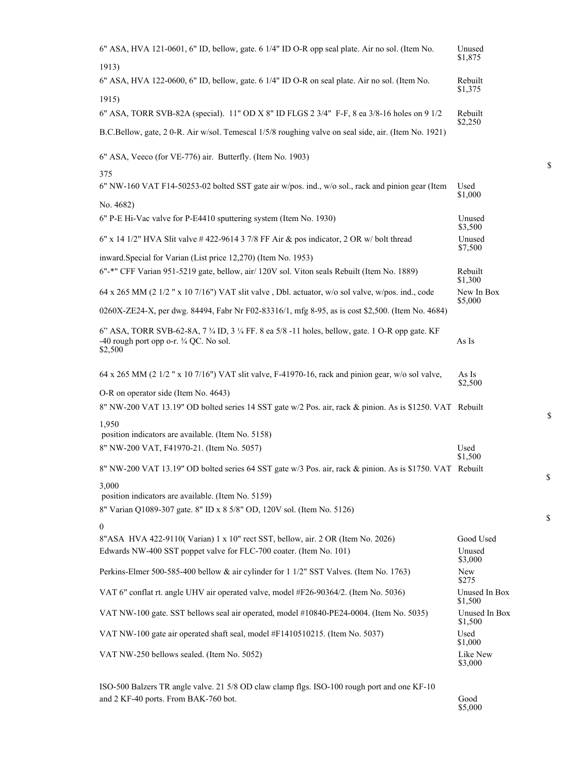| Description | Condition / Price |
|---|---|
| 6" ASA, HVA 121-0601, 6" ID, bellow, gate. 6 1/4" ID O-R opp seal plate. Air no sol. (Item No. 1913) | Unused $1,875 |
| 6" ASA, HVA 122-0600, 6" ID, bellow, gate. 6 1/4" ID O-R on seal plate. Air no sol. (Item No. 1915) | Rebuilt $1,375 |
| 6" ASA, TORR SVB-82A (special). 11" OD X 8" ID FLGS 2 3/4" F-F, 8 ea 3/8-16 holes on 9 1/2 B.C.Bellow, gate, 2 0-R. Air w/sol. Temescal 1/5/8 roughing valve on seal side, air. (Item No. 1921) | Rebuilt $2,250 |
| 6" ASA, Veeco (for VE-776) air. Butterfly. (Item No. 1903) | $ 375 |
| 6" NW-160 VAT F14-50253-02 bolted SST gate air w/pos. ind., w/o sol., rack and pinion gear (Item No. 4682) | Used $1,000 |
| 6" P-E Hi-Vac valve for P-E4410 sputtering system (Item No. 1930) | Unused $3,500 |
| 6" x 14 1/2" HVA Slit valve # 422-9614 3 7/8 FF Air & pos indicator, 2 OR w/ bolt thread inward.Special for Varian (List price 12,270) (Item No. 1953) | Unused $7,500 |
| 6"-*" CFF Varian 951-5219 gate, bellow, air/ 120V sol. Viton seals Rebuilt (Item No. 1889) | Rebuilt $1,300 |
| 64 x 265 MM (2 1/2 " x 10 7/16") VAT slit valve , Dbl. actuator, w/o sol valve, w/pos. ind., code 0260X-ZE24-X, per dwg. 84494, Fabr Nr F02-83316/1, mfg 8-95, as is cost $2,500. (Item No. 4684) | New In Box $5,000 |
| 6" ASA, TORR SVB-62-8A, 7 ¾ ID, 3 ¼ FF. 8 ea 5/8 -11 holes, bellow, gate. 1 O-R opp gate. KF -40 rough port opp o-r. ¾ QC. No sol. | As Is $2,500 |
| 64 x 265 MM (2 1/2 " x 10 7/16") VAT slit valve, F-41970-16, rack and pinion gear, w/o sol valve, O-R on operator side (Item No. 4643) | As Is $2,500 |
| 8" NW-200 VAT 13.19" OD bolted series 14 SST gate w/2 Pos. air, rack & pinion. As is $1250. VAT position indicators are available. (Item No. 5158) | Rebuilt $ 1,950 |
| 8" NW-200 VAT, F41970-21. (Item No. 5057) | Used $1,500 |
| 8" NW-200 VAT 13.19" OD bolted series 64 SST gate w/3 Pos. air, rack & pinion. As is $1750. VAT position indicators are available. (Item No. 5159) | Rebuilt $ 3,000 |
| 8" Varian Q1089-307 gate. 8" ID x 8 5/8" OD, 120V sol. (Item No. 5126) | $ 0 |
| 8"ASA HVA 422-9110( Varian) 1 x 10" rect SST, bellow, air. 2 OR (Item No. 2026) | Good Used |
| Edwards NW-400 SST poppet valve for FLC-700 coater. (Item No. 101) | Unused $3,000 |
| Perkins-Elmer 500-585-400 bellow & air cylinder for 1 1/2" SST Valves. (Item No. 1763) | New $275 |
| VAT 6" conflat rt. angle UHV air operated valve, model #F26-90364/2. (Item No. 5036) | Unused In Box $1,500 |
| VAT NW-100 gate. SST bellows seal air operated, model #10840-PE24-0004. (Item No. 5035) | Unused In Box $1,500 |
| VAT NW-100 gate air operated shaft seal, model #F1410510215. (Item No. 5037) | Used $1,000 |
| VAT NW-250 bellows sealed. (Item No. 5052) | Like New $3,000 |
| ISO-500 Balzers TR angle valve. 21 5/8 OD claw clamp flgs. ISO-100 rough port and one KF-10 and 2 KF-40 ports. From BAK-760 bot. | Good $5,000 |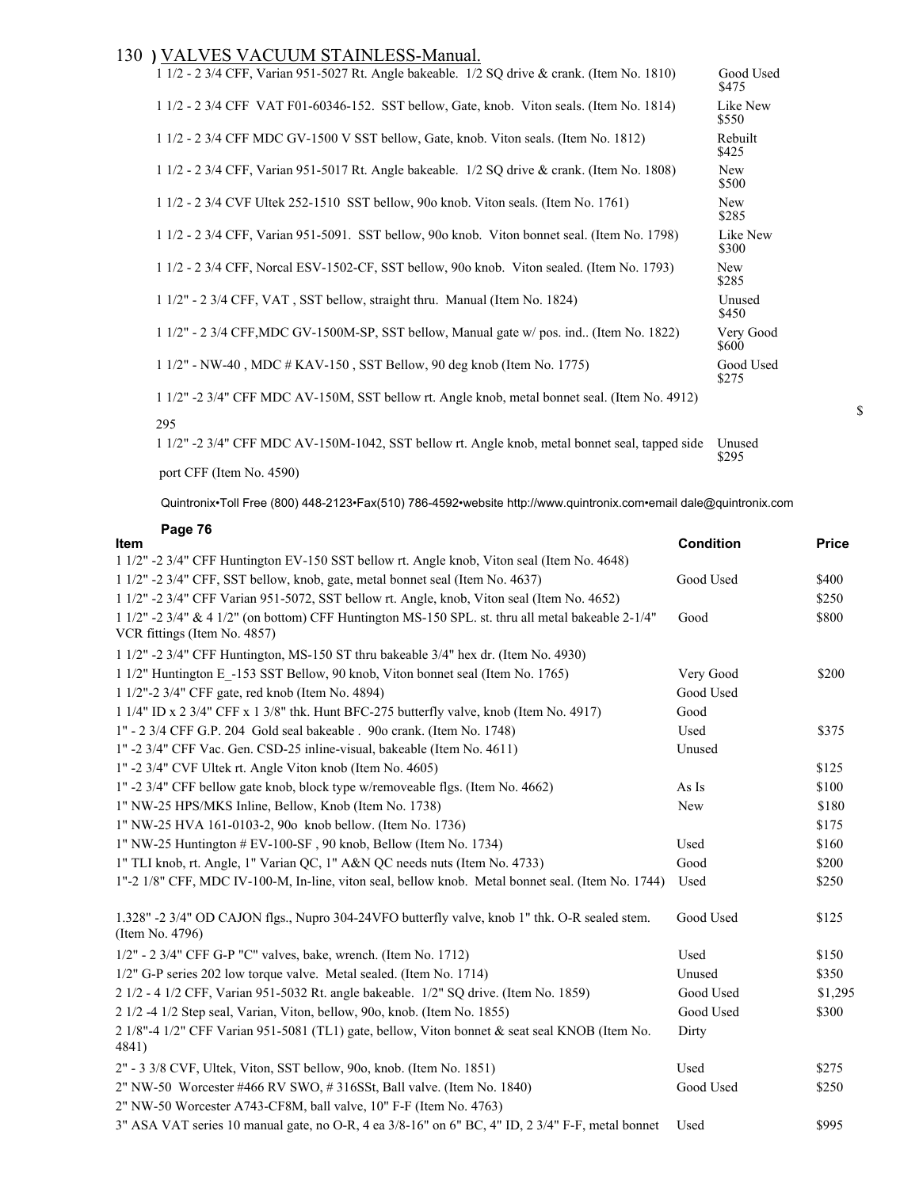## 130 ) VALVES VACUUM STAINLESS-Manual.

| Item | Condition / Price |
|---|---|
| 1 1/2 - 2 3/4 CFF, Varian 951-5027 Rt. Angle bakeable. 1/2 SQ drive & crank. (Item No. 1810) | Good Used $475 |
| 1 1/2 - 2 3/4 CFF VAT F01-60346-152. SST bellow, Gate, knob. Viton seals. (Item No. 1814) | Like New $550 |
| 1 1/2 - 2 3/4 CFF MDC GV-1500 V SST bellow, Gate, knob. Viton seals. (Item No. 1812) | Rebuilt $425 |
| 1 1/2 - 2 3/4 CFF, Varian 951-5017 Rt. Angle bakeable. 1/2 SQ drive & crank. (Item No. 1808) | New $500 |
| 1 1/2 - 2 3/4 CVF Ultek 252-1510 SST bellow, 90o knob. Viton seals. (Item No. 1761) | New $285 |
| 1 1/2 - 2 3/4 CFF, Varian 951-5091. SST bellow, 90o knob. Viton bonnet seal. (Item No. 1798) | Like New $300 |
| 1 1/2 - 2 3/4 CFF, Norcal ESV-1502-CF, SST bellow, 90o knob. Viton sealed. (Item No. 1793) | New $285 |
| 1 1/2" - 2 3/4 CFF, VAT , SST bellow, straight thru. Manual (Item No. 1824) | Unused $450 |
| 1 1/2" - 2 3/4 CFF,MDC GV-1500M-SP, SST bellow, Manual gate w/ pos. ind.. (Item No. 1822) | Very Good $600 |
| 1 1/2" - NW-40 , MDC # KAV-150 , SST Bellow, 90 deg knob (Item No. 1775) | Good Used $275 |
| 1 1/2" -2 3/4" CFF MDC AV-150M, SST bellow rt. Angle knob, metal bonnet seal. (Item No. 4912) | $ 295 |
| 1 1/2" -2 3/4" CFF MDC AV-150M-1042, SST bellow rt. Angle knob, metal bonnet seal, tapped side port CFF (Item No. 4590) | Unused $295 |

Quintronix•Toll Free (800) 448-2123•Fax(510) 786-4592•website http://www.quintronix.com•email dale@quintronix.com

**Page 76**

| Item | Condition | Price |
|---|---|---|
| 1 1/2" -2 3/4" CFF Huntington EV-150 SST bellow rt. Angle knob, Viton seal (Item No. 4648) | | |
| 1 1/2" -2 3/4" CFF, SST bellow, knob, gate, metal bonnet seal (Item No. 4637) | Good Used | $400 |
| 1 1/2" -2 3/4" CFF Varian 951-5072, SST bellow rt. Angle, knob, Viton seal (Item No. 4652) | | $250 |
| 1 1/2" -2 3/4" & 4 1/2" (on bottom) CFF Huntington MS-150 SPL. st. thru all metal bakeable 2-1/4" VCR fittings (Item No. 4857) | Good | $800 |
| 1 1/2" -2 3/4" CFF Huntington, MS-150 ST thru bakeable 3/4" hex dr. (Item No. 4930) | | |
| 1 1/2" Huntington E_-153 SST Bellow, 90 knob, Viton bonnet seal (Item No. 1765) | Very Good | $200 |
| 1 1/2"-2 3/4" CFF gate, red knob (Item No. 4894) | Good Used | |
| 1 1/4" ID x 2 3/4" CFF x 1 3/8" thk. Hunt BFC-275 butterfly valve, knob (Item No. 4917) | Good | |
| 1" - 2 3/4 CFF G.P. 204 Gold seal bakeable . 90o crank. (Item No. 1748) | Used | $375 |
| 1" -2 3/4" CFF Vac. Gen. CSD-25 inline-visual, bakeable (Item No. 4611) | Unused | |
| 1" -2 3/4" CVF Ultek rt. Angle Viton knob (Item No. 4605) | | $125 |
| 1" -2 3/4" CFF bellow gate knob, block type w/removeable flgs. (Item No. 4662) | As Is | $100 |
| 1" NW-25 HPS/MKS Inline, Bellow, Knob (Item No. 1738) | New | $180 |
| 1" NW-25 HVA 161-0103-2, 90o knob bellow. (Item No. 1736) | | $175 |
| 1" NW-25 Huntington # EV-100-SF , 90 knob, Bellow (Item No. 1734) | Used | $160 |
| 1" TLI knob, rt. Angle, 1" Varian QC, 1" A&N QC needs nuts (Item No. 4733) | Good | $200 |
| 1"-2 1/8" CFF, MDC IV-100-M, In-line, viton seal, bellow knob. Metal bonnet seal. (Item No. 1744) | Used | $250 |
| 1.328" -2 3/4" OD CAJON flgs., Nupro 304-24VFO butterfly valve, knob 1" thk. O-R sealed stem. (Item No. 4796) | Good Used | $125 |
| 1/2" - 2 3/4" CFF G-P "C" valves, bake, wrench. (Item No. 1712) | Used | $150 |
| 1/2" G-P series 202 low torque valve. Metal sealed. (Item No. 1714) | Unused | $350 |
| 2 1/2 - 4 1/2 CFF, Varian 951-5032 Rt. angle bakeable. 1/2" SQ drive. (Item No. 1859) | Good Used | $1,295 |
| 2 1/2 -4 1/2 Step seal, Varian, Viton, bellow, 90o, knob. (Item No. 1855) | Good Used | $300 |
| 2 1/8"-4 1/2" CFF Varian 951-5081 (TL1) gate, bellow, Viton bonnet & seat seal KNOB (Item No. 4841) | Dirty | |
| 2" - 3 3/8 CVF, Ultek, Viton, SST bellow, 90o, knob. (Item No. 1851) | Used | $275 |
| 2" NW-50 Worcester #466 RV SWO, # 316SSt, Ball valve. (Item No. 1840) | Good Used | $250 |
| 2" NW-50 Worcester A743-CF8M, ball valve, 10" F-F (Item No. 4763) | | |
| 3" ASA VAT series 10 manual gate, no O-R, 4 ea 3/8-16" on 6" BC, 4" ID, 2 3/4" F-F, metal bonnet | Used | $995 |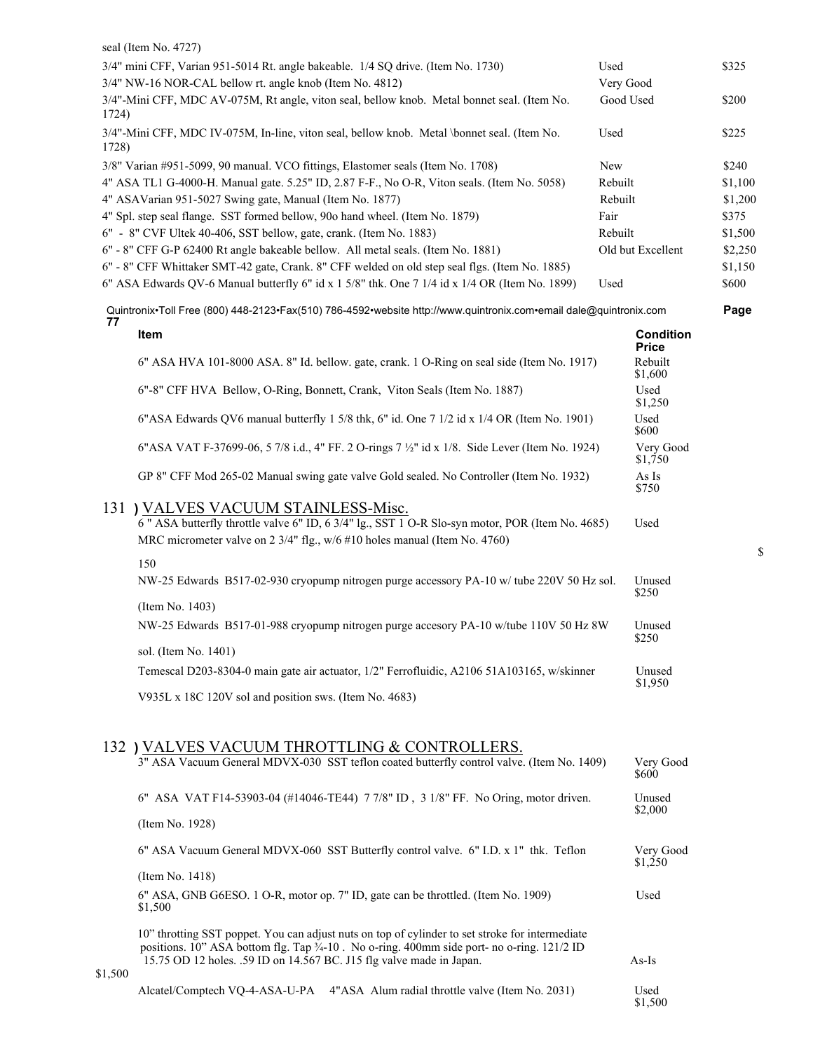seal (Item No. 4727)

| | | |
|---|---|---|
| 3/4" mini CFF, Varian 951-5014 Rt. angle bakeable. 1/4 SQ drive. (Item No. 1730) | Used | $325 |
| 3/4" NW-16 NOR-CAL bellow rt. angle knob (Item No. 4812) | Very Good | |
| 3/4"-Mini CFF, MDC AV-075M, Rt angle, viton seal, bellow knob. Metal bonnet seal. (Item No. 1724) | Good Used | $200 |
| 3/4"-Mini CFF, MDC IV-075M, In-line, viton seal, bellow knob. Metal \bonnet seal. (Item No. 1728) | Used | $225 |
| 3/8" Varian #951-5099, 90 manual. VCO fittings, Elastomer seals (Item No. 1708) | New | $240 |
| 4" ASA TL1 G-4000-H. Manual gate. 5.25" ID, 2.87 F-F., No O-R, Viton seals. (Item No. 5058) | Rebuilt | $1,100 |
| 4" ASAVarian 951-5027 Swing gate, Manual (Item No. 1877) | Rebuilt | $1,200 |
| 4" Spl. step seal flange. SST formed bellow, 90o hand wheel. (Item No. 1879) | Fair | $375 |
| 6" - 8" CVF Ultek 40-406, SST bellow, gate, crank. (Item No. 1883) | Rebuilt | $1,500 |
| 6" - 8" CFF G-P 62400 Rt angle bakeable bellow. All metal seals. (Item No. 1881) | Old but Excellent | $2,250 |
| 6" - 8" CFF Whittaker SMT-42 gate, Crank. 8" CFF welded on old step seal flgs. (Item No. 1885) | | $1,150 |
| 6" ASA Edwards QV-6 Manual butterfly 6" id x 1 5/8" thk. One 7 1/4 id x 1/4 OR (Item No. 1899) | Used | $600 |

Quintronix•Toll Free (800) 448-2123•Fax(510) 786-4592•website http://www.quintronix.com•email dale@quintronix.com

| Item | Condition Price |
|---|---|
| 6" ASA HVA 101-8000 ASA. 8" Id. bellow. gate, crank. 1 O-Ring on seal side (Item No. 1917) | Rebuilt $1,600 |
| 6"-8" CFF HVA Bellow, O-Ring, Bonnett, Crank, Viton Seals (Item No. 1887) | Used $1,250 |
| 6"ASA Edwards QV6 manual butterfly 1 5/8 thk, 6" id. One 7 1/2 id x 1/4 OR (Item No. 1901) | Used $600 |
| 6"ASA VAT F-37699-06, 5 7/8 i.d., 4" FF. 2 O-rings 7 ½" id x 1/8. Side Lever (Item No. 1924) | Very Good $1,750 |
| GP 8" CFF Mod 265-02 Manual swing gate valve Gold sealed. No Controller (Item No. 1932) | As Is $750 |

## 131 ) VALVES VACUUM STAINLESS-Misc.

| | |
|---|---|
| 6 " ASA butterfly throttle valve 6" ID, 6 3/4" lg., SST 1 O-R Slo-syn motor, POR (Item No. 4685) | Used |
| MRC micrometer valve on 2 3/4" flg., w/6 #10 holes manual (Item No. 4760) 150 | $ |
| NW-25 Edwards B517-02-930 cryopump nitrogen purge accessory PA-10 w/ tube 220V 50 Hz sol. (Item No. 1403) | Unused $250 |
| NW-25 Edwards B517-01-988 cryopump nitrogen purge accesory PA-10 w/tube 110V 50 Hz 8W sol. (Item No. 1401) | Unused $250 |
| Temescal D203-8304-0 main gate air actuator, 1/2" Ferrofluidic, A2106 51A103165, w/skinner V935L x 18C 120V sol and position sws. (Item No. 4683) | Unused $1,950 |

## 132 ) VALVES VACUUM THROTTLING & CONTROLLERS.

| | |
|---|---|
| 3" ASA Vacuum General MDVX-030 SST teflon coated butterfly control valve. (Item No. 1409) | Very Good $600 |
| 6" ASA VAT F14-53903-04 (#14046-TE44) 7 7/8" ID , 3 1/8" FF. No Oring, motor driven. (Item No. 1928) | Unused $2,000 |
| 6" ASA Vacuum General MDVX-060 SST Butterfly control valve. 6" I.D. x 1" thk. Teflon (Item No. 1418) | Very Good $1,250 |
| 6" ASA, GNB G6ESO. 1 O-R, motor op. 7" ID, gate can be throttled. (Item No. 1909) $1,500 | Used |
| 10" throtting SST poppet. You can adjust nuts on top of cylinder to set stroke for intermediate positions. 10" ASA bottom flg. Tap ¾-10 . No o-ring. 400mm side port- no o-ring. 121/2 ID 15.75 OD 12 holes. .59 ID on 14.567 BC. J15 flg valve made in Japan. $1,500 | As-Is |
| Alcatel/Comptech VQ-4-ASA-U-PA 4"ASA Alum radial throttle valve (Item No. 2031) | Used $1,500 |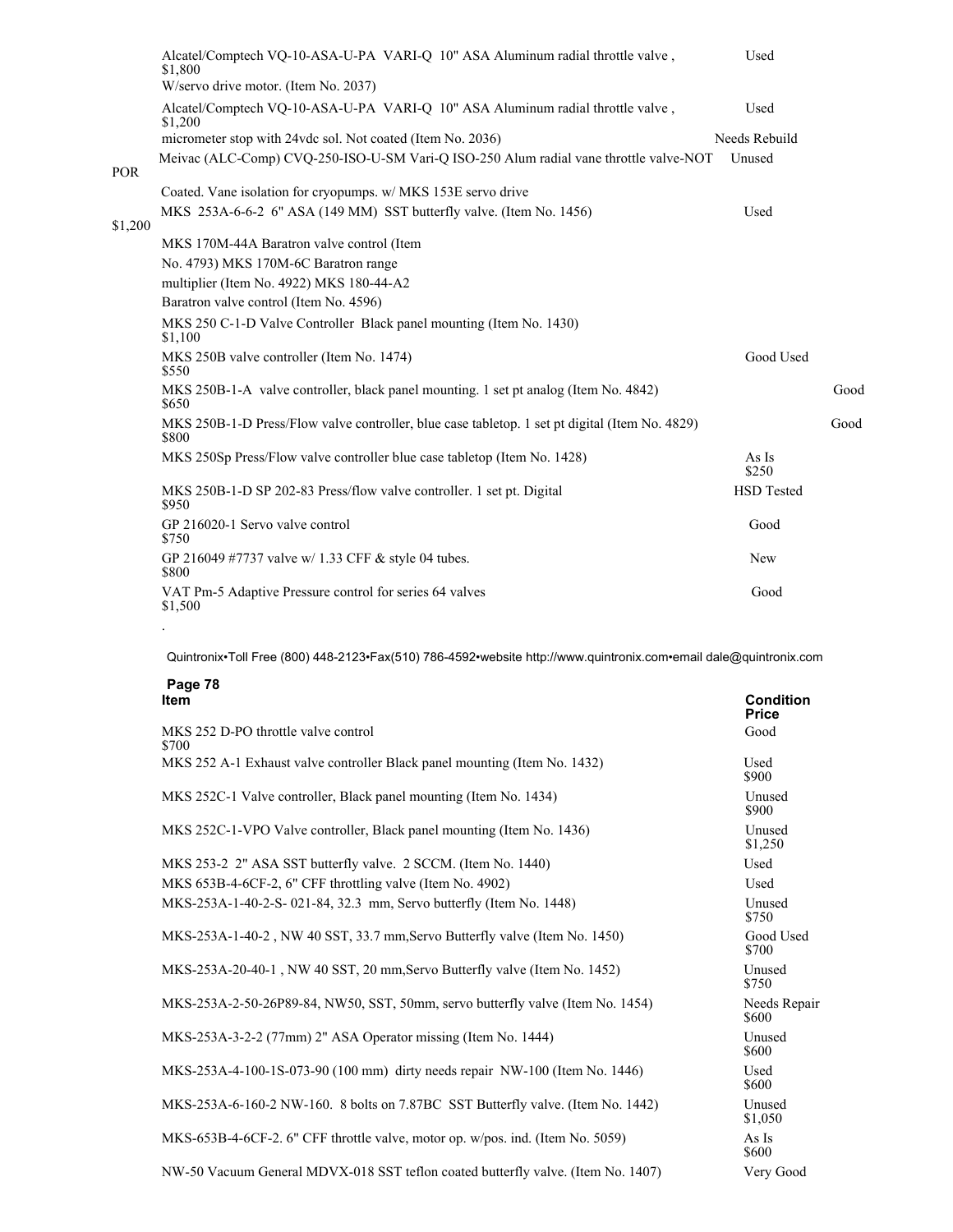| Item | Condition | Price |
|---|---|---|
| Alcatel/Comptech VQ-10-ASA-U-PA VARI-Q 10" ASA Aluminum radial throttle valve, W/servo drive motor. (Item No. 2037) | Used | $1,800 |
| Alcatel/Comptech VQ-10-ASA-U-PA VARI-Q 10" ASA Aluminum radial throttle valve, micrometer stop with 24vdc sol. Not coated (Item No. 2036) | Used / Needs Rebuild | $1,200 |
| Meivac (ALC-Comp) CVQ-250-ISO-U-SM Vari-Q ISO-250 Alum radial vane throttle valve-NOT Coated. Vane isolation for cryopumps. w/ MKS 153E servo drive | Unused | POR |
| MKS 253A-6-6-2 6" ASA (149 MM) SST butterfly valve. (Item No. 1456) | Used | $1,200 |
| MKS 170M-44A Baratron valve control (Item No. 4793) MKS 170M-6C Baratron range multiplier (Item No. 4922) MKS 180-44-A2 Baratron valve control (Item No. 4596) | | |
| MKS 250 C-1-D Valve Controller Black panel mounting (Item No. 1430) | | $1,100 |
| MKS 250B valve controller (Item No. 1474) | Good Used | $550 |
| MKS 250B-1-A valve controller, black panel mounting. 1 set pt analog (Item No. 4842) | Good | $650 |
| MKS 250B-1-D Press/Flow valve controller, blue case tabletop. 1 set pt digital (Item No. 4829) | Good | $800 |
| MKS 250Sp Press/Flow valve controller blue case tabletop (Item No. 1428) | As Is | $250 |
| MKS 250B-1-D SP 202-83 Press/flow valve controller. 1 set pt. Digital | HSD Tested | $950 |
| GP 216020-1 Servo valve control | Good | $750 |
| GP 216049 #7737 valve w/ 1.33 CFF & style 04 tubes. | New | $800 |
| VAT Pm-5 Adaptive Pressure control for series 64 valves | Good | $1,500 |

Quintronix•Toll Free (800) 448-2123•Fax(510) 786-4592•website http://www.quintronix.com•email dale@quintronix.com

**Page 78**

| Item | Condition | Price |
|---|---|---|
| MKS 252 D-PO throttle valve control | Good | $700 |
| MKS 252 A-1 Exhaust valve controller Black panel mounting (Item No. 1432) | Used | $900 |
| MKS 252C-1 Valve controller, Black panel mounting (Item No. 1434) | Unused | $900 |
| MKS 252C-1-VPO Valve controller, Black panel mounting (Item No. 1436) | Unused | $1,250 |
| MKS 253-2 2" ASA SST butterfly valve. 2 SCCM. (Item No. 1440) | Used | |
| MKS 653B-4-6CF-2, 6" CFF throttling valve (Item No. 4902) | Used | |
| MKS-253A-1-40-2-S- 021-84, 32.3 mm, Servo butterfly (Item No. 1448) | Unused | $750 |
| MKS-253A-1-40-2 , NW 40 SST, 33.7 mm,Servo Butterfly valve (Item No. 1450) | Good Used | $700 |
| MKS-253A-20-40-1 , NW 40 SST, 20 mm,Servo Butterfly valve (Item No. 1452) | Unused | $750 |
| MKS-253A-2-50-26P89-84, NW50, SST, 50mm, servo butterfly valve (Item No. 1454) | Needs Repair | $600 |
| MKS-253A-3-2-2 (77mm) 2" ASA Operator missing (Item No. 1444) | Unused | $600 |
| MKS-253A-4-100-1S-073-90 (100 mm) dirty needs repair NW-100 (Item No. 1446) | Used | $600 |
| MKS-253A-6-160-2 NW-160. 8 bolts on 7.87BC SST Butterfly valve. (Item No. 1442) | Unused | $1,050 |
| MKS-653B-4-6CF-2. 6" CFF throttle valve, motor op. w/pos. ind. (Item No. 5059) | As Is | $600 |
| NW-50 Vacuum General MDVX-018 SST teflon coated butterfly valve. (Item No. 1407) | Very Good | |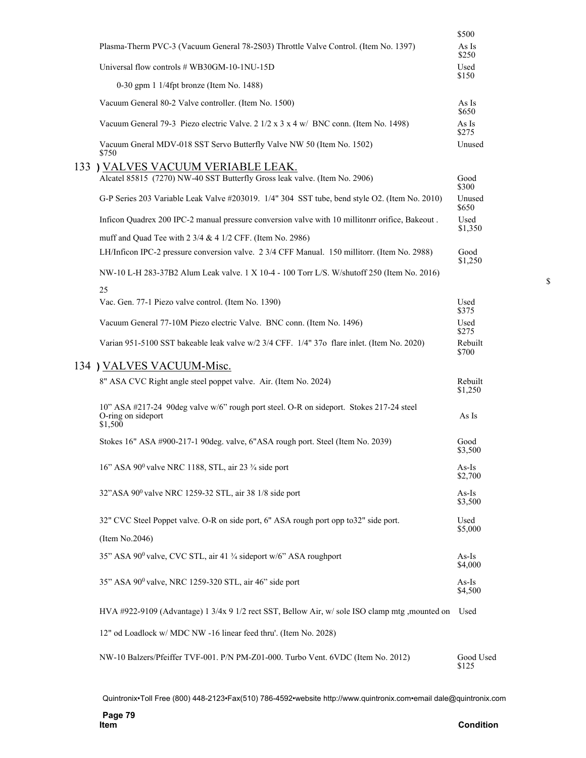| Item | Condition |
|---|---|
| | $500 |
| Plasma-Therm PVC-3 (Vacuum General 78-2S03) Throttle Valve Control. (Item No. 1397) | As Is $250 |
| Universal flow controls # WB30GM-10-1NU-15D 0-30 gpm 1 1/4fpt bronze (Item No. 1488) | Used $150 |
| Vacuum General 80-2 Valve controller. (Item No. 1500) | As Is $650 |
| Vacuum General 79-3 Piezo electric Valve. 2 1/2 x 3 x 4 w/ BNC conn. (Item No. 1498) | As Is $275 |
| Vacuum Gneral MDV-018 SST Servo Butterfly Valve NW 50 (Item No. 1502) $750 | Unused |

## 133 ) VALVES VACUUM VERIABLE LEAK.

| Item | Condition |
|---|---|
| Alcatel 85815 (7270) NW-40 SST Butterfly Gross leak valve. (Item No. 2906) | Good $300 |
| G-P Series 203 Variable Leak Valve #203019. 1/4" 304 SST tube, bend style O2. (Item No. 2010) | Unused $650 |
| Inficon Quadrex 200 IPC-2 manual pressure conversion valve with 10 millitonrr orifice, Bakeout . muff and Quad Tee with 2 3/4 & 4 1/2 CFF. (Item No. 2986) | Used $1,350 |
| LH/Inficon IPC-2 pressure conversion valve. 2 3/4 CFF Manual. 150 millitorr. (Item No. 2988) | Good $1,250 |
| NW-10 L-H 283-37B2 Alum Leak valve. 1 X 10-4 - 100 Torr L/S. W/shutoff 250 (Item No. 2016) 25 | $ |
| Vac. Gen. 77-1 Piezo valve control. (Item No. 1390) | Used $375 |
| Vacuum General 77-10M Piezo electric Valve. BNC conn. (Item No. 1496) | Used $275 |
| Varian 951-5100 SST bakeable leak valve w/2 3/4 CFF. 1/4" 37o flare inlet. (Item No. 2020) | Rebuilt $700 |

## 134 ) VALVES VACUUM-Misc.

| Item | Condition |
|---|---|
| 8" ASA CVC Right angle steel poppet valve. Air. (Item No. 2024) | Rebuilt $1,250 |
| 10" ASA #217-24 90deg valve w/6" rough port steel. O-R on sideport. Stokes 217-24 steel O-ring on sideport $1,500 | As Is |
| Stokes 16" ASA #900-217-1 90deg. valve, 6"ASA rough port. Steel (Item No. 2039) | Good $3,500 |
| 16" ASA 90⁰ valve NRC 1188, STL, air 23 ¾ side port | As-Is $2,700 |
| 32"ASA 90⁰ valve NRC 1259-32 STL, air 38 1/8 side port | As-Is $3,500 |
| 32" CVC Steel Poppet valve. O-R on side port, 6" ASA rough port opp to32" side port. (Item No.2046) | Used $5,000 |
| 35" ASA 90⁰ valve, CVC STL, air 41 ¾ sideport w/6" ASA roughport | As-Is $4,000 |
| 35" ASA 90⁰ valve, NRC 1259-320 STL, air 46" side port | As-Is $4,500 |
| HVA #922-9109 (Advantage) 1 3/4x 9 1/2 rect SST, Bellow Air, w/ sole ISO clamp mtg ,mounted on 12" od Loadlock w/ MDC NW -16 linear feed thru'. (Item No. 2028) | Used |
| NW-10 Balzers/Pfeiffer TVF-001. P/N PM-Z01-000. Turbo Vent. 6VDC (Item No. 2012) | Good Used $125 |

Quintronix•Toll Free (800) 448-2123•Fax(510) 786-4592•website http://www.quintronix.com•email dale@quintronix.com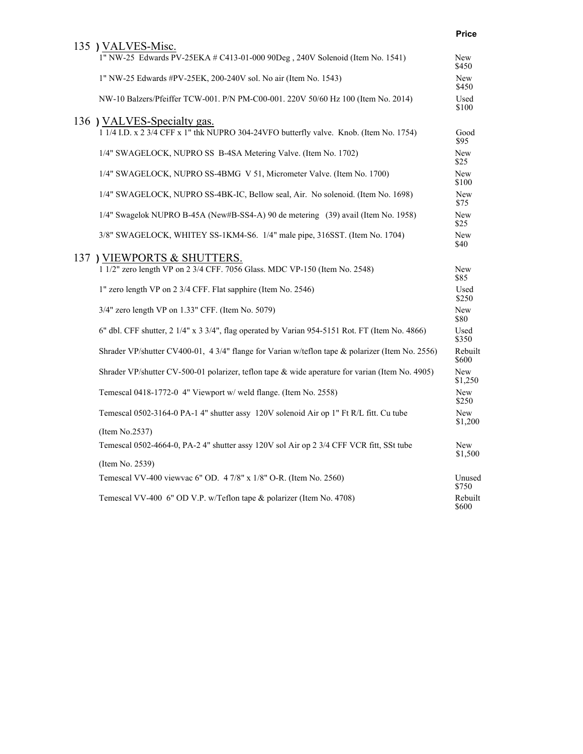| | Price |
|---|---|
| **135 ) VALVES-Misc.** | |
| 1" NW-25 Edwards PV-25EKA # C413-01-000 90Deg , 240V Solenoid (Item No. 1541) | New $450 |
| 1" NW-25 Edwards #PV-25EK, 200-240V sol. No air (Item No. 1543) | New $450 |
| NW-10 Balzers/Pfeiffer TCW-001. P/N PM-C00-001. 220V 50/60 Hz 100 (Item No. 2014) | Used $100 |
| **136 ) VALVES-Specialty gas.** | |
| 1 1/4 I.D. x 2 3/4 CFF x 1" thk NUPRO 304-24VFO butterfly valve. Knob. (Item No. 1754) | Good $95 |
| 1/4" SWAGELOCK, NUPRO SS B-4SA Metering Valve. (Item No. 1702) | New $25 |
| 1/4" SWAGELOCK, NUPRO SS-4BMG V 51, Micrometer Valve. (Item No. 1700) | New $100 |
| 1/4" SWAGELOCK, NUPRO SS-4BK-IC, Bellow seal, Air. No solenoid. (Item No. 1698) | New $75 |
| 1/4" Swagelok NUPRO B-45A (New#B-SS4-A) 90 de metering (39) avail (Item No. 1958) | New $25 |
| 3/8" SWAGELOCK, WHITEY SS-1KM4-S6. 1/4" male pipe, 316SST. (Item No. 1704) | New $40 |
| **137 ) VIEWPORTS & SHUTTERS.** | |
| 1 1/2" zero length VP on 2 3/4 CFF. 7056 Glass. MDC VP-150 (Item No. 2548) | New $85 |
| 1" zero length VP on 2 3/4 CFF. Flat sapphire (Item No. 2546) | Used $250 |
| 3/4" zero length VP on 1.33" CFF. (Item No. 5079) | New $80 |
| 6" dbl. CFF shutter, 2 1/4" x 3 3/4", flag operated by Varian 954-5151 Rot. FT (Item No. 4866) | Used $350 |
| Shrader VP/shutter CV400-01, 4 3/4" flange for Varian w/teflon tape & polarizer (Item No. 2556) | Rebuilt $600 |
| Shrader VP/shutter CV-500-01 polarizer, teflon tape & wide aperature for varian (Item No. 4905) | New $1,250 |
| Temescal 0418-1772-0 4" Viewport w/ weld flange. (Item No. 2558) | New $250 |
| Temescal 0502-3164-0 PA-1 4" shutter assy 120V solenoid Air op 1" Ft R/L fitt. Cu tube (Item No.2537) | New $1,200 |
| Temescal 0502-4664-0, PA-2 4" shutter assy 120V sol Air op 2 3/4 CFF VCR fitt, SSt tube (Item No. 2539) | New $1,500 |
| Temescal VV-400 viewvac 6" OD. 4 7/8" x 1/8" O-R. (Item No. 2560) | Unused $750 |
| Temescal VV-400 6" OD V.P. w/Teflon tape & polarizer (Item No. 4708) | Rebuilt $600 |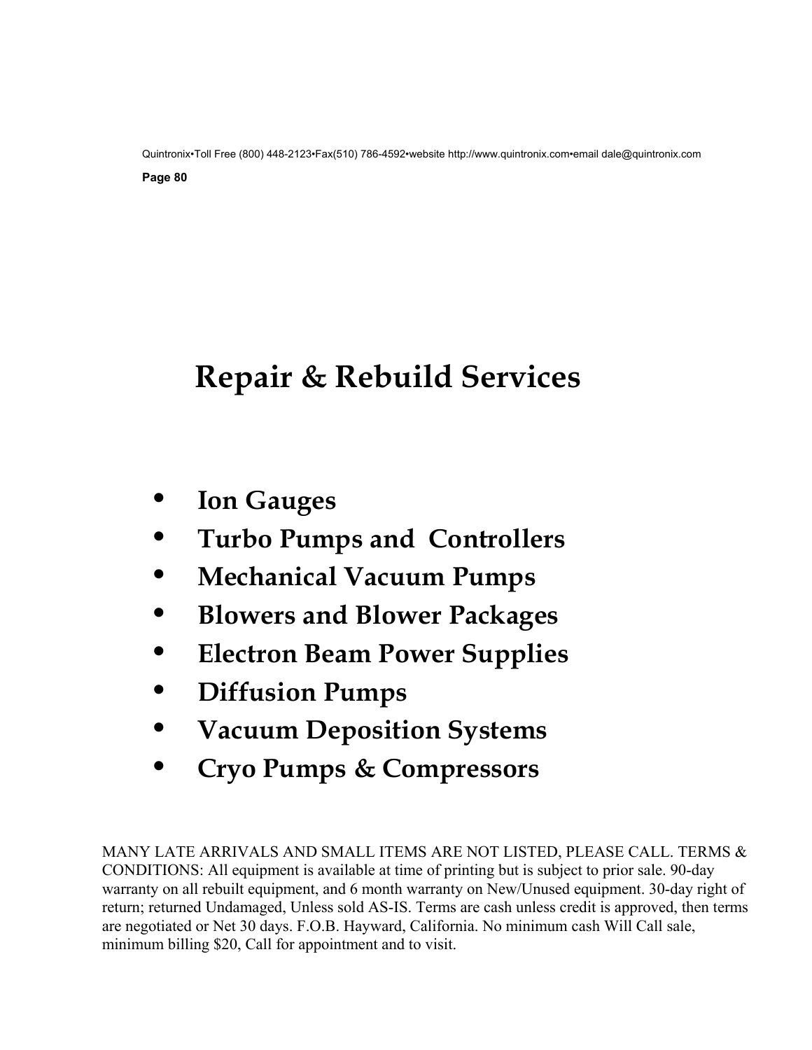# Repair & Rebuild Services

- Ion Gauges
- Turbo Pumps and Controllers
- Mechanical Vacuum Pumps
- Blowers and Blower Packages
- Electron Beam Power Supplies
- Diffusion Pumps
- Vacuum Deposition Systems
- Cryo Pumps & Compressors

MANY LATE ARRIVALS AND SMALL ITEMS ARE NOT LISTED, PLEASE CALL. TERMS & CONDITIONS: All equipment is available at time of printing but is subject to prior sale. 90-day warranty on all rebuilt equipment, and 6 month warranty on New/Unused equipment. 30-day right of return; returned Undamaged, Unless sold AS-IS. Terms are cash unless credit is approved, then terms are negotiated or Net 30 days. F.O.B. Hayward, California. No minimum cash Will Call sale, minimum billing $20, Call for appointment and to visit.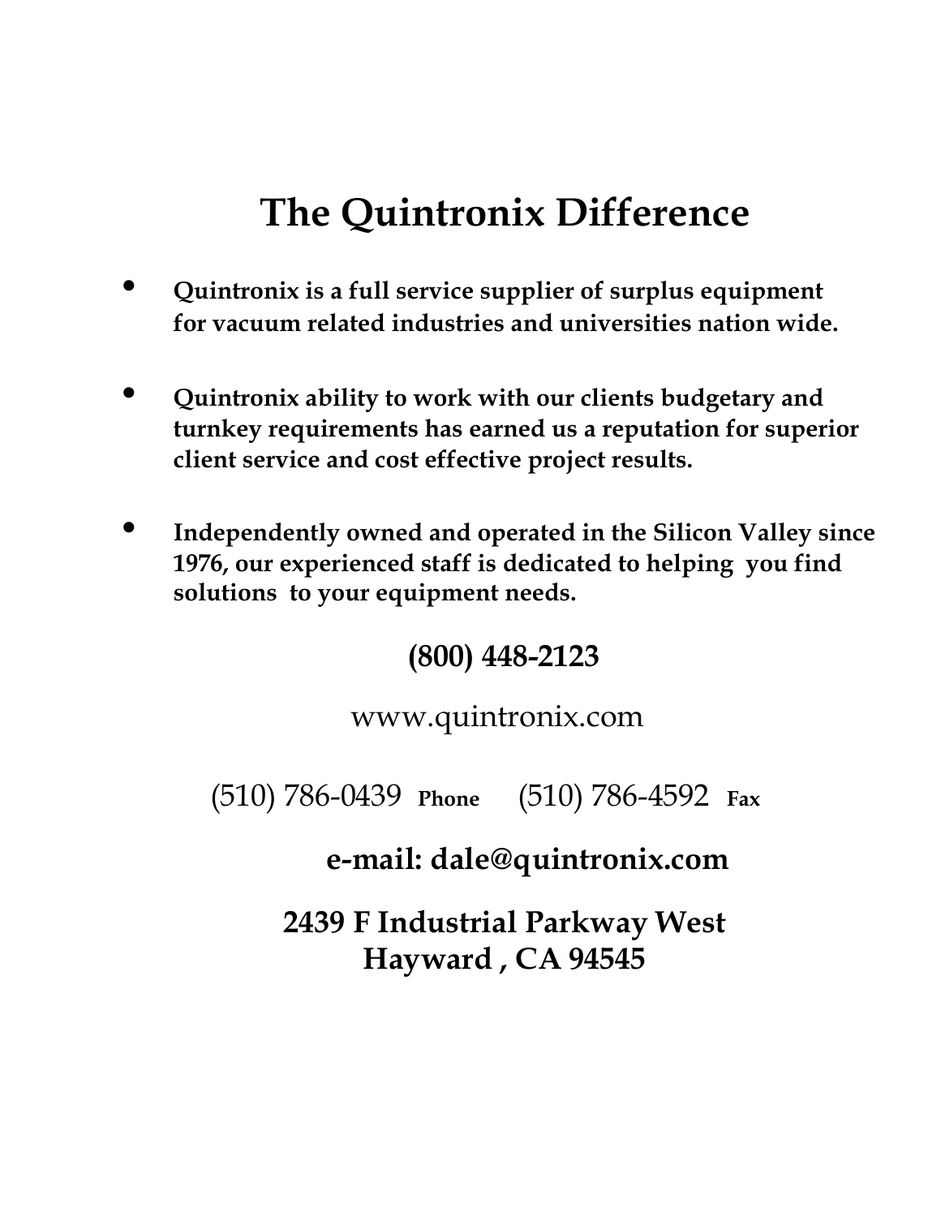# The Quintronix Difference

- **Quintronix is a full service supplier of surplus equipment for vacuum related industries and universities nation wide.**

- **Quintronix ability to work with our clients budgetary and turnkey requirements has earned us a reputation for superior client service and cost effective project results.**

- **Independently owned and operated in the Silicon Valley since 1976, our experienced staff is dedicated to helping you find solutions to your equipment needs.**

**(800) 448-2123**

www.quintronix.com

(510) 786-0439 **Phone** (510) 786-4592 **Fax**

**e-mail: dale@quintronix.com**

**2439 F Industrial Parkway West**
**Hayward , CA 94545**